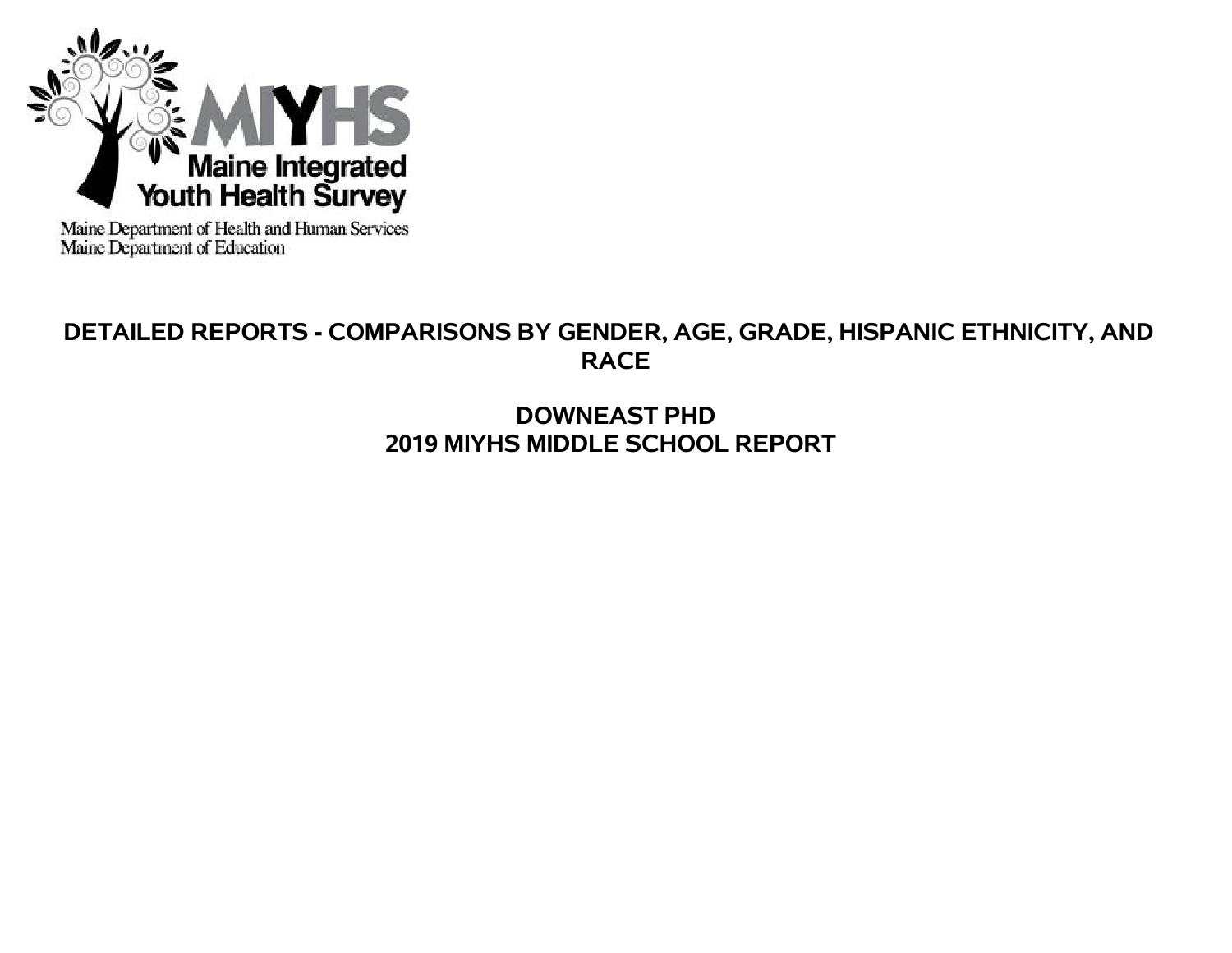MIYHS

Maine Integrated Youth Health Survey

Maine Department of Health and Human Services
Maine Department of Education

# DETAILED REPORTS - COMPARISONS BY GENDER, AGE, GRADE, HISPANIC ETHNICITY, AND RACE

## DOWNEAST PHD
## 2019 MIYHS MIDDLE SCHOOL REPORT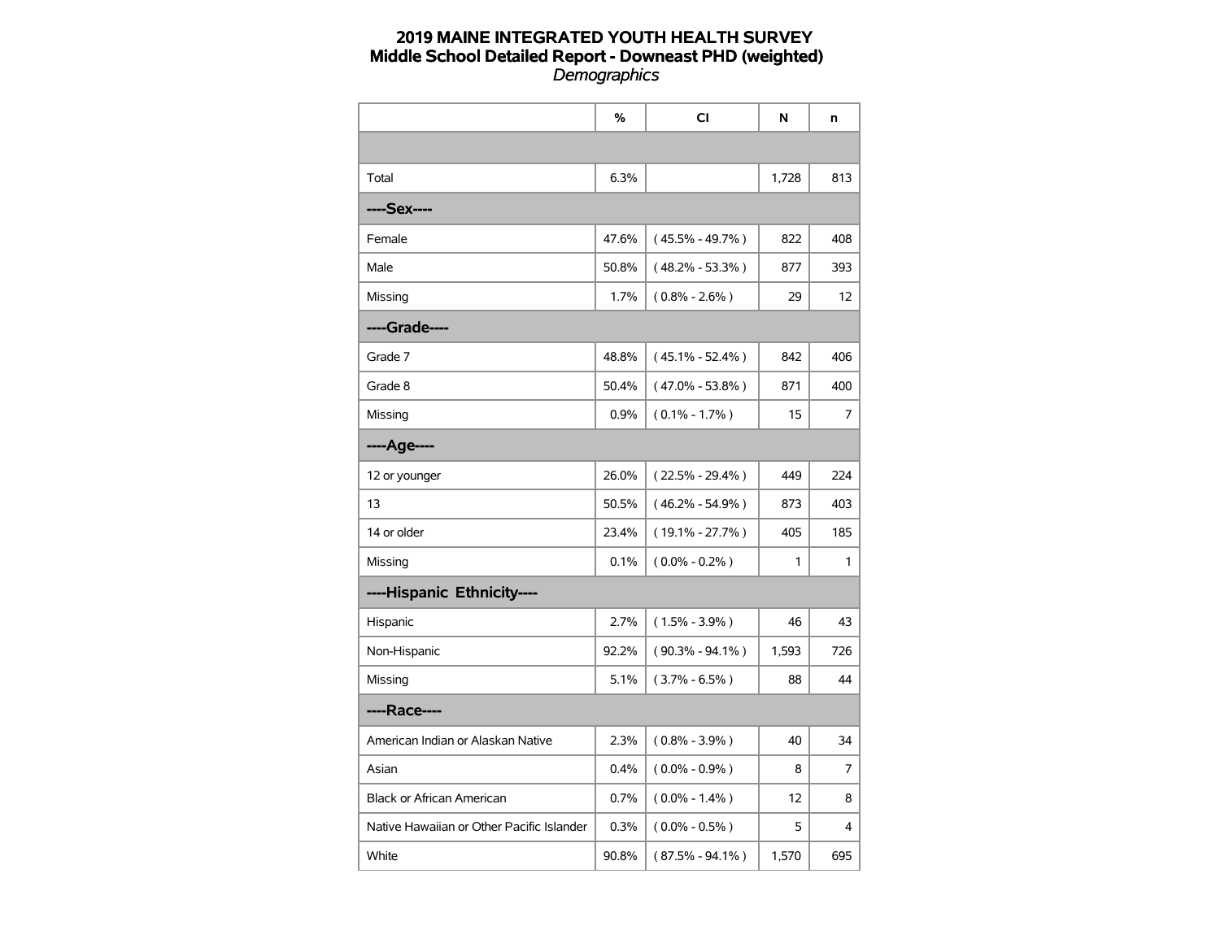**2019 MAINE INTEGRATED YOUTH HEALTH SURVEY**
**Middle School Detailed Report - Downeast PHD (weighted)**
*Demographics*

| | % | CI | N | n |
|---|---|---|---|---|
| | | | | |
| Total | 6.3% | | 1,728 | 813 |
| **----Sex----** | | | | |
| Female | 47.6% | ( 45.5% - 49.7% ) | 822 | 408 |
| Male | 50.8% | ( 48.2% - 53.3% ) | 877 | 393 |
| Missing | 1.7% | ( 0.8% - 2.6% ) | 29 | 12 |
| **----Grade----** | | | | |
| Grade 7 | 48.8% | ( 45.1% - 52.4% ) | 842 | 406 |
| Grade 8 | 50.4% | ( 47.0% - 53.8% ) | 871 | 400 |
| Missing | 0.9% | ( 0.1% - 1.7% ) | 15 | 7 |
| **----Age----** | | | | |
| 12 or younger | 26.0% | ( 22.5% - 29.4% ) | 449 | 224 |
| 13 | 50.5% | ( 46.2% - 54.9% ) | 873 | 403 |
| 14 or older | 23.4% | ( 19.1% - 27.7% ) | 405 | 185 |
| Missing | 0.1% | ( 0.0% - 0.2% ) | 1 | 1 |
| **----Hispanic Ethnicity----** | | | | |
| Hispanic | 2.7% | ( 1.5% - 3.9% ) | 46 | 43 |
| Non-Hispanic | 92.2% | ( 90.3% - 94.1% ) | 1,593 | 726 |
| Missing | 5.1% | ( 3.7% - 6.5% ) | 88 | 44 |
| **----Race----** | | | | |
| American Indian or Alaskan Native | 2.3% | ( 0.8% - 3.9% ) | 40 | 34 |
| Asian | 0.4% | ( 0.0% - 0.9% ) | 8 | 7 |
| Black or African American | 0.7% | ( 0.0% - 1.4% ) | 12 | 8 |
| Native Hawaiian or Other Pacific Islander | 0.3% | ( 0.0% - 0.5% ) | 5 | 4 |
| White | 90.8% | ( 87.5% - 94.1% ) | 1,570 | 695 |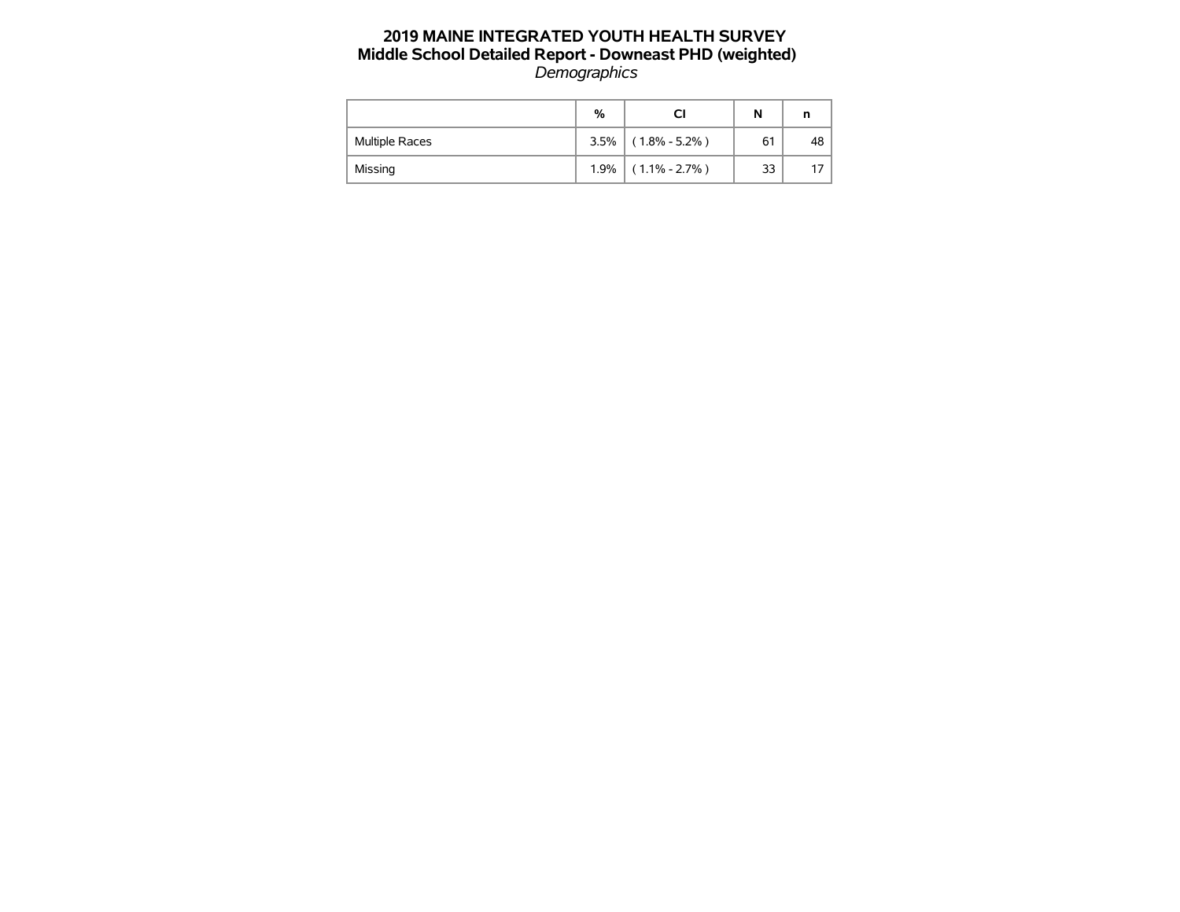# 2019 MAINE INTEGRATED YOUTH HEALTH SURVEY
## Middle School Detailed Report - Downeast PHD (weighted)
*Demographics*

| | % | CI | N | n |
|---|---|---|---|---|
| Multiple Races | 3.5% | ( 1.8% - 5.2% ) | 61 | 48 |
| Missing | 1.9% | ( 1.1% - 2.7% ) | 33 | 17 |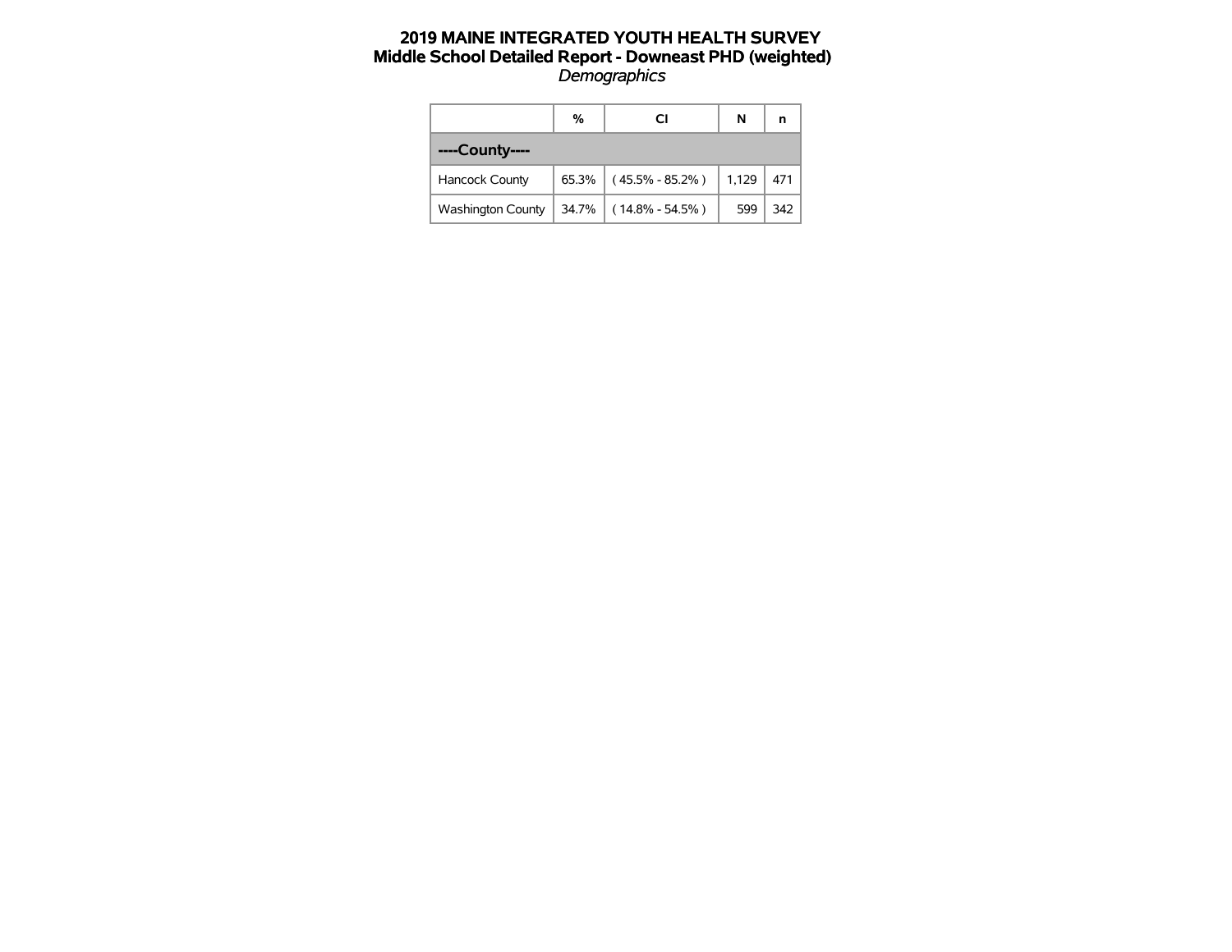# 2019 MAINE INTEGRATED YOUTH HEALTH SURVEY
## Middle School Detailed Report - Downeast PHD (weighted)
*Demographics*

| | % | CI | N | n |
|---|---|---|---|---|
| **----County----** | | | | |
| Hancock County | 65.3% | ( 45.5% - 85.2% ) | 1,129 | 471 |
| Washington County | 34.7% | ( 14.8% - 54.5% ) | 599 | 342 |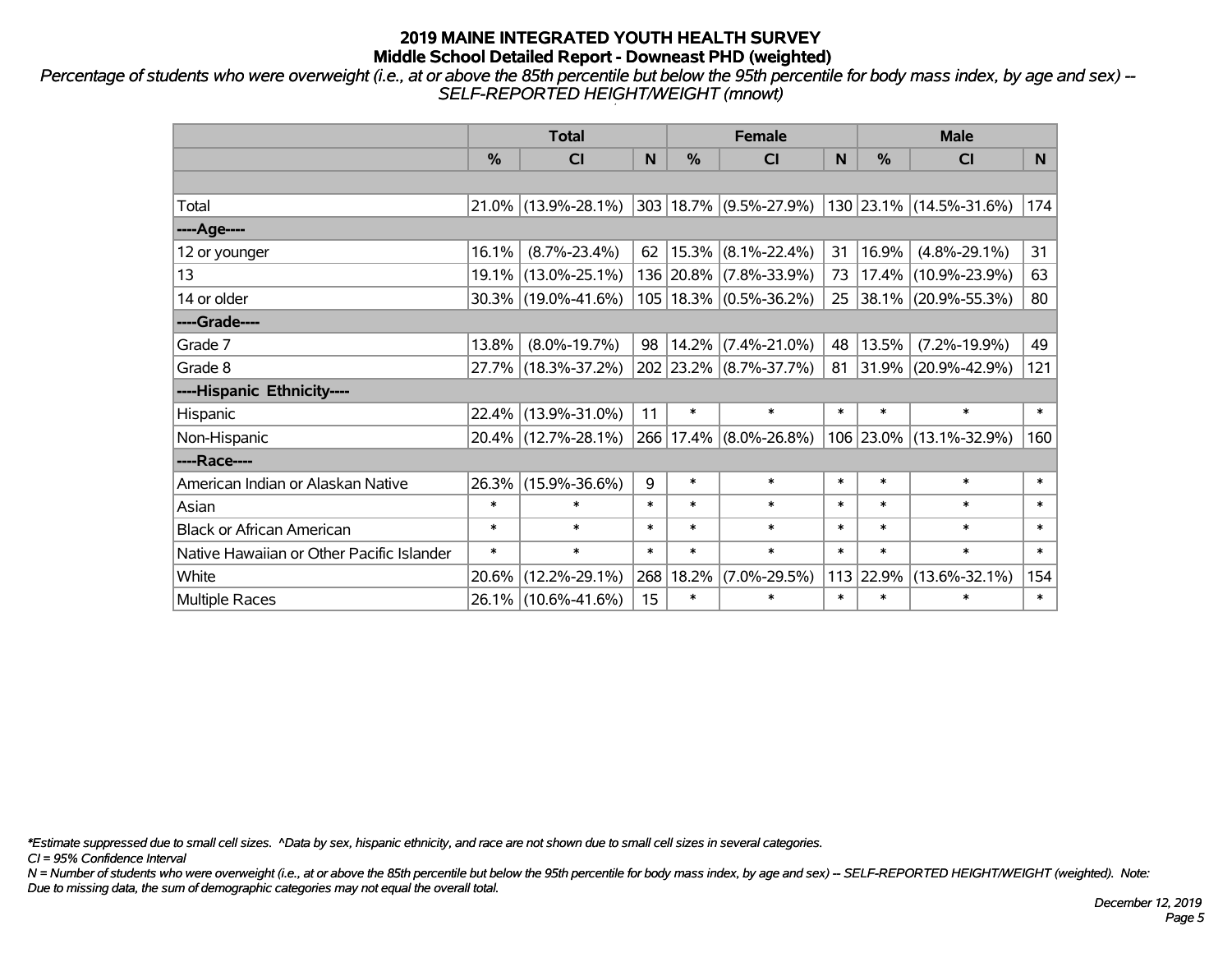# 2019 MAINE INTEGRATED YOUTH HEALTH SURVEY
## Middle School Detailed Report - Downeast PHD (weighted)

*Percentage of students who were overweight (i.e., at or above the 85th percentile but below the 95th percentile for body mass index, by age and sex) -- SELF-REPORTED HEIGHT/WEIGHT (mnowt)*

| | Total | | | Female | | | Male | | |
|---|---|---|---|---|---|---|---|---|---|
| | % | CI | N | % | CI | N | % | CI | N |
| | | | | | | | | | |
| Total | 21.0% | (13.9%-28.1%) | 303 | 18.7% | (9.5%-27.9%) | 130 | 23.1% | (14.5%-31.6%) | 174 |
| ----Age---- | | | | | | | | | |
| 12 or younger | 16.1% | (8.7%-23.4%) | 62 | 15.3% | (8.1%-22.4%) | 31 | 16.9% | (4.8%-29.1%) | 31 |
| 13 | 19.1% | (13.0%-25.1%) | 136 | 20.8% | (7.8%-33.9%) | 73 | 17.4% | (10.9%-23.9%) | 63 |
| 14 or older | 30.3% | (19.0%-41.6%) | 105 | 18.3% | (0.5%-36.2%) | 25 | 38.1% | (20.9%-55.3%) | 80 |
| ----Grade---- | | | | | | | | | |
| Grade 7 | 13.8% | (8.0%-19.7%) | 98 | 14.2% | (7.4%-21.0%) | 48 | 13.5% | (7.2%-19.9%) | 49 |
| Grade 8 | 27.7% | (18.3%-37.2%) | 202 | 23.2% | (8.7%-37.7%) | 81 | 31.9% | (20.9%-42.9%) | 121 |
| ----Hispanic Ethnicity---- | | | | | | | | | |
| Hispanic | 22.4% | (13.9%-31.0%) | 11 | * | * | * | * | * | * |
| Non-Hispanic | 20.4% | (12.7%-28.1%) | 266 | 17.4% | (8.0%-26.8%) | 106 | 23.0% | (13.1%-32.9%) | 160 |
| ----Race---- | | | | | | | | | |
| American Indian or Alaskan Native | 26.3% | (15.9%-36.6%) | 9 | * | * | * | * | * | * |
| Asian | * | * | * | * | * | * | * | * | * |
| Black or African American | * | * | * | * | * | * | * | * | * |
| Native Hawaiian or Other Pacific Islander | * | * | * | * | * | * | * | * | * |
| White | 20.6% | (12.2%-29.1%) | 268 | 18.2% | (7.0%-29.5%) | 113 | 22.9% | (13.6%-32.1%) | 154 |
| Multiple Races | 26.1% | (10.6%-41.6%) | 15 | * | * | * | * | * | * |

*\*Estimate suppressed due to small cell sizes. ^Data by sex, hispanic ethnicity, and race are not shown due to small cell sizes in several categories.*

*CI = 95% Confidence Interval*

*N = Number of students who were overweight (i.e., at or above the 85th percentile but below the 95th percentile for body mass index, by age and sex) -- SELF-REPORTED HEIGHT/WEIGHT (weighted). Note: Due to missing data, the sum of demographic categories may not equal the overall total.*

*December 12, 2019*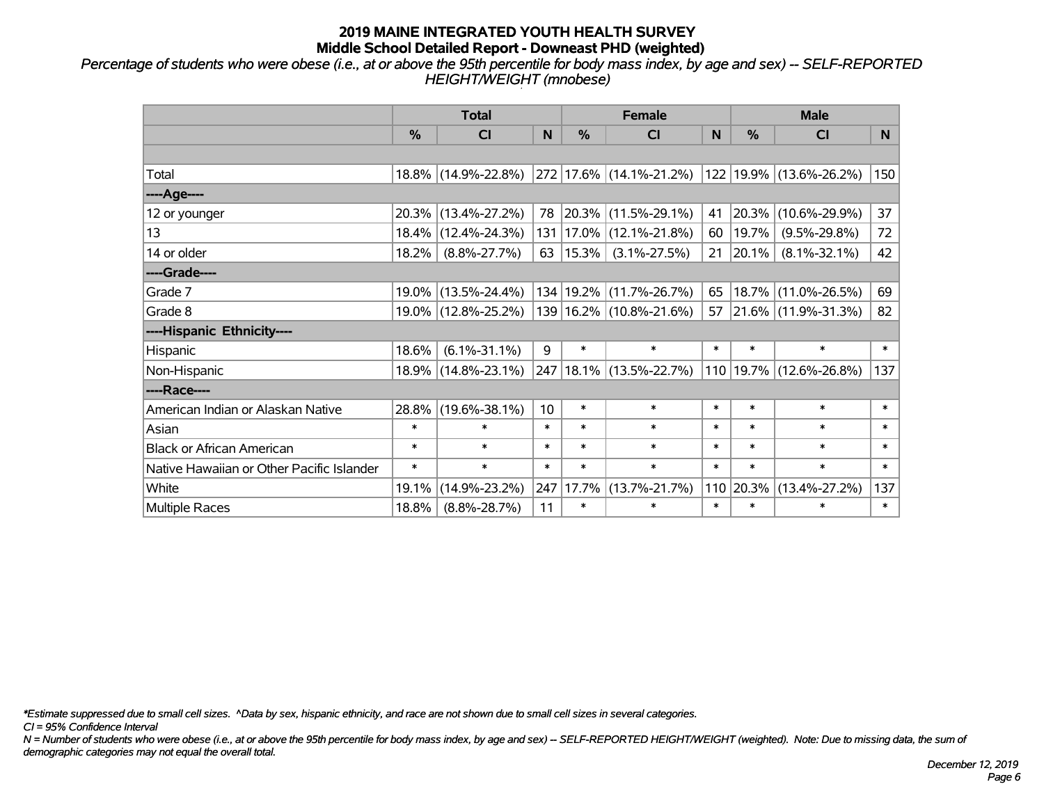# 2019 MAINE INTEGRATED YOUTH HEALTH SURVEY
## Middle School Detailed Report - Downeast PHD (weighted)

*Percentage of students who were obese (i.e., at or above the 95th percentile for body mass index, by age and sex) -- SELF-REPORTED HEIGHT/WEIGHT (mnobese)*

| | Total | | | Female | | | Male | | |
|---|---|---|---|---|---|---|---|---|---|
| | % | CI | N | % | CI | N | % | CI | N |
| Total | 18.8% | (14.9%-22.8%) | 272 | 17.6% | (14.1%-21.2%) | 122 | 19.9% | (13.6%-26.2%) | 150 |
| ----Age---- | | | | | | | | | |
| 12 or younger | 20.3% | (13.4%-27.2%) | 78 | 20.3% | (11.5%-29.1%) | 41 | 20.3% | (10.6%-29.9%) | 37 |
| 13 | 18.4% | (12.4%-24.3%) | 131 | 17.0% | (12.1%-21.8%) | 60 | 19.7% | (9.5%-29.8%) | 72 |
| 14 or older | 18.2% | (8.8%-27.7%) | 63 | 15.3% | (3.1%-27.5%) | 21 | 20.1% | (8.1%-32.1%) | 42 |
| ----Grade---- | | | | | | | | | |
| Grade 7 | 19.0% | (13.5%-24.4%) | 134 | 19.2% | (11.7%-26.7%) | 65 | 18.7% | (11.0%-26.5%) | 69 |
| Grade 8 | 19.0% | (12.8%-25.2%) | 139 | 16.2% | (10.8%-21.6%) | 57 | 21.6% | (11.9%-31.3%) | 82 |
| ----Hispanic Ethnicity---- | | | | | | | | | |
| Hispanic | 18.6% | (6.1%-31.1%) | 9 | * | * | * | * | * | * |
| Non-Hispanic | 18.9% | (14.8%-23.1%) | 247 | 18.1% | (13.5%-22.7%) | 110 | 19.7% | (12.6%-26.8%) | 137 |
| ----Race---- | | | | | | | | | |
| American Indian or Alaskan Native | 28.8% | (19.6%-38.1%) | 10 | * | * | * | * | * | * |
| Asian | * | * | * | * | * | * | * | * | * |
| Black or African American | * | * | * | * | * | * | * | * | * |
| Native Hawaiian or Other Pacific Islander | * | * | * | * | * | * | * | * | * |
| White | 19.1% | (14.9%-23.2%) | 247 | 17.7% | (13.7%-21.7%) | 110 | 20.3% | (13.4%-27.2%) | 137 |
| Multiple Races | 18.8% | (8.8%-28.7%) | 11 | * | * | * | * | * | * |

*\*Estimate suppressed due to small cell sizes. ^Data by sex, hispanic ethnicity, and race are not shown due to small cell sizes in several categories.*

*CI = 95% Confidence Interval*

*N = Number of students who were obese (i.e., at or above the 95th percentile for body mass index, by age and sex) -- SELF-REPORTED HEIGHT/WEIGHT (weighted). Note: Due to missing data, the sum of demographic categories may not equal the overall total.*

*December 12, 2019*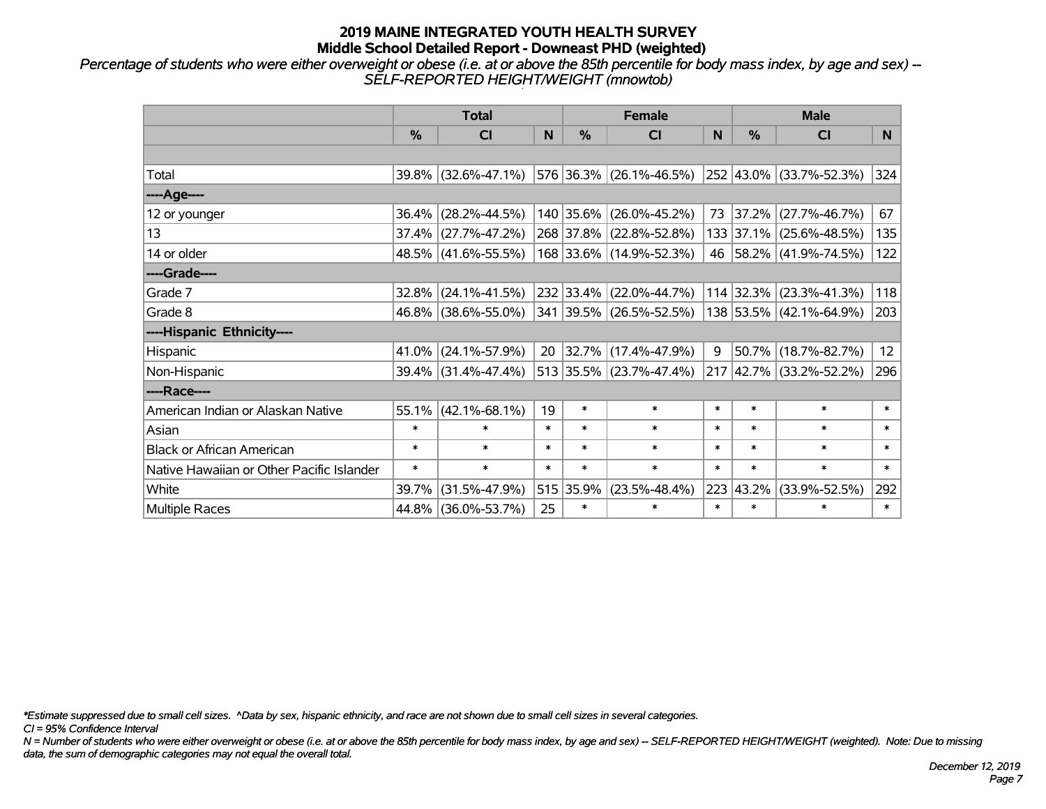# 2019 MAINE INTEGRATED YOUTH HEALTH SURVEY
## Middle School Detailed Report - Downeast PHD (weighted)

*Percentage of students who were either overweight or obese (i.e. at or above the 85th percentile for body mass index, by age and sex) -- SELF-REPORTED HEIGHT/WEIGHT (mnowtob)*

| | Total | | | Female | | | Male | | |
|---|---|---|---|---|---|---|---|---|---|
| | % | CI | N | % | CI | N | % | CI | N |
| | | | | | | | | | |
| Total | 39.8% | (32.6%-47.1%) | 576 | 36.3% | (26.1%-46.5%) | 252 | 43.0% | (33.7%-52.3%) | 324 |
| ----Age---- | | | | | | | | | |
| 12 or younger | 36.4% | (28.2%-44.5%) | 140 | 35.6% | (26.0%-45.2%) | 73 | 37.2% | (27.7%-46.7%) | 67 |
| 13 | 37.4% | (27.7%-47.2%) | 268 | 37.8% | (22.8%-52.8%) | 133 | 37.1% | (25.6%-48.5%) | 135 |
| 14 or older | 48.5% | (41.6%-55.5%) | 168 | 33.6% | (14.9%-52.3%) | 46 | 58.2% | (41.9%-74.5%) | 122 |
| ----Grade---- | | | | | | | | | |
| Grade 7 | 32.8% | (24.1%-41.5%) | 232 | 33.4% | (22.0%-44.7%) | 114 | 32.3% | (23.3%-41.3%) | 118 |
| Grade 8 | 46.8% | (38.6%-55.0%) | 341 | 39.5% | (26.5%-52.5%) | 138 | 53.5% | (42.1%-64.9%) | 203 |
| ----Hispanic Ethnicity---- | | | | | | | | | |
| Hispanic | 41.0% | (24.1%-57.9%) | 20 | 32.7% | (17.4%-47.9%) | 9 | 50.7% | (18.7%-82.7%) | 12 |
| Non-Hispanic | 39.4% | (31.4%-47.4%) | 513 | 35.5% | (23.7%-47.4%) | 217 | 42.7% | (33.2%-52.2%) | 296 |
| ----Race---- | | | | | | | | | |
| American Indian or Alaskan Native | 55.1% | (42.1%-68.1%) | 19 | * | * | * | * | * | * |
| Asian | * | * | * | * | * | * | * | * | * |
| Black or African American | * | * | * | * | * | * | * | * | * |
| Native Hawaiian or Other Pacific Islander | * | * | * | * | * | * | * | * | * |
| White | 39.7% | (31.5%-47.9%) | 515 | 35.9% | (23.5%-48.4%) | 223 | 43.2% | (33.9%-52.5%) | 292 |
| Multiple Races | 44.8% | (36.0%-53.7%) | 25 | * | * | * | * | * | * |

*\*Estimate suppressed due to small cell sizes. ^Data by sex, hispanic ethnicity, and race are not shown due to small cell sizes in several categories.*

*CI = 95% Confidence Interval*

*N = Number of students who were either overweight or obese (i.e. at or above the 85th percentile for body mass index, by age and sex) -- SELF-REPORTED HEIGHT/WEIGHT (weighted). Note: Due to missing data, the sum of demographic categories may not equal the overall total.*

*December 12, 2019*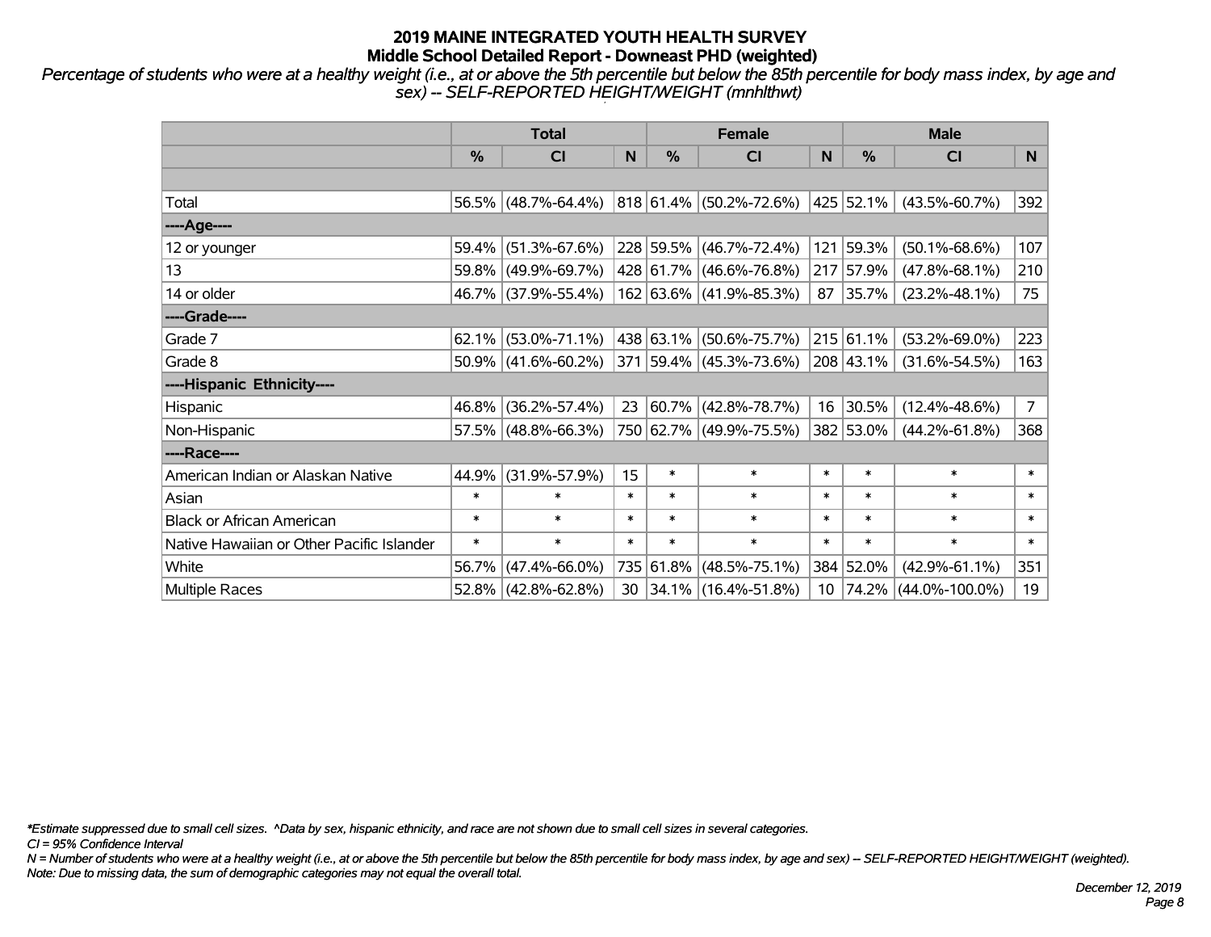# 2019 MAINE INTEGRATED YOUTH HEALTH SURVEY
## Middle School Detailed Report - Downeast PHD (weighted)

*Percentage of students who were at a healthy weight (i.e., at or above the 5th percentile but below the 85th percentile for body mass index, by age and sex) -- SELF-REPORTED HEIGHT/WEIGHT (mnhlthwt)*

| | Total | | | Female | | | Male | | |
|---|---|---|---|---|---|---|---|---|---|
| | % | CI | N | % | CI | N | % | CI | N |
| Total | 56.5% | (48.7%-64.4%) | 818 | 61.4% | (50.2%-72.6%) | 425 | 52.1% | (43.5%-60.7%) | 392 |
| **----Age----** | | | | | | | | | |
| 12 or younger | 59.4% | (51.3%-67.6%) | 228 | 59.5% | (46.7%-72.4%) | 121 | 59.3% | (50.1%-68.6%) | 107 |
| 13 | 59.8% | (49.9%-69.7%) | 428 | 61.7% | (46.6%-76.8%) | 217 | 57.9% | (47.8%-68.1%) | 210 |
| 14 or older | 46.7% | (37.9%-55.4%) | 162 | 63.6% | (41.9%-85.3%) | 87 | 35.7% | (23.2%-48.1%) | 75 |
| **----Grade----** | | | | | | | | | |
| Grade 7 | 62.1% | (53.0%-71.1%) | 438 | 63.1% | (50.6%-75.7%) | 215 | 61.1% | (53.2%-69.0%) | 223 |
| Grade 8 | 50.9% | (41.6%-60.2%) | 371 | 59.4% | (45.3%-73.6%) | 208 | 43.1% | (31.6%-54.5%) | 163 |
| **----Hispanic Ethnicity----** | | | | | | | | | |
| Hispanic | 46.8% | (36.2%-57.4%) | 23 | 60.7% | (42.8%-78.7%) | 16 | 30.5% | (12.4%-48.6%) | 7 |
| Non-Hispanic | 57.5% | (48.8%-66.3%) | 750 | 62.7% | (49.9%-75.5%) | 382 | 53.0% | (44.2%-61.8%) | 368 |
| **----Race----** | | | | | | | | | |
| American Indian or Alaskan Native | 44.9% | (31.9%-57.9%) | 15 | * | * | * | * | * | * |
| Asian | * | * | * | * | * | * | * | * | * |
| Black or African American | * | * | * | * | * | * | * | * | * |
| Native Hawaiian or Other Pacific Islander | * | * | * | * | * | * | * | * | * |
| White | 56.7% | (47.4%-66.0%) | 735 | 61.8% | (48.5%-75.1%) | 384 | 52.0% | (42.9%-61.1%) | 351 |
| Multiple Races | 52.8% | (42.8%-62.8%) | 30 | 34.1% | (16.4%-51.8%) | 10 | 74.2% | (44.0%-100.0%) | 19 |

*\*Estimate suppressed due to small cell sizes. ^Data by sex, hispanic ethnicity, and race are not shown due to small cell sizes in several categories.*
*CI = 95% Confidence Interval*
*N = Number of students who were at a healthy weight (i.e., at or above the 5th percentile but below the 85th percentile for body mass index, by age and sex) -- SELF-REPORTED HEIGHT/WEIGHT (weighted).*
*Note: Due to missing data, the sum of demographic categories may not equal the overall total.*

*December 12, 2019*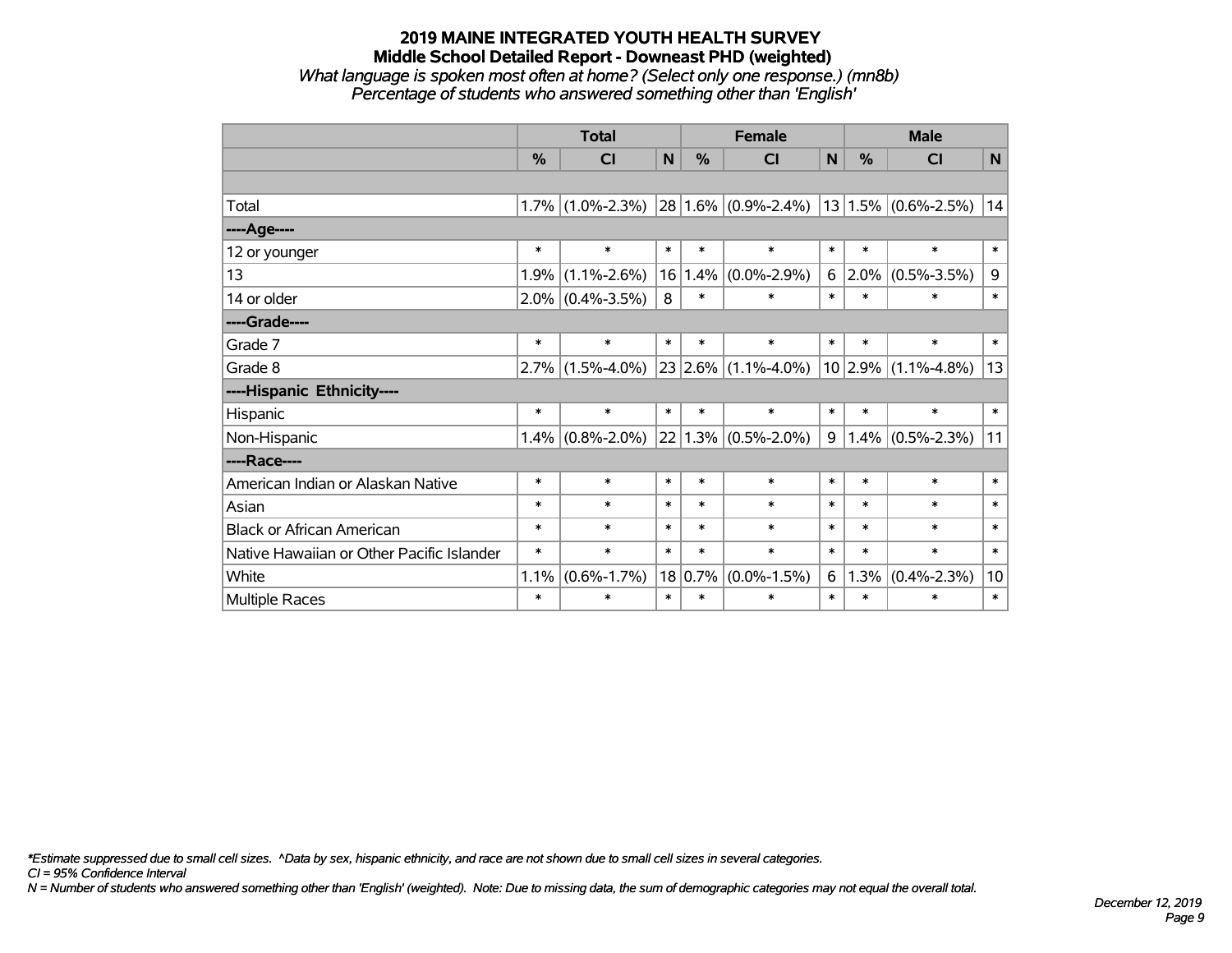# 2019 MAINE INTEGRATED YOUTH HEALTH SURVEY
## Middle School Detailed Report - Downeast PHD (weighted)
*What language is spoken most often at home? (Select only one response.) (mn8b)*
*Percentage of students who answered something other than 'English'*

| | Total | | | Female | | | Male | | |
|---|---|---|---|---|---|---|---|---|---|
| | % | CI | N | % | CI | N | % | CI | N |
| | | | | | | | | | |
| Total | 1.7% | (1.0%-2.3%) | 28 | 1.6% | (0.9%-2.4%) | 13 | 1.5% | (0.6%-2.5%) | 14 |
| ----Age---- | | | | | | | | | |
| 12 or younger | * | * | * | * | * | * | * | * | * |
| 13 | 1.9% | (1.1%-2.6%) | 16 | 1.4% | (0.0%-2.9%) | 6 | 2.0% | (0.5%-3.5%) | 9 |
| 14 or older | 2.0% | (0.4%-3.5%) | 8 | * | * | * | * | * | * |
| ----Grade---- | | | | | | | | | |
| Grade 7 | * | * | * | * | * | * | * | * | * |
| Grade 8 | 2.7% | (1.5%-4.0%) | 23 | 2.6% | (1.1%-4.0%) | 10 | 2.9% | (1.1%-4.8%) | 13 |
| ----Hispanic Ethnicity---- | | | | | | | | | |
| Hispanic | * | * | * | * | * | * | * | * | * |
| Non-Hispanic | 1.4% | (0.8%-2.0%) | 22 | 1.3% | (0.5%-2.0%) | 9 | 1.4% | (0.5%-2.3%) | 11 |
| ----Race---- | | | | | | | | | |
| American Indian or Alaskan Native | * | * | * | * | * | * | * | * | * |
| Asian | * | * | * | * | * | * | * | * | * |
| Black or African American | * | * | * | * | * | * | * | * | * |
| Native Hawaiian or Other Pacific Islander | * | * | * | * | * | * | * | * | * |
| White | 1.1% | (0.6%-1.7%) | 18 | 0.7% | (0.0%-1.5%) | 6 | 1.3% | (0.4%-2.3%) | 10 |
| Multiple Races | * | * | * | * | * | * | * | * | * |

*\*Estimate suppressed due to small cell sizes. ^Data by sex, hispanic ethnicity, and race are not shown due to small cell sizes in several categories.*
*CI = 95% Confidence Interval*
*N = Number of students who answered something other than 'English' (weighted). Note: Due to missing data, the sum of demographic categories may not equal the overall total.*

*December 12, 2019*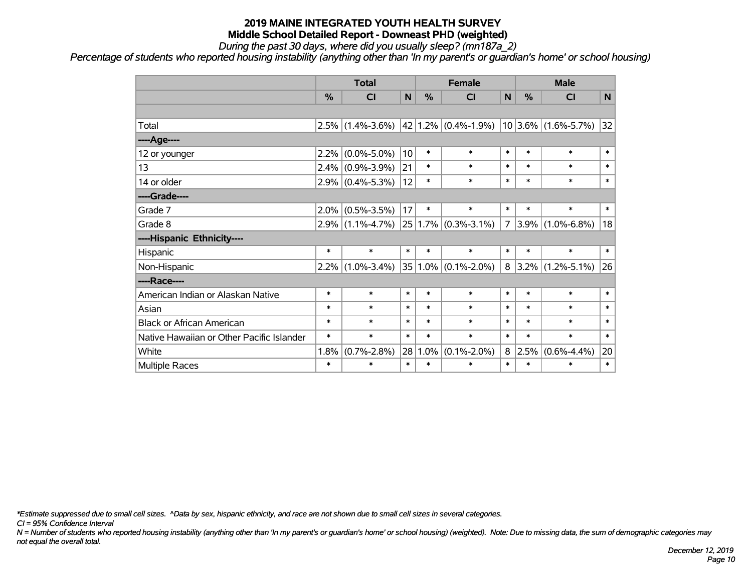# 2019 MAINE INTEGRATED YOUTH HEALTH SURVEY
## Middle School Detailed Report - Downeast PHD (weighted)
*During the past 30 days, where did you usually sleep? (mn187a_2)*
*Percentage of students who reported housing instability (anything other than 'In my parent's or guardian's home' or school housing)*

| | Total | | | Female | | | Male | | |
|---|---|---|---|---|---|---|---|---|---|
| | % | CI | N | % | CI | N | % | CI | N |
| | | | | | | | | | |
| Total | 2.5% | (1.4%-3.6%) | 42 | 1.2% | (0.4%-1.9%) | 10 | 3.6% | (1.6%-5.7%) | 32 |
| ----Age---- | | | | | | | | | |
| 12 or younger | 2.2% | (0.0%-5.0%) | 10 | * | * | * | * | * | * |
| 13 | 2.4% | (0.9%-3.9%) | 21 | * | * | * | * | * | * |
| 14 or older | 2.9% | (0.4%-5.3%) | 12 | * | * | * | * | * | * |
| ----Grade---- | | | | | | | | | |
| Grade 7 | 2.0% | (0.5%-3.5%) | 17 | * | * | * | * | * | * |
| Grade 8 | 2.9% | (1.1%-4.7%) | 25 | 1.7% | (0.3%-3.1%) | 7 | 3.9% | (1.0%-6.8%) | 18 |
| ----Hispanic Ethnicity---- | | | | | | | | | |
| Hispanic | * | * | * | * | * | * | * | * | * |
| Non-Hispanic | 2.2% | (1.0%-3.4%) | 35 | 1.0% | (0.1%-2.0%) | 8 | 3.2% | (1.2%-5.1%) | 26 |
| ----Race---- | | | | | | | | | |
| American Indian or Alaskan Native | * | * | * | * | * | * | * | * | * |
| Asian | * | * | * | * | * | * | * | * | * |
| Black or African American | * | * | * | * | * | * | * | * | * |
| Native Hawaiian or Other Pacific Islander | * | * | * | * | * | * | * | * | * |
| White | 1.8% | (0.7%-2.8%) | 28 | 1.0% | (0.1%-2.0%) | 8 | 2.5% | (0.6%-4.4%) | 20 |
| Multiple Races | * | * | * | * | * | * | * | * | * |

*\*Estimate suppressed due to small cell sizes. ^Data by sex, hispanic ethnicity, and race are not shown due to small cell sizes in several categories.*

*CI = 95% Confidence Interval*

*N = Number of students who reported housing instability (anything other than 'In my parent's or guardian's home' or school housing) (weighted). Note: Due to missing data, the sum of demographic categories may not equal the overall total.*

*December 12, 2019*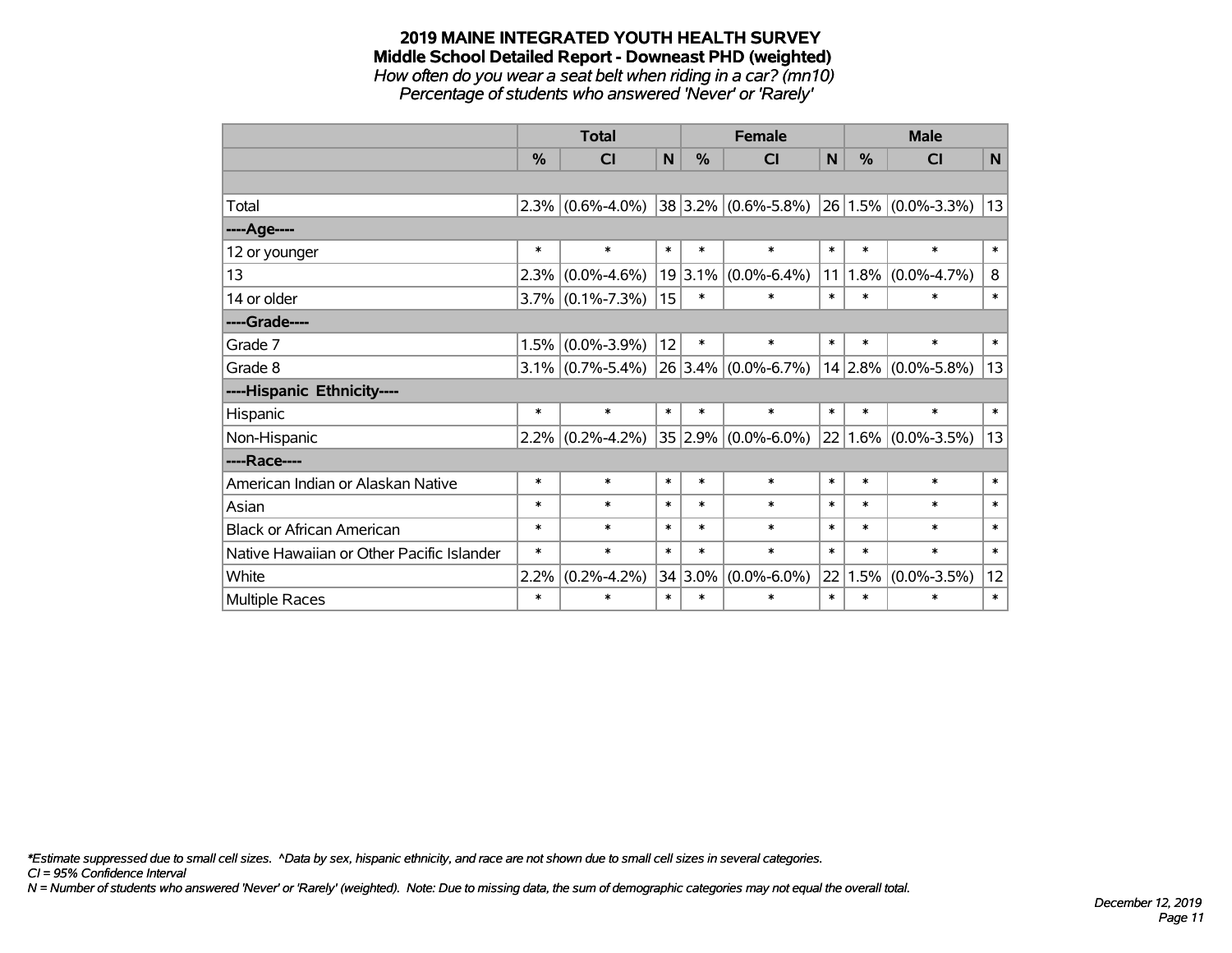# 2019 MAINE INTEGRATED YOUTH HEALTH SURVEY

## Middle School Detailed Report - Downeast PHD (weighted)

*How often do you wear a seat belt when riding in a car? (mn10)*

*Percentage of students who answered 'Never' or 'Rarely'*

| | Total | | | Female | | | Male | | |
|---|---|---|---|---|---|---|---|---|---|
| | % | CI | N | % | CI | N | % | CI | N |
| | | | | | | | | | |
| Total | 2.3% | (0.6%-4.0%) | 38 | 3.2% | (0.6%-5.8%) | 26 | 1.5% | (0.0%-3.3%) | 13 |
| ----Age---- | | | | | | | | | |
| 12 or younger | * | * | * | * | * | * | * | * | * |
| 13 | 2.3% | (0.0%-4.6%) | 19 | 3.1% | (0.0%-6.4%) | 11 | 1.8% | (0.0%-4.7%) | 8 |
| 14 or older | 3.7% | (0.1%-7.3%) | 15 | * | * | * | * | * | * |
| ----Grade---- | | | | | | | | | |
| Grade 7 | 1.5% | (0.0%-3.9%) | 12 | * | * | * | * | * | * |
| Grade 8 | 3.1% | (0.7%-5.4%) | 26 | 3.4% | (0.0%-6.7%) | 14 | 2.8% | (0.0%-5.8%) | 13 |
| ----Hispanic Ethnicity---- | | | | | | | | | |
| Hispanic | * | * | * | * | * | * | * | * | * |
| Non-Hispanic | 2.2% | (0.2%-4.2%) | 35 | 2.9% | (0.0%-6.0%) | 22 | 1.6% | (0.0%-3.5%) | 13 |
| ----Race---- | | | | | | | | | |
| American Indian or Alaskan Native | * | * | * | * | * | * | * | * | * |
| Asian | * | * | * | * | * | * | * | * | * |
| Black or African American | * | * | * | * | * | * | * | * | * |
| Native Hawaiian or Other Pacific Islander | * | * | * | * | * | * | * | * | * |
| White | 2.2% | (0.2%-4.2%) | 34 | 3.0% | (0.0%-6.0%) | 22 | 1.5% | (0.0%-3.5%) | 12 |
| Multiple Races | * | * | * | * | * | * | * | * | * |

*\*Estimate suppressed due to small cell sizes. ^Data by sex, hispanic ethnicity, and race are not shown due to small cell sizes in several categories.*

*CI = 95% Confidence Interval*

*N = Number of students who answered 'Never' or 'Rarely' (weighted). Note: Due to missing data, the sum of demographic categories may not equal the overall total.*

*December 12, 2019*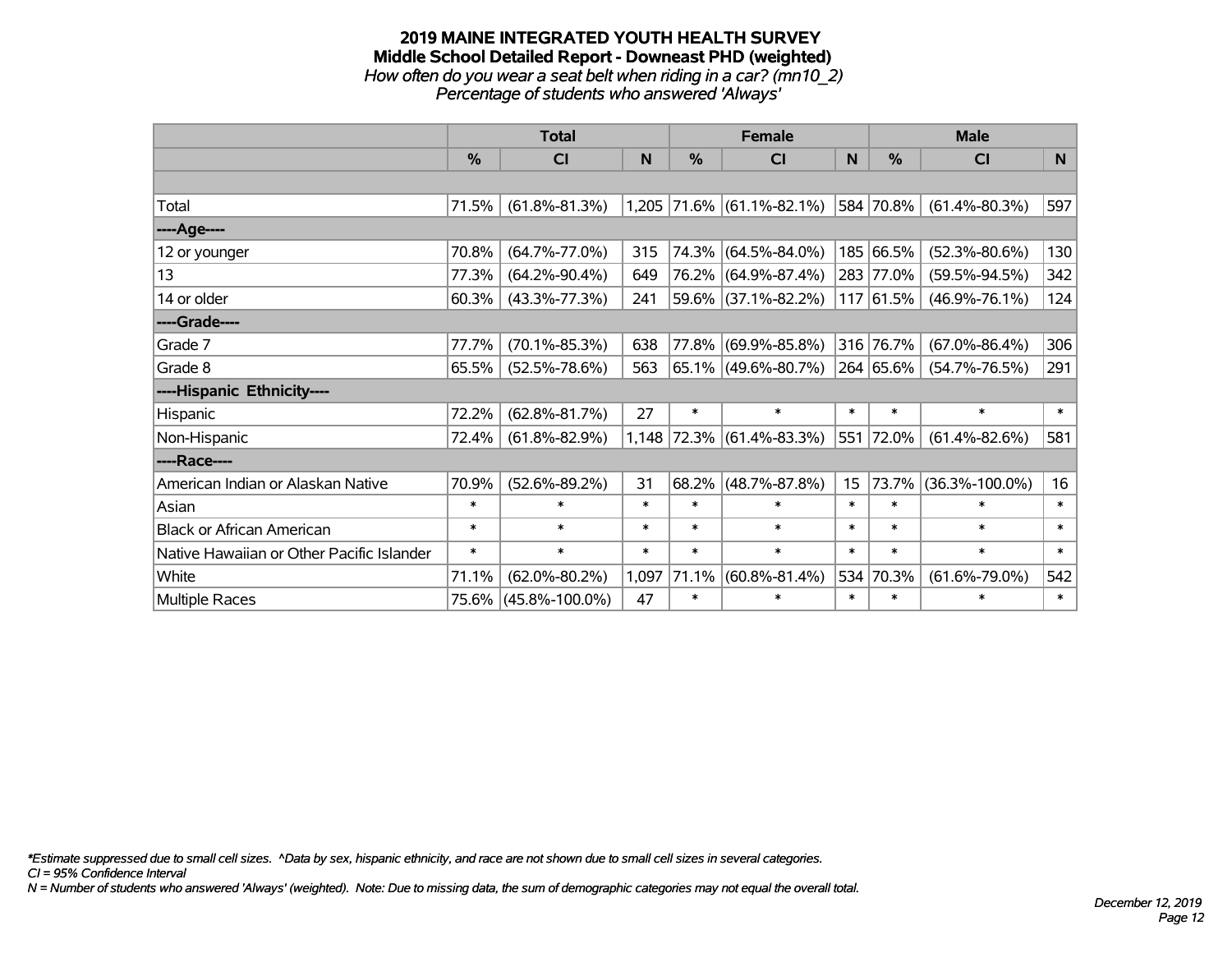# 2019 MAINE INTEGRATED YOUTH HEALTH SURVEY

## Middle School Detailed Report - Downeast PHD (weighted)

*How often do you wear a seat belt when riding in a car? (mn10_2)*
*Percentage of students who answered 'Always'*

| | Total | | | Female | | | Male | | |
|---|---|---|---|---|---|---|---|---|---|
| | % | CI | N | % | CI | N | % | CI | N |
| Total | 71.5% | (61.8%-81.3%) | 1,205 | 71.6% | (61.1%-82.1%) | 584 | 70.8% | (61.4%-80.3%) | 597 |
| ----Age---- | | | | | | | | | |
| 12 or younger | 70.8% | (64.7%-77.0%) | 315 | 74.3% | (64.5%-84.0%) | 185 | 66.5% | (52.3%-80.6%) | 130 |
| 13 | 77.3% | (64.2%-90.4%) | 649 | 76.2% | (64.9%-87.4%) | 283 | 77.0% | (59.5%-94.5%) | 342 |
| 14 or older | 60.3% | (43.3%-77.3%) | 241 | 59.6% | (37.1%-82.2%) | 117 | 61.5% | (46.9%-76.1%) | 124 |
| ----Grade---- | | | | | | | | | |
| Grade 7 | 77.7% | (70.1%-85.3%) | 638 | 77.8% | (69.9%-85.8%) | 316 | 76.7% | (67.0%-86.4%) | 306 |
| Grade 8 | 65.5% | (52.5%-78.6%) | 563 | 65.1% | (49.6%-80.7%) | 264 | 65.6% | (54.7%-76.5%) | 291 |
| ----Hispanic Ethnicity---- | | | | | | | | | |
| Hispanic | 72.2% | (62.8%-81.7%) | 27 | * | * | * | * | * | * |
| Non-Hispanic | 72.4% | (61.8%-82.9%) | 1,148 | 72.3% | (61.4%-83.3%) | 551 | 72.0% | (61.4%-82.6%) | 581 |
| ----Race---- | | | | | | | | | |
| American Indian or Alaskan Native | 70.9% | (52.6%-89.2%) | 31 | 68.2% | (48.7%-87.8%) | 15 | 73.7% | (36.3%-100.0%) | 16 |
| Asian | * | * | * | * | * | * | * | * | * |
| Black or African American | * | * | * | * | * | * | * | * | * |
| Native Hawaiian or Other Pacific Islander | * | * | * | * | * | * | * | * | * |
| White | 71.1% | (62.0%-80.2%) | 1,097 | 71.1% | (60.8%-81.4%) | 534 | 70.3% | (61.6%-79.0%) | 542 |
| Multiple Races | 75.6% | (45.8%-100.0%) | 47 | * | * | * | * | * | * |

*\*Estimate suppressed due to small cell sizes. ^Data by sex, hispanic ethnicity, and race are not shown due to small cell sizes in several categories.*
*CI = 95% Confidence Interval*
*N = Number of students who answered 'Always' (weighted). Note: Due to missing data, the sum of demographic categories may not equal the overall total.*

*December 12, 2019*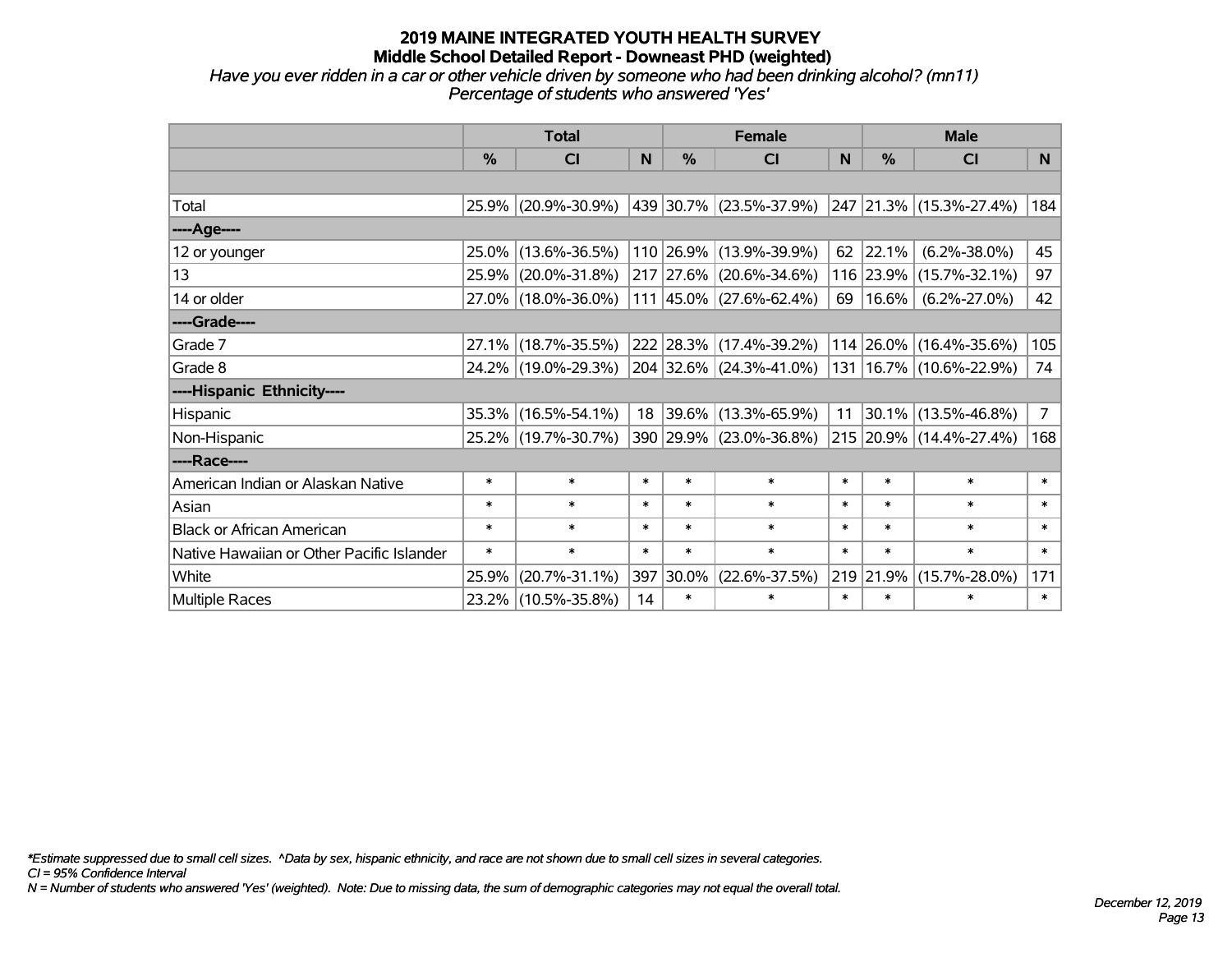# 2019 MAINE INTEGRATED YOUTH HEALTH SURVEY
## Middle School Detailed Report - Downeast PHD (weighted)

*Have you ever ridden in a car or other vehicle driven by someone who had been drinking alcohol? (mn11)*
*Percentage of students who answered 'Yes'*

| | Total | | | Female | | | Male | | |
|---|---|---|---|---|---|---|---|---|---|
| | % | CI | N | % | CI | N | % | CI | N |
| Total | 25.9% | (20.9%-30.9%) | 439 | 30.7% | (23.5%-37.9%) | 247 | 21.3% | (15.3%-27.4%) | 184 |
| ----Age---- | | | | | | | | | |
| 12 or younger | 25.0% | (13.6%-36.5%) | 110 | 26.9% | (13.9%-39.9%) | 62 | 22.1% | (6.2%-38.0%) | 45 |
| 13 | 25.9% | (20.0%-31.8%) | 217 | 27.6% | (20.6%-34.6%) | 116 | 23.9% | (15.7%-32.1%) | 97 |
| 14 or older | 27.0% | (18.0%-36.0%) | 111 | 45.0% | (27.6%-62.4%) | 69 | 16.6% | (6.2%-27.0%) | 42 |
| ----Grade---- | | | | | | | | | |
| Grade 7 | 27.1% | (18.7%-35.5%) | 222 | 28.3% | (17.4%-39.2%) | 114 | 26.0% | (16.4%-35.6%) | 105 |
| Grade 8 | 24.2% | (19.0%-29.3%) | 204 | 32.6% | (24.3%-41.0%) | 131 | 16.7% | (10.6%-22.9%) | 74 |
| ----Hispanic Ethnicity---- | | | | | | | | | |
| Hispanic | 35.3% | (16.5%-54.1%) | 18 | 39.6% | (13.3%-65.9%) | 11 | 30.1% | (13.5%-46.8%) | 7 |
| Non-Hispanic | 25.2% | (19.7%-30.7%) | 390 | 29.9% | (23.0%-36.8%) | 215 | 20.9% | (14.4%-27.4%) | 168 |
| ----Race---- | | | | | | | | | |
| American Indian or Alaskan Native | * | * | * | * | * | * | * | * | * |
| Asian | * | * | * | * | * | * | * | * | * |
| Black or African American | * | * | * | * | * | * | * | * | * |
| Native Hawaiian or Other Pacific Islander | * | * | * | * | * | * | * | * | * |
| White | 25.9% | (20.7%-31.1%) | 397 | 30.0% | (22.6%-37.5%) | 219 | 21.9% | (15.7%-28.0%) | 171 |
| Multiple Races | 23.2% | (10.5%-35.8%) | 14 | * | * | * | * | * | * |

*\*Estimate suppressed due to small cell sizes. ^Data by sex, hispanic ethnicity, and race are not shown due to small cell sizes in several categories.*
*CI = 95% Confidence Interval*
*N = Number of students who answered 'Yes' (weighted). Note: Due to missing data, the sum of demographic categories may not equal the overall total.*

*December 12, 2019*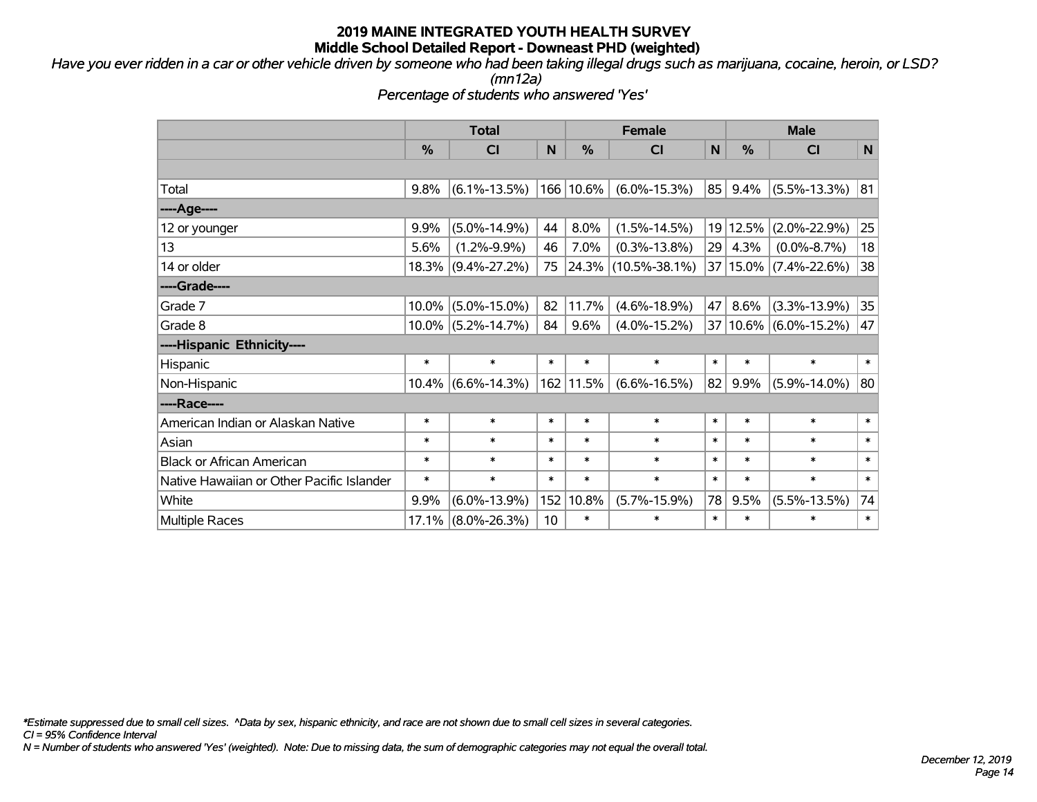# 2019 MAINE INTEGRATED YOUTH HEALTH SURVEY
## Middle School Detailed Report - Downeast PHD (weighted)

*Have you ever ridden in a car or other vehicle driven by someone who had been taking illegal drugs such as marijuana, cocaine, heroin, or LSD? (mn12a)*

*Percentage of students who answered 'Yes'*

| | Total | | | Female | | | Male | | |
|---|---|---|---|---|---|---|---|---|---|
| | % | CI | N | % | CI | N | % | CI | N |
| Total | 9.8% | (6.1%-13.5%) | 166 | 10.6% | (6.0%-15.3%) | 85 | 9.4% | (5.5%-13.3%) | 81 |
| ----Age---- | | | | | | | | | |
| 12 or younger | 9.9% | (5.0%-14.9%) | 44 | 8.0% | (1.5%-14.5%) | 19 | 12.5% | (2.0%-22.9%) | 25 |
| 13 | 5.6% | (1.2%-9.9%) | 46 | 7.0% | (0.3%-13.8%) | 29 | 4.3% | (0.0%-8.7%) | 18 |
| 14 or older | 18.3% | (9.4%-27.2%) | 75 | 24.3% | (10.5%-38.1%) | 37 | 15.0% | (7.4%-22.6%) | 38 |
| ----Grade---- | | | | | | | | | |
| Grade 7 | 10.0% | (5.0%-15.0%) | 82 | 11.7% | (4.6%-18.9%) | 47 | 8.6% | (3.3%-13.9%) | 35 |
| Grade 8 | 10.0% | (5.2%-14.7%) | 84 | 9.6% | (4.0%-15.2%) | 37 | 10.6% | (6.0%-15.2%) | 47 |
| ----Hispanic Ethnicity---- | | | | | | | | | |
| Hispanic | * | * | * | * | * | * | * | * | * |
| Non-Hispanic | 10.4% | (6.6%-14.3%) | 162 | 11.5% | (6.6%-16.5%) | 82 | 9.9% | (5.9%-14.0%) | 80 |
| ----Race---- | | | | | | | | | |
| American Indian or Alaskan Native | * | * | * | * | * | * | * | * | * |
| Asian | * | * | * | * | * | * | * | * | * |
| Black or African American | * | * | * | * | * | * | * | * | * |
| Native Hawaiian or Other Pacific Islander | * | * | * | * | * | * | * | * | * |
| White | 9.9% | (6.0%-13.9%) | 152 | 10.8% | (5.7%-15.9%) | 78 | 9.5% | (5.5%-13.5%) | 74 |
| Multiple Races | 17.1% | (8.0%-26.3%) | 10 | * | * | * | * | * | * |

*\*Estimate suppressed due to small cell sizes. ^Data by sex, hispanic ethnicity, and race are not shown due to small cell sizes in several categories.*

*CI = 95% Confidence Interval*

*N = Number of students who answered 'Yes' (weighted). Note: Due to missing data, the sum of demographic categories may not equal the overall total.*

*December 12, 2019*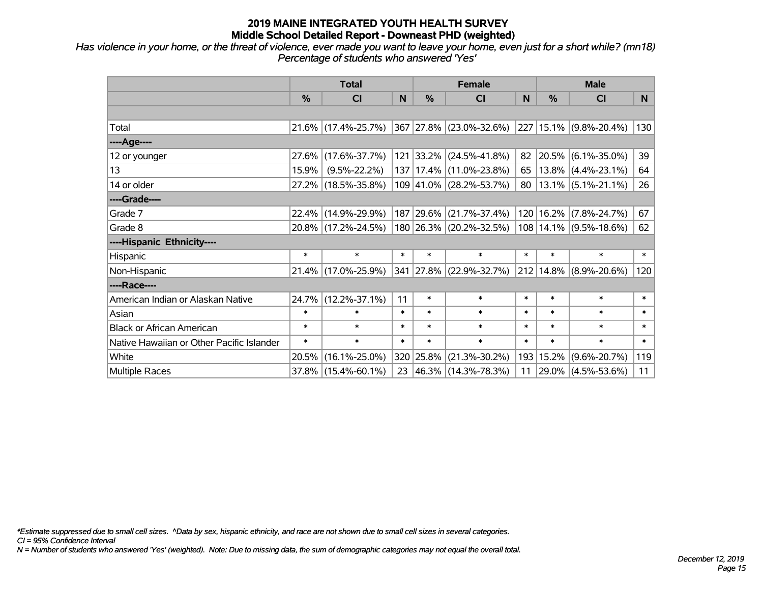# 2019 MAINE INTEGRATED YOUTH HEALTH SURVEY
## Middle School Detailed Report - Downeast PHD (weighted)

*Has violence in your home, or the threat of violence, ever made you want to leave your home, even just for a short while? (mn18)*
*Percentage of students who answered 'Yes'*

| | Total | | | Female | | | Male | | |
|---|---|---|---|---|---|---|---|---|---|
| | % | CI | N | % | CI | N | % | CI | N |
| | | | | | | | | | |
| Total | 21.6% | (17.4%-25.7%) | 367 | 27.8% | (23.0%-32.6%) | 227 | 15.1% | (9.8%-20.4%) | 130 |
| ----Age---- | | | | | | | | | |
| 12 or younger | 27.6% | (17.6%-37.7%) | 121 | 33.2% | (24.5%-41.8%) | 82 | 20.5% | (6.1%-35.0%) | 39 |
| 13 | 15.9% | (9.5%-22.2%) | 137 | 17.4% | (11.0%-23.8%) | 65 | 13.8% | (4.4%-23.1%) | 64 |
| 14 or older | 27.2% | (18.5%-35.8%) | 109 | 41.0% | (28.2%-53.7%) | 80 | 13.1% | (5.1%-21.1%) | 26 |
| ----Grade---- | | | | | | | | | |
| Grade 7 | 22.4% | (14.9%-29.9%) | 187 | 29.6% | (21.7%-37.4%) | 120 | 16.2% | (7.8%-24.7%) | 67 |
| Grade 8 | 20.8% | (17.2%-24.5%) | 180 | 26.3% | (20.2%-32.5%) | 108 | 14.1% | (9.5%-18.6%) | 62 |
| ----Hispanic Ethnicity---- | | | | | | | | | |
| Hispanic | * | * | * | * | * | * | * | * | * |
| Non-Hispanic | 21.4% | (17.0%-25.9%) | 341 | 27.8% | (22.9%-32.7%) | 212 | 14.8% | (8.9%-20.6%) | 120 |
| ----Race---- | | | | | | | | | |
| American Indian or Alaskan Native | 24.7% | (12.2%-37.1%) | 11 | * | * | * | * | * | * |
| Asian | * | * | * | * | * | * | * | * | * |
| Black or African American | * | * | * | * | * | * | * | * | * |
| Native Hawaiian or Other Pacific Islander | * | * | * | * | * | * | * | * | * |
| White | 20.5% | (16.1%-25.0%) | 320 | 25.8% | (21.3%-30.2%) | 193 | 15.2% | (9.6%-20.7%) | 119 |
| Multiple Races | 37.8% | (15.4%-60.1%) | 23 | 46.3% | (14.3%-78.3%) | 11 | 29.0% | (4.5%-53.6%) | 11 |

*\*Estimate suppressed due to small cell sizes. ^Data by sex, hispanic ethnicity, and race are not shown due to small cell sizes in several categories.*
*CI = 95% Confidence Interval*
*N = Number of students who answered 'Yes' (weighted). Note: Due to missing data, the sum of demographic categories may not equal the overall total.*

*December 12, 2019*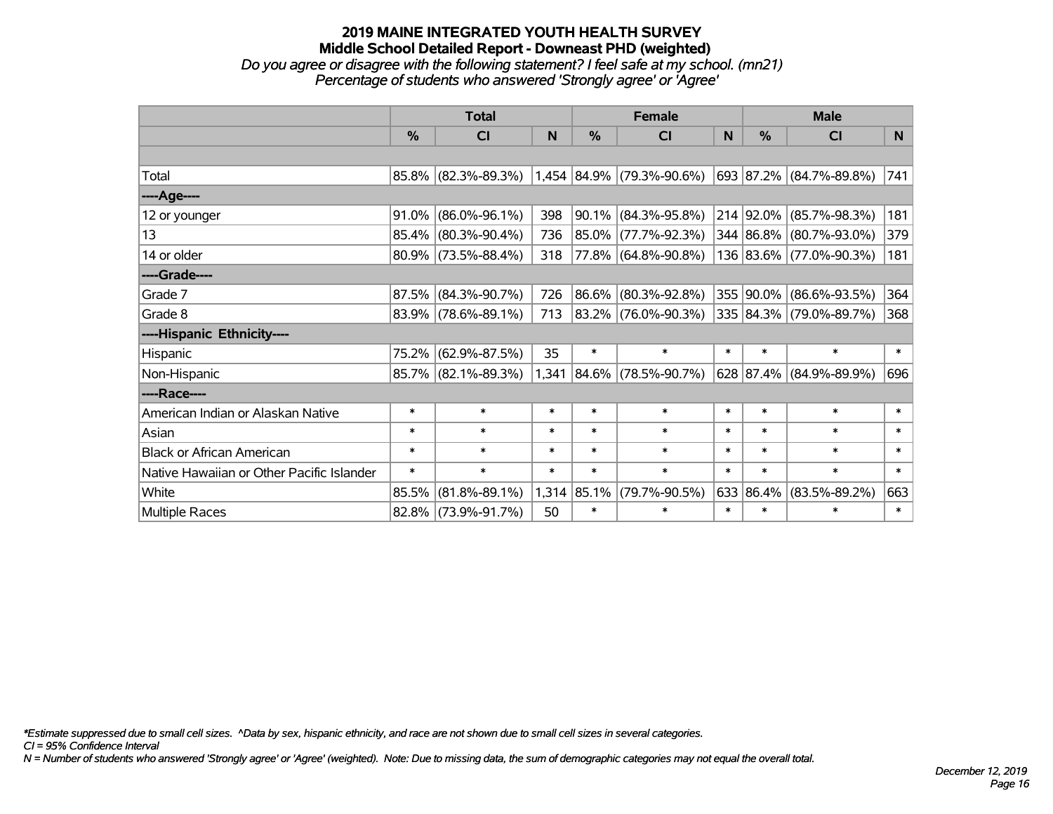# 2019 MAINE INTEGRATED YOUTH HEALTH SURVEY
## Middle School Detailed Report - Downeast PHD (weighted)
*Do you agree or disagree with the following statement? I feel safe at my school. (mn21)*
*Percentage of students who answered 'Strongly agree' or 'Agree'*

| | Total | | | Female | | | Male | | |
|---|---|---|---|---|---|---|---|---|---|
| | % | CI | N | % | CI | N | % | CI | N |
| Total | 85.8% | (82.3%-89.3%) | 1,454 | 84.9% | (79.3%-90.6%) | 693 | 87.2% | (84.7%-89.8%) | 741 |
| ----Age---- | | | | | | | | | |
| 12 or younger | 91.0% | (86.0%-96.1%) | 398 | 90.1% | (84.3%-95.8%) | 214 | 92.0% | (85.7%-98.3%) | 181 |
| 13 | 85.4% | (80.3%-90.4%) | 736 | 85.0% | (77.7%-92.3%) | 344 | 86.8% | (80.7%-93.0%) | 379 |
| 14 or older | 80.9% | (73.5%-88.4%) | 318 | 77.8% | (64.8%-90.8%) | 136 | 83.6% | (77.0%-90.3%) | 181 |
| ----Grade---- | | | | | | | | | |
| Grade 7 | 87.5% | (84.3%-90.7%) | 726 | 86.6% | (80.3%-92.8%) | 355 | 90.0% | (86.6%-93.5%) | 364 |
| Grade 8 | 83.9% | (78.6%-89.1%) | 713 | 83.2% | (76.0%-90.3%) | 335 | 84.3% | (79.0%-89.7%) | 368 |
| ----Hispanic Ethnicity---- | | | | | | | | | |
| Hispanic | 75.2% | (62.9%-87.5%) | 35 | * | * | * | * | * | * |
| Non-Hispanic | 85.7% | (82.1%-89.3%) | 1,341 | 84.6% | (78.5%-90.7%) | 628 | 87.4% | (84.9%-89.9%) | 696 |
| ----Race---- | | | | | | | | | |
| American Indian or Alaskan Native | * | * | * | * | * | * | * | * | * |
| Asian | * | * | * | * | * | * | * | * | * |
| Black or African American | * | * | * | * | * | * | * | * | * |
| Native Hawaiian or Other Pacific Islander | * | * | * | * | * | * | * | * | * |
| White | 85.5% | (81.8%-89.1%) | 1,314 | 85.1% | (79.7%-90.5%) | 633 | 86.4% | (83.5%-89.2%) | 663 |
| Multiple Races | 82.8% | (73.9%-91.7%) | 50 | * | * | * | * | * | * |

*Estimate suppressed due to small cell sizes. ^Data by sex, hispanic ethnicity, and race are not shown due to small cell sizes in several categories.
CI = 95% Confidence Interval
N = Number of students who answered 'Strongly agree' or 'Agree' (weighted). Note: Due to missing data, the sum of demographic categories may not equal the overall total.

*December 12, 2019*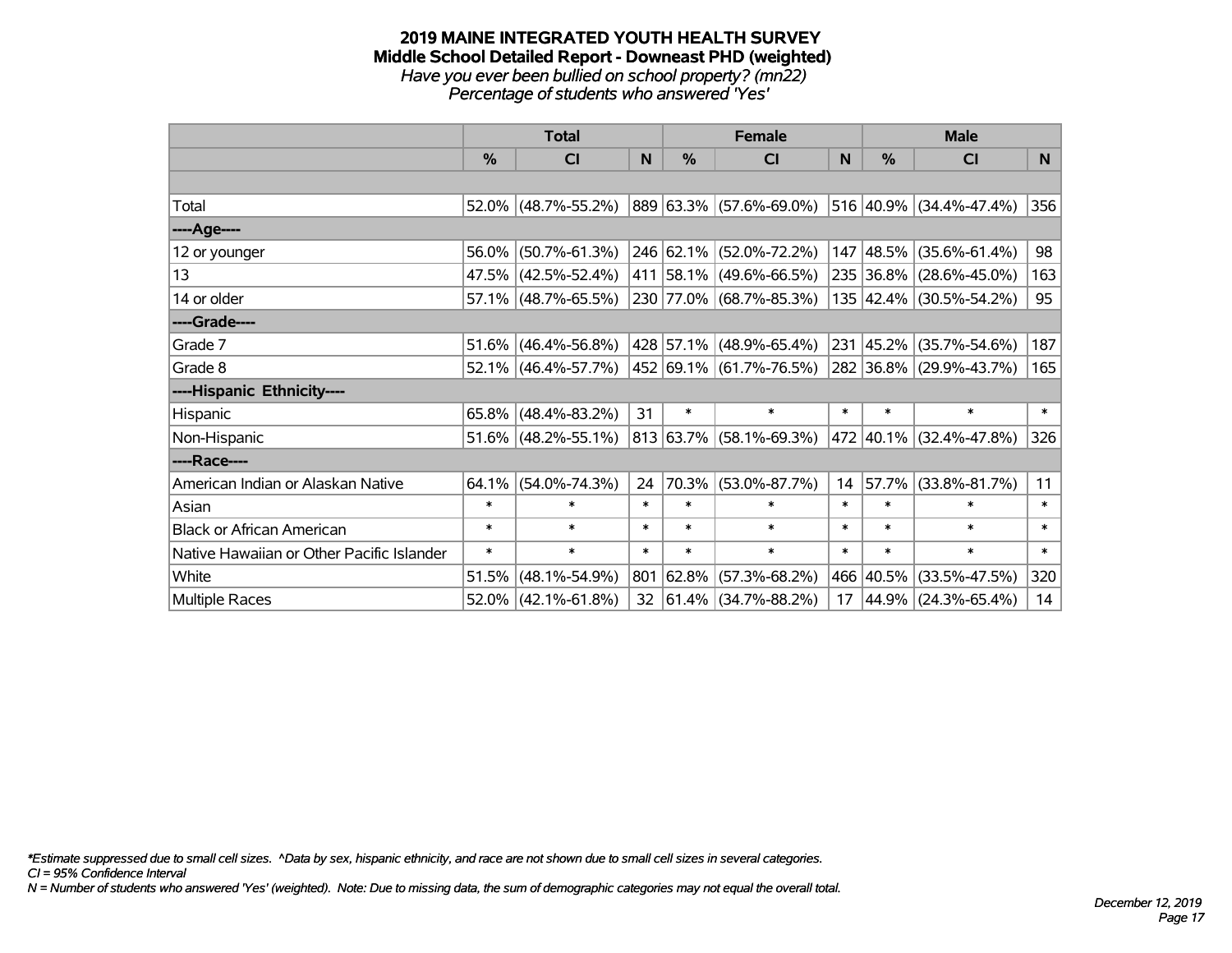# 2019 MAINE INTEGRATED YOUTH HEALTH SURVEY
## Middle School Detailed Report - Downeast PHD (weighted)
*Have you ever been bullied on school property? (mn22)*
*Percentage of students who answered 'Yes'*

| | Total | | | Female | | | Male | | |
|---|---|---|---|---|---|---|---|---|---|
| | % | CI | N | % | CI | N | % | CI | N |
| Total | 52.0% | (48.7%-55.2%) | 889 | 63.3% | (57.6%-69.0%) | 516 | 40.9% | (34.4%-47.4%) | 356 |
| ----Age---- | | | | | | | | | |
| 12 or younger | 56.0% | (50.7%-61.3%) | 246 | 62.1% | (52.0%-72.2%) | 147 | 48.5% | (35.6%-61.4%) | 98 |
| 13 | 47.5% | (42.5%-52.4%) | 411 | 58.1% | (49.6%-66.5%) | 235 | 36.8% | (28.6%-45.0%) | 163 |
| 14 or older | 57.1% | (48.7%-65.5%) | 230 | 77.0% | (68.7%-85.3%) | 135 | 42.4% | (30.5%-54.2%) | 95 |
| ----Grade---- | | | | | | | | | |
| Grade 7 | 51.6% | (46.4%-56.8%) | 428 | 57.1% | (48.9%-65.4%) | 231 | 45.2% | (35.7%-54.6%) | 187 |
| Grade 8 | 52.1% | (46.4%-57.7%) | 452 | 69.1% | (61.7%-76.5%) | 282 | 36.8% | (29.9%-43.7%) | 165 |
| ----Hispanic Ethnicity---- | | | | | | | | | |
| Hispanic | 65.8% | (48.4%-83.2%) | 31 | * | * | * | * | * | * |
| Non-Hispanic | 51.6% | (48.2%-55.1%) | 813 | 63.7% | (58.1%-69.3%) | 472 | 40.1% | (32.4%-47.8%) | 326 |
| ----Race---- | | | | | | | | | |
| American Indian or Alaskan Native | 64.1% | (54.0%-74.3%) | 24 | 70.3% | (53.0%-87.7%) | 14 | 57.7% | (33.8%-81.7%) | 11 |
| Asian | * | * | * | * | * | * | * | * | * |
| Black or African American | * | * | * | * | * | * | * | * | * |
| Native Hawaiian or Other Pacific Islander | * | * | * | * | * | * | * | * | * |
| White | 51.5% | (48.1%-54.9%) | 801 | 62.8% | (57.3%-68.2%) | 466 | 40.5% | (33.5%-47.5%) | 320 |
| Multiple Races | 52.0% | (42.1%-61.8%) | 32 | 61.4% | (34.7%-88.2%) | 17 | 44.9% | (24.3%-65.4%) | 14 |

*\*Estimate suppressed due to small cell sizes. ^Data by sex, hispanic ethnicity, and race are not shown due to small cell sizes in several categories.*
*CI = 95% Confidence Interval*
*N = Number of students who answered 'Yes' (weighted). Note: Due to missing data, the sum of demographic categories may not equal the overall total.*

*December 12, 2019*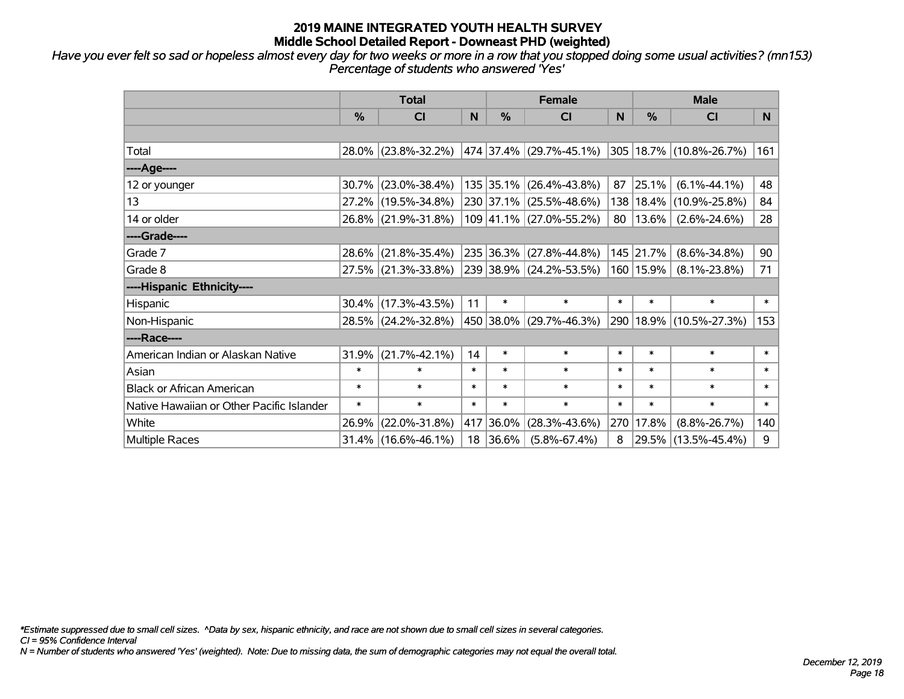# 2019 MAINE INTEGRATED YOUTH HEALTH SURVEY

## Middle School Detailed Report - Downeast PHD (weighted)

*Have you ever felt so sad or hopeless almost every day for two weeks or more in a row that you stopped doing some usual activities? (mn153)*
*Percentage of students who answered 'Yes'*

| | Total | | | Female | | | Male | | |
|---|---|---|---|---|---|---|---|---|---|
| | % | CI | N | % | CI | N | % | CI | N |
| | | | | | | | | | |
| Total | 28.0% | (23.8%-32.2%) | 474 | 37.4% | (29.7%-45.1%) | 305 | 18.7% | (10.8%-26.7%) | 161 |
| ----Age---- | | | | | | | | | |
| 12 or younger | 30.7% | (23.0%-38.4%) | 135 | 35.1% | (26.4%-43.8%) | 87 | 25.1% | (6.1%-44.1%) | 48 |
| 13 | 27.2% | (19.5%-34.8%) | 230 | 37.1% | (25.5%-48.6%) | 138 | 18.4% | (10.9%-25.8%) | 84 |
| 14 or older | 26.8% | (21.9%-31.8%) | 109 | 41.1% | (27.0%-55.2%) | 80 | 13.6% | (2.6%-24.6%) | 28 |
| ----Grade---- | | | | | | | | | |
| Grade 7 | 28.6% | (21.8%-35.4%) | 235 | 36.3% | (27.8%-44.8%) | 145 | 21.7% | (8.6%-34.8%) | 90 |
| Grade 8 | 27.5% | (21.3%-33.8%) | 239 | 38.9% | (24.2%-53.5%) | 160 | 15.9% | (8.1%-23.8%) | 71 |
| ----Hispanic Ethnicity---- | | | | | | | | | |
| Hispanic | 30.4% | (17.3%-43.5%) | 11 | * | * | * | * | * | * |
| Non-Hispanic | 28.5% | (24.2%-32.8%) | 450 | 38.0% | (29.7%-46.3%) | 290 | 18.9% | (10.5%-27.3%) | 153 |
| ----Race---- | | | | | | | | | |
| American Indian or Alaskan Native | 31.9% | (21.7%-42.1%) | 14 | * | * | * | * | * | * |
| Asian | * | * | * | * | * | * | * | * | * |
| Black or African American | * | * | * | * | * | * | * | * | * |
| Native Hawaiian or Other Pacific Islander | * | * | * | * | * | * | * | * | * |
| White | 26.9% | (22.0%-31.8%) | 417 | 36.0% | (28.3%-43.6%) | 270 | 17.8% | (8.8%-26.7%) | 140 |
| Multiple Races | 31.4% | (16.6%-46.1%) | 18 | 36.6% | (5.8%-67.4%) | 8 | 29.5% | (13.5%-45.4%) | 9 |

*\*Estimate suppressed due to small cell sizes. ^Data by sex, hispanic ethnicity, and race are not shown due to small cell sizes in several categories.*
*CI = 95% Confidence Interval*
*N = Number of students who answered 'Yes' (weighted). Note: Due to missing data, the sum of demographic categories may not equal the overall total.*

*December 12, 2019*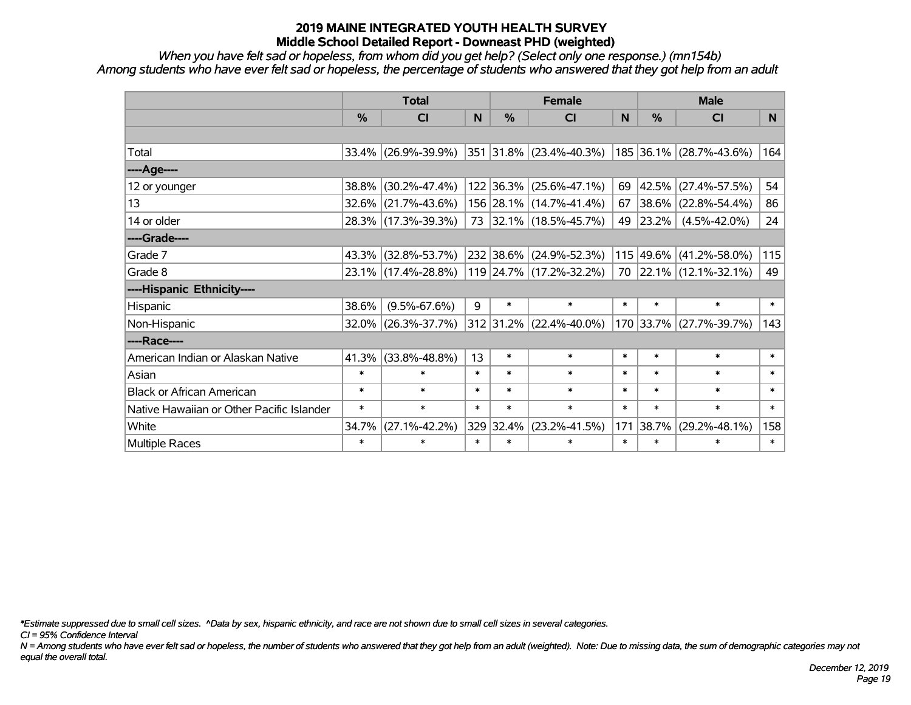# 2019 MAINE INTEGRATED YOUTH HEALTH SURVEY

## Middle School Detailed Report - Downeast PHD (weighted)

*When you have felt sad or hopeless, from whom did you get help? (Select only one response.) (mn154b)*

*Among students who have ever felt sad or hopeless, the percentage of students who answered that they got help from an adult*

| | Total | | | Female | | | Male | | |
|---|---|---|---|---|---|---|---|---|---|
| | % | CI | N | % | CI | N | % | CI | N |
| Total | 33.4% | (26.9%-39.9%) | 351 | 31.8% | (23.4%-40.3%) | 185 | 36.1% | (28.7%-43.6%) | 164 |
| ----Age---- | | | | | | | | | |
| 12 or younger | 38.8% | (30.2%-47.4%) | 122 | 36.3% | (25.6%-47.1%) | 69 | 42.5% | (27.4%-57.5%) | 54 |
| 13 | 32.6% | (21.7%-43.6%) | 156 | 28.1% | (14.7%-41.4%) | 67 | 38.6% | (22.8%-54.4%) | 86 |
| 14 or older | 28.3% | (17.3%-39.3%) | 73 | 32.1% | (18.5%-45.7%) | 49 | 23.2% | (4.5%-42.0%) | 24 |
| ----Grade---- | | | | | | | | | |
| Grade 7 | 43.3% | (32.8%-53.7%) | 232 | 38.6% | (24.9%-52.3%) | 115 | 49.6% | (41.2%-58.0%) | 115 |
| Grade 8 | 23.1% | (17.4%-28.8%) | 119 | 24.7% | (17.2%-32.2%) | 70 | 22.1% | (12.1%-32.1%) | 49 |
| ----Hispanic Ethnicity---- | | | | | | | | | |
| Hispanic | 38.6% | (9.5%-67.6%) | 9 | * | * | * | * | * | * |
| Non-Hispanic | 32.0% | (26.3%-37.7%) | 312 | 31.2% | (22.4%-40.0%) | 170 | 33.7% | (27.7%-39.7%) | 143 |
| ----Race---- | | | | | | | | | |
| American Indian or Alaskan Native | 41.3% | (33.8%-48.8%) | 13 | * | * | * | * | * | * |
| Asian | * | * | * | * | * | * | * | * | * |
| Black or African American | * | * | * | * | * | * | * | * | * |
| Native Hawaiian or Other Pacific Islander | * | * | * | * | * | * | * | * | * |
| White | 34.7% | (27.1%-42.2%) | 329 | 32.4% | (23.2%-41.5%) | 171 | 38.7% | (29.2%-48.1%) | 158 |
| Multiple Races | * | * | * | * | * | * | * | * | * |

*\*Estimate suppressed due to small cell sizes. ^Data by sex, hispanic ethnicity, and race are not shown due to small cell sizes in several categories.*

*CI = 95% Confidence Interval*

*N = Among students who have ever felt sad or hopeless, the number of students who answered that they got help from an adult (weighted). Note: Due to missing data, the sum of demographic categories may not equal the overall total.*

*December 12, 2019*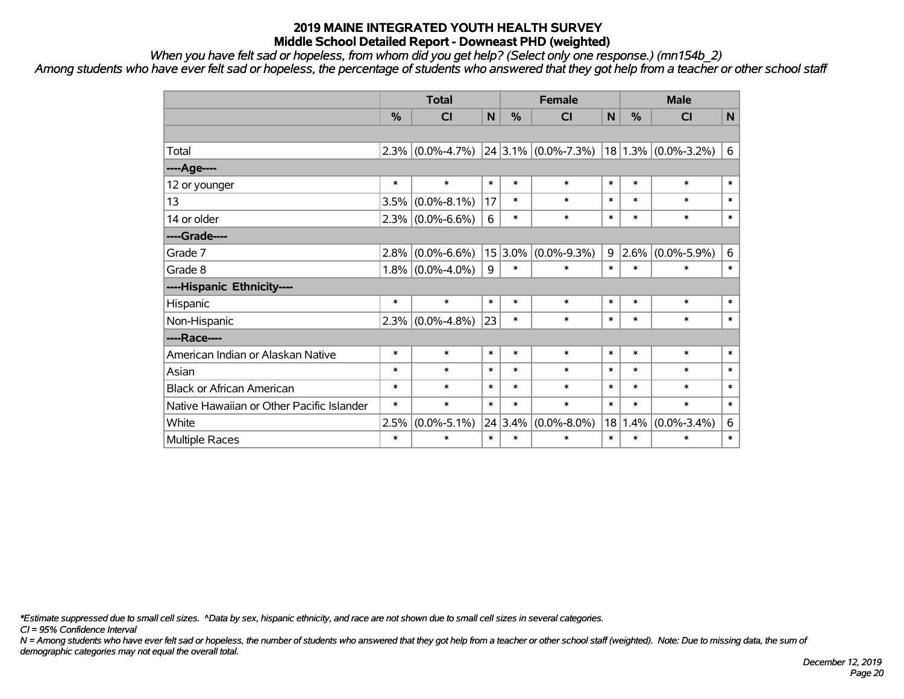# 2019 MAINE INTEGRATED YOUTH HEALTH SURVEY
## Middle School Detailed Report - Downeast PHD (weighted)

*When you have felt sad or hopeless, from whom did you get help? (Select only one response.) (mn154b_2)*

*Among students who have ever felt sad or hopeless, the percentage of students who answered that they got help from a teacher or other school staff*

| | Total | | | Female | | | Male | | |
|---|---|---|---|---|---|---|---|---|---|
| | % | CI | N | % | CI | N | % | CI | N |
| | | | | | | | | | |
| Total | 2.3% | (0.0%-4.7%) | 24 | 3.1% | (0.0%-7.3%) | 18 | 1.3% | (0.0%-3.2%) | 6 |
| ----Age---- | | | | | | | | | |
| 12 or younger | * | * | * | * | * | * | * | * | * |
| 13 | 3.5% | (0.0%-8.1%) | 17 | * | * | * | * | * | * |
| 14 or older | 2.3% | (0.0%-6.6%) | 6 | * | * | * | * | * | * |
| ----Grade---- | | | | | | | | | |
| Grade 7 | 2.8% | (0.0%-6.6%) | 15 | 3.0% | (0.0%-9.3%) | 9 | 2.6% | (0.0%-5.9%) | 6 |
| Grade 8 | 1.8% | (0.0%-4.0%) | 9 | * | * | * | * | * | * |
| ----Hispanic Ethnicity---- | | | | | | | | | |
| Hispanic | * | * | * | * | * | * | * | * | * |
| Non-Hispanic | 2.3% | (0.0%-4.8%) | 23 | * | * | * | * | * | * |
| ----Race---- | | | | | | | | | |
| American Indian or Alaskan Native | * | * | * | * | * | * | * | * | * |
| Asian | * | * | * | * | * | * | * | * | * |
| Black or African American | * | * | * | * | * | * | * | * | * |
| Native Hawaiian or Other Pacific Islander | * | * | * | * | * | * | * | * | * |
| White | 2.5% | (0.0%-5.1%) | 24 | 3.4% | (0.0%-8.0%) | 18 | 1.4% | (0.0%-3.4%) | 6 |
| Multiple Races | * | * | * | * | * | * | * | * | * |

*\*Estimate suppressed due to small cell sizes. ^Data by sex, hispanic ethnicity, and race are not shown due to small cell sizes in several categories.*

*CI = 95% Confidence Interval*

*N = Among students who have ever felt sad or hopeless, the number of students who answered that they got help from a teacher or other school staff (weighted). Note: Due to missing data, the sum of demographic categories may not equal the overall total.*

*December 12, 2019*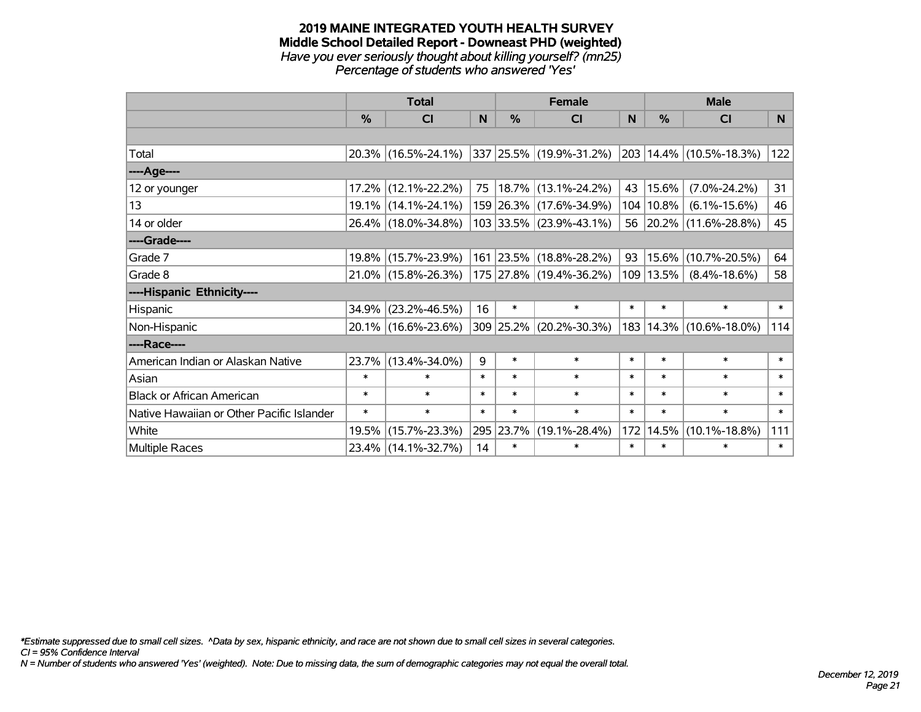# 2019 MAINE INTEGRATED YOUTH HEALTH SURVEY

## Middle School Detailed Report - Downeast PHD (weighted)

*Have you ever seriously thought about killing yourself? (mn25)*

*Percentage of students who answered 'Yes'*

| | Total | | | Female | | | Male | | |
|---|---|---|---|---|---|---|---|---|---|
| | % | CI | N | % | CI | N | % | CI | N |
| Total | 20.3% | (16.5%-24.1%) | 337 | 25.5% | (19.9%-31.2%) | 203 | 14.4% | (10.5%-18.3%) | 122 |
| ----Age---- | | | | | | | | | |
| 12 or younger | 17.2% | (12.1%-22.2%) | 75 | 18.7% | (13.1%-24.2%) | 43 | 15.6% | (7.0%-24.2%) | 31 |
| 13 | 19.1% | (14.1%-24.1%) | 159 | 26.3% | (17.6%-34.9%) | 104 | 10.8% | (6.1%-15.6%) | 46 |
| 14 or older | 26.4% | (18.0%-34.8%) | 103 | 33.5% | (23.9%-43.1%) | 56 | 20.2% | (11.6%-28.8%) | 45 |
| ----Grade---- | | | | | | | | | |
| Grade 7 | 19.8% | (15.7%-23.9%) | 161 | 23.5% | (18.8%-28.2%) | 93 | 15.6% | (10.7%-20.5%) | 64 |
| Grade 8 | 21.0% | (15.8%-26.3%) | 175 | 27.8% | (19.4%-36.2%) | 109 | 13.5% | (8.4%-18.6%) | 58 |
| ----Hispanic Ethnicity---- | | | | | | | | | |
| Hispanic | 34.9% | (23.2%-46.5%) | 16 | * | * | * | * | * | * |
| Non-Hispanic | 20.1% | (16.6%-23.6%) | 309 | 25.2% | (20.2%-30.3%) | 183 | 14.3% | (10.6%-18.0%) | 114 |
| ----Race---- | | | | | | | | | |
| American Indian or Alaskan Native | 23.7% | (13.4%-34.0%) | 9 | * | * | * | * | * | * |
| Asian | * | * | * | * | * | * | * | * | * |
| Black or African American | * | * | * | * | * | * | * | * | * |
| Native Hawaiian or Other Pacific Islander | * | * | * | * | * | * | * | * | * |
| White | 19.5% | (15.7%-23.3%) | 295 | 23.7% | (19.1%-28.4%) | 172 | 14.5% | (10.1%-18.8%) | 111 |
| Multiple Races | 23.4% | (14.1%-32.7%) | 14 | * | * | * | * | * | * |

*\*Estimate suppressed due to small cell sizes. ^Data by sex, hispanic ethnicity, and race are not shown due to small cell sizes in several categories.*

*CI = 95% Confidence Interval*

*N = Number of students who answered 'Yes' (weighted). Note: Due to missing data, the sum of demographic categories may not equal the overall total.*

*December 12, 2019*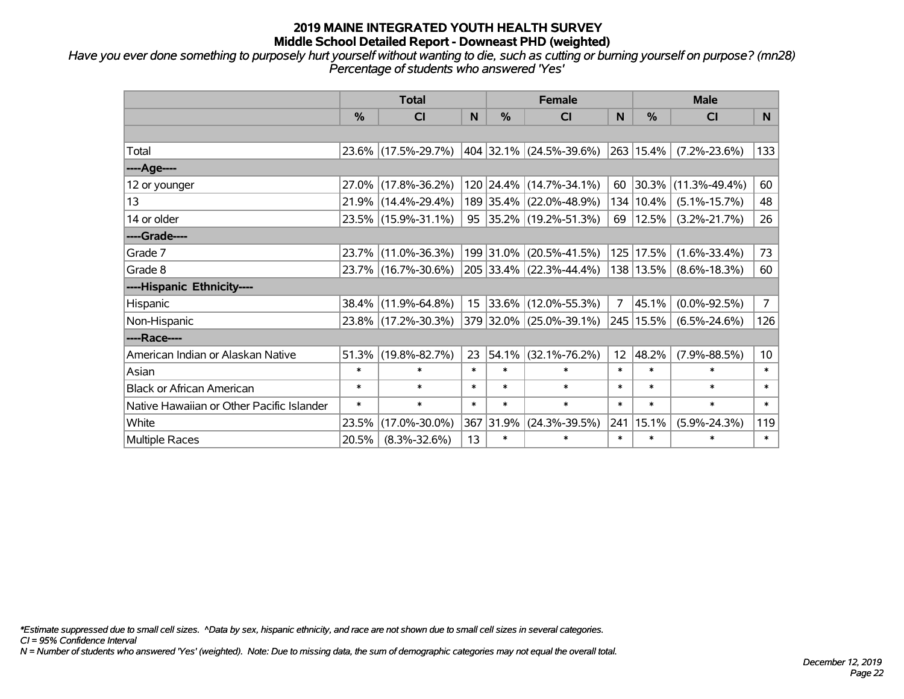# 2019 MAINE INTEGRATED YOUTH HEALTH SURVEY
## Middle School Detailed Report - Downeast PHD (weighted)

*Have you ever done something to purposely hurt yourself without wanting to die, such as cutting or burning yourself on purpose? (mn28)*
*Percentage of students who answered 'Yes'*

| | Total | | | Female | | | Male | | |
|---|---|---|---|---|---|---|---|---|---|
| | % | CI | N | % | CI | N | % | CI | N |
| | | | | | | | | | |
| Total | 23.6% | (17.5%-29.7%) | 404 | 32.1% | (24.5%-39.6%) | 263 | 15.4% | (7.2%-23.6%) | 133 |
| ----Age---- | | | | | | | | | |
| 12 or younger | 27.0% | (17.8%-36.2%) | 120 | 24.4% | (14.7%-34.1%) | 60 | 30.3% | (11.3%-49.4%) | 60 |
| 13 | 21.9% | (14.4%-29.4%) | 189 | 35.4% | (22.0%-48.9%) | 134 | 10.4% | (5.1%-15.7%) | 48 |
| 14 or older | 23.5% | (15.9%-31.1%) | 95 | 35.2% | (19.2%-51.3%) | 69 | 12.5% | (3.2%-21.7%) | 26 |
| ----Grade---- | | | | | | | | | |
| Grade 7 | 23.7% | (11.0%-36.3%) | 199 | 31.0% | (20.5%-41.5%) | 125 | 17.5% | (1.6%-33.4%) | 73 |
| Grade 8 | 23.7% | (16.7%-30.6%) | 205 | 33.4% | (22.3%-44.4%) | 138 | 13.5% | (8.6%-18.3%) | 60 |
| ----Hispanic Ethnicity---- | | | | | | | | | |
| Hispanic | 38.4% | (11.9%-64.8%) | 15 | 33.6% | (12.0%-55.3%) | 7 | 45.1% | (0.0%-92.5%) | 7 |
| Non-Hispanic | 23.8% | (17.2%-30.3%) | 379 | 32.0% | (25.0%-39.1%) | 245 | 15.5% | (6.5%-24.6%) | 126 |
| ----Race---- | | | | | | | | | |
| American Indian or Alaskan Native | 51.3% | (19.8%-82.7%) | 23 | 54.1% | (32.1%-76.2%) | 12 | 48.2% | (7.9%-88.5%) | 10 |
| Asian | * | * | * | * | * | * | * | * | * |
| Black or African American | * | * | * | * | * | * | * | * | * |
| Native Hawaiian or Other Pacific Islander | * | * | * | * | * | * | * | * | * |
| White | 23.5% | (17.0%-30.0%) | 367 | 31.9% | (24.3%-39.5%) | 241 | 15.1% | (5.9%-24.3%) | 119 |
| Multiple Races | 20.5% | (8.3%-32.6%) | 13 | * | * | * | * | * | * |

*\*Estimate suppressed due to small cell sizes. ^Data by sex, hispanic ethnicity, and race are not shown due to small cell sizes in several categories.*
*CI = 95% Confidence Interval*
*N = Number of students who answered 'Yes' (weighted). Note: Due to missing data, the sum of demographic categories may not equal the overall total.*

*December 12, 2019*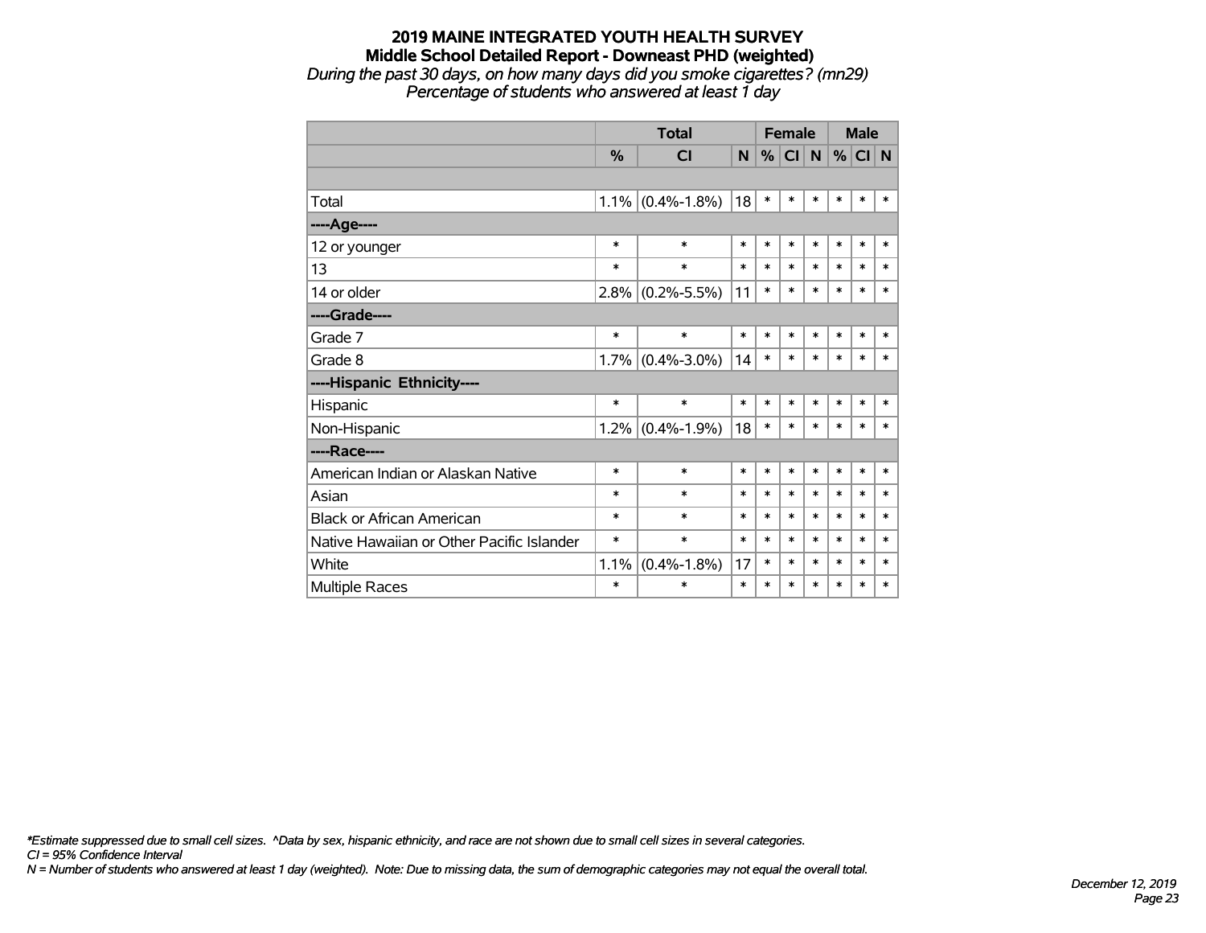# 2019 MAINE INTEGRATED YOUTH HEALTH SURVEY
## Middle School Detailed Report - Downeast PHD (weighted)
*During the past 30 days, on how many days did you smoke cigarettes? (mn29)*
*Percentage of students who answered at least 1 day*

| | Total | | | Female | | | Male | | |
|---|---|---|---|---|---|---|---|---|---|
| | % | CI | N | % | CI | N | % | CI | N |
| | | | | | | | | | |
| Total | 1.1% | (0.4%-1.8%) | 18 | * | * | * | * | * | * |
| **----Age----** | | | | | | | | | |
| 12 or younger | * | * | * | * | * | * | * | * | * |
| 13 | * | * | * | * | * | * | * | * | * |
| 14 or older | 2.8% | (0.2%-5.5%) | 11 | * | * | * | * | * | * |
| **----Grade----** | | | | | | | | | |
| Grade 7 | * | * | * | * | * | * | * | * | * |
| Grade 8 | 1.7% | (0.4%-3.0%) | 14 | * | * | * | * | * | * |
| **----Hispanic Ethnicity----** | | | | | | | | | |
| Hispanic | * | * | * | * | * | * | * | * | * |
| Non-Hispanic | 1.2% | (0.4%-1.9%) | 18 | * | * | * | * | * | * |
| **----Race----** | | | | | | | | | |
| American Indian or Alaskan Native | * | * | * | * | * | * | * | * | * |
| Asian | * | * | * | * | * | * | * | * | * |
| Black or African American | * | * | * | * | * | * | * | * | * |
| Native Hawaiian or Other Pacific Islander | * | * | * | * | * | * | * | * | * |
| White | 1.1% | (0.4%-1.8%) | 17 | * | * | * | * | * | * |
| Multiple Races | * | * | * | * | * | * | * | * | * |

*\*Estimate suppressed due to small cell sizes. ^Data by sex, hispanic ethnicity, and race are not shown due to small cell sizes in several categories.*
*CI = 95% Confidence Interval*
*N = Number of students who answered at least 1 day (weighted). Note: Due to missing data, the sum of demographic categories may not equal the overall total.*

*December 12, 2019*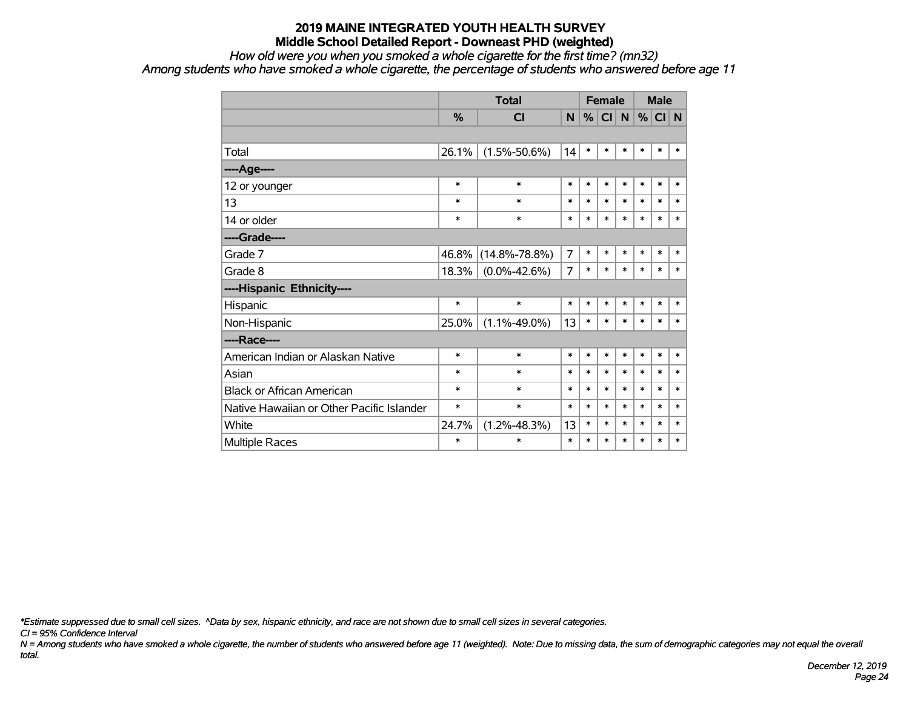# 2019 MAINE INTEGRATED YOUTH HEALTH SURVEY
## Middle School Detailed Report - Downeast PHD (weighted)

*How old were you when you smoked a whole cigarette for the first time? (mn32)*
*Among students who have smoked a whole cigarette, the percentage of students who answered before age 11*

| | Total | | | Female | | | Male | | |
|---|---|---|---|---|---|---|---|---|---|
| | % | CI | N | % | CI | N | % | CI | N |
| | | | | | | | | | |
| Total | 26.1% | (1.5%-50.6%) | 14 | * | * | * | * | * | * |
| ----Age---- | | | | | | | | | |
| 12 or younger | * | * | * | * | * | * | * | * | * |
| 13 | * | * | * | * | * | * | * | * | * |
| 14 or older | * | * | * | * | * | * | * | * | * |
| ----Grade---- | | | | | | | | | |
| Grade 7 | 46.8% | (14.8%-78.8%) | 7 | * | * | * | * | * | * |
| Grade 8 | 18.3% | (0.0%-42.6%) | 7 | * | * | * | * | * | * |
| ----Hispanic Ethnicity---- | | | | | | | | | |
| Hispanic | * | * | * | * | * | * | * | * | * |
| Non-Hispanic | 25.0% | (1.1%-49.0%) | 13 | * | * | * | * | * | * |
| ----Race---- | | | | | | | | | |
| American Indian or Alaskan Native | * | * | * | * | * | * | * | * | * |
| Asian | * | * | * | * | * | * | * | * | * |
| Black or African American | * | * | * | * | * | * | * | * | * |
| Native Hawaiian or Other Pacific Islander | * | * | * | * | * | * | * | * | * |
| White | 24.7% | (1.2%-48.3%) | 13 | * | * | * | * | * | * |
| Multiple Races | * | * | * | * | * | * | * | * | * |

*\*Estimate suppressed due to small cell sizes. ^Data by sex, hispanic ethnicity, and race are not shown due to small cell sizes in several categories.*
*CI = 95% Confidence Interval*
*N = Among students who have smoked a whole cigarette, the number of students who answered before age 11 (weighted). Note: Due to missing data, the sum of demographic categories may not equal the overall total.*

*December 12, 2019*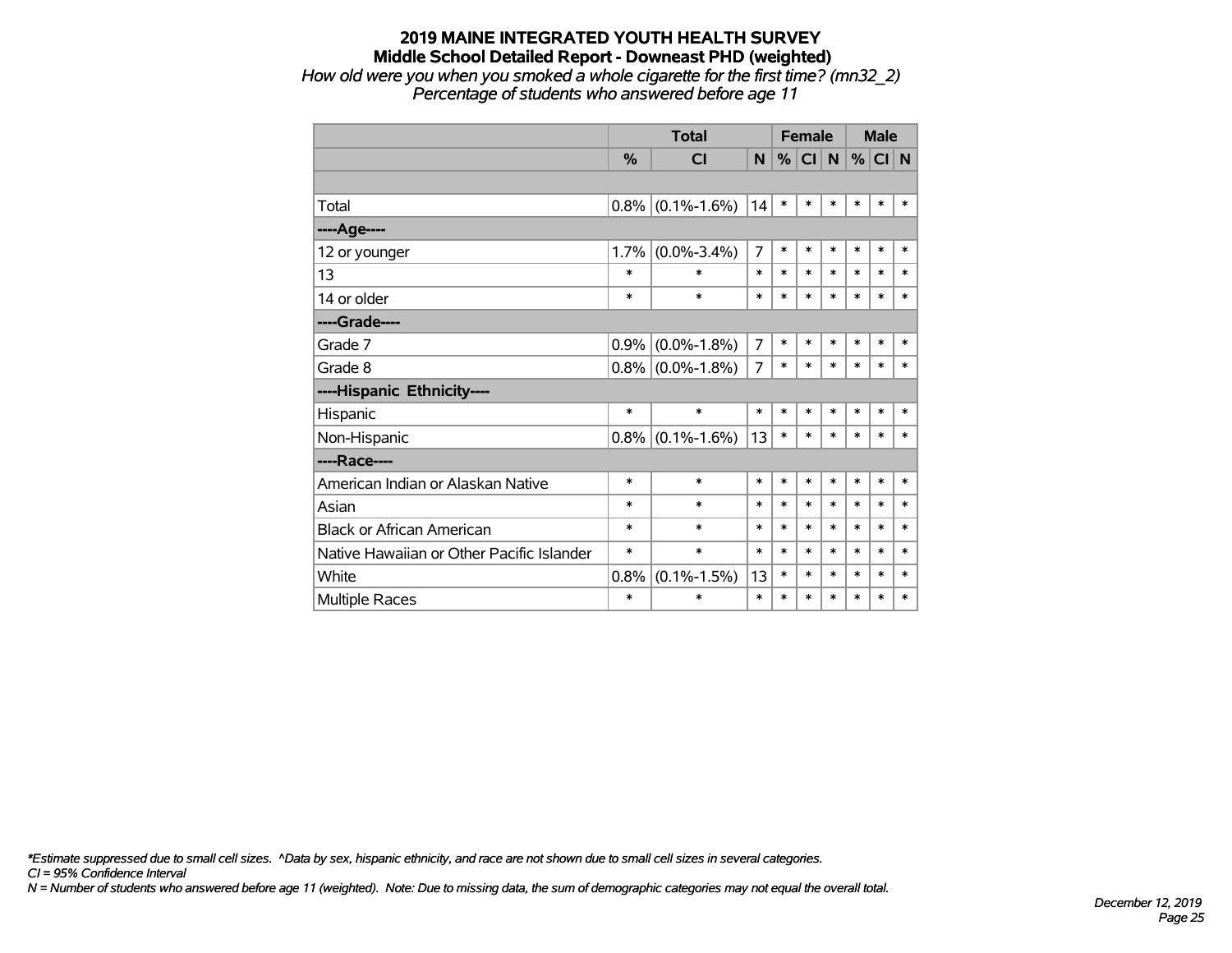# 2019 MAINE INTEGRATED YOUTH HEALTH SURVEY
## Middle School Detailed Report - Downeast PHD (weighted)
*How old were you when you smoked a whole cigarette for the first time? (mn32_2)*
*Percentage of students who answered before age 11*

| | Total | | | Female | | | Male | | |
|---|---|---|---|---|---|---|---|---|---|
| | % | CI | N | % | CI | N | % | CI | N |
| | | | | | | | | | |
| Total | 0.8% | (0.1%-1.6%) | 14 | * | * | * | * | * | * |
| ----Age---- | | | | | | | | | |
| 12 or younger | 1.7% | (0.0%-3.4%) | 7 | * | * | * | * | * | * |
| 13 | * | * | * | * | * | * | * | * | * |
| 14 or older | * | * | * | * | * | * | * | * | * |
| ----Grade---- | | | | | | | | | |
| Grade 7 | 0.9% | (0.0%-1.8%) | 7 | * | * | * | * | * | * |
| Grade 8 | 0.8% | (0.0%-1.8%) | 7 | * | * | * | * | * | * |
| ----Hispanic Ethnicity---- | | | | | | | | | |
| Hispanic | * | * | * | * | * | * | * | * | * |
| Non-Hispanic | 0.8% | (0.1%-1.6%) | 13 | * | * | * | * | * | * |
| ----Race---- | | | | | | | | | |
| American Indian or Alaskan Native | * | * | * | * | * | * | * | * | * |
| Asian | * | * | * | * | * | * | * | * | * |
| Black or African American | * | * | * | * | * | * | * | * | * |
| Native Hawaiian or Other Pacific Islander | * | * | * | * | * | * | * | * | * |
| White | 0.8% | (0.1%-1.5%) | 13 | * | * | * | * | * | * |
| Multiple Races | * | * | * | * | * | * | * | * | * |

*\*Estimate suppressed due to small cell sizes. ^Data by sex, hispanic ethnicity, and race are not shown due to small cell sizes in several categories.*
*CI = 95% Confidence Interval*
*N = Number of students who answered before age 11 (weighted). Note: Due to missing data, the sum of demographic categories may not equal the overall total.*

*December 12, 2019*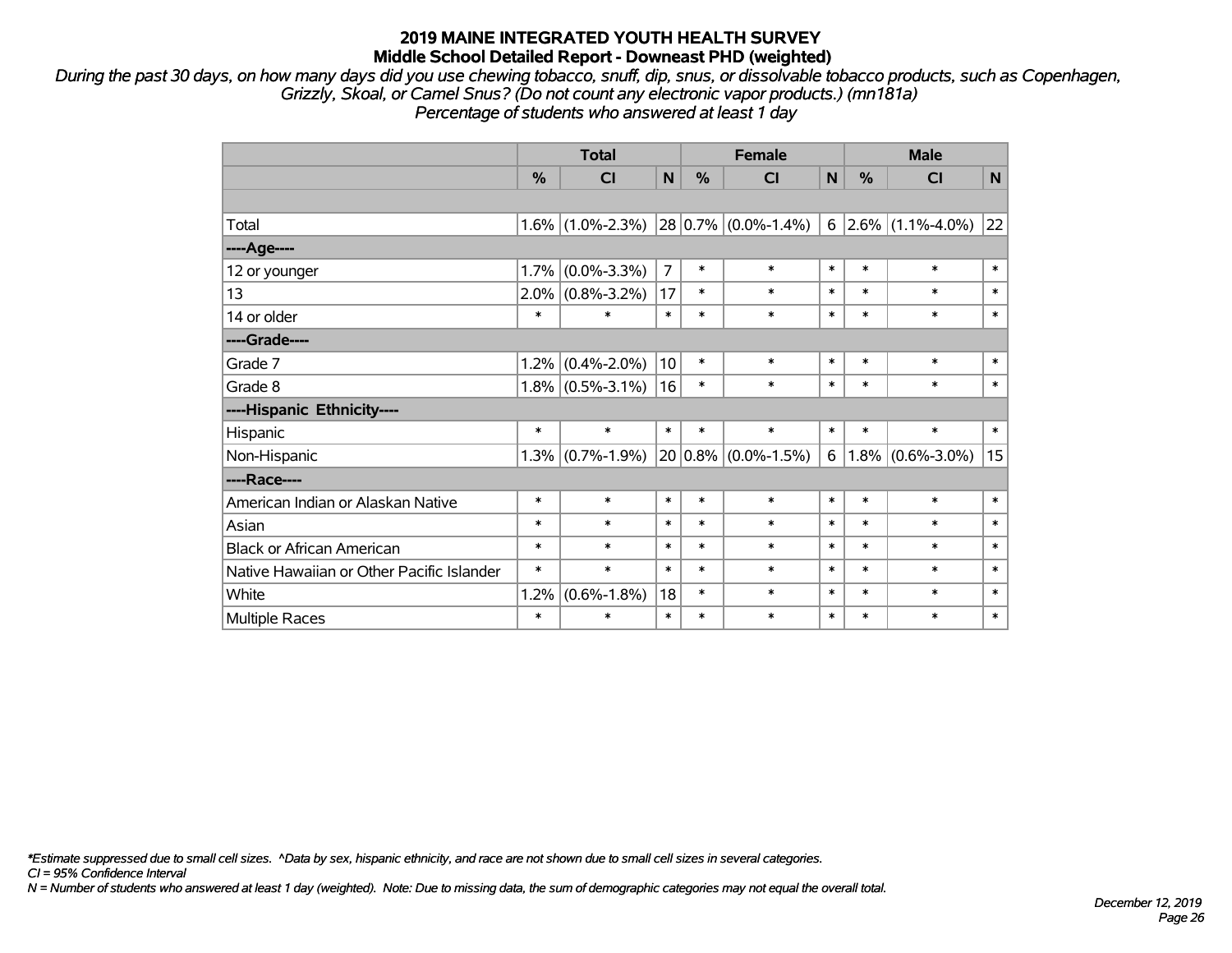# 2019 MAINE INTEGRATED YOUTH HEALTH SURVEY

## Middle School Detailed Report - Downeast PHD (weighted)

*During the past 30 days, on how many days did you use chewing tobacco, snuff, dip, snus, or dissolvable tobacco products, such as Copenhagen, Grizzly, Skoal, or Camel Snus? (Do not count any electronic vapor products.) (mn181a)*
*Percentage of students who answered at least 1 day*

| | Total | | | Female | | | Male | | |
|---|---|---|---|---|---|---|---|---|---|
| | % | CI | N | % | CI | N | % | CI | N |
| | | | | | | | | | |
| Total | 1.6% | (1.0%-2.3%) | 28 | 0.7% | (0.0%-1.4%) | 6 | 2.6% | (1.1%-4.0%) | 22 |
| ----Age---- | | | | | | | | | |
| 12 or younger | 1.7% | (0.0%-3.3%) | 7 | * | * | * | * | * | * |
| 13 | 2.0% | (0.8%-3.2%) | 17 | * | * | * | * | * | * |
| 14 or older | * | * | * | * | * | * | * | * | * |
| ----Grade---- | | | | | | | | | |
| Grade 7 | 1.2% | (0.4%-2.0%) | 10 | * | * | * | * | * | * |
| Grade 8 | 1.8% | (0.5%-3.1%) | 16 | * | * | * | * | * | * |
| ----Hispanic Ethnicity---- | | | | | | | | | |
| Hispanic | * | * | * | * | * | * | * | * | * |
| Non-Hispanic | 1.3% | (0.7%-1.9%) | 20 | 0.8% | (0.0%-1.5%) | 6 | 1.8% | (0.6%-3.0%) | 15 |
| ----Race---- | | | | | | | | | |
| American Indian or Alaskan Native | * | * | * | * | * | * | * | * | * |
| Asian | * | * | * | * | * | * | * | * | * |
| Black or African American | * | * | * | * | * | * | * | * | * |
| Native Hawaiian or Other Pacific Islander | * | * | * | * | * | * | * | * | * |
| White | 1.2% | (0.6%-1.8%) | 18 | * | * | * | * | * | * |
| Multiple Races | * | * | * | * | * | * | * | * | * |

*\*Estimate suppressed due to small cell sizes. ^Data by sex, hispanic ethnicity, and race are not shown due to small cell sizes in several categories.*
*CI = 95% Confidence Interval*
*N = Number of students who answered at least 1 day (weighted). Note: Due to missing data, the sum of demographic categories may not equal the overall total.*

*December 12, 2019*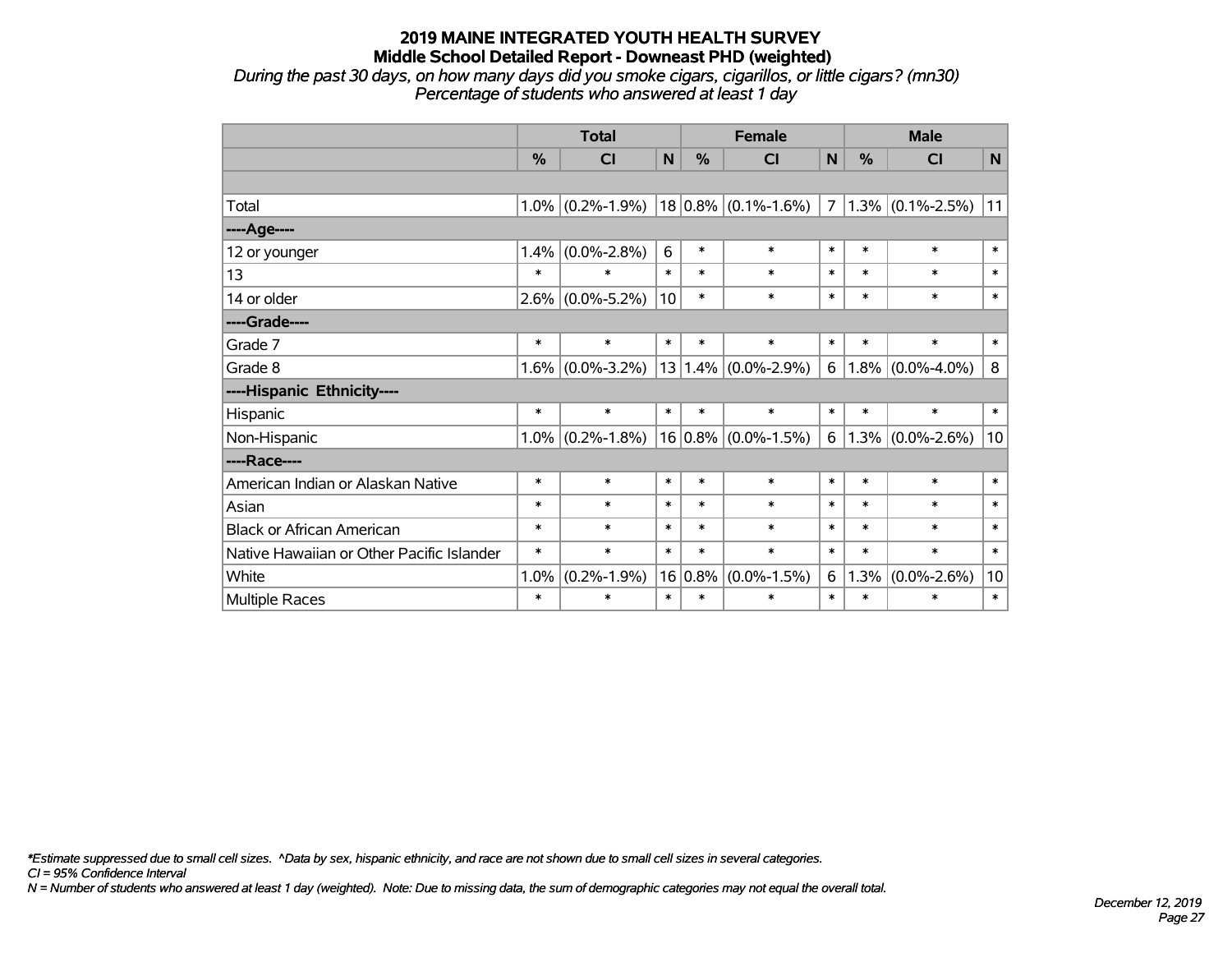# 2019 MAINE INTEGRATED YOUTH HEALTH SURVEY
## Middle School Detailed Report - Downeast PHD (weighted)

*During the past 30 days, on how many days did you smoke cigars, cigarillos, or little cigars? (mn30)*
*Percentage of students who answered at least 1 day*

| | Total | | | Female | | | Male | | |
|---|---|---|---|---|---|---|---|---|---|
| | % | CI | N | % | CI | N | % | CI | N |
| Total | 1.0% | (0.2%-1.9%) | 18 | 0.8% | (0.1%-1.6%) | 7 | 1.3% | (0.1%-2.5%) | 11 |
| ----Age---- | | | | | | | | | |
| 12 or younger | 1.4% | (0.0%-2.8%) | 6 | * | * | * | * | * | * |
| 13 | * | * | * | * | * | * | * | * | * |
| 14 or older | 2.6% | (0.0%-5.2%) | 10 | * | * | * | * | * | * |
| ----Grade---- | | | | | | | | | |
| Grade 7 | * | * | * | * | * | * | * | * | * |
| Grade 8 | 1.6% | (0.0%-3.2%) | 13 | 1.4% | (0.0%-2.9%) | 6 | 1.8% | (0.0%-4.0%) | 8 |
| ----Hispanic Ethnicity---- | | | | | | | | | |
| Hispanic | * | * | * | * | * | * | * | * | * |
| Non-Hispanic | 1.0% | (0.2%-1.8%) | 16 | 0.8% | (0.0%-1.5%) | 6 | 1.3% | (0.0%-2.6%) | 10 |
| ----Race---- | | | | | | | | | |
| American Indian or Alaskan Native | * | * | * | * | * | * | * | * | * |
| Asian | * | * | * | * | * | * | * | * | * |
| Black or African American | * | * | * | * | * | * | * | * | * |
| Native Hawaiian or Other Pacific Islander | * | * | * | * | * | * | * | * | * |
| White | 1.0% | (0.2%-1.9%) | 16 | 0.8% | (0.0%-1.5%) | 6 | 1.3% | (0.0%-2.6%) | 10 |
| Multiple Races | * | * | * | * | * | * | * | * | * |

*\*Estimate suppressed due to small cell sizes. ^Data by sex, hispanic ethnicity, and race are not shown due to small cell sizes in several categories.*
*CI = 95% Confidence Interval*
*N = Number of students who answered at least 1 day (weighted). Note: Due to missing data, the sum of demographic categories may not equal the overall total.*

*December 12, 2019*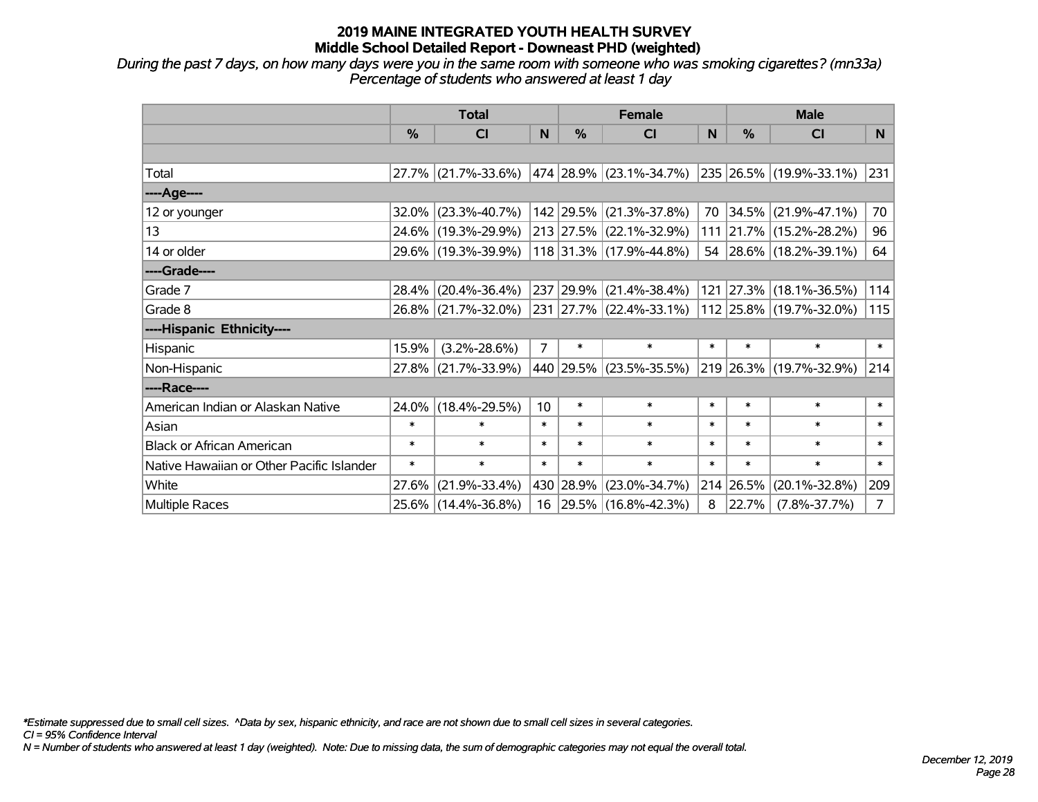# 2019 MAINE INTEGRATED YOUTH HEALTH SURVEY
## Middle School Detailed Report - Downeast PHD (weighted)

*During the past 7 days, on how many days were you in the same room with someone who was smoking cigarettes? (mn33a)*
*Percentage of students who answered at least 1 day*

| | Total | | | Female | | | Male | | |
|---|---|---|---|---|---|---|---|---|---|
| | % | CI | N | % | CI | N | % | CI | N |
| Total | 27.7% | (21.7%-33.6%) | 474 | 28.9% | (23.1%-34.7%) | 235 | 26.5% | (19.9%-33.1%) | 231 |
| ----Age---- | | | | | | | | | |
| 12 or younger | 32.0% | (23.3%-40.7%) | 142 | 29.5% | (21.3%-37.8%) | 70 | 34.5% | (21.9%-47.1%) | 70 |
| 13 | 24.6% | (19.3%-29.9%) | 213 | 27.5% | (22.1%-32.9%) | 111 | 21.7% | (15.2%-28.2%) | 96 |
| 14 or older | 29.6% | (19.3%-39.9%) | 118 | 31.3% | (17.9%-44.8%) | 54 | 28.6% | (18.2%-39.1%) | 64 |
| ----Grade---- | | | | | | | | | |
| Grade 7 | 28.4% | (20.4%-36.4%) | 237 | 29.9% | (21.4%-38.4%) | 121 | 27.3% | (18.1%-36.5%) | 114 |
| Grade 8 | 26.8% | (21.7%-32.0%) | 231 | 27.7% | (22.4%-33.1%) | 112 | 25.8% | (19.7%-32.0%) | 115 |
| ----Hispanic Ethnicity---- | | | | | | | | | |
| Hispanic | 15.9% | (3.2%-28.6%) | 7 | * | * | * | * | * | * |
| Non-Hispanic | 27.8% | (21.7%-33.9%) | 440 | 29.5% | (23.5%-35.5%) | 219 | 26.3% | (19.7%-32.9%) | 214 |
| ----Race---- | | | | | | | | | |
| American Indian or Alaskan Native | 24.0% | (18.4%-29.5%) | 10 | * | * | * | * | * | * |
| Asian | * | * | * | * | * | * | * | * | * |
| Black or African American | * | * | * | * | * | * | * | * | * |
| Native Hawaiian or Other Pacific Islander | * | * | * | * | * | * | * | * | * |
| White | 27.6% | (21.9%-33.4%) | 430 | 28.9% | (23.0%-34.7%) | 214 | 26.5% | (20.1%-32.8%) | 209 |
| Multiple Races | 25.6% | (14.4%-36.8%) | 16 | 29.5% | (16.8%-42.3%) | 8 | 22.7% | (7.8%-37.7%) | 7 |

*\*Estimate suppressed due to small cell sizes. ^Data by sex, hispanic ethnicity, and race are not shown due to small cell sizes in several categories.*
*CI = 95% Confidence Interval*
*N = Number of students who answered at least 1 day (weighted). Note: Due to missing data, the sum of demographic categories may not equal the overall total.*

*December 12, 2019*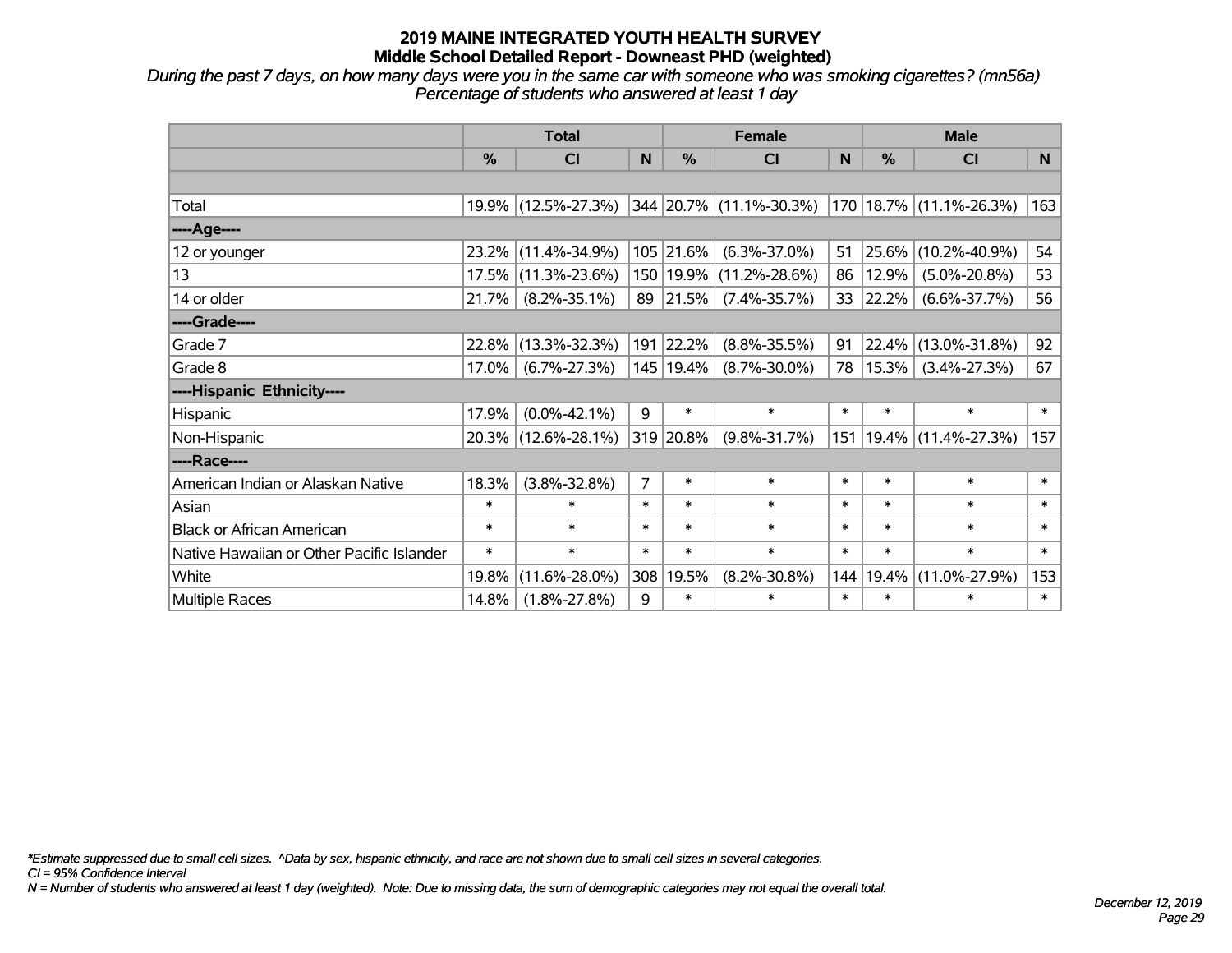# 2019 MAINE INTEGRATED YOUTH HEALTH SURVEY

## Middle School Detailed Report - Downeast PHD (weighted)

*During the past 7 days, on how many days were you in the same car with someone who was smoking cigarettes? (mn56a)*
*Percentage of students who answered at least 1 day*

| | Total | | | Female | | | Male | | |
|---|---|---|---|---|---|---|---|---|---|
| | % | CI | N | % | CI | N | % | CI | N |
| | | | | | | | | | |
| Total | 19.9% | (12.5%-27.3%) | 344 | 20.7% | (11.1%-30.3%) | 170 | 18.7% | (11.1%-26.3%) | 163 |
| ----Age---- | | | | | | | | | |
| 12 or younger | 23.2% | (11.4%-34.9%) | 105 | 21.6% | (6.3%-37.0%) | 51 | 25.6% | (10.2%-40.9%) | 54 |
| 13 | 17.5% | (11.3%-23.6%) | 150 | 19.9% | (11.2%-28.6%) | 86 | 12.9% | (5.0%-20.8%) | 53 |
| 14 or older | 21.7% | (8.2%-35.1%) | 89 | 21.5% | (7.4%-35.7%) | 33 | 22.2% | (6.6%-37.7%) | 56 |
| ----Grade---- | | | | | | | | | |
| Grade 7 | 22.8% | (13.3%-32.3%) | 191 | 22.2% | (8.8%-35.5%) | 91 | 22.4% | (13.0%-31.8%) | 92 |
| Grade 8 | 17.0% | (6.7%-27.3%) | 145 | 19.4% | (8.7%-30.0%) | 78 | 15.3% | (3.4%-27.3%) | 67 |
| ----Hispanic Ethnicity---- | | | | | | | | | |
| Hispanic | 17.9% | (0.0%-42.1%) | 9 | * | * | * | * | * | * |
| Non-Hispanic | 20.3% | (12.6%-28.1%) | 319 | 20.8% | (9.8%-31.7%) | 151 | 19.4% | (11.4%-27.3%) | 157 |
| ----Race---- | | | | | | | | | |
| American Indian or Alaskan Native | 18.3% | (3.8%-32.8%) | 7 | * | * | * | * | * | * |
| Asian | * | * | * | * | * | * | * | * | * |
| Black or African American | * | * | * | * | * | * | * | * | * |
| Native Hawaiian or Other Pacific Islander | * | * | * | * | * | * | * | * | * |
| White | 19.8% | (11.6%-28.0%) | 308 | 19.5% | (8.2%-30.8%) | 144 | 19.4% | (11.0%-27.9%) | 153 |
| Multiple Races | 14.8% | (1.8%-27.8%) | 9 | * | * | * | * | * | * |

*\*Estimate suppressed due to small cell sizes. ^Data by sex, hispanic ethnicity, and race are not shown due to small cell sizes in several categories.*
*CI = 95% Confidence Interval*
*N = Number of students who answered at least 1 day (weighted). Note: Due to missing data, the sum of demographic categories may not equal the overall total.*

*December 12, 2019*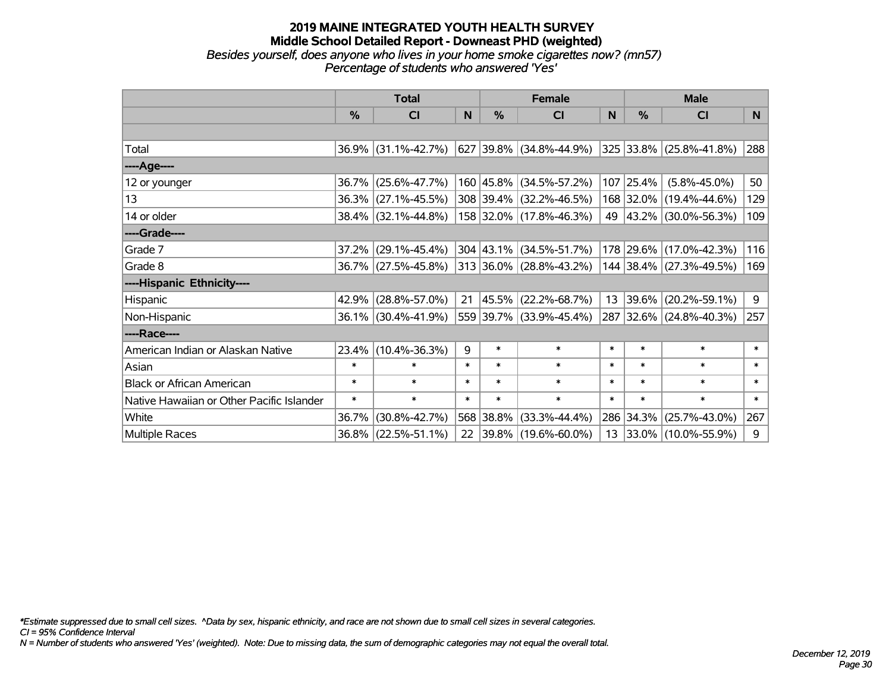# 2019 MAINE INTEGRATED YOUTH HEALTH SURVEY
## Middle School Detailed Report - Downeast PHD (weighted)
*Besides yourself, does anyone who lives in your home smoke cigarettes now? (mn57)*
*Percentage of students who answered 'Yes'*

| | Total | | | Female | | | Male | | |
|---|---|---|---|---|---|---|---|---|---|
| | % | CI | N | % | CI | N | % | CI | N |
| Total | 36.9% | (31.1%-42.7%) | 627 | 39.8% | (34.8%-44.9%) | 325 | 33.8% | (25.8%-41.8%) | 288 |
| ----Age---- | | | | | | | | | |
| 12 or younger | 36.7% | (25.6%-47.7%) | 160 | 45.8% | (34.5%-57.2%) | 107 | 25.4% | (5.8%-45.0%) | 50 |
| 13 | 36.3% | (27.1%-45.5%) | 308 | 39.4% | (32.2%-46.5%) | 168 | 32.0% | (19.4%-44.6%) | 129 |
| 14 or older | 38.4% | (32.1%-44.8%) | 158 | 32.0% | (17.8%-46.3%) | 49 | 43.2% | (30.0%-56.3%) | 109 |
| ----Grade---- | | | | | | | | | |
| Grade 7 | 37.2% | (29.1%-45.4%) | 304 | 43.1% | (34.5%-51.7%) | 178 | 29.6% | (17.0%-42.3%) | 116 |
| Grade 8 | 36.7% | (27.5%-45.8%) | 313 | 36.0% | (28.8%-43.2%) | 144 | 38.4% | (27.3%-49.5%) | 169 |
| ----Hispanic Ethnicity---- | | | | | | | | | |
| Hispanic | 42.9% | (28.8%-57.0%) | 21 | 45.5% | (22.2%-68.7%) | 13 | 39.6% | (20.2%-59.1%) | 9 |
| Non-Hispanic | 36.1% | (30.4%-41.9%) | 559 | 39.7% | (33.9%-45.4%) | 287 | 32.6% | (24.8%-40.3%) | 257 |
| ----Race---- | | | | | | | | | |
| American Indian or Alaskan Native | 23.4% | (10.4%-36.3%) | 9 | * | * | * | * | * | * |
| Asian | * | * | * | * | * | * | * | * | * |
| Black or African American | * | * | * | * | * | * | * | * | * |
| Native Hawaiian or Other Pacific Islander | * | * | * | * | * | * | * | * | * |
| White | 36.7% | (30.8%-42.7%) | 568 | 38.8% | (33.3%-44.4%) | 286 | 34.3% | (25.7%-43.0%) | 267 |
| Multiple Races | 36.8% | (22.5%-51.1%) | 22 | 39.8% | (19.6%-60.0%) | 13 | 33.0% | (10.0%-55.9%) | 9 |

*\*Estimate suppressed due to small cell sizes. ^Data by sex, hispanic ethnicity, and race are not shown due to small cell sizes in several categories.*
*CI = 95% Confidence Interval*
*N = Number of students who answered 'Yes' (weighted). Note: Due to missing data, the sum of demographic categories may not equal the overall total.*

*December 12, 2019*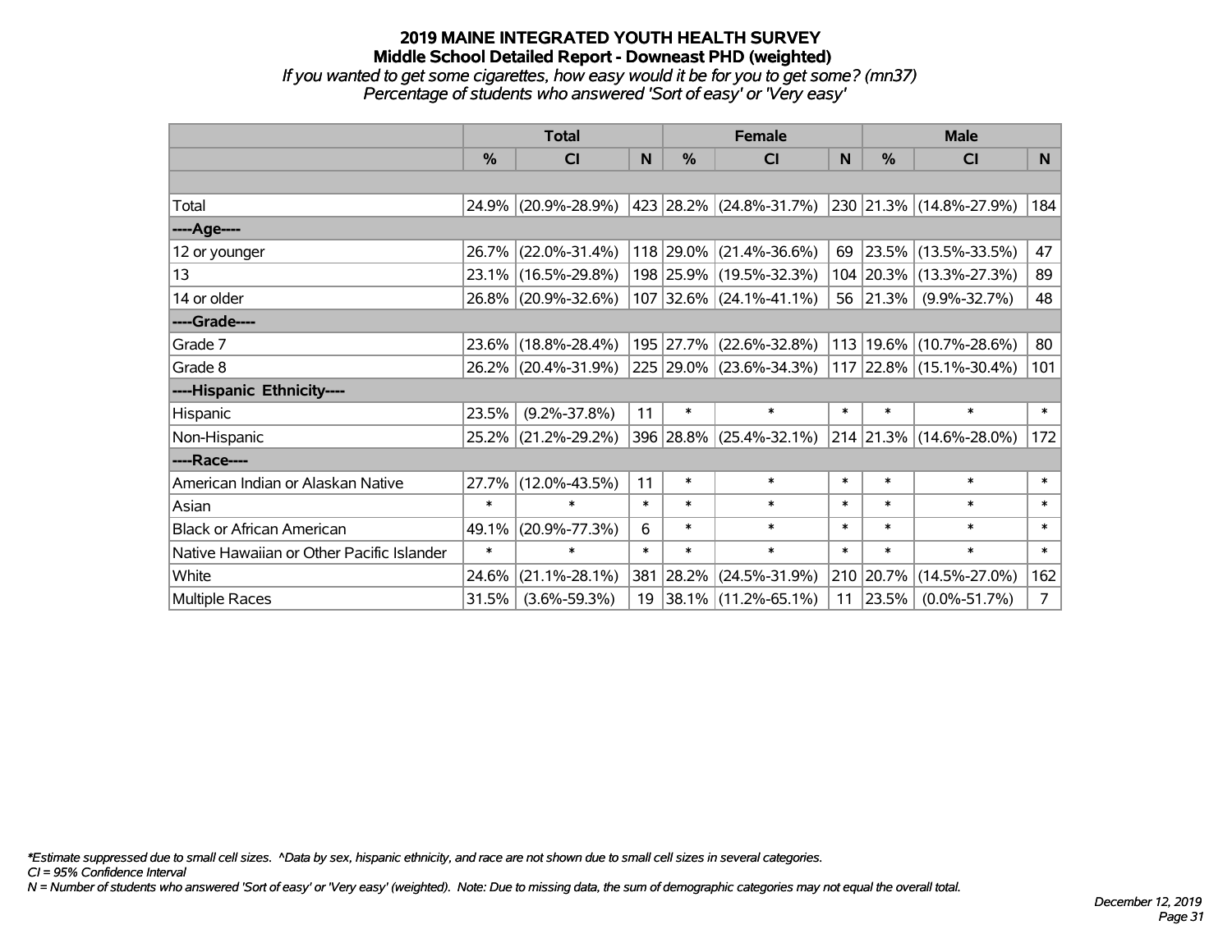# 2019 MAINE INTEGRATED YOUTH HEALTH SURVEY

## Middle School Detailed Report - Downeast PHD (weighted)

*If you wanted to get some cigarettes, how easy would it be for you to get some? (mn37)*

*Percentage of students who answered 'Sort of easy' or 'Very easy'*

| | Total | | | Female | | | Male | | |
|---|---|---|---|---|---|---|---|---|---|
| | % | CI | N | % | CI | N | % | CI | N |
| Total | 24.9% | (20.9%-28.9%) | 423 | 28.2% | (24.8%-31.7%) | 230 | 21.3% | (14.8%-27.9%) | 184 |
| ----Age---- | | | | | | | | | |
| 12 or younger | 26.7% | (22.0%-31.4%) | 118 | 29.0% | (21.4%-36.6%) | 69 | 23.5% | (13.5%-33.5%) | 47 |
| 13 | 23.1% | (16.5%-29.8%) | 198 | 25.9% | (19.5%-32.3%) | 104 | 20.3% | (13.3%-27.3%) | 89 |
| 14 or older | 26.8% | (20.9%-32.6%) | 107 | 32.6% | (24.1%-41.1%) | 56 | 21.3% | (9.9%-32.7%) | 48 |
| ----Grade---- | | | | | | | | | |
| Grade 7 | 23.6% | (18.8%-28.4%) | 195 | 27.7% | (22.6%-32.8%) | 113 | 19.6% | (10.7%-28.6%) | 80 |
| Grade 8 | 26.2% | (20.4%-31.9%) | 225 | 29.0% | (23.6%-34.3%) | 117 | 22.8% | (15.1%-30.4%) | 101 |
| ----Hispanic Ethnicity---- | | | | | | | | | |
| Hispanic | 23.5% | (9.2%-37.8%) | 11 | * | * | * | * | * | * |
| Non-Hispanic | 25.2% | (21.2%-29.2%) | 396 | 28.8% | (25.4%-32.1%) | 214 | 21.3% | (14.6%-28.0%) | 172 |
| ----Race---- | | | | | | | | | |
| American Indian or Alaskan Native | 27.7% | (12.0%-43.5%) | 11 | * | * | * | * | * | * |
| Asian | * | * | * | * | * | * | * | * | * |
| Black or African American | 49.1% | (20.9%-77.3%) | 6 | * | * | * | * | * | * |
| Native Hawaiian or Other Pacific Islander | * | * | * | * | * | * | * | * | * |
| White | 24.6% | (21.1%-28.1%) | 381 | 28.2% | (24.5%-31.9%) | 210 | 20.7% | (14.5%-27.0%) | 162 |
| Multiple Races | 31.5% | (3.6%-59.3%) | 19 | 38.1% | (11.2%-65.1%) | 11 | 23.5% | (0.0%-51.7%) | 7 |

*Estimate suppressed due to small cell sizes. ^Data by sex, hispanic ethnicity, and race are not shown due to small cell sizes in several categories.

CI = 95% Confidence Interval

N = Number of students who answered 'Sort of easy' or 'Very easy' (weighted). Note: Due to missing data, the sum of demographic categories may not equal the overall total.

December 12, 2019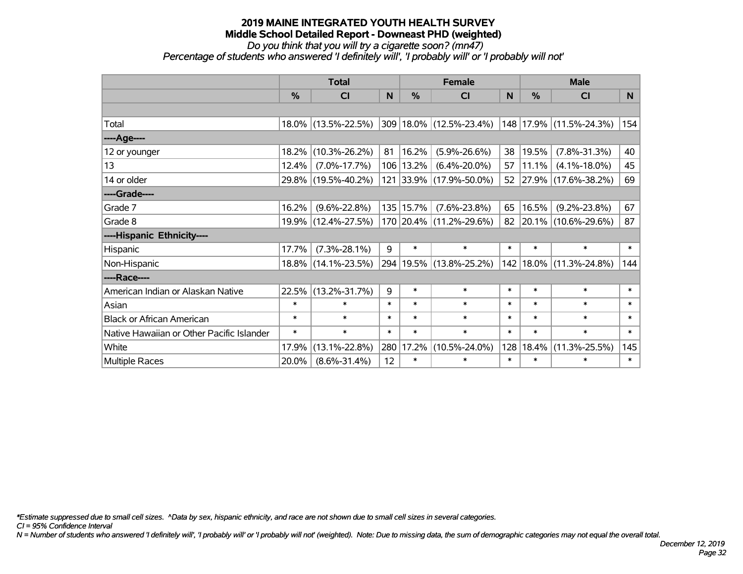# 2019 MAINE INTEGRATED YOUTH HEALTH SURVEY
## Middle School Detailed Report - Downeast PHD (weighted)
*Do you think that you will try a cigarette soon? (mn47)*
*Percentage of students who answered 'I definitely will', 'I probably will' or 'I probably will not'*

| | Total | | | Female | | | Male | | |
|---|---|---|---|---|---|---|---|---|---|
| | % | CI | N | % | CI | N | % | CI | N |
| Total | 18.0% | (13.5%-22.5%) | 309 | 18.0% | (12.5%-23.4%) | 148 | 17.9% | (11.5%-24.3%) | 154 |
| ----Age---- | | | | | | | | | |
| 12 or younger | 18.2% | (10.3%-26.2%) | 81 | 16.2% | (5.9%-26.6%) | 38 | 19.5% | (7.8%-31.3%) | 40 |
| 13 | 12.4% | (7.0%-17.7%) | 106 | 13.2% | (6.4%-20.0%) | 57 | 11.1% | (4.1%-18.0%) | 45 |
| 14 or older | 29.8% | (19.5%-40.2%) | 121 | 33.9% | (17.9%-50.0%) | 52 | 27.9% | (17.6%-38.2%) | 69 |
| ----Grade---- | | | | | | | | | |
| Grade 7 | 16.2% | (9.6%-22.8%) | 135 | 15.7% | (7.6%-23.8%) | 65 | 16.5% | (9.2%-23.8%) | 67 |
| Grade 8 | 19.9% | (12.4%-27.5%) | 170 | 20.4% | (11.2%-29.6%) | 82 | 20.1% | (10.6%-29.6%) | 87 |
| ----Hispanic Ethnicity---- | | | | | | | | | |
| Hispanic | 17.7% | (7.3%-28.1%) | 9 | * | * | * | * | * | * |
| Non-Hispanic | 18.8% | (14.1%-23.5%) | 294 | 19.5% | (13.8%-25.2%) | 142 | 18.0% | (11.3%-24.8%) | 144 |
| ----Race---- | | | | | | | | | |
| American Indian or Alaskan Native | 22.5% | (13.2%-31.7%) | 9 | * | * | * | * | * | * |
| Asian | * | * | * | * | * | * | * | * | * |
| Black or African American | * | * | * | * | * | * | * | * | * |
| Native Hawaiian or Other Pacific Islander | * | * | * | * | * | * | * | * | * |
| White | 17.9% | (13.1%-22.8%) | 280 | 17.2% | (10.5%-24.0%) | 128 | 18.4% | (11.3%-25.5%) | 145 |
| Multiple Races | 20.0% | (8.6%-31.4%) | 12 | * | * | * | * | * | * |

*\*Estimate suppressed due to small cell sizes. ^Data by sex, hispanic ethnicity, and race are not shown due to small cell sizes in several categories.*
*CI = 95% Confidence Interval*
*N = Number of students who answered 'I definitely will', 'I probably will' or 'I probably will not' (weighted). Note: Due to missing data, the sum of demographic categories may not equal the overall total.*

*December 12, 2019*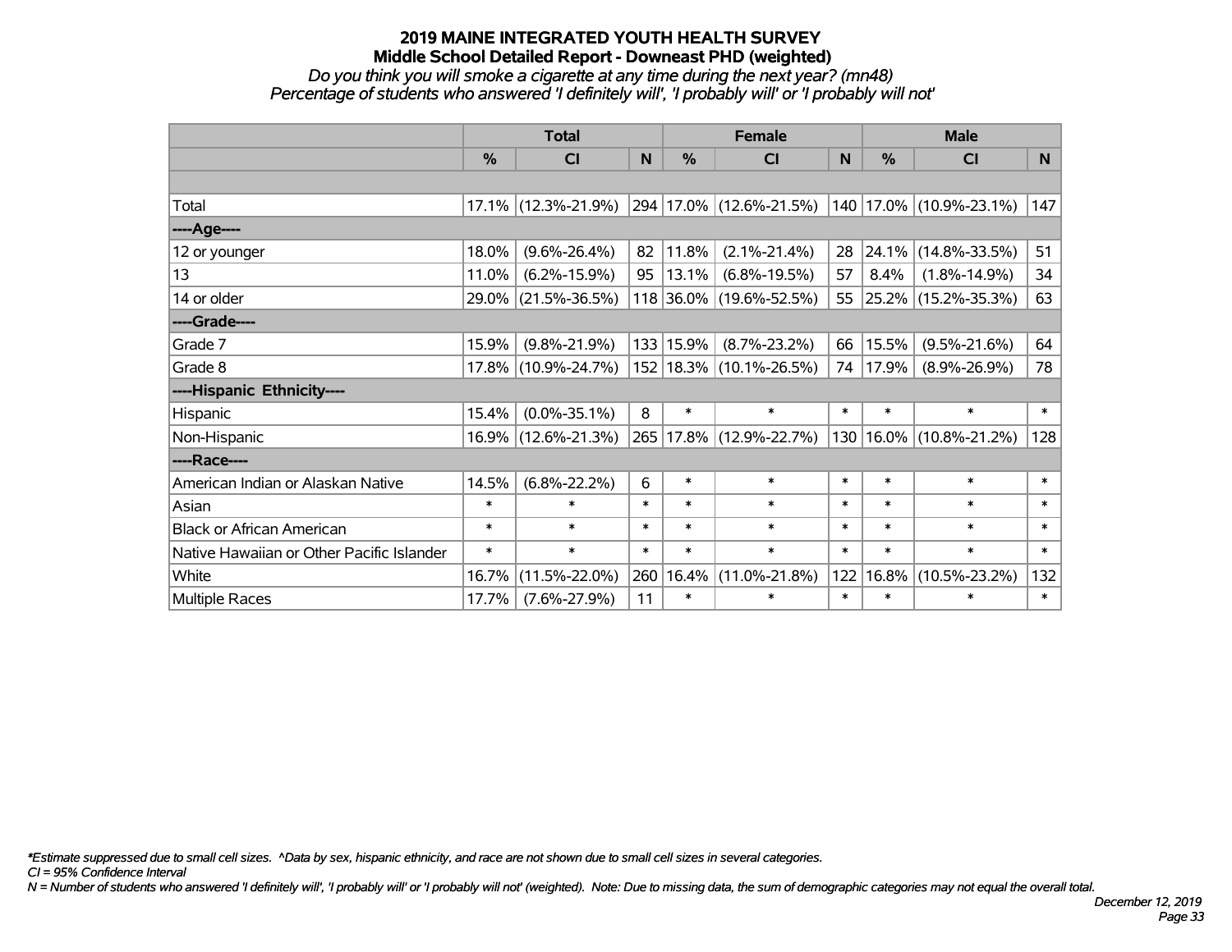# 2019 MAINE INTEGRATED YOUTH HEALTH SURVEY

## Middle School Detailed Report - Downeast PHD (weighted)

*Do you think you will smoke a cigarette at any time during the next year? (mn48)*

*Percentage of students who answered 'I definitely will', 'I probably will' or 'I probably will not'*

| | Total | | | Female | | | Male | | |
|---|---|---|---|---|---|---|---|---|---|
| | % | CI | N | % | CI | N | % | CI | N |
| Total | 17.1% | (12.3%-21.9%) | 294 | 17.0% | (12.6%-21.5%) | 140 | 17.0% | (10.9%-23.1%) | 147 |
| ----Age---- | | | | | | | | | |
| 12 or younger | 18.0% | (9.6%-26.4%) | 82 | 11.8% | (2.1%-21.4%) | 28 | 24.1% | (14.8%-33.5%) | 51 |
| 13 | 11.0% | (6.2%-15.9%) | 95 | 13.1% | (6.8%-19.5%) | 57 | 8.4% | (1.8%-14.9%) | 34 |
| 14 or older | 29.0% | (21.5%-36.5%) | 118 | 36.0% | (19.6%-52.5%) | 55 | 25.2% | (15.2%-35.3%) | 63 |
| ----Grade---- | | | | | | | | | |
| Grade 7 | 15.9% | (9.8%-21.9%) | 133 | 15.9% | (8.7%-23.2%) | 66 | 15.5% | (9.5%-21.6%) | 64 |
| Grade 8 | 17.8% | (10.9%-24.7%) | 152 | 18.3% | (10.1%-26.5%) | 74 | 17.9% | (8.9%-26.9%) | 78 |
| ----Hispanic Ethnicity---- | | | | | | | | | |
| Hispanic | 15.4% | (0.0%-35.1%) | 8 | * | * | * | * | * | * |
| Non-Hispanic | 16.9% | (12.6%-21.3%) | 265 | 17.8% | (12.9%-22.7%) | 130 | 16.0% | (10.8%-21.2%) | 128 |
| ----Race---- | | | | | | | | | |
| American Indian or Alaskan Native | 14.5% | (6.8%-22.2%) | 6 | * | * | * | * | * | * |
| Asian | * | * | * | * | * | * | * | * | * |
| Black or African American | * | * | * | * | * | * | * | * | * |
| Native Hawaiian or Other Pacific Islander | * | * | * | * | * | * | * | * | * |
| White | 16.7% | (11.5%-22.0%) | 260 | 16.4% | (11.0%-21.8%) | 122 | 16.8% | (10.5%-23.2%) | 132 |
| Multiple Races | 17.7% | (7.6%-27.9%) | 11 | * | * | * | * | * | * |

*\*Estimate suppressed due to small cell sizes. ^Data by sex, hispanic ethnicity, and race are not shown due to small cell sizes in several categories.*

*CI = 95% Confidence Interval*

*N = Number of students who answered 'I definitely will', 'I probably will' or 'I probably will not' (weighted). Note: Due to missing data, the sum of demographic categories may not equal the overall total.*

*December 12, 2019*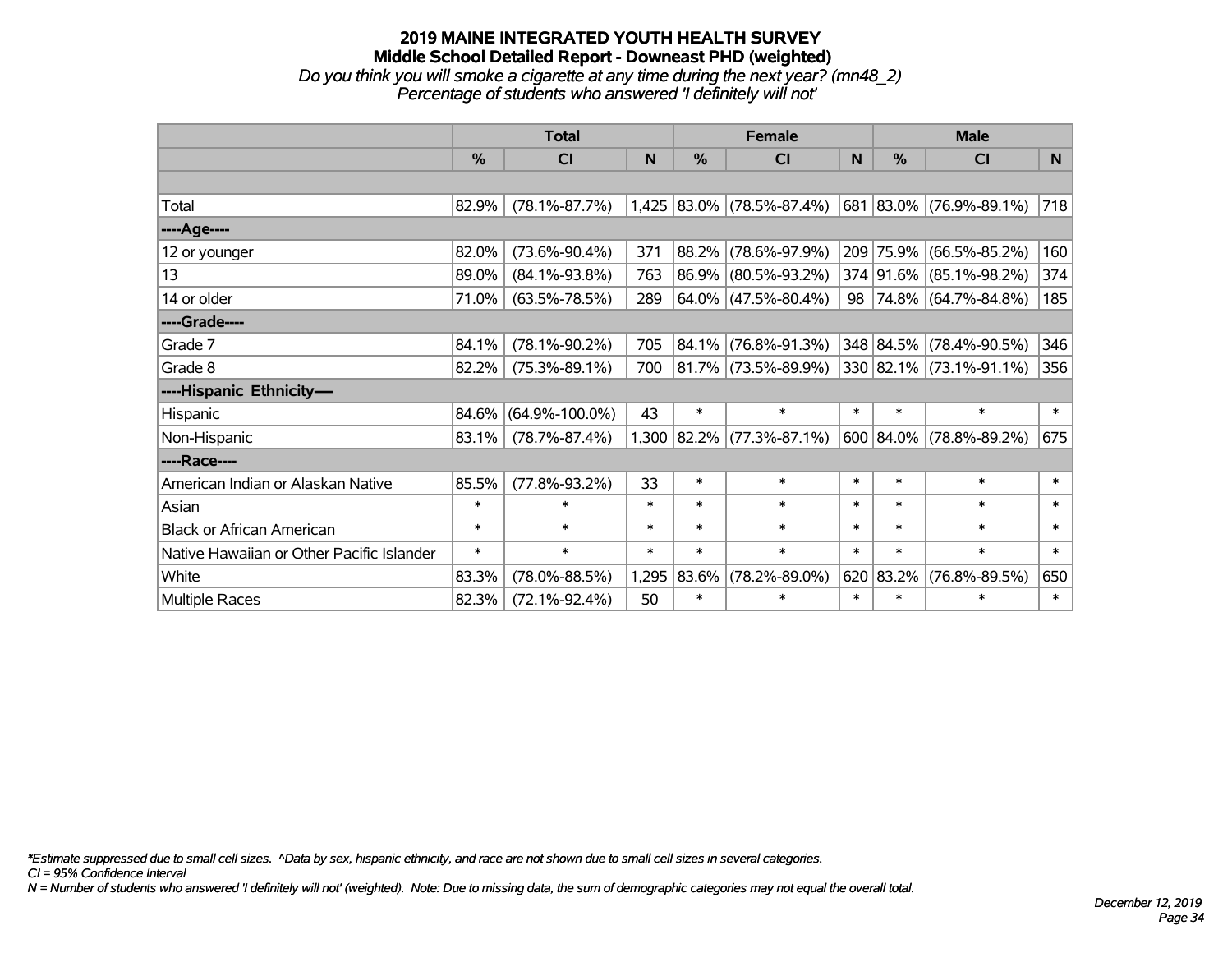# 2019 MAINE INTEGRATED YOUTH HEALTH SURVEY
## Middle School Detailed Report - Downeast PHD (weighted)
*Do you think you will smoke a cigarette at any time during the next year? (mn48_2)*
*Percentage of students who answered 'I definitely will not'*

| | Total | | | Female | | | Male | | |
|---|---|---|---|---|---|---|---|---|---|
| | % | CI | N | % | CI | N | % | CI | N |
| Total | 82.9% | (78.1%-87.7%) | 1,425 | 83.0% | (78.5%-87.4%) | 681 | 83.0% | (76.9%-89.1%) | 718 |
| ----Age---- | | | | | | | | | |
| 12 or younger | 82.0% | (73.6%-90.4%) | 371 | 88.2% | (78.6%-97.9%) | 209 | 75.9% | (66.5%-85.2%) | 160 |
| 13 | 89.0% | (84.1%-93.8%) | 763 | 86.9% | (80.5%-93.2%) | 374 | 91.6% | (85.1%-98.2%) | 374 |
| 14 or older | 71.0% | (63.5%-78.5%) | 289 | 64.0% | (47.5%-80.4%) | 98 | 74.8% | (64.7%-84.8%) | 185 |
| ----Grade---- | | | | | | | | | |
| Grade 7 | 84.1% | (78.1%-90.2%) | 705 | 84.1% | (76.8%-91.3%) | 348 | 84.5% | (78.4%-90.5%) | 346 |
| Grade 8 | 82.2% | (75.3%-89.1%) | 700 | 81.7% | (73.5%-89.9%) | 330 | 82.1% | (73.1%-91.1%) | 356 |
| ----Hispanic Ethnicity---- | | | | | | | | | |
| Hispanic | 84.6% | (64.9%-100.0%) | 43 | * | * | * | * | * | * |
| Non-Hispanic | 83.1% | (78.7%-87.4%) | 1,300 | 82.2% | (77.3%-87.1%) | 600 | 84.0% | (78.8%-89.2%) | 675 |
| ----Race---- | | | | | | | | | |
| American Indian or Alaskan Native | 85.5% | (77.8%-93.2%) | 33 | * | * | * | * | * | * |
| Asian | * | * | * | * | * | * | * | * | * |
| Black or African American | * | * | * | * | * | * | * | * | * |
| Native Hawaiian or Other Pacific Islander | * | * | * | * | * | * | * | * | * |
| White | 83.3% | (78.0%-88.5%) | 1,295 | 83.6% | (78.2%-89.0%) | 620 | 83.2% | (76.8%-89.5%) | 650 |
| Multiple Races | 82.3% | (72.1%-92.4%) | 50 | * | * | * | * | * | * |

*\*Estimate suppressed due to small cell sizes. ^Data by sex, hispanic ethnicity, and race are not shown due to small cell sizes in several categories.*
*CI = 95% Confidence Interval*
*N = Number of students who answered 'I definitely will not' (weighted). Note: Due to missing data, the sum of demographic categories may not equal the overall total.*

*December 12, 2019*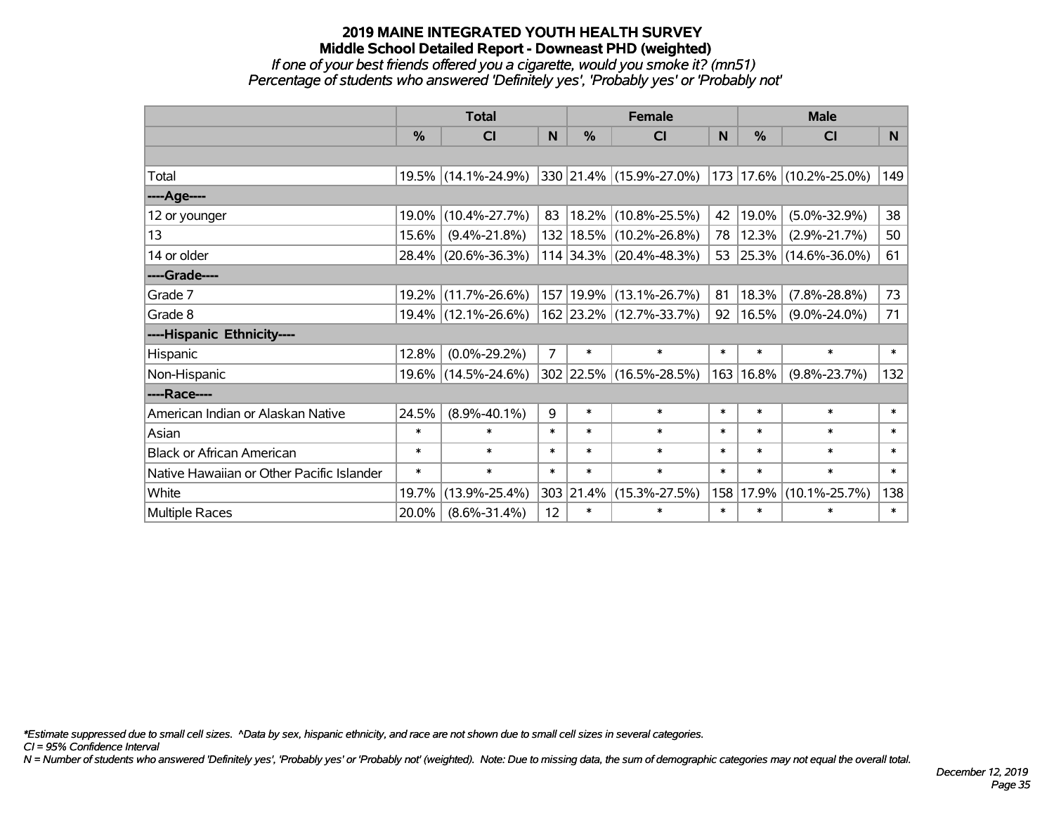# 2019 MAINE INTEGRATED YOUTH HEALTH SURVEY
## Middle School Detailed Report - Downeast PHD (weighted)
*If one of your best friends offered you a cigarette, would you smoke it? (mn51)*
*Percentage of students who answered 'Definitely yes', 'Probably yes' or 'Probably not'*

| | Total | | | Female | | | Male | | |
|---|---|---|---|---|---|---|---|---|---|
| | % | CI | N | % | CI | N | % | CI | N |
| Total | 19.5% | (14.1%-24.9%) | 330 | 21.4% | (15.9%-27.0%) | 173 | 17.6% | (10.2%-25.0%) | 149 |
| ----Age---- | | | | | | | | | |
| 12 or younger | 19.0% | (10.4%-27.7%) | 83 | 18.2% | (10.8%-25.5%) | 42 | 19.0% | (5.0%-32.9%) | 38 |
| 13 | 15.6% | (9.4%-21.8%) | 132 | 18.5% | (10.2%-26.8%) | 78 | 12.3% | (2.9%-21.7%) | 50 |
| 14 or older | 28.4% | (20.6%-36.3%) | 114 | 34.3% | (20.4%-48.3%) | 53 | 25.3% | (14.6%-36.0%) | 61 |
| ----Grade---- | | | | | | | | | |
| Grade 7 | 19.2% | (11.7%-26.6%) | 157 | 19.9% | (13.1%-26.7%) | 81 | 18.3% | (7.8%-28.8%) | 73 |
| Grade 8 | 19.4% | (12.1%-26.6%) | 162 | 23.2% | (12.7%-33.7%) | 92 | 16.5% | (9.0%-24.0%) | 71 |
| ----Hispanic Ethnicity---- | | | | | | | | | |
| Hispanic | 12.8% | (0.0%-29.2%) | 7 | * | * | * | * | * | * |
| Non-Hispanic | 19.6% | (14.5%-24.6%) | 302 | 22.5% | (16.5%-28.5%) | 163 | 16.8% | (9.8%-23.7%) | 132 |
| ----Race---- | | | | | | | | | |
| American Indian or Alaskan Native | 24.5% | (8.9%-40.1%) | 9 | * | * | * | * | * | * |
| Asian | * | * | * | * | * | * | * | * | * |
| Black or African American | * | * | * | * | * | * | * | * | * |
| Native Hawaiian or Other Pacific Islander | * | * | * | * | * | * | * | * | * |
| White | 19.7% | (13.9%-25.4%) | 303 | 21.4% | (15.3%-27.5%) | 158 | 17.9% | (10.1%-25.7%) | 138 |
| Multiple Races | 20.0% | (8.6%-31.4%) | 12 | * | * | * | * | * | * |

*\*Estimate suppressed due to small cell sizes. ^Data by sex, hispanic ethnicity, and race are not shown due to small cell sizes in several categories.*
*CI = 95% Confidence Interval*
*N = Number of students who answered 'Definitely yes', 'Probably yes' or 'Probably not' (weighted). Note: Due to missing data, the sum of demographic categories may not equal the overall total.*

*December 12, 2019*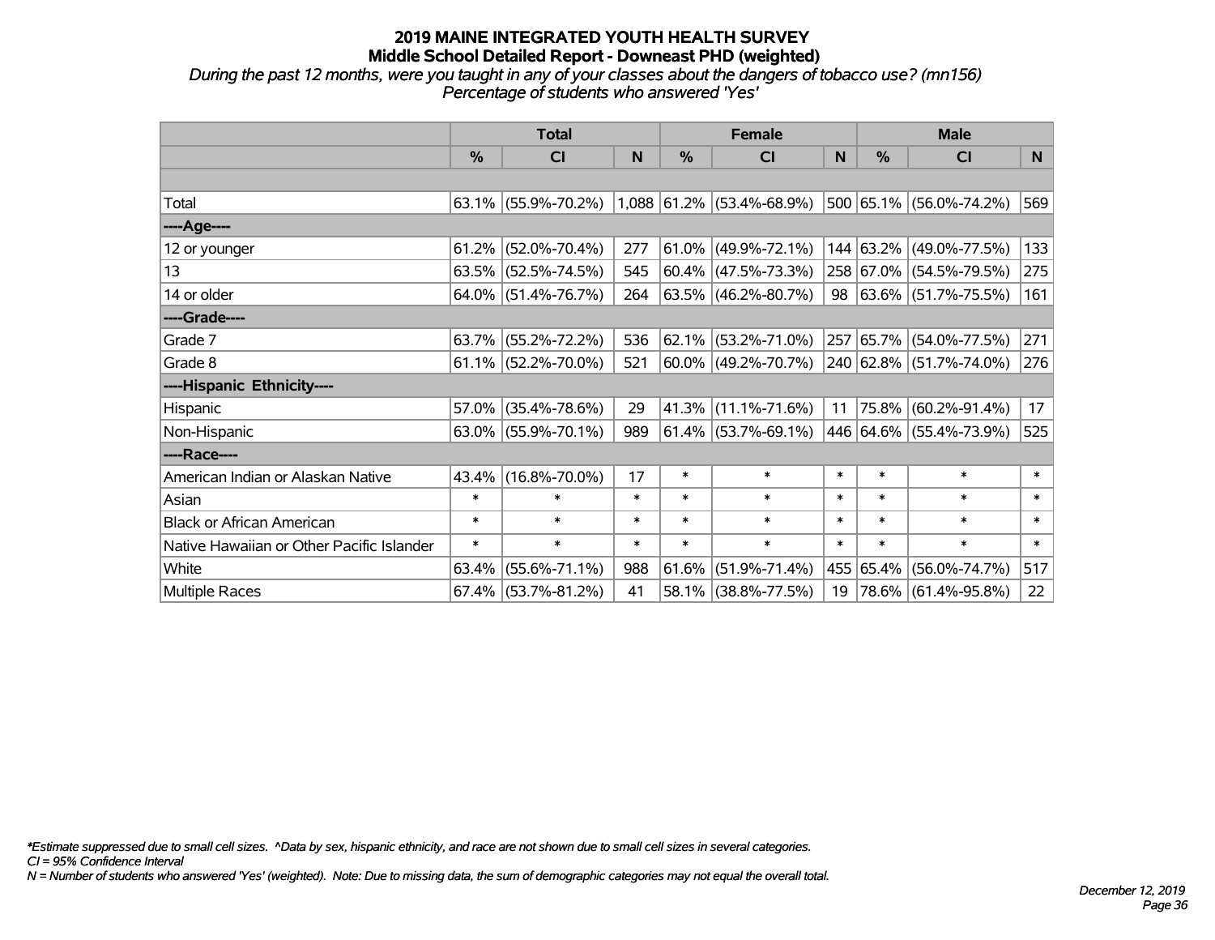# 2019 MAINE INTEGRATED YOUTH HEALTH SURVEY
## Middle School Detailed Report - Downeast PHD (weighted)
*During the past 12 months, were you taught in any of your classes about the dangers of tobacco use? (mn156)*
*Percentage of students who answered 'Yes'*

| | Total | | | Female | | | Male | | |
|---|---|---|---|---|---|---|---|---|---|
| | % | CI | N | % | CI | N | % | CI | N |
| Total | 63.1% | (55.9%-70.2%) | 1,088 | 61.2% | (53.4%-68.9%) | 500 | 65.1% | (56.0%-74.2%) | 569 |
| ----Age---- | | | | | | | | | |
| 12 or younger | 61.2% | (52.0%-70.4%) | 277 | 61.0% | (49.9%-72.1%) | 144 | 63.2% | (49.0%-77.5%) | 133 |
| 13 | 63.5% | (52.5%-74.5%) | 545 | 60.4% | (47.5%-73.3%) | 258 | 67.0% | (54.5%-79.5%) | 275 |
| 14 or older | 64.0% | (51.4%-76.7%) | 264 | 63.5% | (46.2%-80.7%) | 98 | 63.6% | (51.7%-75.5%) | 161 |
| ----Grade---- | | | | | | | | | |
| Grade 7 | 63.7% | (55.2%-72.2%) | 536 | 62.1% | (53.2%-71.0%) | 257 | 65.7% | (54.0%-77.5%) | 271 |
| Grade 8 | 61.1% | (52.2%-70.0%) | 521 | 60.0% | (49.2%-70.7%) | 240 | 62.8% | (51.7%-74.0%) | 276 |
| ----Hispanic Ethnicity---- | | | | | | | | | |
| Hispanic | 57.0% | (35.4%-78.6%) | 29 | 41.3% | (11.1%-71.6%) | 11 | 75.8% | (60.2%-91.4%) | 17 |
| Non-Hispanic | 63.0% | (55.9%-70.1%) | 989 | 61.4% | (53.7%-69.1%) | 446 | 64.6% | (55.4%-73.9%) | 525 |
| ----Race---- | | | | | | | | | |
| American Indian or Alaskan Native | 43.4% | (16.8%-70.0%) | 17 | * | * | * | * | * | * |
| Asian | * | * | * | * | * | * | * | * | * |
| Black or African American | * | * | * | * | * | * | * | * | * |
| Native Hawaiian or Other Pacific Islander | * | * | * | * | * | * | * | * | * |
| White | 63.4% | (55.6%-71.1%) | 988 | 61.6% | (51.9%-71.4%) | 455 | 65.4% | (56.0%-74.7%) | 517 |
| Multiple Races | 67.4% | (53.7%-81.2%) | 41 | 58.1% | (38.8%-77.5%) | 19 | 78.6% | (61.4%-95.8%) | 22 |

*\*Estimate suppressed due to small cell sizes. ^Data by sex, hispanic ethnicity, and race are not shown due to small cell sizes in several categories.*
*CI = 95% Confidence Interval*
*N = Number of students who answered 'Yes' (weighted). Note: Due to missing data, the sum of demographic categories may not equal the overall total.*

*December 12, 2019*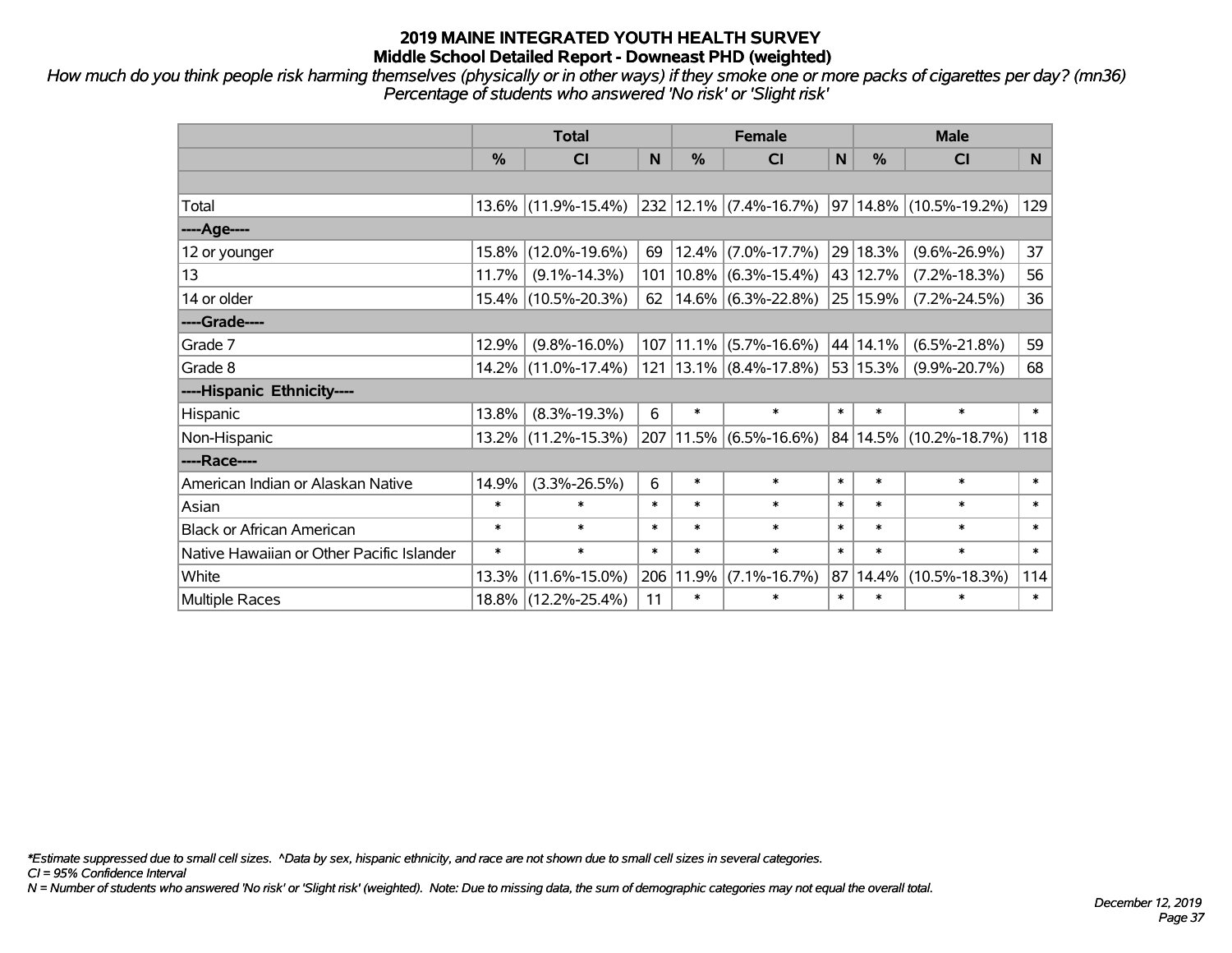# 2019 MAINE INTEGRATED YOUTH HEALTH SURVEY
## Middle School Detailed Report - Downeast PHD (weighted)

*How much do you think people risk harming themselves (physically or in other ways) if they smoke one or more packs of cigarettes per day? (mn36)*
*Percentage of students who answered 'No risk' or 'Slight risk'*

| | Total | | | Female | | | Male | | |
|---|---|---|---|---|---|---|---|---|---|
| | % | CI | N | % | CI | N | % | CI | N |
| | | | | | | | | | |
| Total | 13.6% | (11.9%-15.4%) | 232 | 12.1% | (7.4%-16.7%) | 97 | 14.8% | (10.5%-19.2%) | 129 |
| ----Age---- | | | | | | | | | |
| 12 or younger | 15.8% | (12.0%-19.6%) | 69 | 12.4% | (7.0%-17.7%) | 29 | 18.3% | (9.6%-26.9%) | 37 |
| 13 | 11.7% | (9.1%-14.3%) | 101 | 10.8% | (6.3%-15.4%) | 43 | 12.7% | (7.2%-18.3%) | 56 |
| 14 or older | 15.4% | (10.5%-20.3%) | 62 | 14.6% | (6.3%-22.8%) | 25 | 15.9% | (7.2%-24.5%) | 36 |
| ----Grade---- | | | | | | | | | |
| Grade 7 | 12.9% | (9.8%-16.0%) | 107 | 11.1% | (5.7%-16.6%) | 44 | 14.1% | (6.5%-21.8%) | 59 |
| Grade 8 | 14.2% | (11.0%-17.4%) | 121 | 13.1% | (8.4%-17.8%) | 53 | 15.3% | (9.9%-20.7%) | 68 |
| ----Hispanic Ethnicity---- | | | | | | | | | |
| Hispanic | 13.8% | (8.3%-19.3%) | 6 | * | * | * | * | * | * |
| Non-Hispanic | 13.2% | (11.2%-15.3%) | 207 | 11.5% | (6.5%-16.6%) | 84 | 14.5% | (10.2%-18.7%) | 118 |
| ----Race---- | | | | | | | | | |
| American Indian or Alaskan Native | 14.9% | (3.3%-26.5%) | 6 | * | * | * | * | * | * |
| Asian | * | * | * | * | * | * | * | * | * |
| Black or African American | * | * | * | * | * | * | * | * | * |
| Native Hawaiian or Other Pacific Islander | * | * | * | * | * | * | * | * | * |
| White | 13.3% | (11.6%-15.0%) | 206 | 11.9% | (7.1%-16.7%) | 87 | 14.4% | (10.5%-18.3%) | 114 |
| Multiple Races | 18.8% | (12.2%-25.4%) | 11 | * | * | * | * | * | * |

*Estimate suppressed due to small cell sizes. ^Data by sex, hispanic ethnicity, and race are not shown due to small cell sizes in several categories.
CI = 95% Confidence Interval
N = Number of students who answered 'No risk' or 'Slight risk' (weighted). Note: Due to missing data, the sum of demographic categories may not equal the overall total.

December 12, 2019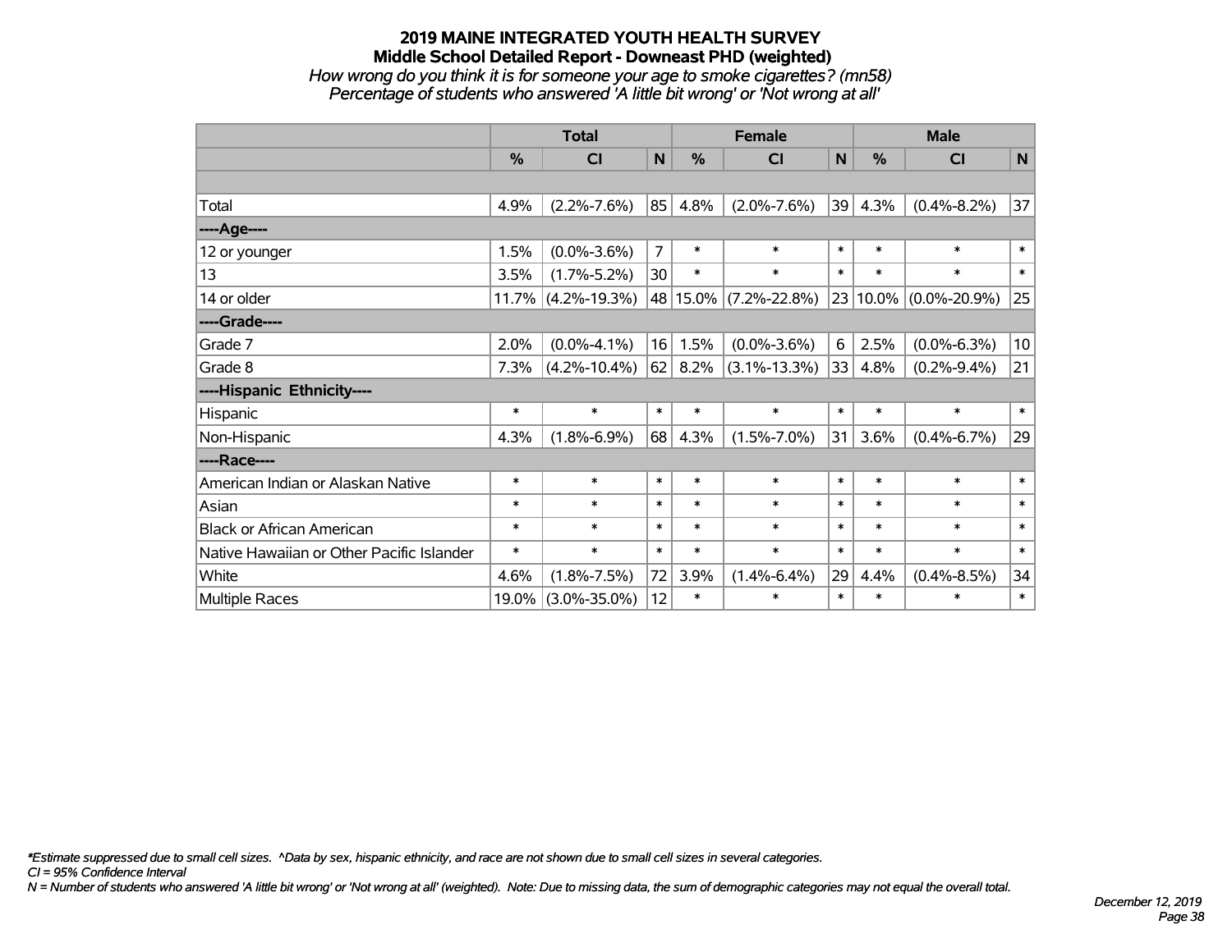# 2019 MAINE INTEGRATED YOUTH HEALTH SURVEY
## Middle School Detailed Report - Downeast PHD (weighted)
*How wrong do you think it is for someone your age to smoke cigarettes? (mn58)*
*Percentage of students who answered 'A little bit wrong' or 'Not wrong at all'*

| | Total | | | Female | | | Male | | |
|---|---|---|---|---|---|---|---|---|---|
| | % | CI | N | % | CI | N | % | CI | N |
| | | | | | | | | | |
| Total | 4.9% | (2.2%-7.6%) | 85 | 4.8% | (2.0%-7.6%) | 39 | 4.3% | (0.4%-8.2%) | 37 |
| ----Age---- | | | | | | | | | |
| 12 or younger | 1.5% | (0.0%-3.6%) | 7 | * | * | * | * | * | * |
| 13 | 3.5% | (1.7%-5.2%) | 30 | * | * | * | * | * | * |
| 14 or older | 11.7% | (4.2%-19.3%) | 48 | 15.0% | (7.2%-22.8%) | 23 | 10.0% | (0.0%-20.9%) | 25 |
| ----Grade---- | | | | | | | | | |
| Grade 7 | 2.0% | (0.0%-4.1%) | 16 | 1.5% | (0.0%-3.6%) | 6 | 2.5% | (0.0%-6.3%) | 10 |
| Grade 8 | 7.3% | (4.2%-10.4%) | 62 | 8.2% | (3.1%-13.3%) | 33 | 4.8% | (0.2%-9.4%) | 21 |
| ----Hispanic Ethnicity---- | | | | | | | | | |
| Hispanic | * | * | * | * | * | * | * | * | * |
| Non-Hispanic | 4.3% | (1.8%-6.9%) | 68 | 4.3% | (1.5%-7.0%) | 31 | 3.6% | (0.4%-6.7%) | 29 |
| ----Race---- | | | | | | | | | |
| American Indian or Alaskan Native | * | * | * | * | * | * | * | * | * |
| Asian | * | * | * | * | * | * | * | * | * |
| Black or African American | * | * | * | * | * | * | * | * | * |
| Native Hawaiian or Other Pacific Islander | * | * | * | * | * | * | * | * | * |
| White | 4.6% | (1.8%-7.5%) | 72 | 3.9% | (1.4%-6.4%) | 29 | 4.4% | (0.4%-8.5%) | 34 |
| Multiple Races | 19.0% | (3.0%-35.0%) | 12 | * | * | * | * | * | * |

*\*Estimate suppressed due to small cell sizes. ^Data by sex, hispanic ethnicity, and race are not shown due to small cell sizes in several categories.*
*CI = 95% Confidence Interval*
*N = Number of students who answered 'A little bit wrong' or 'Not wrong at all' (weighted). Note: Due to missing data, the sum of demographic categories may not equal the overall total.*

*December 12, 2019*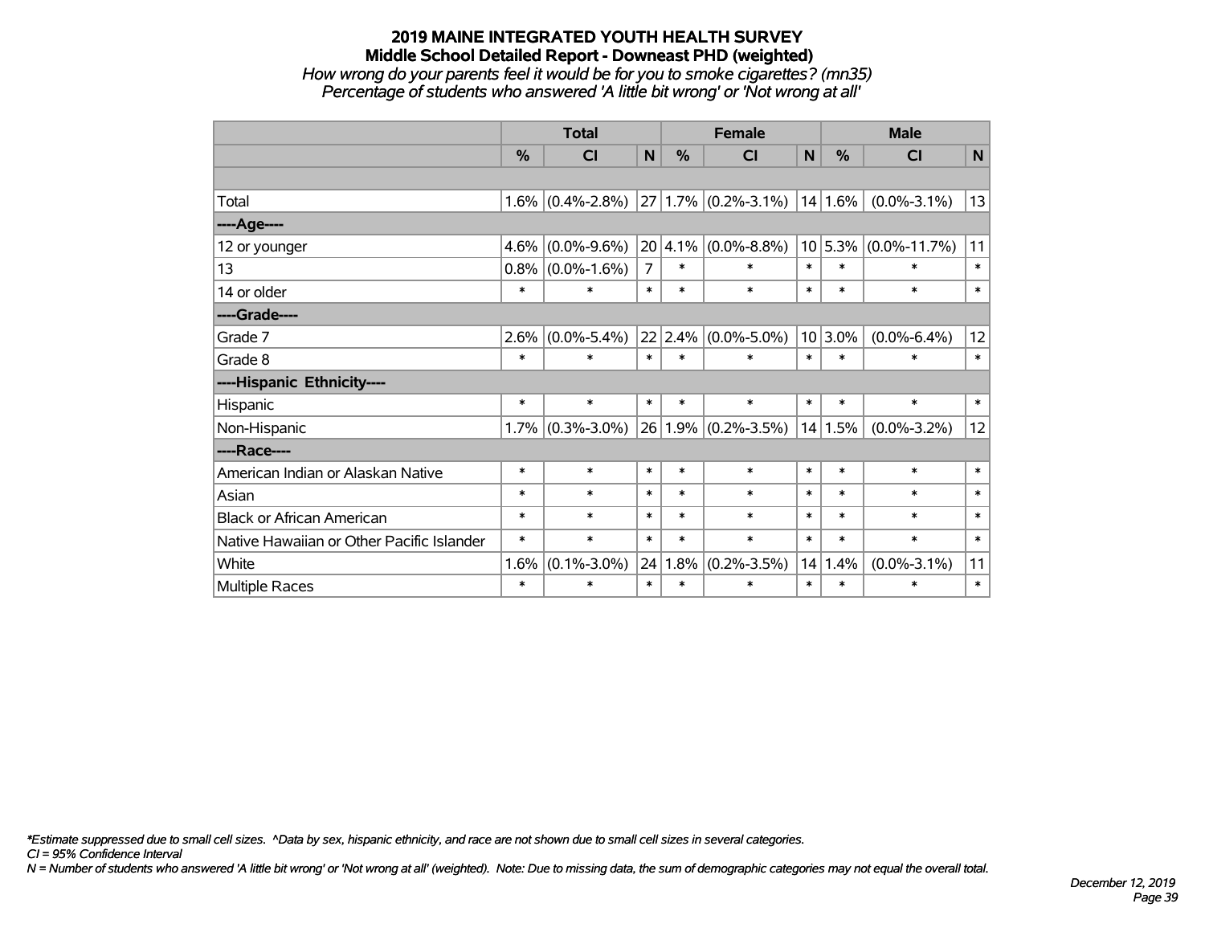# 2019 MAINE INTEGRATED YOUTH HEALTH SURVEY

## Middle School Detailed Report - Downeast PHD (weighted)

*How wrong do your parents feel it would be for you to smoke cigarettes? (mn35)*

*Percentage of students who answered 'A little bit wrong' or 'Not wrong at all'*

| | Total | | | Female | | | Male | | |
|---|---|---|---|---|---|---|---|---|---|
| | % | CI | N | % | CI | N | % | CI | N |
| | | | | | | | | | |
| Total | 1.6% | (0.4%-2.8%) | 27 | 1.7% | (0.2%-3.1%) | 14 | 1.6% | (0.0%-3.1%) | 13 |
| ----Age---- | | | | | | | | | |
| 12 or younger | 4.6% | (0.0%-9.6%) | 20 | 4.1% | (0.0%-8.8%) | 10 | 5.3% | (0.0%-11.7%) | 11 |
| 13 | 0.8% | (0.0%-1.6%) | 7 | * | * | * | * | * | * |
| 14 or older | * | * | * | * | * | * | * | * | * |
| ----Grade---- | | | | | | | | | |
| Grade 7 | 2.6% | (0.0%-5.4%) | 22 | 2.4% | (0.0%-5.0%) | 10 | 3.0% | (0.0%-6.4%) | 12 |
| Grade 8 | * | * | * | * | * | * | * | * | * |
| ----Hispanic Ethnicity---- | | | | | | | | | |
| Hispanic | * | * | * | * | * | * | * | * | * |
| Non-Hispanic | 1.7% | (0.3%-3.0%) | 26 | 1.9% | (0.2%-3.5%) | 14 | 1.5% | (0.0%-3.2%) | 12 |
| ----Race---- | | | | | | | | | |
| American Indian or Alaskan Native | * | * | * | * | * | * | * | * | * |
| Asian | * | * | * | * | * | * | * | * | * |
| Black or African American | * | * | * | * | * | * | * | * | * |
| Native Hawaiian or Other Pacific Islander | * | * | * | * | * | * | * | * | * |
| White | 1.6% | (0.1%-3.0%) | 24 | 1.8% | (0.2%-3.5%) | 14 | 1.4% | (0.0%-3.1%) | 11 |
| Multiple Races | * | * | * | * | * | * | * | * | * |

*\*Estimate suppressed due to small cell sizes. ^Data by sex, hispanic ethnicity, and race are not shown due to small cell sizes in several categories.*

*CI = 95% Confidence Interval*

*N = Number of students who answered 'A little bit wrong' or 'Not wrong at all' (weighted). Note: Due to missing data, the sum of demographic categories may not equal the overall total.*

*December 12, 2019*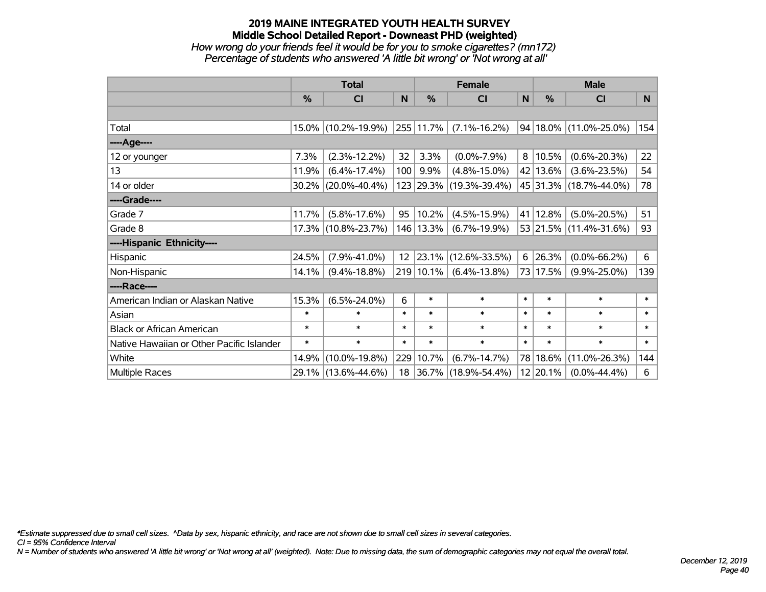# 2019 MAINE INTEGRATED YOUTH HEALTH SURVEY
## Middle School Detailed Report - Downeast PHD (weighted)
*How wrong do your friends feel it would be for you to smoke cigarettes? (mn172)*
*Percentage of students who answered 'A little bit wrong' or 'Not wrong at all'*

| | Total | | | Female | | | Male | | |
|---|---|---|---|---|---|---|---|---|---|
| | % | CI | N | % | CI | N | % | CI | N |
| Total | 15.0% | (10.2%-19.9%) | 255 | 11.7% | (7.1%-16.2%) | 94 | 18.0% | (11.0%-25.0%) | 154 |
| ----Age---- | | | | | | | | | |
| 12 or younger | 7.3% | (2.3%-12.2%) | 32 | 3.3% | (0.0%-7.9%) | 8 | 10.5% | (0.6%-20.3%) | 22 |
| 13 | 11.9% | (6.4%-17.4%) | 100 | 9.9% | (4.8%-15.0%) | 42 | 13.6% | (3.6%-23.5%) | 54 |
| 14 or older | 30.2% | (20.0%-40.4%) | 123 | 29.3% | (19.3%-39.4%) | 45 | 31.3% | (18.7%-44.0%) | 78 |
| ----Grade---- | | | | | | | | | |
| Grade 7 | 11.7% | (5.8%-17.6%) | 95 | 10.2% | (4.5%-15.9%) | 41 | 12.8% | (5.0%-20.5%) | 51 |
| Grade 8 | 17.3% | (10.8%-23.7%) | 146 | 13.3% | (6.7%-19.9%) | 53 | 21.5% | (11.4%-31.6%) | 93 |
| ----Hispanic Ethnicity---- | | | | | | | | | |
| Hispanic | 24.5% | (7.9%-41.0%) | 12 | 23.1% | (12.6%-33.5%) | 6 | 26.3% | (0.0%-66.2%) | 6 |
| Non-Hispanic | 14.1% | (9.4%-18.8%) | 219 | 10.1% | (6.4%-13.8%) | 73 | 17.5% | (9.9%-25.0%) | 139 |
| ----Race---- | | | | | | | | | |
| American Indian or Alaskan Native | 15.3% | (6.5%-24.0%) | 6 | * | * | * | * | * | * |
| Asian | * | * | * | * | * | * | * | * | * |
| Black or African American | * | * | * | * | * | * | * | * | * |
| Native Hawaiian or Other Pacific Islander | * | * | * | * | * | * | * | * | * |
| White | 14.9% | (10.0%-19.8%) | 229 | 10.7% | (6.7%-14.7%) | 78 | 18.6% | (11.0%-26.3%) | 144 |
| Multiple Races | 29.1% | (13.6%-44.6%) | 18 | 36.7% | (18.9%-54.4%) | 12 | 20.1% | (0.0%-44.4%) | 6 |

*\*Estimate suppressed due to small cell sizes. ^Data by sex, hispanic ethnicity, and race are not shown due to small cell sizes in several categories.*
*CI = 95% Confidence Interval*
*N = Number of students who answered 'A little bit wrong' or 'Not wrong at all' (weighted). Note: Due to missing data, the sum of demographic categories may not equal the overall total.*

*December 12, 2019*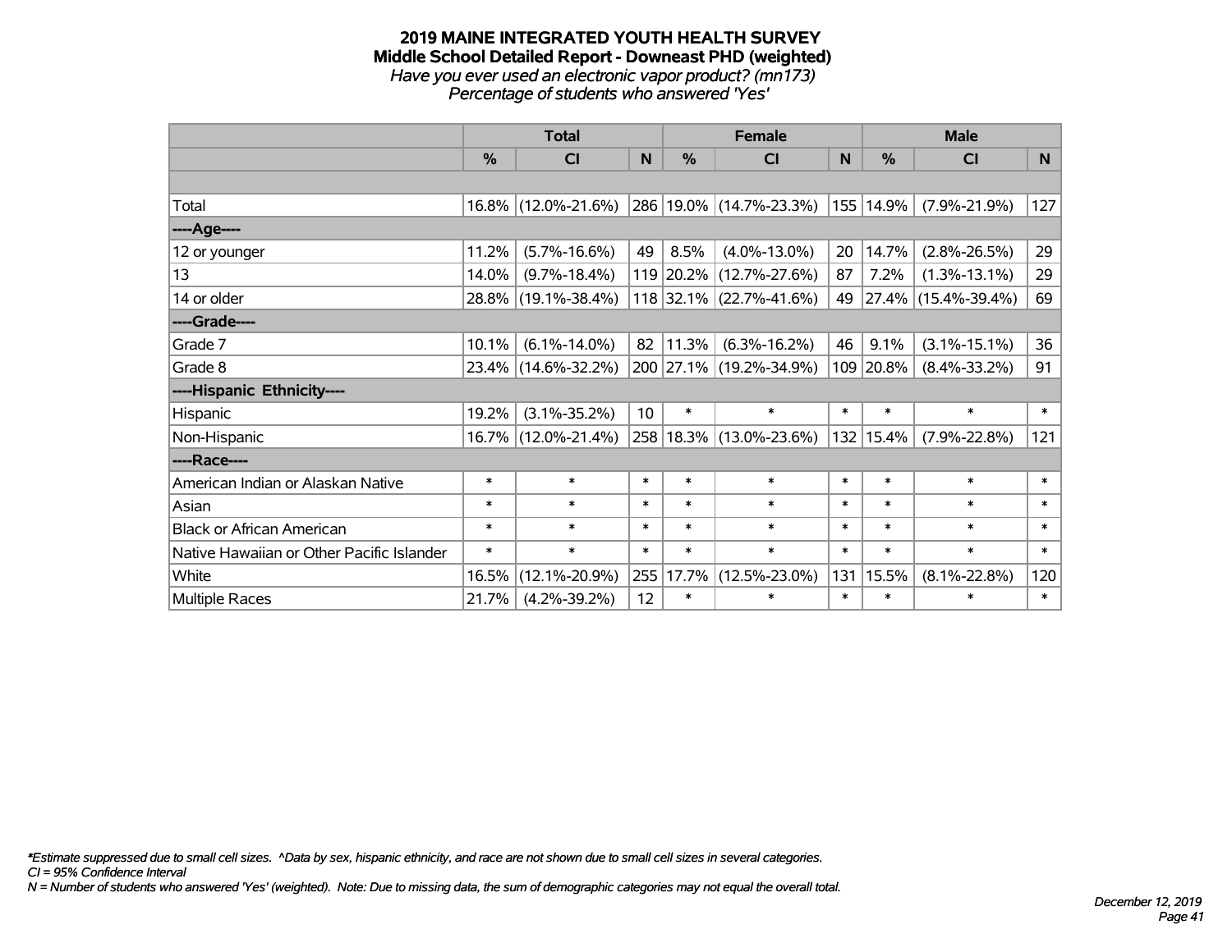# 2019 MAINE INTEGRATED YOUTH HEALTH SURVEY

## Middle School Detailed Report - Downeast PHD (weighted)

*Have you ever used an electronic vapor product? (mn173)*

*Percentage of students who answered 'Yes'*

| | Total | | | Female | | | Male | | |
|---|---|---|---|---|---|---|---|---|---|
| | % | CI | N | % | CI | N | % | CI | N |
| | | | | | | | | | |
| Total | 16.8% | (12.0%-21.6%) | 286 | 19.0% | (14.7%-23.3%) | 155 | 14.9% | (7.9%-21.9%) | 127 |
| ----Age---- | | | | | | | | | |
| 12 or younger | 11.2% | (5.7%-16.6%) | 49 | 8.5% | (4.0%-13.0%) | 20 | 14.7% | (2.8%-26.5%) | 29 |
| 13 | 14.0% | (9.7%-18.4%) | 119 | 20.2% | (12.7%-27.6%) | 87 | 7.2% | (1.3%-13.1%) | 29 |
| 14 or older | 28.8% | (19.1%-38.4%) | 118 | 32.1% | (22.7%-41.6%) | 49 | 27.4% | (15.4%-39.4%) | 69 |
| ----Grade---- | | | | | | | | | |
| Grade 7 | 10.1% | (6.1%-14.0%) | 82 | 11.3% | (6.3%-16.2%) | 46 | 9.1% | (3.1%-15.1%) | 36 |
| Grade 8 | 23.4% | (14.6%-32.2%) | 200 | 27.1% | (19.2%-34.9%) | 109 | 20.8% | (8.4%-33.2%) | 91 |
| ----Hispanic Ethnicity---- | | | | | | | | | |
| Hispanic | 19.2% | (3.1%-35.2%) | 10 | * | * | * | * | * | * |
| Non-Hispanic | 16.7% | (12.0%-21.4%) | 258 | 18.3% | (13.0%-23.6%) | 132 | 15.4% | (7.9%-22.8%) | 121 |
| ----Race---- | | | | | | | | | |
| American Indian or Alaskan Native | * | * | * | * | * | * | * | * | * |
| Asian | * | * | * | * | * | * | * | * | * |
| Black or African American | * | * | * | * | * | * | * | * | * |
| Native Hawaiian or Other Pacific Islander | * | * | * | * | * | * | * | * | * |
| White | 16.5% | (12.1%-20.9%) | 255 | 17.7% | (12.5%-23.0%) | 131 | 15.5% | (8.1%-22.8%) | 120 |
| Multiple Races | 21.7% | (4.2%-39.2%) | 12 | * | * | * | * | * | * |

*\*Estimate suppressed due to small cell sizes. ^Data by sex, hispanic ethnicity, and race are not shown due to small cell sizes in several categories.*

*CI = 95% Confidence Interval*

*N = Number of students who answered 'Yes' (weighted). Note: Due to missing data, the sum of demographic categories may not equal the overall total.*

*December 12, 2019*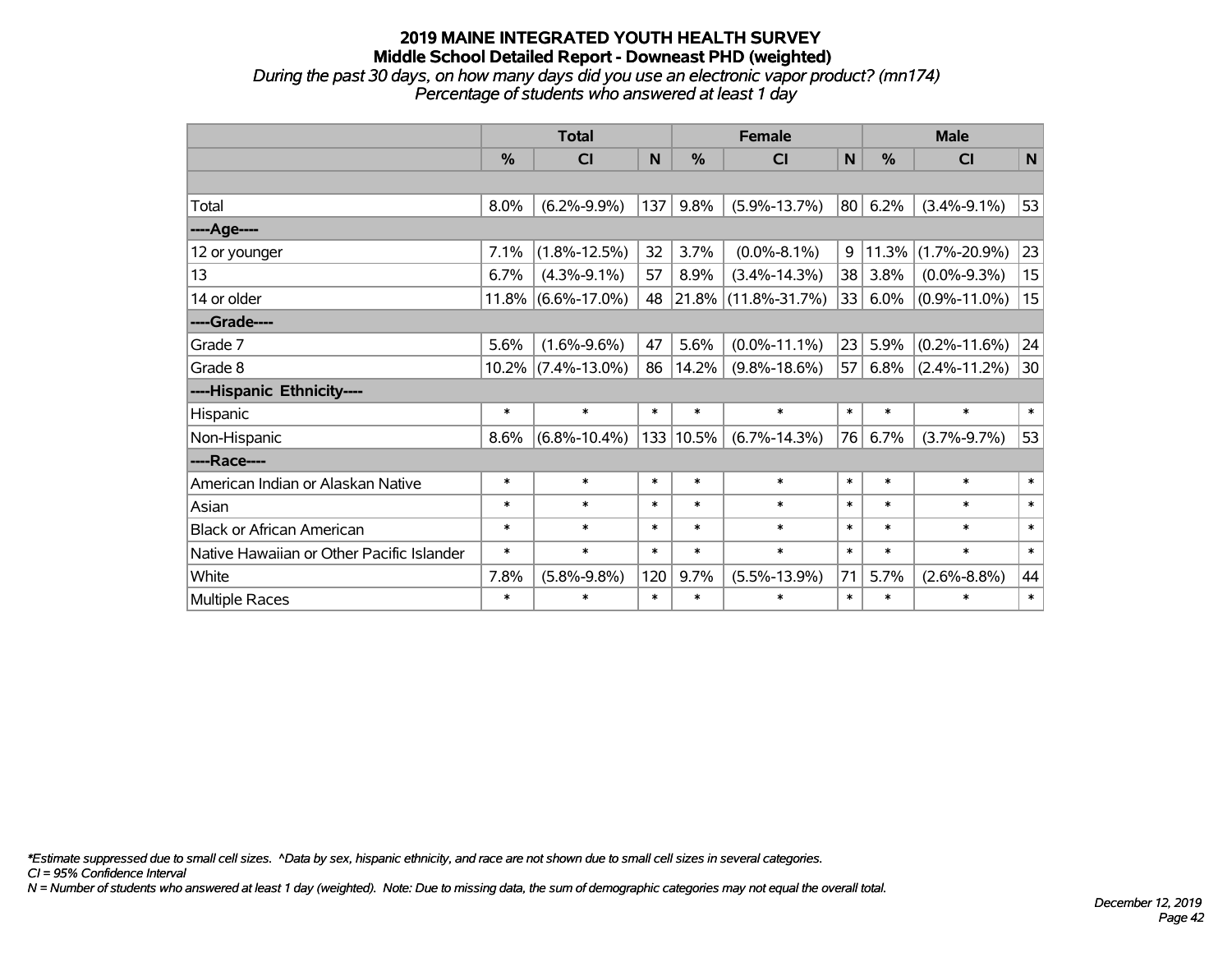# 2019 MAINE INTEGRATED YOUTH HEALTH SURVEY
## Middle School Detailed Report - Downeast PHD (weighted)
*During the past 30 days, on how many days did you use an electronic vapor product? (mn174)*
*Percentage of students who answered at least 1 day*

| | Total | | | Female | | | Male | | |
|---|---|---|---|---|---|---|---|---|---|
| | % | CI | N | % | CI | N | % | CI | N |
| | | | | | | | | | |
| Total | 8.0% | (6.2%-9.9%) | 137 | 9.8% | (5.9%-13.7%) | 80 | 6.2% | (3.4%-9.1%) | 53 |
| ----Age---- | | | | | | | | | |
| 12 or younger | 7.1% | (1.8%-12.5%) | 32 | 3.7% | (0.0%-8.1%) | 9 | 11.3% | (1.7%-20.9%) | 23 |
| 13 | 6.7% | (4.3%-9.1%) | 57 | 8.9% | (3.4%-14.3%) | 38 | 3.8% | (0.0%-9.3%) | 15 |
| 14 or older | 11.8% | (6.6%-17.0%) | 48 | 21.8% | (11.8%-31.7%) | 33 | 6.0% | (0.9%-11.0%) | 15 |
| ----Grade---- | | | | | | | | | |
| Grade 7 | 5.6% | (1.6%-9.6%) | 47 | 5.6% | (0.0%-11.1%) | 23 | 5.9% | (0.2%-11.6%) | 24 |
| Grade 8 | 10.2% | (7.4%-13.0%) | 86 | 14.2% | (9.8%-18.6%) | 57 | 6.8% | (2.4%-11.2%) | 30 |
| ----Hispanic Ethnicity---- | | | | | | | | | |
| Hispanic | * | * | * | * | * | * | * | * | * |
| Non-Hispanic | 8.6% | (6.8%-10.4%) | 133 | 10.5% | (6.7%-14.3%) | 76 | 6.7% | (3.7%-9.7%) | 53 |
| ----Race---- | | | | | | | | | |
| American Indian or Alaskan Native | * | * | * | * | * | * | * | * | * |
| Asian | * | * | * | * | * | * | * | * | * |
| Black or African American | * | * | * | * | * | * | * | * | * |
| Native Hawaiian or Other Pacific Islander | * | * | * | * | * | * | * | * | * |
| White | 7.8% | (5.8%-9.8%) | 120 | 9.7% | (5.5%-13.9%) | 71 | 5.7% | (2.6%-8.8%) | 44 |
| Multiple Races | * | * | * | * | * | * | * | * | * |

*\*Estimate suppressed due to small cell sizes. ^Data by sex, hispanic ethnicity, and race are not shown due to small cell sizes in several categories.*
*CI = 95% Confidence Interval*
*N = Number of students who answered at least 1 day (weighted). Note: Due to missing data, the sum of demographic categories may not equal the overall total.*

*December 12, 2019*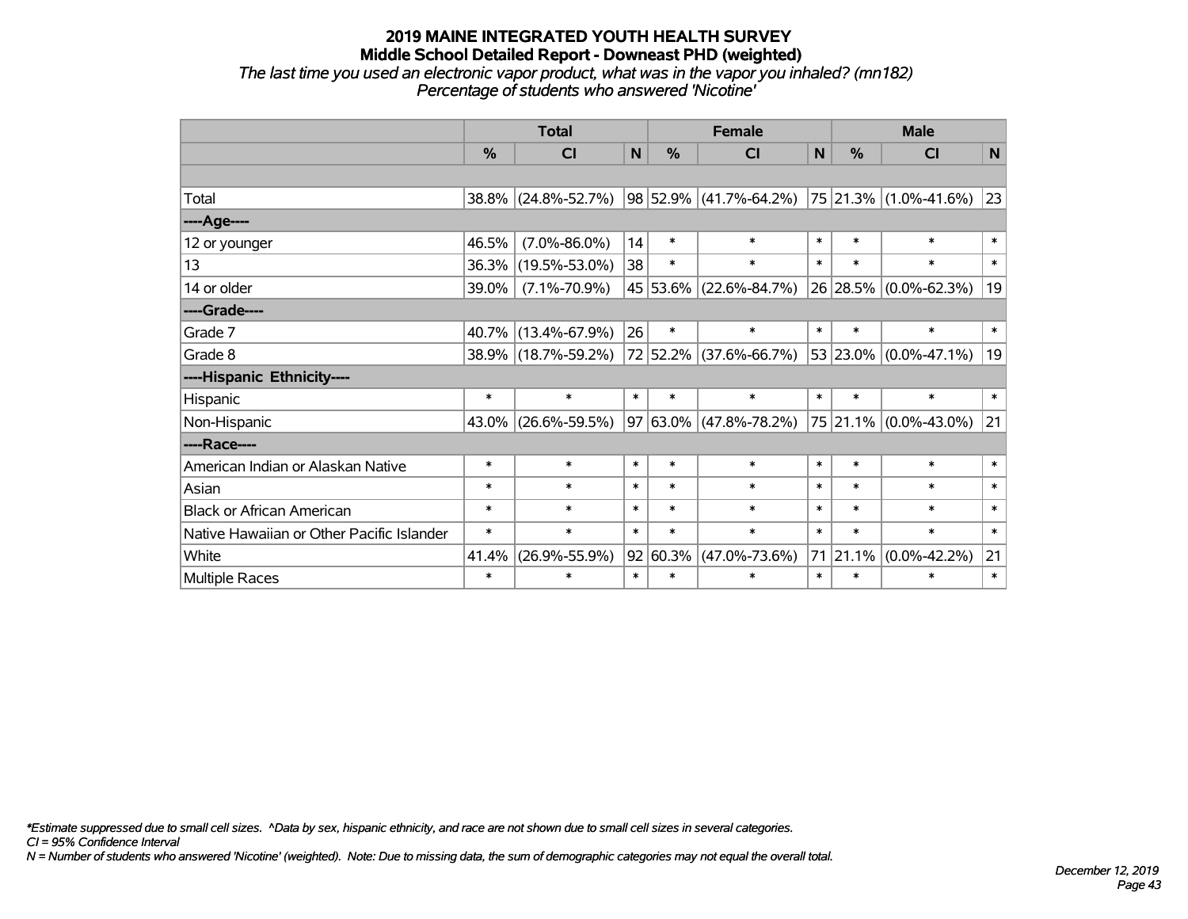# 2019 MAINE INTEGRATED YOUTH HEALTH SURVEY
## Middle School Detailed Report - Downeast PHD (weighted)
*The last time you used an electronic vapor product, what was in the vapor you inhaled? (mn182)*
*Percentage of students who answered 'Nicotine'*

| | Total | | | Female | | | Male | | |
|---|---|---|---|---|---|---|---|---|---|
| | % | CI | N | % | CI | N | % | CI | N |
| | | | | | | | | | |
| Total | 38.8% | (24.8%-52.7%) | 98 | 52.9% | (41.7%-64.2%) | 75 | 21.3% | (1.0%-41.6%) | 23 |
| ----Age---- | | | | | | | | | |
| 12 or younger | 46.5% | (7.0%-86.0%) | 14 | * | * | * | * | * | * |
| 13 | 36.3% | (19.5%-53.0%) | 38 | * | * | * | * | * | * |
| 14 or older | 39.0% | (7.1%-70.9%) | 45 | 53.6% | (22.6%-84.7%) | 26 | 28.5% | (0.0%-62.3%) | 19 |
| ----Grade---- | | | | | | | | | |
| Grade 7 | 40.7% | (13.4%-67.9%) | 26 | * | * | * | * | * | * |
| Grade 8 | 38.9% | (18.7%-59.2%) | 72 | 52.2% | (37.6%-66.7%) | 53 | 23.0% | (0.0%-47.1%) | 19 |
| ----Hispanic Ethnicity---- | | | | | | | | | |
| Hispanic | * | * | * | * | * | * | * | * | * |
| Non-Hispanic | 43.0% | (26.6%-59.5%) | 97 | 63.0% | (47.8%-78.2%) | 75 | 21.1% | (0.0%-43.0%) | 21 |
| ----Race---- | | | | | | | | | |
| American Indian or Alaskan Native | * | * | * | * | * | * | * | * | * |
| Asian | * | * | * | * | * | * | * | * | * |
| Black or African American | * | * | * | * | * | * | * | * | * |
| Native Hawaiian or Other Pacific Islander | * | * | * | * | * | * | * | * | * |
| White | 41.4% | (26.9%-55.9%) | 92 | 60.3% | (47.0%-73.6%) | 71 | 21.1% | (0.0%-42.2%) | 21 |
| Multiple Races | * | * | * | * | * | * | * | * | * |

*\*Estimate suppressed due to small cell sizes. ^Data by sex, hispanic ethnicity, and race are not shown due to small cell sizes in several categories.*
*CI = 95% Confidence Interval*
*N = Number of students who answered 'Nicotine' (weighted). Note: Due to missing data, the sum of demographic categories may not equal the overall total.*

*December 12, 2019*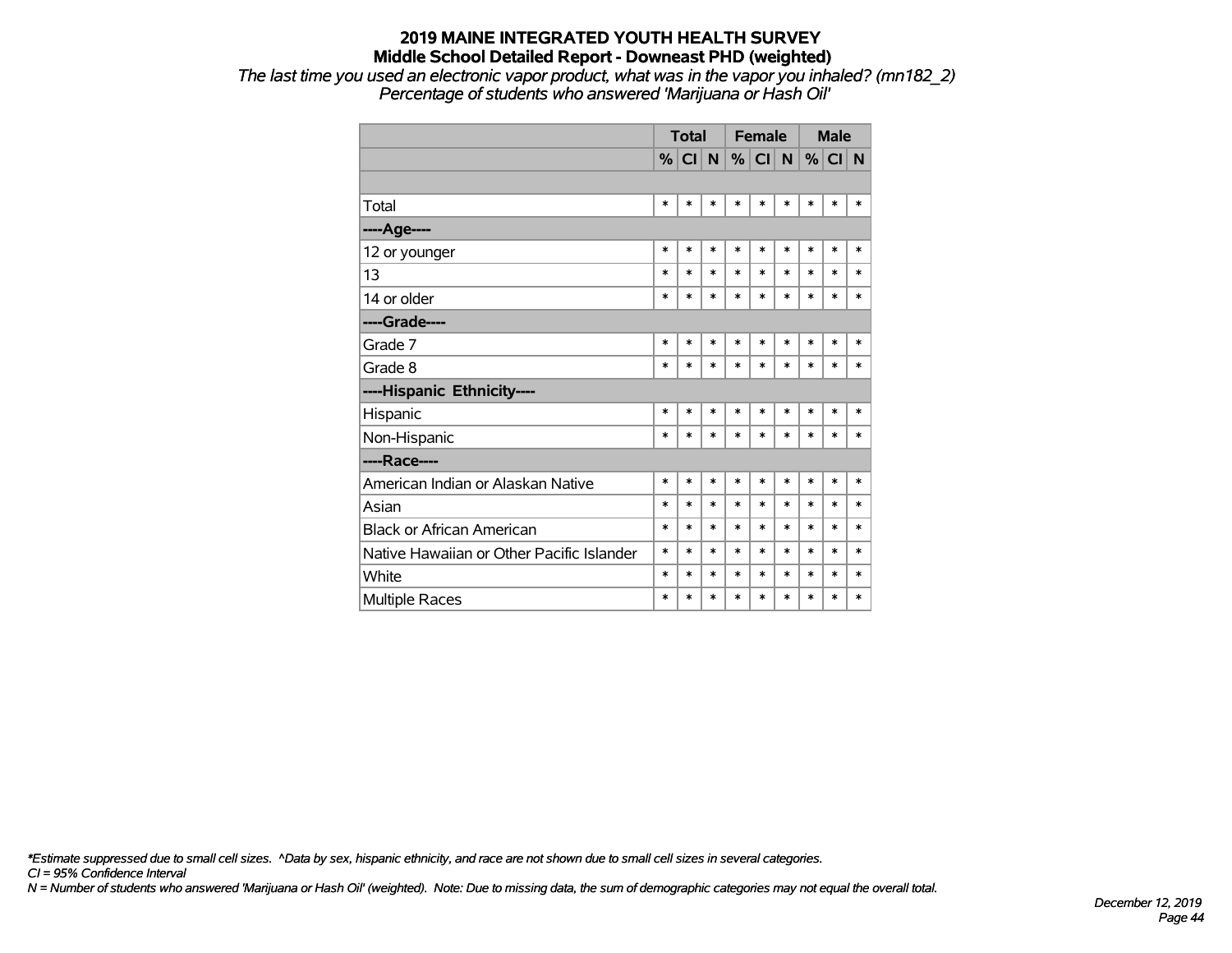# 2019 MAINE INTEGRATED YOUTH HEALTH SURVEY

## Middle School Detailed Report - Downeast PHD (weighted)

*The last time you used an electronic vapor product, what was in the vapor you inhaled? (mn182_2)*
*Percentage of students who answered 'Marijuana or Hash Oil'*

| | Total | | | Female | | | Male | | |
|---|---|---|---|---|---|---|---|---|---|
| | % | CI | N | % | CI | N | % | CI | N |
| | | | | | | | | | |
| Total | * | * | * | * | * | * | * | * | * |
| **----Age----** | | | | | | | | | |
| 12 or younger | * | * | * | * | * | * | * | * | * |
| 13 | * | * | * | * | * | * | * | * | * |
| 14 or older | * | * | * | * | * | * | * | * | * |
| **----Grade----** | | | | | | | | | |
| Grade 7 | * | * | * | * | * | * | * | * | * |
| Grade 8 | * | * | * | * | * | * | * | * | * |
| **----Hispanic Ethnicity----** | | | | | | | | | |
| Hispanic | * | * | * | * | * | * | * | * | * |
| Non-Hispanic | * | * | * | * | * | * | * | * | * |
| **----Race----** | | | | | | | | | |
| American Indian or Alaskan Native | * | * | * | * | * | * | * | * | * |
| Asian | * | * | * | * | * | * | * | * | * |
| Black or African American | * | * | * | * | * | * | * | * | * |
| Native Hawaiian or Other Pacific Islander | * | * | * | * | * | * | * | * | * |
| White | * | * | * | * | * | * | * | * | * |
| Multiple Races | * | * | * | * | * | * | * | * | * |

*\*Estimate suppressed due to small cell sizes. ^Data by sex, hispanic ethnicity, and race are not shown due to small cell sizes in several categories.*
*CI = 95% Confidence Interval*
*N = Number of students who answered 'Marijuana or Hash Oil' (weighted). Note: Due to missing data, the sum of demographic categories may not equal the overall total.*

*December 12, 2019*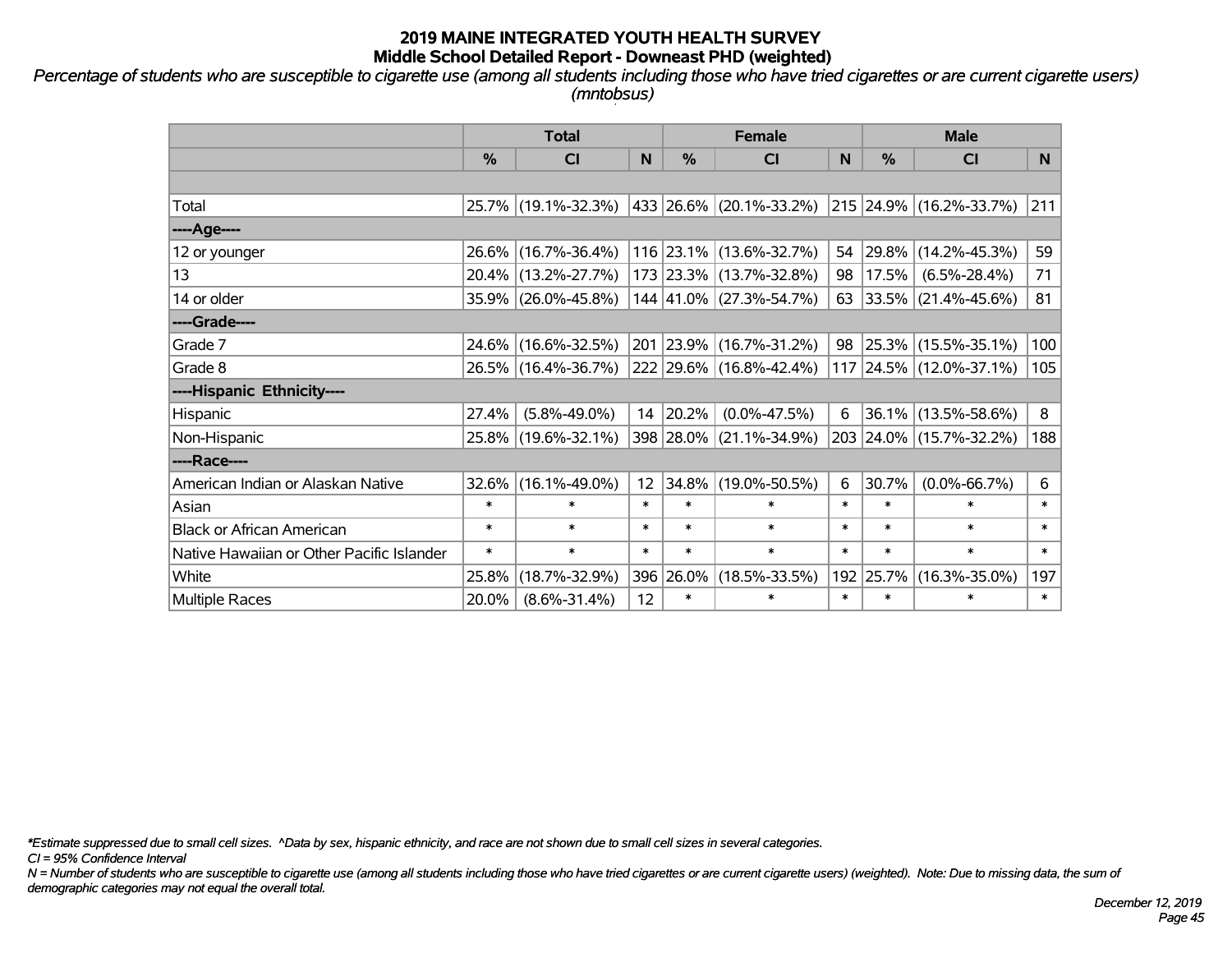# 2019 MAINE INTEGRATED YOUTH HEALTH SURVEY
## Middle School Detailed Report - Downeast PHD (weighted)

*Percentage of students who are susceptible to cigarette use (among all students including those who have tried cigarettes or are current cigarette users) (mntobsus)*

| | Total | | | Female | | | Male | | |
|---|---|---|---|---|---|---|---|---|---|
| | % | CI | N | % | CI | N | % | CI | N |
| Total | 25.7% | (19.1%-32.3%) | 433 | 26.6% | (20.1%-33.2%) | 215 | 24.9% | (16.2%-33.7%) | 211 |
| ----Age---- | | | | | | | | | |
| 12 or younger | 26.6% | (16.7%-36.4%) | 116 | 23.1% | (13.6%-32.7%) | 54 | 29.8% | (14.2%-45.3%) | 59 |
| 13 | 20.4% | (13.2%-27.7%) | 173 | 23.3% | (13.7%-32.8%) | 98 | 17.5% | (6.5%-28.4%) | 71 |
| 14 or older | 35.9% | (26.0%-45.8%) | 144 | 41.0% | (27.3%-54.7%) | 63 | 33.5% | (21.4%-45.6%) | 81 |
| ----Grade---- | | | | | | | | | |
| Grade 7 | 24.6% | (16.6%-32.5%) | 201 | 23.9% | (16.7%-31.2%) | 98 | 25.3% | (15.5%-35.1%) | 100 |
| Grade 8 | 26.5% | (16.4%-36.7%) | 222 | 29.6% | (16.8%-42.4%) | 117 | 24.5% | (12.0%-37.1%) | 105 |
| ----Hispanic Ethnicity---- | | | | | | | | | |
| Hispanic | 27.4% | (5.8%-49.0%) | 14 | 20.2% | (0.0%-47.5%) | 6 | 36.1% | (13.5%-58.6%) | 8 |
| Non-Hispanic | 25.8% | (19.6%-32.1%) | 398 | 28.0% | (21.1%-34.9%) | 203 | 24.0% | (15.7%-32.2%) | 188 |
| ----Race---- | | | | | | | | | |
| American Indian or Alaskan Native | 32.6% | (16.1%-49.0%) | 12 | 34.8% | (19.0%-50.5%) | 6 | 30.7% | (0.0%-66.7%) | 6 |
| Asian | * | * | * | * | * | * | * | * | * |
| Black or African American | * | * | * | * | * | * | * | * | * |
| Native Hawaiian or Other Pacific Islander | * | * | * | * | * | * | * | * | * |
| White | 25.8% | (18.7%-32.9%) | 396 | 26.0% | (18.5%-33.5%) | 192 | 25.7% | (16.3%-35.0%) | 197 |
| Multiple Races | 20.0% | (8.6%-31.4%) | 12 | * | * | * | * | * | * |

*\*Estimate suppressed due to small cell sizes. ^Data by sex, hispanic ethnicity, and race are not shown due to small cell sizes in several categories.*

*CI = 95% Confidence Interval*

*N = Number of students who are susceptible to cigarette use (among all students including those who have tried cigarettes or are current cigarette users) (weighted). Note: Due to missing data, the sum of demographic categories may not equal the overall total.*

*December 12, 2019*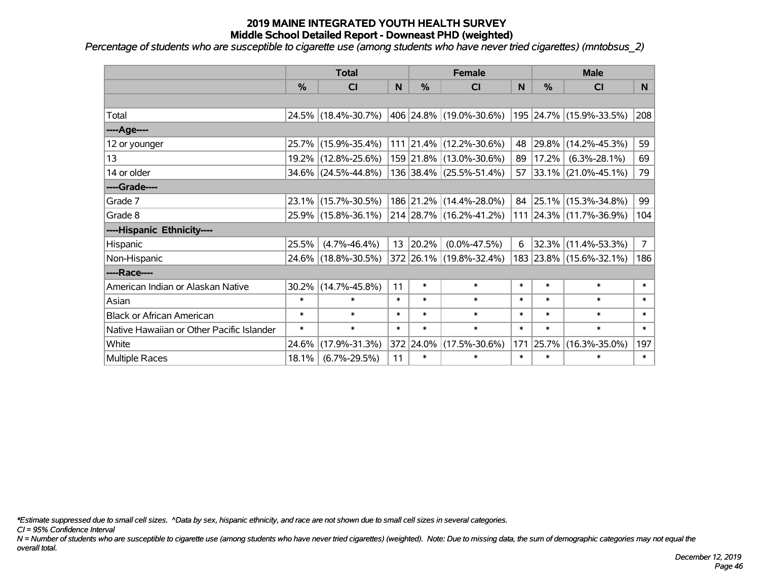# 2019 MAINE INTEGRATED YOUTH HEALTH SURVEY
## Middle School Detailed Report - Downeast PHD (weighted)

*Percentage of students who are susceptible to cigarette use (among students who have never tried cigarettes) (mntobsus_2)*

| | Total | | | Female | | | Male | | |
|---|---|---|---|---|---|---|---|---|---|
| | % | CI | N | % | CI | N | % | CI | N |
| | | | | | | | | | |
| Total | 24.5% | (18.4%-30.7%) | 406 | 24.8% | (19.0%-30.6%) | 195 | 24.7% | (15.9%-33.5%) | 208 |
| ----Age---- | | | | | | | | | |
| 12 or younger | 25.7% | (15.9%-35.4%) | 111 | 21.4% | (12.2%-30.6%) | 48 | 29.8% | (14.2%-45.3%) | 59 |
| 13 | 19.2% | (12.8%-25.6%) | 159 | 21.8% | (13.0%-30.6%) | 89 | 17.2% | (6.3%-28.1%) | 69 |
| 14 or older | 34.6% | (24.5%-44.8%) | 136 | 38.4% | (25.5%-51.4%) | 57 | 33.1% | (21.0%-45.1%) | 79 |
| ----Grade---- | | | | | | | | | |
| Grade 7 | 23.1% | (15.7%-30.5%) | 186 | 21.2% | (14.4%-28.0%) | 84 | 25.1% | (15.3%-34.8%) | 99 |
| Grade 8 | 25.9% | (15.8%-36.1%) | 214 | 28.7% | (16.2%-41.2%) | 111 | 24.3% | (11.7%-36.9%) | 104 |
| ----Hispanic Ethnicity---- | | | | | | | | | |
| Hispanic | 25.5% | (4.7%-46.4%) | 13 | 20.2% | (0.0%-47.5%) | 6 | 32.3% | (11.4%-53.3%) | 7 |
| Non-Hispanic | 24.6% | (18.8%-30.5%) | 372 | 26.1% | (19.8%-32.4%) | 183 | 23.8% | (15.6%-32.1%) | 186 |
| ----Race---- | | | | | | | | | |
| American Indian or Alaskan Native | 30.2% | (14.7%-45.8%) | 11 | * | * | * | * | * | * |
| Asian | * | * | * | * | * | * | * | * | * |
| Black or African American | * | * | * | * | * | * | * | * | * |
| Native Hawaiian or Other Pacific Islander | * | * | * | * | * | * | * | * | * |
| White | 24.6% | (17.9%-31.3%) | 372 | 24.0% | (17.5%-30.6%) | 171 | 25.7% | (16.3%-35.0%) | 197 |
| Multiple Races | 18.1% | (6.7%-29.5%) | 11 | * | * | * | * | * | * |

*\*Estimate suppressed due to small cell sizes. ^Data by sex, hispanic ethnicity, and race are not shown due to small cell sizes in several categories.*

*CI = 95% Confidence Interval*

*N = Number of students who are susceptible to cigarette use (among students who have never tried cigarettes) (weighted). Note: Due to missing data, the sum of demographic categories may not equal the overall total.*

*December 12, 2019*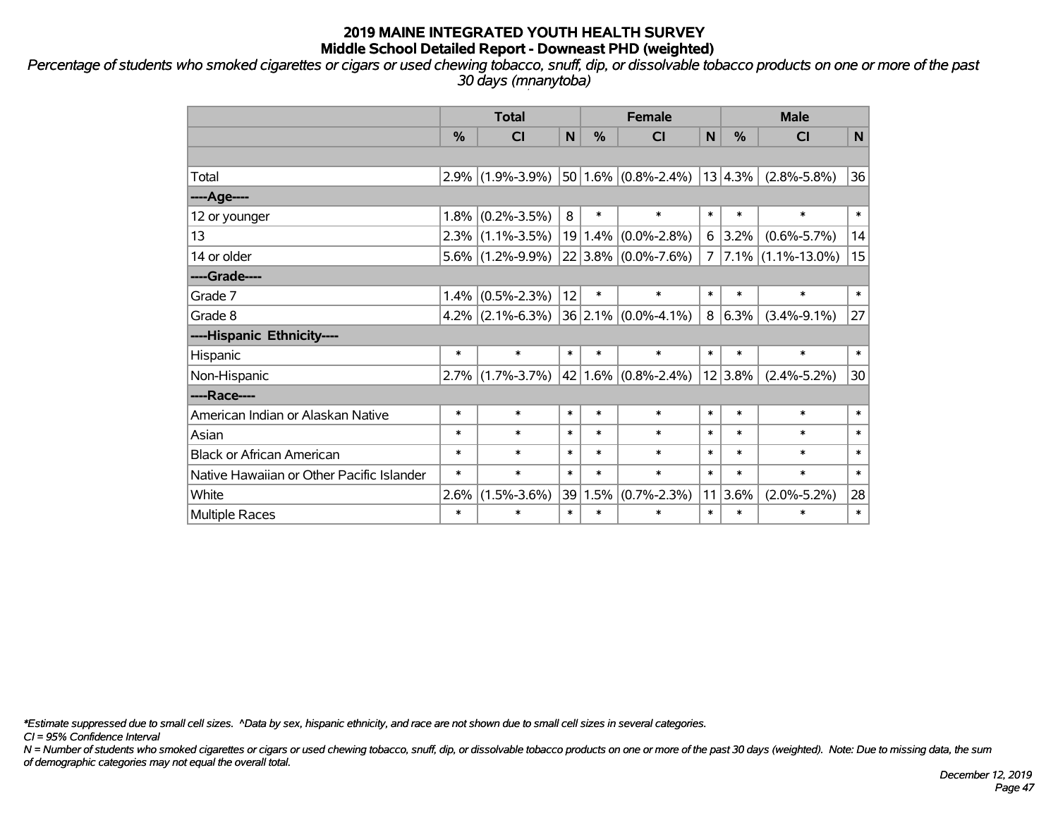# 2019 MAINE INTEGRATED YOUTH HEALTH SURVEY
## Middle School Detailed Report - Downeast PHD (weighted)

*Percentage of students who smoked cigarettes or cigars or used chewing tobacco, snuff, dip, or dissolvable tobacco products on one or more of the past 30 days (mnanytoba)*

| | Total | | | Female | | | Male | | |
|---|---|---|---|---|---|---|---|---|---|
| | % | CI | N | % | CI | N | % | CI | N |
| | | | | | | | | | |
| Total | 2.9% | (1.9%-3.9%) | 50 | 1.6% | (0.8%-2.4%) | 13 | 4.3% | (2.8%-5.8%) | 36 |
| ----Age---- | | | | | | | | | |
| 12 or younger | 1.8% | (0.2%-3.5%) | 8 | * | * | * | * | * | * |
| 13 | 2.3% | (1.1%-3.5%) | 19 | 1.4% | (0.0%-2.8%) | 6 | 3.2% | (0.6%-5.7%) | 14 |
| 14 or older | 5.6% | (1.2%-9.9%) | 22 | 3.8% | (0.0%-7.6%) | 7 | 7.1% | (1.1%-13.0%) | 15 |
| ----Grade---- | | | | | | | | | |
| Grade 7 | 1.4% | (0.5%-2.3%) | 12 | * | * | * | * | * | * |
| Grade 8 | 4.2% | (2.1%-6.3%) | 36 | 2.1% | (0.0%-4.1%) | 8 | 6.3% | (3.4%-9.1%) | 27 |
| ----Hispanic Ethnicity---- | | | | | | | | | |
| Hispanic | * | * | * | * | * | * | * | * | * |
| Non-Hispanic | 2.7% | (1.7%-3.7%) | 42 | 1.6% | (0.8%-2.4%) | 12 | 3.8% | (2.4%-5.2%) | 30 |
| ----Race---- | | | | | | | | | |
| American Indian or Alaskan Native | * | * | * | * | * | * | * | * | * |
| Asian | * | * | * | * | * | * | * | * | * |
| Black or African American | * | * | * | * | * | * | * | * | * |
| Native Hawaiian or Other Pacific Islander | * | * | * | * | * | * | * | * | * |
| White | 2.6% | (1.5%-3.6%) | 39 | 1.5% | (0.7%-2.3%) | 11 | 3.6% | (2.0%-5.2%) | 28 |
| Multiple Races | * | * | * | * | * | * | * | * | * |

*\*Estimate suppressed due to small cell sizes. ^Data by sex, hispanic ethnicity, and race are not shown due to small cell sizes in several categories.*

*CI = 95% Confidence Interval*

*N = Number of students who smoked cigarettes or cigars or used chewing tobacco, snuff, dip, or dissolvable tobacco products on one or more of the past 30 days (weighted). Note: Due to missing data, the sum of demographic categories may not equal the overall total.*

*December 12, 2019*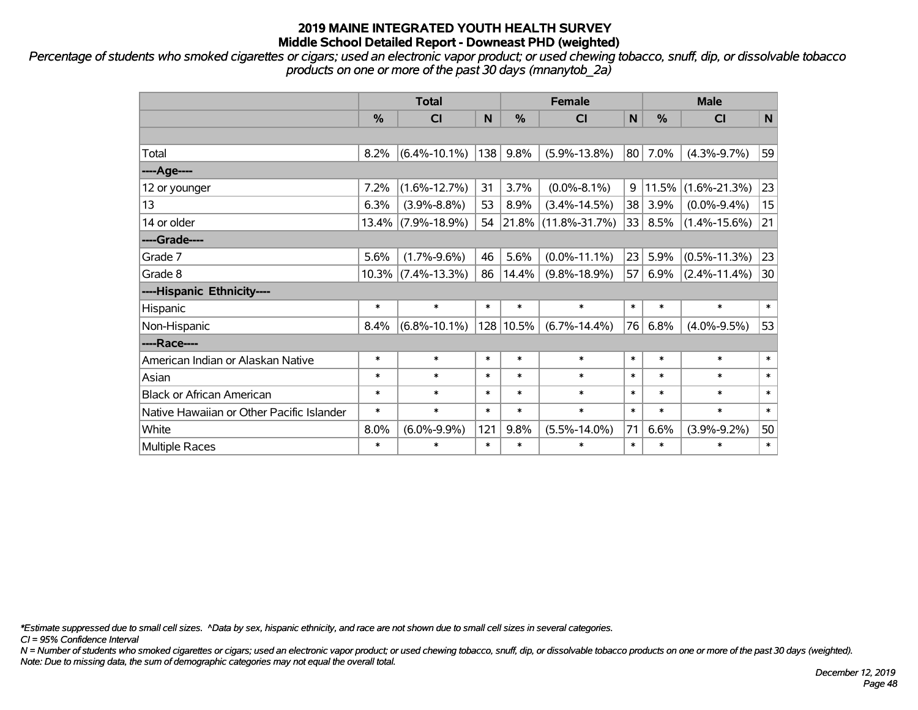# 2019 MAINE INTEGRATED YOUTH HEALTH SURVEY
## Middle School Detailed Report - Downeast PHD (weighted)

*Percentage of students who smoked cigarettes or cigars; used an electronic vapor product; or used chewing tobacco, snuff, dip, or dissolvable tobacco products on one or more of the past 30 days (mnanytob_2a)*

| | Total | | | Female | | | Male | | |
|---|---|---|---|---|---|---|---|---|---|
| | % | CI | N | % | CI | N | % | CI | N |
| | | | | | | | | | |
| Total | 8.2% | (6.4%-10.1%) | 138 | 9.8% | (5.9%-13.8%) | 80 | 7.0% | (4.3%-9.7%) | 59 |
| ----Age---- | | | | | | | | | |
| 12 or younger | 7.2% | (1.6%-12.7%) | 31 | 3.7% | (0.0%-8.1%) | 9 | 11.5% | (1.6%-21.3%) | 23 |
| 13 | 6.3% | (3.9%-8.8%) | 53 | 8.9% | (3.4%-14.5%) | 38 | 3.9% | (0.0%-9.4%) | 15 |
| 14 or older | 13.4% | (7.9%-18.9%) | 54 | 21.8% | (11.8%-31.7%) | 33 | 8.5% | (1.4%-15.6%) | 21 |
| ----Grade---- | | | | | | | | | |
| Grade 7 | 5.6% | (1.7%-9.6%) | 46 | 5.6% | (0.0%-11.1%) | 23 | 5.9% | (0.5%-11.3%) | 23 |
| Grade 8 | 10.3% | (7.4%-13.3%) | 86 | 14.4% | (9.8%-18.9%) | 57 | 6.9% | (2.4%-11.4%) | 30 |
| ----Hispanic Ethnicity---- | | | | | | | | | |
| Hispanic | * | * | * | * | * | * | * | * | * |
| Non-Hispanic | 8.4% | (6.8%-10.1%) | 128 | 10.5% | (6.7%-14.4%) | 76 | 6.8% | (4.0%-9.5%) | 53 |
| ----Race---- | | | | | | | | | |
| American Indian or Alaskan Native | * | * | * | * | * | * | * | * | * |
| Asian | * | * | * | * | * | * | * | * | * |
| Black or African American | * | * | * | * | * | * | * | * | * |
| Native Hawaiian or Other Pacific Islander | * | * | * | * | * | * | * | * | * |
| White | 8.0% | (6.0%-9.9%) | 121 | 9.8% | (5.5%-14.0%) | 71 | 6.6% | (3.9%-9.2%) | 50 |
| Multiple Races | * | * | * | * | * | * | * | * | * |

*\*Estimate suppressed due to small cell sizes. ^Data by sex, hispanic ethnicity, and race are not shown due to small cell sizes in several categories.*

*CI = 95% Confidence Interval*

*N = Number of students who smoked cigarettes or cigars; used an electronic vapor product; or used chewing tobacco, snuff, dip, or dissolvable tobacco products on one or more of the past 30 days (weighted).*

*Note: Due to missing data, the sum of demographic categories may not equal the overall total.*

*December 12, 2019*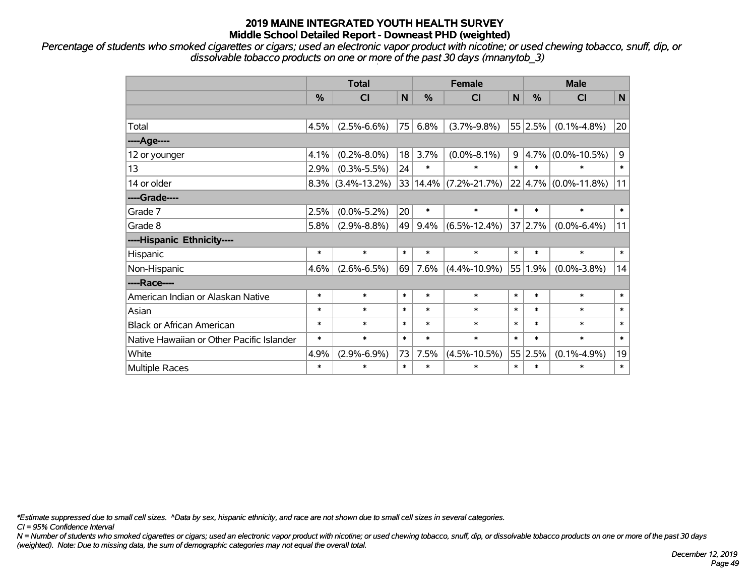# 2019 MAINE INTEGRATED YOUTH HEALTH SURVEY
## Middle School Detailed Report - Downeast PHD (weighted)

*Percentage of students who smoked cigarettes or cigars; used an electronic vapor product with nicotine; or used chewing tobacco, snuff, dip, or dissolvable tobacco products on one or more of the past 30 days (mnanytob_3)*

| | Total | | | Female | | | Male | | |
|---|---|---|---|---|---|---|---|---|---|
| | % | CI | N | % | CI | N | % | CI | N |
| | | | | | | | | | |
| Total | 4.5% | (2.5%-6.6%) | 75 | 6.8% | (3.7%-9.8%) | 55 | 2.5% | (0.1%-4.8%) | 20 |
| ----Age---- | | | | | | | | | |
| 12 or younger | 4.1% | (0.2%-8.0%) | 18 | 3.7% | (0.0%-8.1%) | 9 | 4.7% | (0.0%-10.5%) | 9 |
| 13 | 2.9% | (0.3%-5.5%) | 24 | * | * | * | * | * | * |
| 14 or older | 8.3% | (3.4%-13.2%) | 33 | 14.4% | (7.2%-21.7%) | 22 | 4.7% | (0.0%-11.8%) | 11 |
| ----Grade---- | | | | | | | | | |
| Grade 7 | 2.5% | (0.0%-5.2%) | 20 | * | * | * | * | * | * |
| Grade 8 | 5.8% | (2.9%-8.8%) | 49 | 9.4% | (6.5%-12.4%) | 37 | 2.7% | (0.0%-6.4%) | 11 |
| ----Hispanic Ethnicity---- | | | | | | | | | |
| Hispanic | * | * | * | * | * | * | * | * | * |
| Non-Hispanic | 4.6% | (2.6%-6.5%) | 69 | 7.6% | (4.4%-10.9%) | 55 | 1.9% | (0.0%-3.8%) | 14 |
| ----Race---- | | | | | | | | | |
| American Indian or Alaskan Native | * | * | * | * | * | * | * | * | * |
| Asian | * | * | * | * | * | * | * | * | * |
| Black or African American | * | * | * | * | * | * | * | * | * |
| Native Hawaiian or Other Pacific Islander | * | * | * | * | * | * | * | * | * |
| White | 4.9% | (2.9%-6.9%) | 73 | 7.5% | (4.5%-10.5%) | 55 | 2.5% | (0.1%-4.9%) | 19 |
| Multiple Races | * | * | * | * | * | * | * | * | * |

*\*Estimate suppressed due to small cell sizes. ^Data by sex, hispanic ethnicity, and race are not shown due to small cell sizes in several categories.*

*CI = 95% Confidence Interval*

*N = Number of students who smoked cigarettes or cigars; used an electronic vapor product with nicotine; or used chewing tobacco, snuff, dip, or dissolvable tobacco products on one or more of the past 30 days (weighted). Note: Due to missing data, the sum of demographic categories may not equal the overall total.*

*December 12, 2019*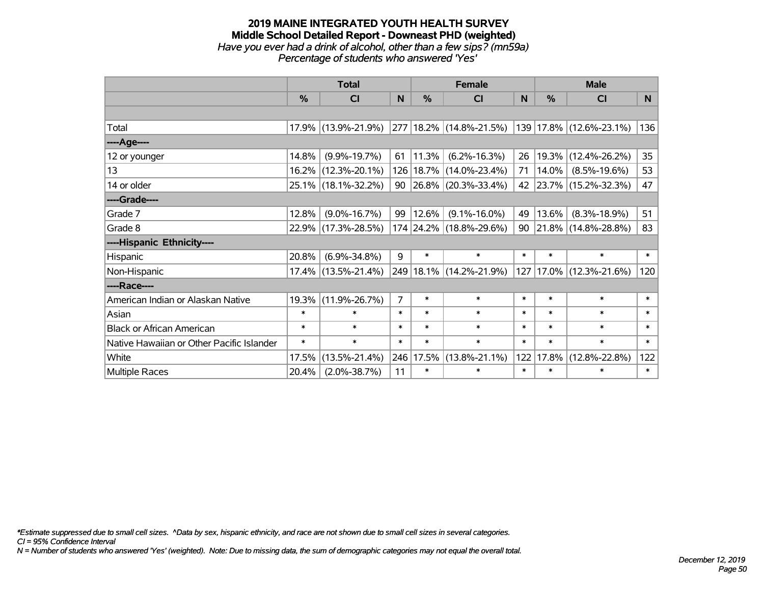# 2019 MAINE INTEGRATED YOUTH HEALTH SURVEY
## Middle School Detailed Report - Downeast PHD (weighted)
*Have you ever had a drink of alcohol, other than a few sips? (mn59a)*
*Percentage of students who answered 'Yes'*

| | Total | | | Female | | | Male | | |
|---|---|---|---|---|---|---|---|---|---|
| | % | CI | N | % | CI | N | % | CI | N |
| Total | 17.9% | (13.9%-21.9%) | 277 | 18.2% | (14.8%-21.5%) | 139 | 17.8% | (12.6%-23.1%) | 136 |
| ----Age---- | | | | | | | | | |
| 12 or younger | 14.8% | (9.9%-19.7%) | 61 | 11.3% | (6.2%-16.3%) | 26 | 19.3% | (12.4%-26.2%) | 35 |
| 13 | 16.2% | (12.3%-20.1%) | 126 | 18.7% | (14.0%-23.4%) | 71 | 14.0% | (8.5%-19.6%) | 53 |
| 14 or older | 25.1% | (18.1%-32.2%) | 90 | 26.8% | (20.3%-33.4%) | 42 | 23.7% | (15.2%-32.3%) | 47 |
| ----Grade---- | | | | | | | | | |
| Grade 7 | 12.8% | (9.0%-16.7%) | 99 | 12.6% | (9.1%-16.0%) | 49 | 13.6% | (8.3%-18.9%) | 51 |
| Grade 8 | 22.9% | (17.3%-28.5%) | 174 | 24.2% | (18.8%-29.6%) | 90 | 21.8% | (14.8%-28.8%) | 83 |
| ----Hispanic Ethnicity---- | | | | | | | | | |
| Hispanic | 20.8% | (6.9%-34.8%) | 9 | * | * | * | * | * | * |
| Non-Hispanic | 17.4% | (13.5%-21.4%) | 249 | 18.1% | (14.2%-21.9%) | 127 | 17.0% | (12.3%-21.6%) | 120 |
| ----Race---- | | | | | | | | | |
| American Indian or Alaskan Native | 19.3% | (11.9%-26.7%) | 7 | * | * | * | * | * | * |
| Asian | * | * | * | * | * | * | * | * | * |
| Black or African American | * | * | * | * | * | * | * | * | * |
| Native Hawaiian or Other Pacific Islander | * | * | * | * | * | * | * | * | * |
| White | 17.5% | (13.5%-21.4%) | 246 | 17.5% | (13.8%-21.1%) | 122 | 17.8% | (12.8%-22.8%) | 122 |
| Multiple Races | 20.4% | (2.0%-38.7%) | 11 | * | * | * | * | * | * |

*\*Estimate suppressed due to small cell sizes. ^Data by sex, hispanic ethnicity, and race are not shown due to small cell sizes in several categories.*
*CI = 95% Confidence Interval*
*N = Number of students who answered 'Yes' (weighted). Note: Due to missing data, the sum of demographic categories may not equal the overall total.*

*December 12, 2019*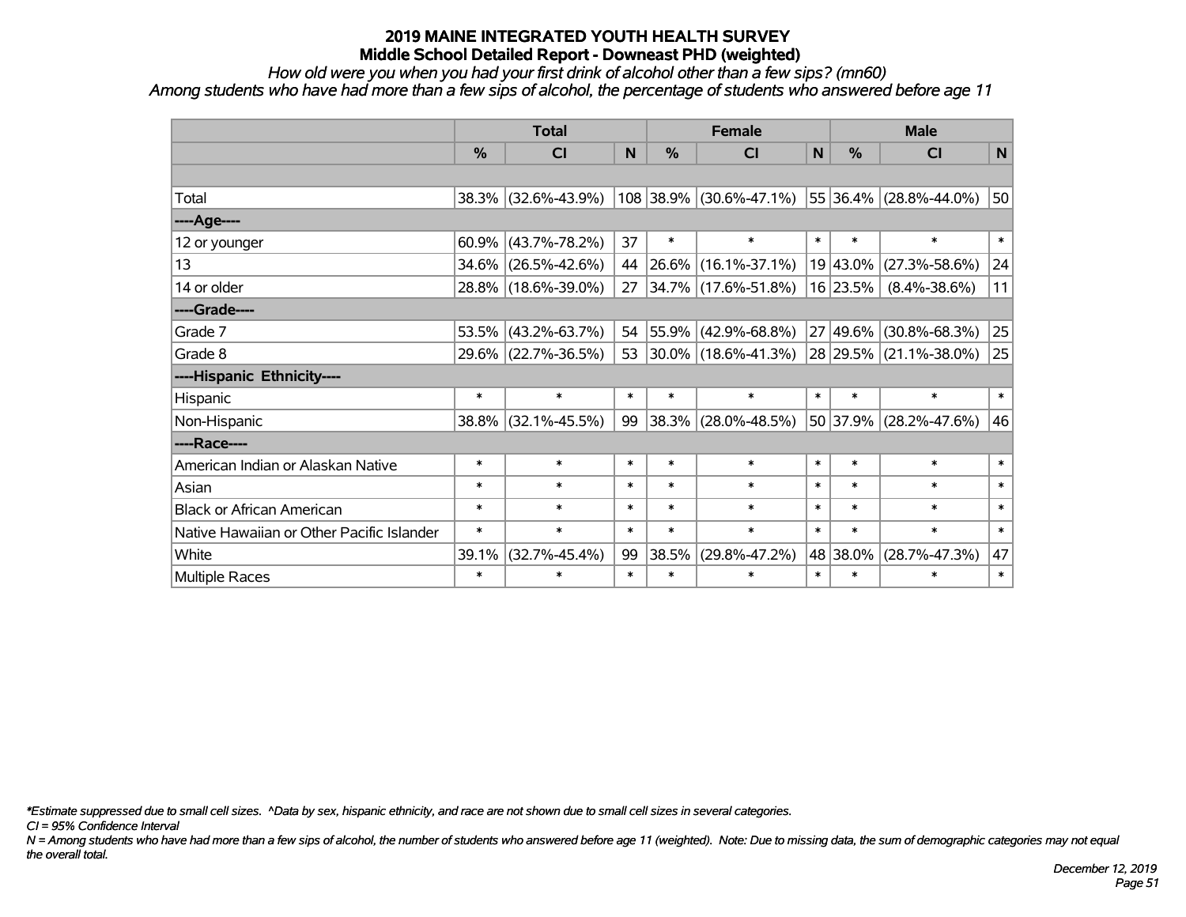# 2019 MAINE INTEGRATED YOUTH HEALTH SURVEY
## Middle School Detailed Report - Downeast PHD (weighted)

*How old were you when you had your first drink of alcohol other than a few sips? (mn60)*
*Among students who have had more than a few sips of alcohol, the percentage of students who answered before age 11*

| | Total | | | Female | | | Male | | |
|---|---|---|---|---|---|---|---|---|---|
| | % | CI | N | % | CI | N | % | CI | N |
| Total | 38.3% | (32.6%-43.9%) | 108 | 38.9% | (30.6%-47.1%) | 55 | 36.4% | (28.8%-44.0%) | 50 |
| ----Age---- | | | | | | | | | |
| 12 or younger | 60.9% | (43.7%-78.2%) | 37 | * | * | * | * | * | * |
| 13 | 34.6% | (26.5%-42.6%) | 44 | 26.6% | (16.1%-37.1%) | 19 | 43.0% | (27.3%-58.6%) | 24 |
| 14 or older | 28.8% | (18.6%-39.0%) | 27 | 34.7% | (17.6%-51.8%) | 16 | 23.5% | (8.4%-38.6%) | 11 |
| ----Grade---- | | | | | | | | | |
| Grade 7 | 53.5% | (43.2%-63.7%) | 54 | 55.9% | (42.9%-68.8%) | 27 | 49.6% | (30.8%-68.3%) | 25 |
| Grade 8 | 29.6% | (22.7%-36.5%) | 53 | 30.0% | (18.6%-41.3%) | 28 | 29.5% | (21.1%-38.0%) | 25 |
| ----Hispanic Ethnicity---- | | | | | | | | | |
| Hispanic | * | * | * | * | * | * | * | * | * |
| Non-Hispanic | 38.8% | (32.1%-45.5%) | 99 | 38.3% | (28.0%-48.5%) | 50 | 37.9% | (28.2%-47.6%) | 46 |
| ----Race---- | | | | | | | | | |
| American Indian or Alaskan Native | * | * | * | * | * | * | * | * | * |
| Asian | * | * | * | * | * | * | * | * | * |
| Black or African American | * | * | * | * | * | * | * | * | * |
| Native Hawaiian or Other Pacific Islander | * | * | * | * | * | * | * | * | * |
| White | 39.1% | (32.7%-45.4%) | 99 | 38.5% | (29.8%-47.2%) | 48 | 38.0% | (28.7%-47.3%) | 47 |
| Multiple Races | * | * | * | * | * | * | * | * | * |

*\*Estimate suppressed due to small cell sizes. ^Data by sex, hispanic ethnicity, and race are not shown due to small cell sizes in several categories.*
*CI = 95% Confidence Interval*
*N = Among students who have had more than a few sips of alcohol, the number of students who answered before age 11 (weighted). Note: Due to missing data, the sum of demographic categories may not equal the overall total.*

*December 12, 2019*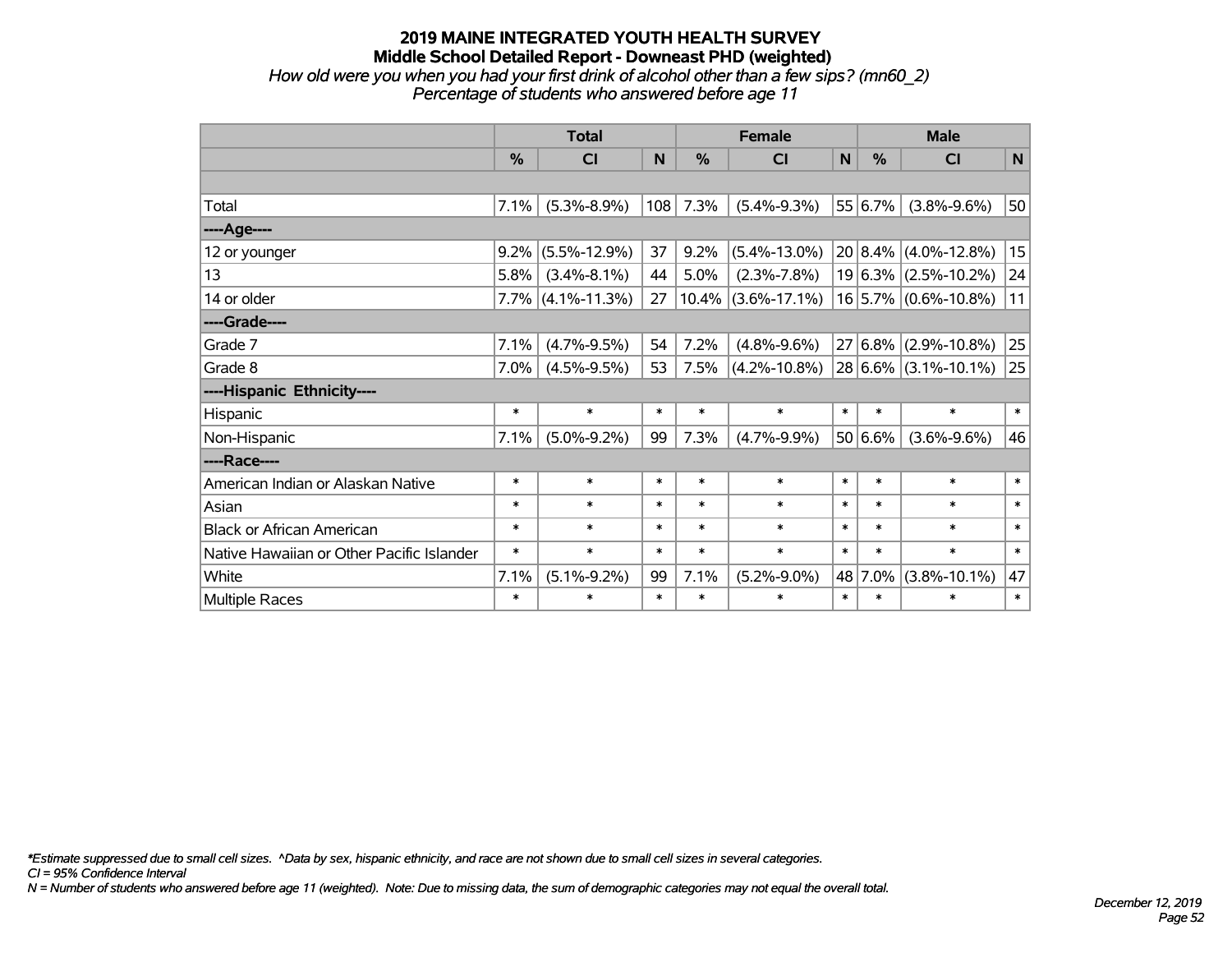# 2019 MAINE INTEGRATED YOUTH HEALTH SURVEY

## Middle School Detailed Report - Downeast PHD (weighted)

*How old were you when you had your first drink of alcohol other than a few sips? (mn60_2)*

*Percentage of students who answered before age 11*

| | Total | | | Female | | | Male | | |
|---|---|---|---|---|---|---|---|---|---|
| | % | CI | N | % | CI | N | % | CI | N |
| | | | | | | | | | |
| Total | 7.1% | (5.3%-8.9%) | 108 | 7.3% | (5.4%-9.3%) | 55 | 6.7% | (3.8%-9.6%) | 50 |
| ----Age---- | | | | | | | | | |
| 12 or younger | 9.2% | (5.5%-12.9%) | 37 | 9.2% | (5.4%-13.0%) | 20 | 8.4% | (4.0%-12.8%) | 15 |
| 13 | 5.8% | (3.4%-8.1%) | 44 | 5.0% | (2.3%-7.8%) | 19 | 6.3% | (2.5%-10.2%) | 24 |
| 14 or older | 7.7% | (4.1%-11.3%) | 27 | 10.4% | (3.6%-17.1%) | 16 | 5.7% | (0.6%-10.8%) | 11 |
| ----Grade---- | | | | | | | | | |
| Grade 7 | 7.1% | (4.7%-9.5%) | 54 | 7.2% | (4.8%-9.6%) | 27 | 6.8% | (2.9%-10.8%) | 25 |
| Grade 8 | 7.0% | (4.5%-9.5%) | 53 | 7.5% | (4.2%-10.8%) | 28 | 6.6% | (3.1%-10.1%) | 25 |
| ----Hispanic Ethnicity---- | | | | | | | | | |
| Hispanic | * | * | * | * | * | * | * | * | * |
| Non-Hispanic | 7.1% | (5.0%-9.2%) | 99 | 7.3% | (4.7%-9.9%) | 50 | 6.6% | (3.6%-9.6%) | 46 |
| ----Race---- | | | | | | | | | |
| American Indian or Alaskan Native | * | * | * | * | * | * | * | * | * |
| Asian | * | * | * | * | * | * | * | * | * |
| Black or African American | * | * | * | * | * | * | * | * | * |
| Native Hawaiian or Other Pacific Islander | * | * | * | * | * | * | * | * | * |
| White | 7.1% | (5.1%-9.2%) | 99 | 7.1% | (5.2%-9.0%) | 48 | 7.0% | (3.8%-10.1%) | 47 |
| Multiple Races | * | * | * | * | * | * | * | * | * |

*\*Estimate suppressed due to small cell sizes. ^Data by sex, hispanic ethnicity, and race are not shown due to small cell sizes in several categories.*

*CI = 95% Confidence Interval*

*N = Number of students who answered before age 11 (weighted). Note: Due to missing data, the sum of demographic categories may not equal the overall total.*

*December 12, 2019*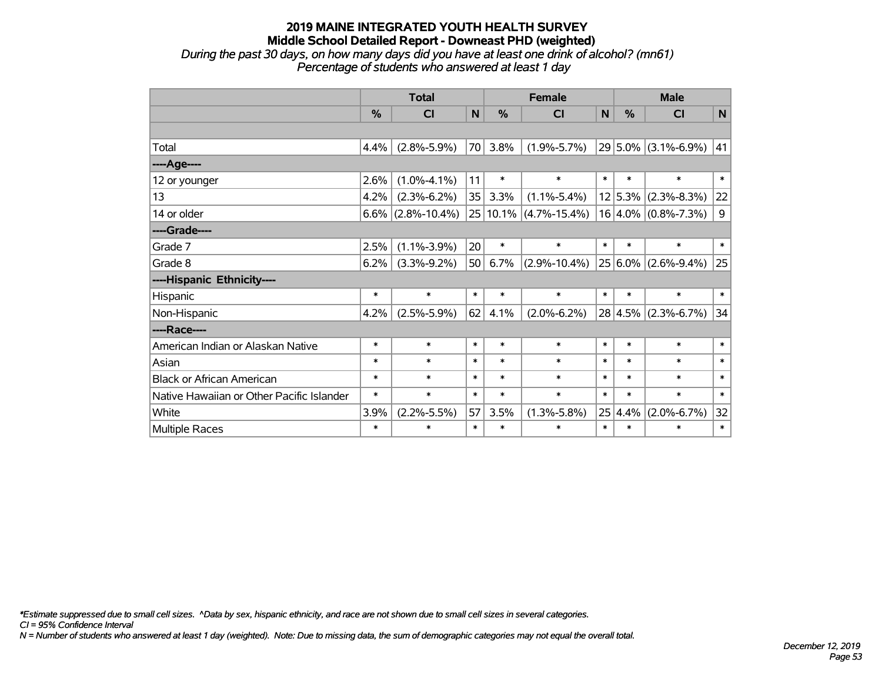# 2019 MAINE INTEGRATED YOUTH HEALTH SURVEY

## Middle School Detailed Report - Downeast PHD (weighted)

*During the past 30 days, on how many days did you have at least one drink of alcohol? (mn61)*
*Percentage of students who answered at least 1 day*

| | Total | | | Female | | | Male | | |
|---|---|---|---|---|---|---|---|---|---|
| | % | CI | N | % | CI | N | % | CI | N |
| | | | | | | | | | |
| Total | 4.4% | (2.8%-5.9%) | 70 | 3.8% | (1.9%-5.7%) | 29 | 5.0% | (3.1%-6.9%) | 41 |
| ----Age---- | | | | | | | | | |
| 12 or younger | 2.6% | (1.0%-4.1%) | 11 | * | * | * | * | * | * |
| 13 | 4.2% | (2.3%-6.2%) | 35 | 3.3% | (1.1%-5.4%) | 12 | 5.3% | (2.3%-8.3%) | 22 |
| 14 or older | 6.6% | (2.8%-10.4%) | 25 | 10.1% | (4.7%-15.4%) | 16 | 4.0% | (0.8%-7.3%) | 9 |
| ----Grade---- | | | | | | | | | |
| Grade 7 | 2.5% | (1.1%-3.9%) | 20 | * | * | * | * | * | * |
| Grade 8 | 6.2% | (3.3%-9.2%) | 50 | 6.7% | (2.9%-10.4%) | 25 | 6.0% | (2.6%-9.4%) | 25 |
| ----Hispanic Ethnicity---- | | | | | | | | | |
| Hispanic | * | * | * | * | * | * | * | * | * |
| Non-Hispanic | 4.2% | (2.5%-5.9%) | 62 | 4.1% | (2.0%-6.2%) | 28 | 4.5% | (2.3%-6.7%) | 34 |
| ----Race---- | | | | | | | | | |
| American Indian or Alaskan Native | * | * | * | * | * | * | * | * | * |
| Asian | * | * | * | * | * | * | * | * | * |
| Black or African American | * | * | * | * | * | * | * | * | * |
| Native Hawaiian or Other Pacific Islander | * | * | * | * | * | * | * | * | * |
| White | 3.9% | (2.2%-5.5%) | 57 | 3.5% | (1.3%-5.8%) | 25 | 4.4% | (2.0%-6.7%) | 32 |
| Multiple Races | * | * | * | * | * | * | * | * | * |

*\*Estimate suppressed due to small cell sizes. ^Data by sex, hispanic ethnicity, and race are not shown due to small cell sizes in several categories.*
*CI = 95% Confidence Interval*
*N = Number of students who answered at least 1 day (weighted). Note: Due to missing data, the sum of demographic categories may not equal the overall total.*

*December 12, 2019*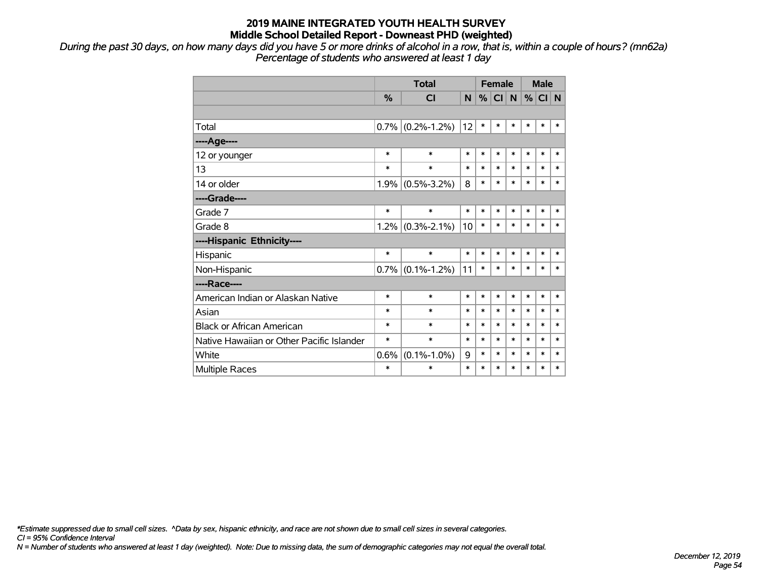# 2019 MAINE INTEGRATED YOUTH HEALTH SURVEY
## Middle School Detailed Report - Downeast PHD (weighted)

*During the past 30 days, on how many days did you have 5 or more drinks of alcohol in a row, that is, within a couple of hours? (mn62a)*
*Percentage of students who answered at least 1 day*

| | Total | | | Female | | | Male | | |
|---|---|---|---|---|---|---|---|---|---|
| | % | CI | N | % | CI | N | % | CI | N |
| | | | | | | | | | |
| Total | 0.7% | (0.2%-1.2%) | 12 | * | * | * | * | * | * |
| ----Age---- | | | | | | | | | |
| 12 or younger | * | * | * | * | * | * | * | * | * |
| 13 | * | * | * | * | * | * | * | * | * |
| 14 or older | 1.9% | (0.5%-3.2%) | 8 | * | * | * | * | * | * |
| ----Grade---- | | | | | | | | | |
| Grade 7 | * | * | * | * | * | * | * | * | * |
| Grade 8 | 1.2% | (0.3%-2.1%) | 10 | * | * | * | * | * | * |
| ----Hispanic Ethnicity---- | | | | | | | | | |
| Hispanic | * | * | * | * | * | * | * | * | * |
| Non-Hispanic | 0.7% | (0.1%-1.2%) | 11 | * | * | * | * | * | * |
| ----Race---- | | | | | | | | | |
| American Indian or Alaskan Native | * | * | * | * | * | * | * | * | * |
| Asian | * | * | * | * | * | * | * | * | * |
| Black or African American | * | * | * | * | * | * | * | * | * |
| Native Hawaiian or Other Pacific Islander | * | * | * | * | * | * | * | * | * |
| White | 0.6% | (0.1%-1.0%) | 9 | * | * | * | * | * | * |
| Multiple Races | * | * | * | * | * | * | * | * | * |

*\*Estimate suppressed due to small cell sizes. ^Data by sex, hispanic ethnicity, and race are not shown due to small cell sizes in several categories.*
*CI = 95% Confidence Interval*
*N = Number of students who answered at least 1 day (weighted). Note: Due to missing data, the sum of demographic categories may not equal the overall total.*

*December 12, 2019*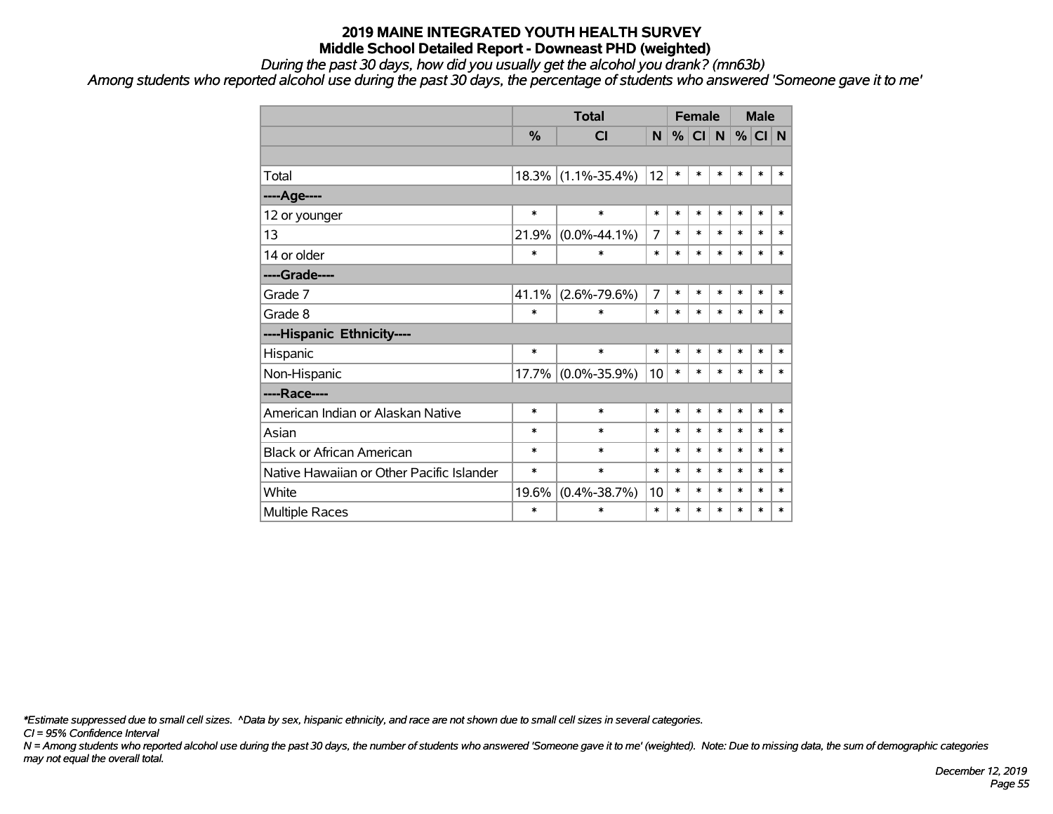# 2019 MAINE INTEGRATED YOUTH HEALTH SURVEY

## Middle School Detailed Report - Downeast PHD (weighted)

*During the past 30 days, how did you usually get the alcohol you drank? (mn63b)*

*Among students who reported alcohol use during the past 30 days, the percentage of students who answered 'Someone gave it to me'*

| | Total | | | Female | | | Male | | |
|---|---|---|---|---|---|---|---|---|---|
| | % | CI | N | % | CI | N | % | CI | N |
| | | | | | | | | | |
| Total | 18.3% | (1.1%-35.4%) | 12 | * | * | * | * | * | * |
| ----Age---- | | | | | | | | | |
| 12 or younger | * | * | * | * | * | * | * | * | * |
| 13 | 21.9% | (0.0%-44.1%) | 7 | * | * | * | * | * | * |
| 14 or older | * | * | * | * | * | * | * | * | * |
| ----Grade---- | | | | | | | | | |
| Grade 7 | 41.1% | (2.6%-79.6%) | 7 | * | * | * | * | * | * |
| Grade 8 | * | * | * | * | * | * | * | * | * |
| ----Hispanic Ethnicity---- | | | | | | | | | |
| Hispanic | * | * | * | * | * | * | * | * | * |
| Non-Hispanic | 17.7% | (0.0%-35.9%) | 10 | * | * | * | * | * | * |
| ----Race---- | | | | | | | | | |
| American Indian or Alaskan Native | * | * | * | * | * | * | * | * | * |
| Asian | * | * | * | * | * | * | * | * | * |
| Black or African American | * | * | * | * | * | * | * | * | * |
| Native Hawaiian or Other Pacific Islander | * | * | * | * | * | * | * | * | * |
| White | 19.6% | (0.4%-38.7%) | 10 | * | * | * | * | * | * |
| Multiple Races | * | * | * | * | * | * | * | * | * |

*\*Estimate suppressed due to small cell sizes. ^Data by sex, hispanic ethnicity, and race are not shown due to small cell sizes in several categories.*

*CI = 95% Confidence Interval*

*N = Among students who reported alcohol use during the past 30 days, the number of students who answered 'Someone gave it to me' (weighted). Note: Due to missing data, the sum of demographic categories may not equal the overall total.*

*December 12, 2019*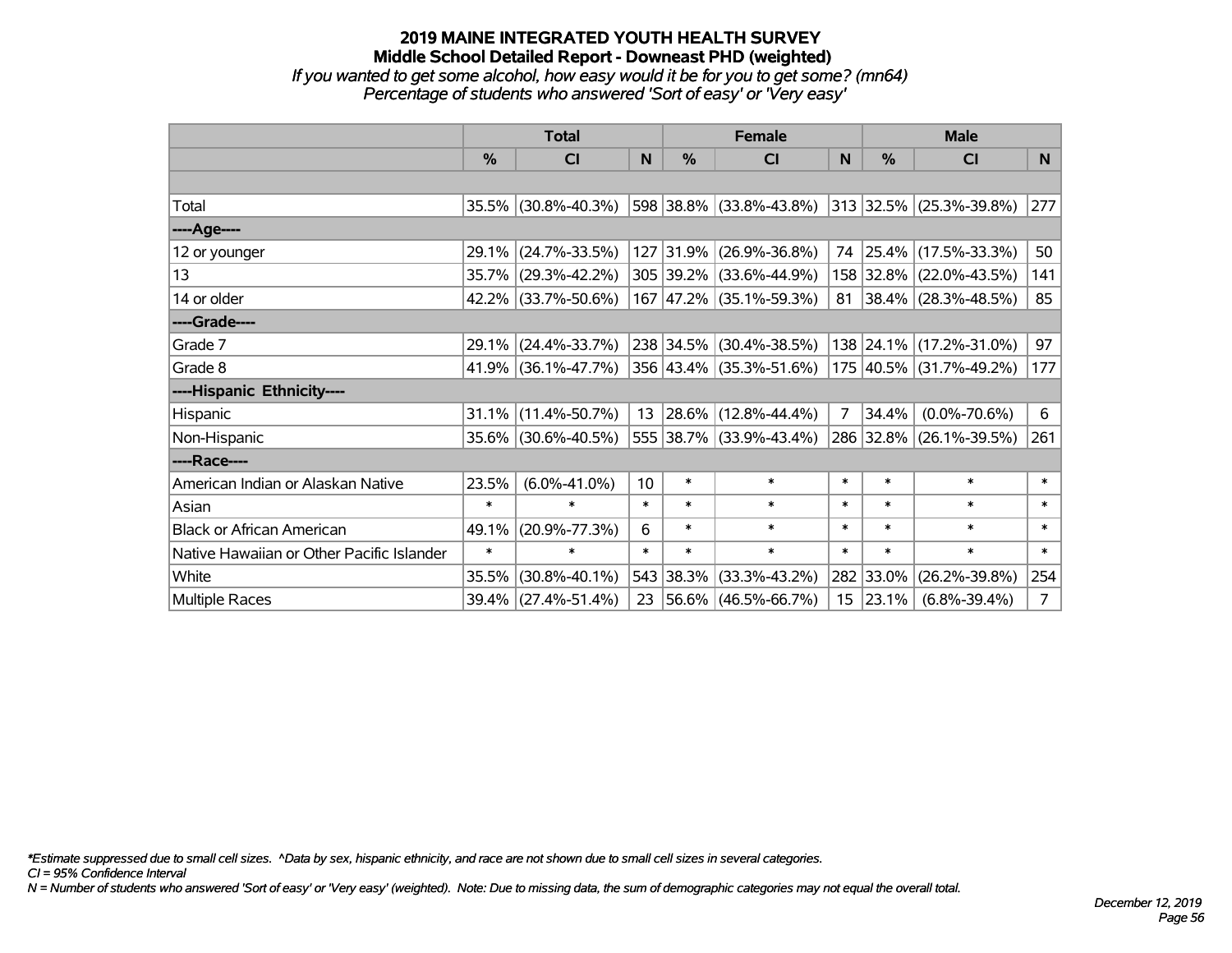# 2019 MAINE INTEGRATED YOUTH HEALTH SURVEY

## Middle School Detailed Report - Downeast PHD (weighted)

*If you wanted to get some alcohol, how easy would it be for you to get some? (mn64)*

*Percentage of students who answered 'Sort of easy' or 'Very easy'*

| | Total | | | Female | | | Male | | |
|---|---|---|---|---|---|---|---|---|---|
| | % | CI | N | % | CI | N | % | CI | N |
| Total | 35.5% | (30.8%-40.3%) | 598 | 38.8% | (33.8%-43.8%) | 313 | 32.5% | (25.3%-39.8%) | 277 |
| ----Age---- | | | | | | | | | |
| 12 or younger | 29.1% | (24.7%-33.5%) | 127 | 31.9% | (26.9%-36.8%) | 74 | 25.4% | (17.5%-33.3%) | 50 |
| 13 | 35.7% | (29.3%-42.2%) | 305 | 39.2% | (33.6%-44.9%) | 158 | 32.8% | (22.0%-43.5%) | 141 |
| 14 or older | 42.2% | (33.7%-50.6%) | 167 | 47.2% | (35.1%-59.3%) | 81 | 38.4% | (28.3%-48.5%) | 85 |
| ----Grade---- | | | | | | | | | |
| Grade 7 | 29.1% | (24.4%-33.7%) | 238 | 34.5% | (30.4%-38.5%) | 138 | 24.1% | (17.2%-31.0%) | 97 |
| Grade 8 | 41.9% | (36.1%-47.7%) | 356 | 43.4% | (35.3%-51.6%) | 175 | 40.5% | (31.7%-49.2%) | 177 |
| ----Hispanic Ethnicity---- | | | | | | | | | |
| Hispanic | 31.1% | (11.4%-50.7%) | 13 | 28.6% | (12.8%-44.4%) | 7 | 34.4% | (0.0%-70.6%) | 6 |
| Non-Hispanic | 35.6% | (30.6%-40.5%) | 555 | 38.7% | (33.9%-43.4%) | 286 | 32.8% | (26.1%-39.5%) | 261 |
| ----Race---- | | | | | | | | | |
| American Indian or Alaskan Native | 23.5% | (6.0%-41.0%) | 10 | * | * | * | * | * | * |
| Asian | * | * | * | * | * | * | * | * | * |
| Black or African American | 49.1% | (20.9%-77.3%) | 6 | * | * | * | * | * | * |
| Native Hawaiian or Other Pacific Islander | * | * | * | * | * | * | * | * | * |
| White | 35.5% | (30.8%-40.1%) | 543 | 38.3% | (33.3%-43.2%) | 282 | 33.0% | (26.2%-39.8%) | 254 |
| Multiple Races | 39.4% | (27.4%-51.4%) | 23 | 56.6% | (46.5%-66.7%) | 15 | 23.1% | (6.8%-39.4%) | 7 |

*Estimate suppressed due to small cell sizes. ^Data by sex, hispanic ethnicity, and race are not shown due to small cell sizes in several categories.

CI = 95% Confidence Interval

N = Number of students who answered 'Sort of easy' or 'Very easy' (weighted). Note: Due to missing data, the sum of demographic categories may not equal the overall total.

December 12, 2019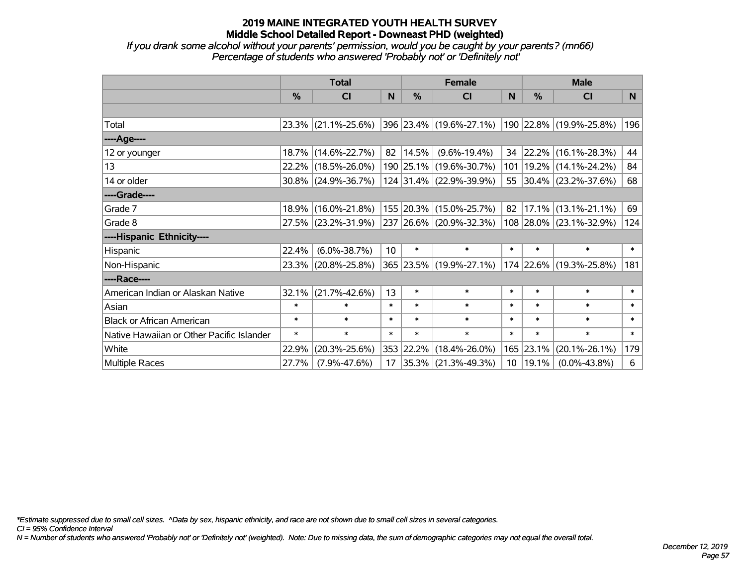# 2019 MAINE INTEGRATED YOUTH HEALTH SURVEY
## Middle School Detailed Report - Downeast PHD (weighted)

*If you drank some alcohol without your parents' permission, would you be caught by your parents? (mn66)*
*Percentage of students who answered 'Probably not' or 'Definitely not'*

| | Total | | | Female | | | Male | | |
|---|---|---|---|---|---|---|---|---|---|
| | % | CI | N | % | CI | N | % | CI | N |
| Total | 23.3% | (21.1%-25.6%) | 396 | 23.4% | (19.6%-27.1%) | 190 | 22.8% | (19.9%-25.8%) | 196 |
| ----Age---- | | | | | | | | | |
| 12 or younger | 18.7% | (14.6%-22.7%) | 82 | 14.5% | (9.6%-19.4%) | 34 | 22.2% | (16.1%-28.3%) | 44 |
| 13 | 22.2% | (18.5%-26.0%) | 190 | 25.1% | (19.6%-30.7%) | 101 | 19.2% | (14.1%-24.2%) | 84 |
| 14 or older | 30.8% | (24.9%-36.7%) | 124 | 31.4% | (22.9%-39.9%) | 55 | 30.4% | (23.2%-37.6%) | 68 |
| ----Grade---- | | | | | | | | | |
| Grade 7 | 18.9% | (16.0%-21.8%) | 155 | 20.3% | (15.0%-25.7%) | 82 | 17.1% | (13.1%-21.1%) | 69 |
| Grade 8 | 27.5% | (23.2%-31.9%) | 237 | 26.6% | (20.9%-32.3%) | 108 | 28.0% | (23.1%-32.9%) | 124 |
| ----Hispanic Ethnicity---- | | | | | | | | | |
| Hispanic | 22.4% | (6.0%-38.7%) | 10 | * | * | * | * | * | * |
| Non-Hispanic | 23.3% | (20.8%-25.8%) | 365 | 23.5% | (19.9%-27.1%) | 174 | 22.6% | (19.3%-25.8%) | 181 |
| ----Race---- | | | | | | | | | |
| American Indian or Alaskan Native | 32.1% | (21.7%-42.6%) | 13 | * | * | * | * | * | * |
| Asian | * | * | * | * | * | * | * | * | * |
| Black or African American | * | * | * | * | * | * | * | * | * |
| Native Hawaiian or Other Pacific Islander | * | * | * | * | * | * | * | * | * |
| White | 22.9% | (20.3%-25.6%) | 353 | 22.2% | (18.4%-26.0%) | 165 | 23.1% | (20.1%-26.1%) | 179 |
| Multiple Races | 27.7% | (7.9%-47.6%) | 17 | 35.3% | (21.3%-49.3%) | 10 | 19.1% | (0.0%-43.8%) | 6 |

*\*Estimate suppressed due to small cell sizes. ^Data by sex, hispanic ethnicity, and race are not shown due to small cell sizes in several categories.*
*CI = 95% Confidence Interval*
*N = Number of students who answered 'Probably not' or 'Definitely not' (weighted). Note: Due to missing data, the sum of demographic categories may not equal the overall total.*

*December 12, 2019*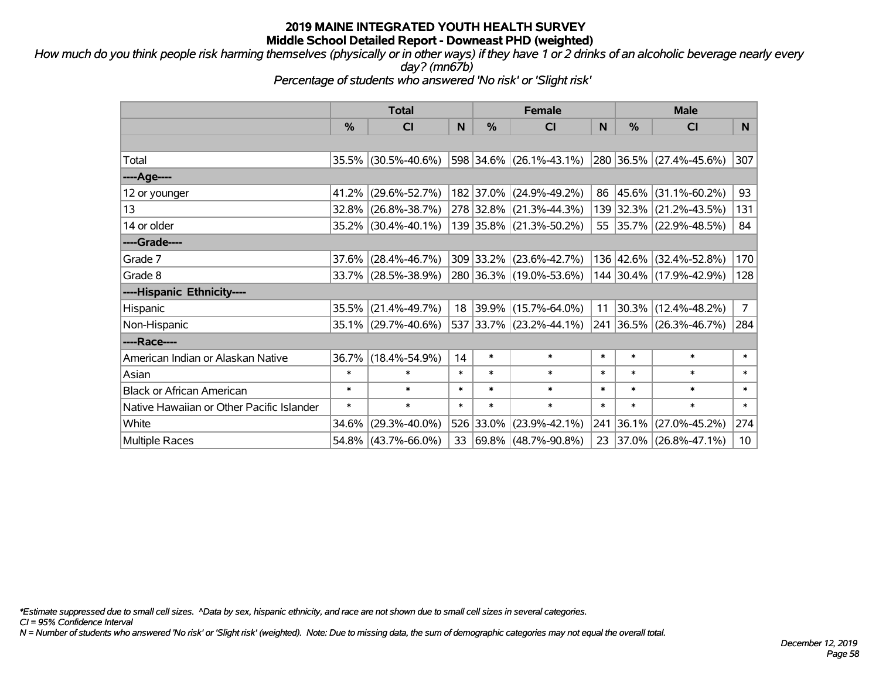# 2019 MAINE INTEGRATED YOUTH HEALTH SURVEY
## Middle School Detailed Report - Downeast PHD (weighted)

*How much do you think people risk harming themselves (physically or in other ways) if they have 1 or 2 drinks of an alcoholic beverage nearly every day? (mn67b)*

*Percentage of students who answered 'No risk' or 'Slight risk'*

| | Total | | | Female | | | Male | | |
|---|---|---|---|---|---|---|---|---|---|
| | % | CI | N | % | CI | N | % | CI | N |
| Total | 35.5% | (30.5%-40.6%) | 598 | 34.6% | (26.1%-43.1%) | 280 | 36.5% | (27.4%-45.6%) | 307 |
| ----Age---- | | | | | | | | | |
| 12 or younger | 41.2% | (29.6%-52.7%) | 182 | 37.0% | (24.9%-49.2%) | 86 | 45.6% | (31.1%-60.2%) | 93 |
| 13 | 32.8% | (26.8%-38.7%) | 278 | 32.8% | (21.3%-44.3%) | 139 | 32.3% | (21.2%-43.5%) | 131 |
| 14 or older | 35.2% | (30.4%-40.1%) | 139 | 35.8% | (21.3%-50.2%) | 55 | 35.7% | (22.9%-48.5%) | 84 |
| ----Grade---- | | | | | | | | | |
| Grade 7 | 37.6% | (28.4%-46.7%) | 309 | 33.2% | (23.6%-42.7%) | 136 | 42.6% | (32.4%-52.8%) | 170 |
| Grade 8 | 33.7% | (28.5%-38.9%) | 280 | 36.3% | (19.0%-53.6%) | 144 | 30.4% | (17.9%-42.9%) | 128 |
| ----Hispanic Ethnicity---- | | | | | | | | | |
| Hispanic | 35.5% | (21.4%-49.7%) | 18 | 39.9% | (15.7%-64.0%) | 11 | 30.3% | (12.4%-48.2%) | 7 |
| Non-Hispanic | 35.1% | (29.7%-40.6%) | 537 | 33.7% | (23.2%-44.1%) | 241 | 36.5% | (26.3%-46.7%) | 284 |
| ----Race---- | | | | | | | | | |
| American Indian or Alaskan Native | 36.7% | (18.4%-54.9%) | 14 | * | * | * | * | * | * |
| Asian | * | * | * | * | * | * | * | * | * |
| Black or African American | * | * | * | * | * | * | * | * | * |
| Native Hawaiian or Other Pacific Islander | * | * | * | * | * | * | * | * | * |
| White | 34.6% | (29.3%-40.0%) | 526 | 33.0% | (23.9%-42.1%) | 241 | 36.1% | (27.0%-45.2%) | 274 |
| Multiple Races | 54.8% | (43.7%-66.0%) | 33 | 69.8% | (48.7%-90.8%) | 23 | 37.0% | (26.8%-47.1%) | 10 |

*\*Estimate suppressed due to small cell sizes. ^Data by sex, hispanic ethnicity, and race are not shown due to small cell sizes in several categories.*

*CI = 95% Confidence Interval*

*N = Number of students who answered 'No risk' or 'Slight risk' (weighted). Note: Due to missing data, the sum of demographic categories may not equal the overall total.*

*December 12, 2019*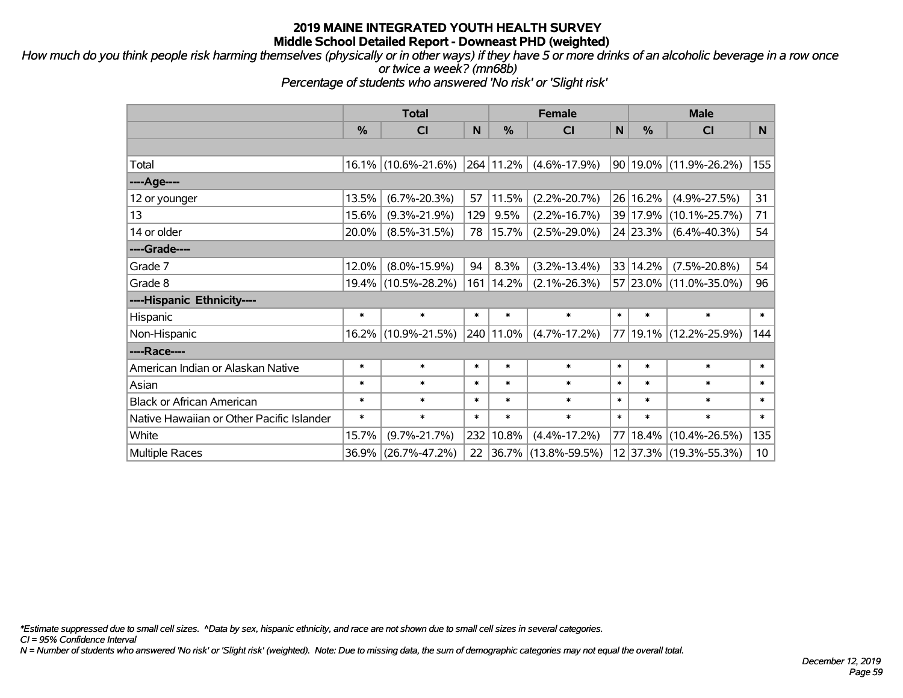# 2019 MAINE INTEGRATED YOUTH HEALTH SURVEY
## Middle School Detailed Report - Downeast PHD (weighted)

*How much do you think people risk harming themselves (physically or in other ways) if they have 5 or more drinks of an alcoholic beverage in a row once or twice a week? (mn68b)*
*Percentage of students who answered 'No risk' or 'Slight risk'*

| | Total | | | Female | | | Male | | |
|---|---|---|---|---|---|---|---|---|---|
| | % | CI | N | % | CI | N | % | CI | N |
| | | | | | | | | | |
| Total | 16.1% | (10.6%-21.6%) | 264 | 11.2% | (4.6%-17.9%) | 90 | 19.0% | (11.9%-26.2%) | 155 |
| ----Age---- | | | | | | | | | |
| 12 or younger | 13.5% | (6.7%-20.3%) | 57 | 11.5% | (2.2%-20.7%) | 26 | 16.2% | (4.9%-27.5%) | 31 |
| 13 | 15.6% | (9.3%-21.9%) | 129 | 9.5% | (2.2%-16.7%) | 39 | 17.9% | (10.1%-25.7%) | 71 |
| 14 or older | 20.0% | (8.5%-31.5%) | 78 | 15.7% | (2.5%-29.0%) | 24 | 23.3% | (6.4%-40.3%) | 54 |
| ----Grade---- | | | | | | | | | |
| Grade 7 | 12.0% | (8.0%-15.9%) | 94 | 8.3% | (3.2%-13.4%) | 33 | 14.2% | (7.5%-20.8%) | 54 |
| Grade 8 | 19.4% | (10.5%-28.2%) | 161 | 14.2% | (2.1%-26.3%) | 57 | 23.0% | (11.0%-35.0%) | 96 |
| ----Hispanic Ethnicity---- | | | | | | | | | |
| Hispanic | * | * | * | * | * | * | * | * | * |
| Non-Hispanic | 16.2% | (10.9%-21.5%) | 240 | 11.0% | (4.7%-17.2%) | 77 | 19.1% | (12.2%-25.9%) | 144 |
| ----Race---- | | | | | | | | | |
| American Indian or Alaskan Native | * | * | * | * | * | * | * | * | * |
| Asian | * | * | * | * | * | * | * | * | * |
| Black or African American | * | * | * | * | * | * | * | * | * |
| Native Hawaiian or Other Pacific Islander | * | * | * | * | * | * | * | * | * |
| White | 15.7% | (9.7%-21.7%) | 232 | 10.8% | (4.4%-17.2%) | 77 | 18.4% | (10.4%-26.5%) | 135 |
| Multiple Races | 36.9% | (26.7%-47.2%) | 22 | 36.7% | (13.8%-59.5%) | 12 | 37.3% | (19.3%-55.3%) | 10 |

*\*Estimate suppressed due to small cell sizes. ^Data by sex, hispanic ethnicity, and race are not shown due to small cell sizes in several categories.*
*CI = 95% Confidence Interval*
*N = Number of students who answered 'No risk' or 'Slight risk' (weighted). Note: Due to missing data, the sum of demographic categories may not equal the overall total.*

*December 12, 2019*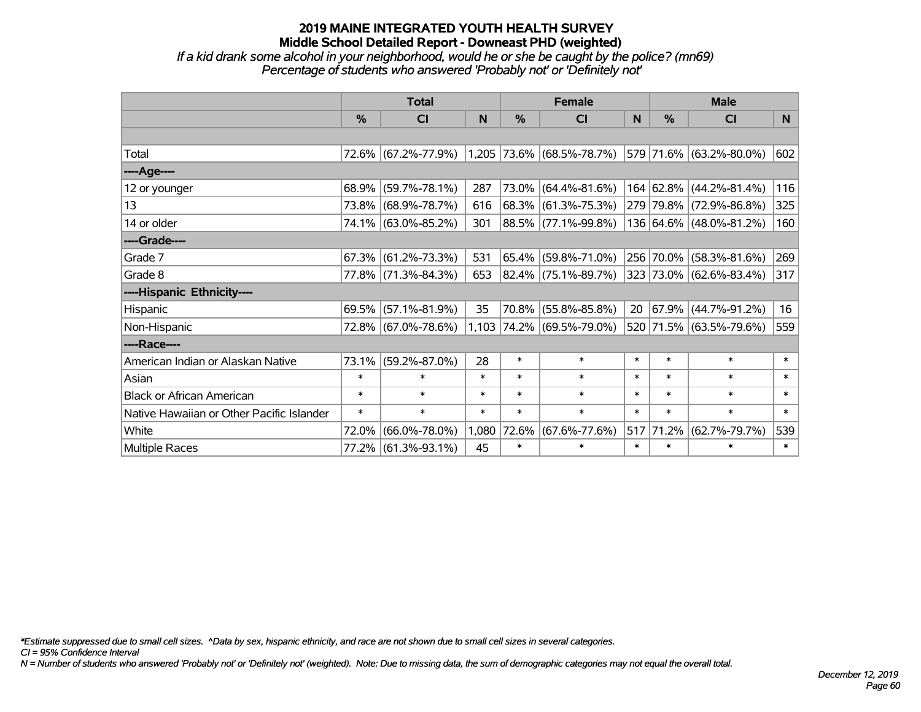# 2019 MAINE INTEGRATED YOUTH HEALTH SURVEY
## Middle School Detailed Report - Downeast PHD (weighted)
*If a kid drank some alcohol in your neighborhood, would he or she be caught by the police? (mn69)*
*Percentage of students who answered 'Probably not' or 'Definitely not'*

| | Total | | | Female | | | Male | | |
|---|---|---|---|---|---|---|---|---|---|
| | % | CI | N | % | CI | N | % | CI | N |
| Total | 72.6% | (67.2%-77.9%) | 1,205 | 73.6% | (68.5%-78.7%) | 579 | 71.6% | (63.2%-80.0%) | 602 |
| ----Age---- | | | | | | | | | |
| 12 or younger | 68.9% | (59.7%-78.1%) | 287 | 73.0% | (64.4%-81.6%) | 164 | 62.8% | (44.2%-81.4%) | 116 |
| 13 | 73.8% | (68.9%-78.7%) | 616 | 68.3% | (61.3%-75.3%) | 279 | 79.8% | (72.9%-86.8%) | 325 |
| 14 or older | 74.1% | (63.0%-85.2%) | 301 | 88.5% | (77.1%-99.8%) | 136 | 64.6% | (48.0%-81.2%) | 160 |
| ----Grade---- | | | | | | | | | |
| Grade 7 | 67.3% | (61.2%-73.3%) | 531 | 65.4% | (59.8%-71.0%) | 256 | 70.0% | (58.3%-81.6%) | 269 |
| Grade 8 | 77.8% | (71.3%-84.3%) | 653 | 82.4% | (75.1%-89.7%) | 323 | 73.0% | (62.6%-83.4%) | 317 |
| ----Hispanic Ethnicity---- | | | | | | | | | |
| Hispanic | 69.5% | (57.1%-81.9%) | 35 | 70.8% | (55.8%-85.8%) | 20 | 67.9% | (44.7%-91.2%) | 16 |
| Non-Hispanic | 72.8% | (67.0%-78.6%) | 1,103 | 74.2% | (69.5%-79.0%) | 520 | 71.5% | (63.5%-79.6%) | 559 |
| ----Race---- | | | | | | | | | |
| American Indian or Alaskan Native | 73.1% | (59.2%-87.0%) | 28 | * | * | * | * | * | * |
| Asian | * | * | * | * | * | * | * | * | * |
| Black or African American | * | * | * | * | * | * | * | * | * |
| Native Hawaiian or Other Pacific Islander | * | * | * | * | * | * | * | * | * |
| White | 72.0% | (66.0%-78.0%) | 1,080 | 72.6% | (67.6%-77.6%) | 517 | 71.2% | (62.7%-79.7%) | 539 |
| Multiple Races | 77.2% | (61.3%-93.1%) | 45 | * | * | * | * | * | * |

*\*Estimate suppressed due to small cell sizes. ^Data by sex, hispanic ethnicity, and race are not shown due to small cell sizes in several categories.*
*CI = 95% Confidence Interval*
*N = Number of students who answered 'Probably not' or 'Definitely not' (weighted). Note: Due to missing data, the sum of demographic categories may not equal the overall total.*

*December 12, 2019*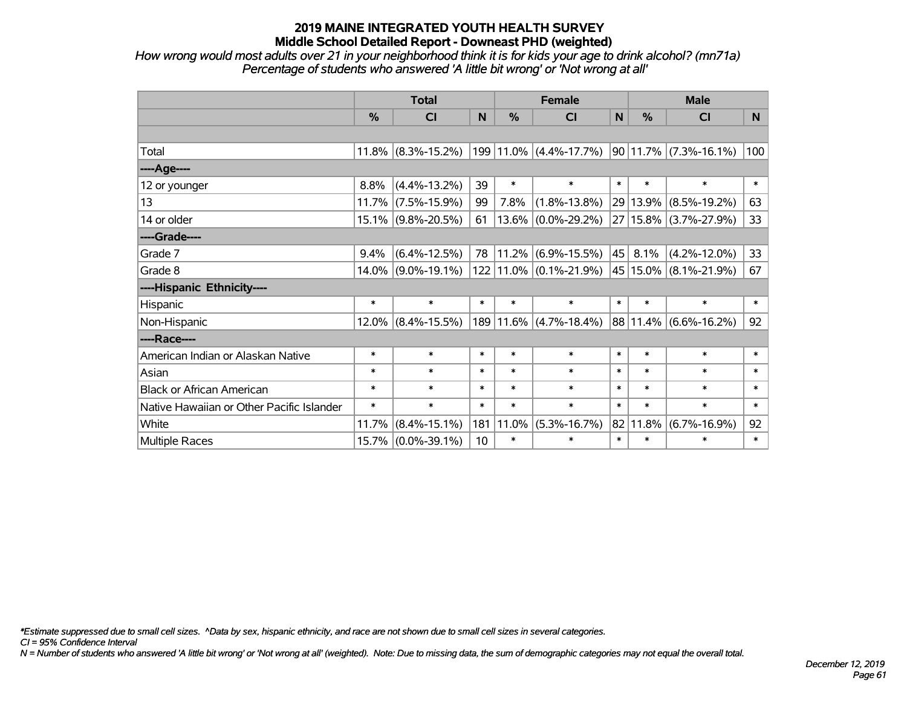# 2019 MAINE INTEGRATED YOUTH HEALTH SURVEY
## Middle School Detailed Report - Downeast PHD (weighted)

*How wrong would most adults over 21 in your neighborhood think it is for kids your age to drink alcohol? (mn71a)*
*Percentage of students who answered 'A little bit wrong' or 'Not wrong at all'*

| | Total | | | Female | | | Male | | |
|---|---|---|---|---|---|---|---|---|---|
| | % | CI | N | % | CI | N | % | CI | N |
| Total | 11.8% | (8.3%-15.2%) | 199 | 11.0% | (4.4%-17.7%) | 90 | 11.7% | (7.3%-16.1%) | 100 |
| **----Age----** | | | | | | | | | |
| 12 or younger | 8.8% | (4.4%-13.2%) | 39 | * | * | * | * | * | * |
| 13 | 11.7% | (7.5%-15.9%) | 99 | 7.8% | (1.8%-13.8%) | 29 | 13.9% | (8.5%-19.2%) | 63 |
| 14 or older | 15.1% | (9.8%-20.5%) | 61 | 13.6% | (0.0%-29.2%) | 27 | 15.8% | (3.7%-27.9%) | 33 |
| **----Grade----** | | | | | | | | | |
| Grade 7 | 9.4% | (6.4%-12.5%) | 78 | 11.2% | (6.9%-15.5%) | 45 | 8.1% | (4.2%-12.0%) | 33 |
| Grade 8 | 14.0% | (9.0%-19.1%) | 122 | 11.0% | (0.1%-21.9%) | 45 | 15.0% | (8.1%-21.9%) | 67 |
| **----Hispanic Ethnicity----** | | | | | | | | | |
| Hispanic | * | * | * | * | * | * | * | * | * |
| Non-Hispanic | 12.0% | (8.4%-15.5%) | 189 | 11.6% | (4.7%-18.4%) | 88 | 11.4% | (6.6%-16.2%) | 92 |
| **----Race----** | | | | | | | | | |
| American Indian or Alaskan Native | * | * | * | * | * | * | * | * | * |
| Asian | * | * | * | * | * | * | * | * | * |
| Black or African American | * | * | * | * | * | * | * | * | * |
| Native Hawaiian or Other Pacific Islander | * | * | * | * | * | * | * | * | * |
| White | 11.7% | (8.4%-15.1%) | 181 | 11.0% | (5.3%-16.7%) | 82 | 11.8% | (6.7%-16.9%) | 92 |
| Multiple Races | 15.7% | (0.0%-39.1%) | 10 | * | * | * | * | * | * |

*\*Estimate suppressed due to small cell sizes. ^Data by sex, hispanic ethnicity, and race are not shown due to small cell sizes in several categories.*
*CI = 95% Confidence Interval*
*N = Number of students who answered 'A little bit wrong' or 'Not wrong at all' (weighted). Note: Due to missing data, the sum of demographic categories may not equal the overall total.*

*December 12, 2019*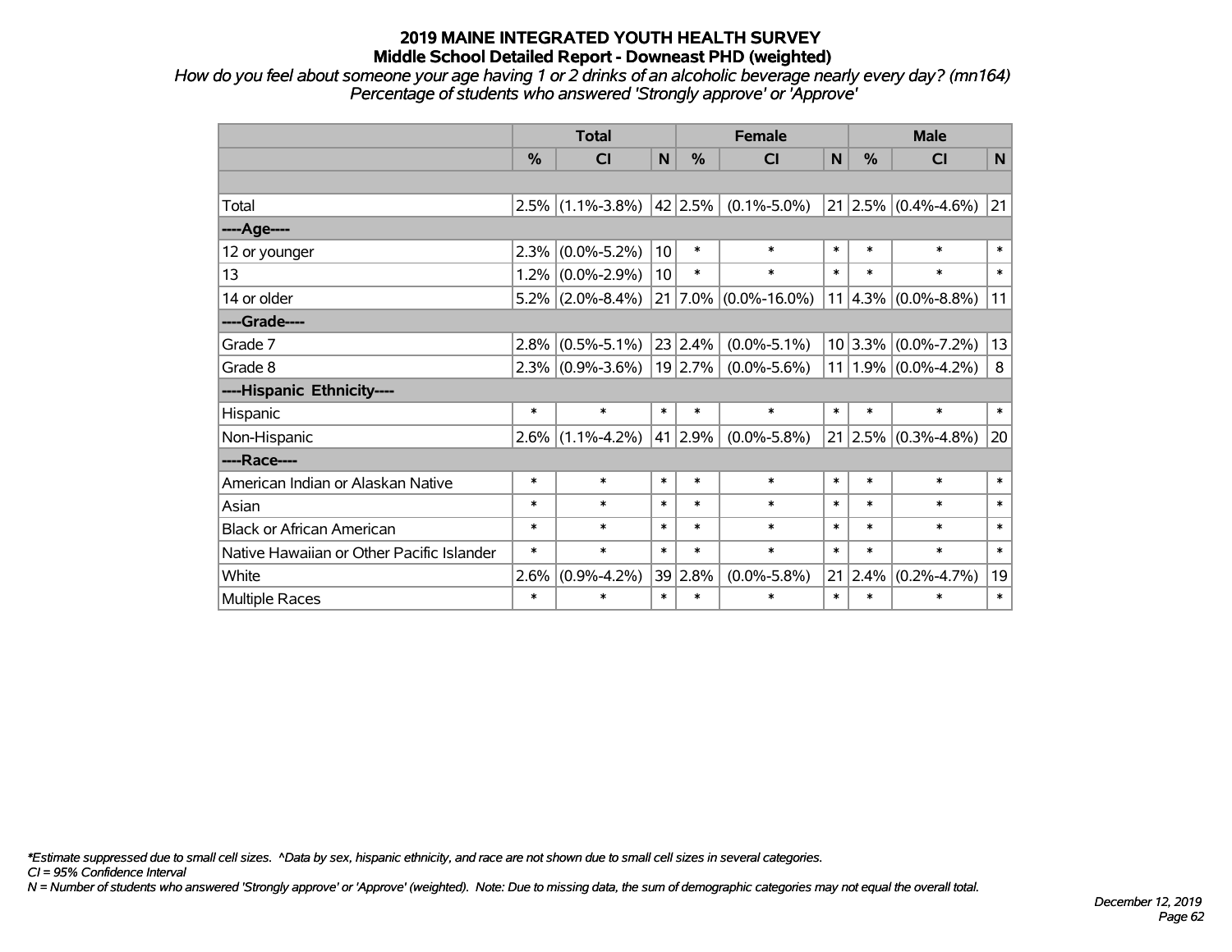## 2019 MAINE INTEGRATED YOUTH HEALTH SURVEY
## Middle School Detailed Report - Downeast PHD (weighted)

*How do you feel about someone your age having 1 or 2 drinks of an alcoholic beverage nearly every day? (mn164)*
*Percentage of students who answered 'Strongly approve' or 'Approve'*

| | Total | | | Female | | | Male | | |
|---|---|---|---|---|---|---|---|---|---|
| | % | CI | N | % | CI | N | % | CI | N |
| | | | | | | | | | |
| Total | 2.5% | (1.1%-3.8%) | 42 | 2.5% | (0.1%-5.0%) | 21 | 2.5% | (0.4%-4.6%) | 21 |
| ----Age---- | | | | | | | | | |
| 12 or younger | 2.3% | (0.0%-5.2%) | 10 | * | * | * | * | * | * |
| 13 | 1.2% | (0.0%-2.9%) | 10 | * | * | * | * | * | * |
| 14 or older | 5.2% | (2.0%-8.4%) | 21 | 7.0% | (0.0%-16.0%) | 11 | 4.3% | (0.0%-8.8%) | 11 |
| ----Grade---- | | | | | | | | | |
| Grade 7 | 2.8% | (0.5%-5.1%) | 23 | 2.4% | (0.0%-5.1%) | 10 | 3.3% | (0.0%-7.2%) | 13 |
| Grade 8 | 2.3% | (0.9%-3.6%) | 19 | 2.7% | (0.0%-5.6%) | 11 | 1.9% | (0.0%-4.2%) | 8 |
| ----Hispanic Ethnicity---- | | | | | | | | | |
| Hispanic | * | * | * | * | * | * | * | * | * |
| Non-Hispanic | 2.6% | (1.1%-4.2%) | 41 | 2.9% | (0.0%-5.8%) | 21 | 2.5% | (0.3%-4.8%) | 20 |
| ----Race---- | | | | | | | | | |
| American Indian or Alaskan Native | * | * | * | * | * | * | * | * | * |
| Asian | * | * | * | * | * | * | * | * | * |
| Black or African American | * | * | * | * | * | * | * | * | * |
| Native Hawaiian or Other Pacific Islander | * | * | * | * | * | * | * | * | * |
| White | 2.6% | (0.9%-4.2%) | 39 | 2.8% | (0.0%-5.8%) | 21 | 2.4% | (0.2%-4.7%) | 19 |
| Multiple Races | * | * | * | * | * | * | * | * | * |

*\*Estimate suppressed due to small cell sizes. ^Data by sex, hispanic ethnicity, and race are not shown due to small cell sizes in several categories.*
*CI = 95% Confidence Interval*
*N = Number of students who answered 'Strongly approve' or 'Approve' (weighted). Note: Due to missing data, the sum of demographic categories may not equal the overall total.*

*December 12, 2019*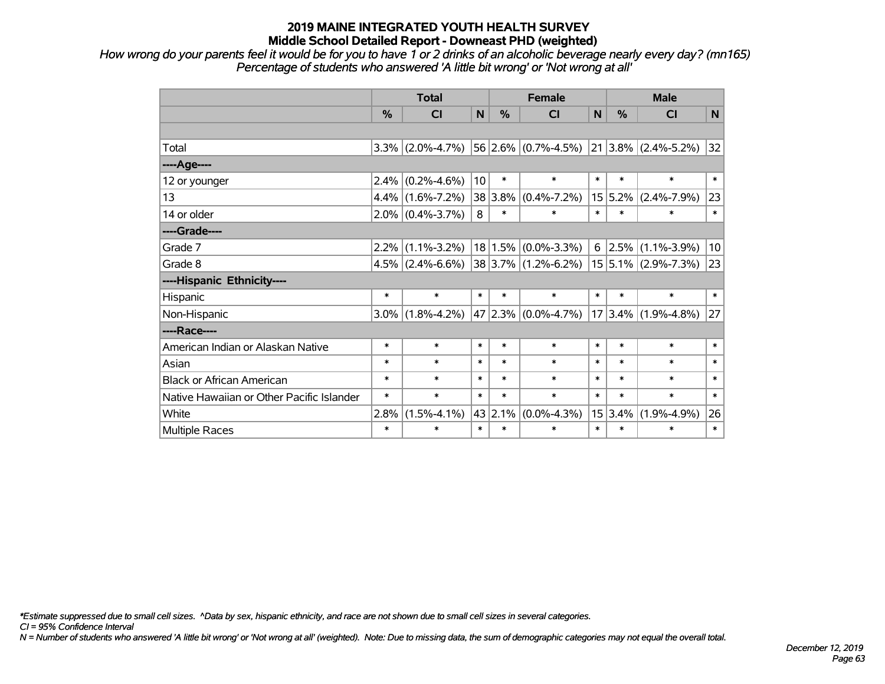# 2019 MAINE INTEGRATED YOUTH HEALTH SURVEY
## Middle School Detailed Report - Downeast PHD (weighted)

*How wrong do your parents feel it would be for you to have 1 or 2 drinks of an alcoholic beverage nearly every day? (mn165)*
*Percentage of students who answered 'A little bit wrong' or 'Not wrong at all'*

| | Total | | | Female | | | Male | | |
|---|---|---|---|---|---|---|---|---|---|
| | % | CI | N | % | CI | N | % | CI | N |
| Total | 3.3% | (2.0%-4.7%) | 56 | 2.6% | (0.7%-4.5%) | 21 | 3.8% | (2.4%-5.2%) | 32 |
| ----Age---- | | | | | | | | | |
| 12 or younger | 2.4% | (0.2%-4.6%) | 10 | * | * | * | * | * | * |
| 13 | 4.4% | (1.6%-7.2%) | 38 | 3.8% | (0.4%-7.2%) | 15 | 5.2% | (2.4%-7.9%) | 23 |
| 14 or older | 2.0% | (0.4%-3.7%) | 8 | * | * | * | * | * | * |
| ----Grade---- | | | | | | | | | |
| Grade 7 | 2.2% | (1.1%-3.2%) | 18 | 1.5% | (0.0%-3.3%) | 6 | 2.5% | (1.1%-3.9%) | 10 |
| Grade 8 | 4.5% | (2.4%-6.6%) | 38 | 3.7% | (1.2%-6.2%) | 15 | 5.1% | (2.9%-7.3%) | 23 |
| ----Hispanic Ethnicity---- | | | | | | | | | |
| Hispanic | * | * | * | * | * | * | * | * | * |
| Non-Hispanic | 3.0% | (1.8%-4.2%) | 47 | 2.3% | (0.0%-4.7%) | 17 | 3.4% | (1.9%-4.8%) | 27 |
| ----Race---- | | | | | | | | | |
| American Indian or Alaskan Native | * | * | * | * | * | * | * | * | * |
| Asian | * | * | * | * | * | * | * | * | * |
| Black or African American | * | * | * | * | * | * | * | * | * |
| Native Hawaiian or Other Pacific Islander | * | * | * | * | * | * | * | * | * |
| White | 2.8% | (1.5%-4.1%) | 43 | 2.1% | (0.0%-4.3%) | 15 | 3.4% | (1.9%-4.9%) | 26 |
| Multiple Races | * | * | * | * | * | * | * | * | * |

*\*Estimate suppressed due to small cell sizes. ^Data by sex, hispanic ethnicity, and race are not shown due to small cell sizes in several categories.*
*CI = 95% Confidence Interval*
*N = Number of students who answered 'A little bit wrong' or 'Not wrong at all' (weighted). Note: Due to missing data, the sum of demographic categories may not equal the overall total.*

*December 12, 2019*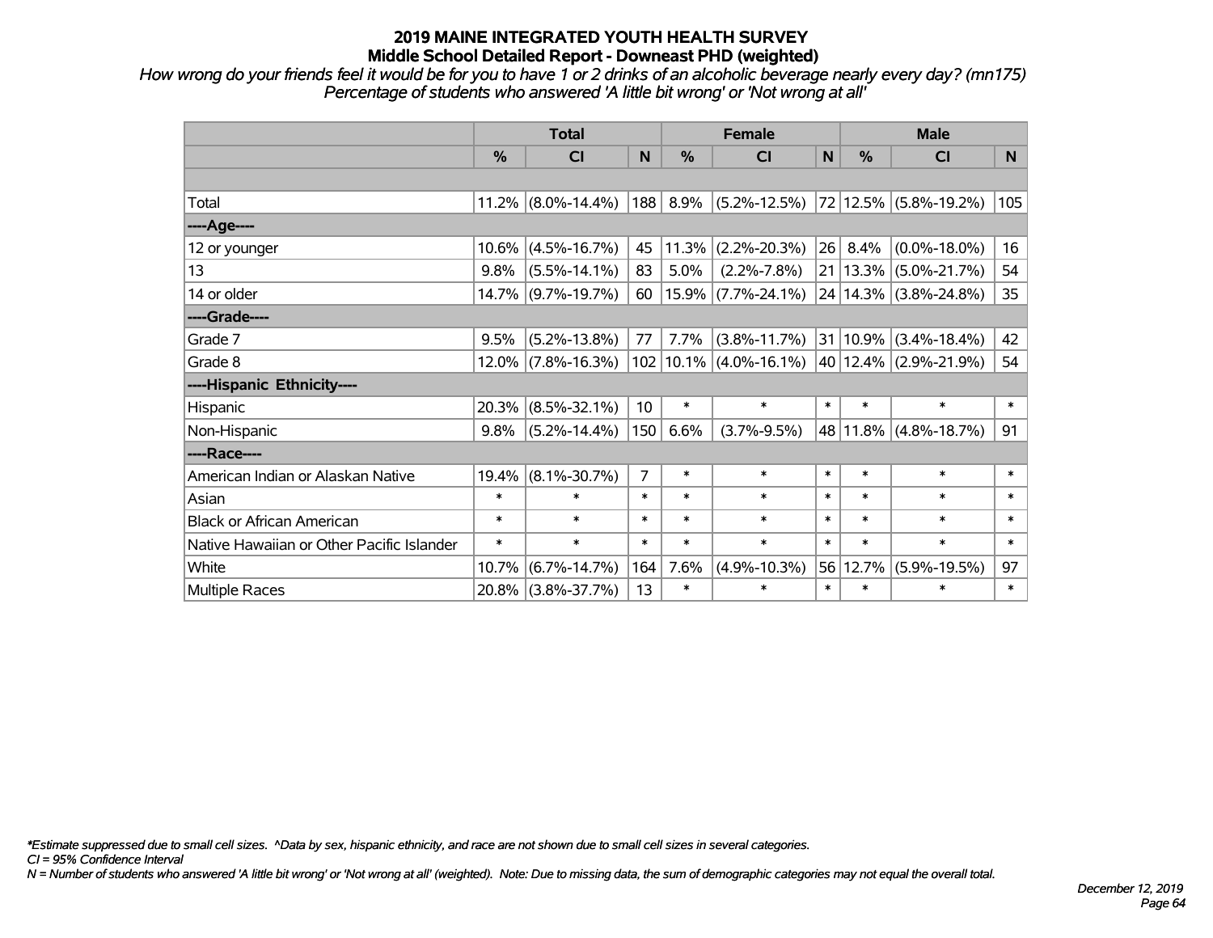# 2019 MAINE INTEGRATED YOUTH HEALTH SURVEY
## Middle School Detailed Report - Downeast PHD (weighted)

*How wrong do your friends feel it would be for you to have 1 or 2 drinks of an alcoholic beverage nearly every day? (mn175)*
*Percentage of students who answered 'A little bit wrong' or 'Not wrong at all'*

| | Total | | | Female | | | Male | | |
|---|---|---|---|---|---|---|---|---|---|
| | % | CI | N | % | CI | N | % | CI | N |
| | | | | | | | | | |
| Total | 11.2% | (8.0%-14.4%) | 188 | 8.9% | (5.2%-12.5%) | 72 | 12.5% | (5.8%-19.2%) | 105 |
| ----Age---- | | | | | | | | | |
| 12 or younger | 10.6% | (4.5%-16.7%) | 45 | 11.3% | (2.2%-20.3%) | 26 | 8.4% | (0.0%-18.0%) | 16 |
| 13 | 9.8% | (5.5%-14.1%) | 83 | 5.0% | (2.2%-7.8%) | 21 | 13.3% | (5.0%-21.7%) | 54 |
| 14 or older | 14.7% | (9.7%-19.7%) | 60 | 15.9% | (7.7%-24.1%) | 24 | 14.3% | (3.8%-24.8%) | 35 |
| ----Grade---- | | | | | | | | | |
| Grade 7 | 9.5% | (5.2%-13.8%) | 77 | 7.7% | (3.8%-11.7%) | 31 | 10.9% | (3.4%-18.4%) | 42 |
| Grade 8 | 12.0% | (7.8%-16.3%) | 102 | 10.1% | (4.0%-16.1%) | 40 | 12.4% | (2.9%-21.9%) | 54 |
| ----Hispanic Ethnicity---- | | | | | | | | | |
| Hispanic | 20.3% | (8.5%-32.1%) | 10 | * | * | * | * | * | * |
| Non-Hispanic | 9.8% | (5.2%-14.4%) | 150 | 6.6% | (3.7%-9.5%) | 48 | 11.8% | (4.8%-18.7%) | 91 |
| ----Race---- | | | | | | | | | |
| American Indian or Alaskan Native | 19.4% | (8.1%-30.7%) | 7 | * | * | * | * | * | * |
| Asian | * | * | * | * | * | * | * | * | * |
| Black or African American | * | * | * | * | * | * | * | * | * |
| Native Hawaiian or Other Pacific Islander | * | * | * | * | * | * | * | * | * |
| White | 10.7% | (6.7%-14.7%) | 164 | 7.6% | (4.9%-10.3%) | 56 | 12.7% | (5.9%-19.5%) | 97 |
| Multiple Races | 20.8% | (3.8%-37.7%) | 13 | * | * | * | * | * | * |

*\*Estimate suppressed due to small cell sizes. ^Data by sex, hispanic ethnicity, and race are not shown due to small cell sizes in several categories.*
*CI = 95% Confidence Interval*
*N = Number of students who answered 'A little bit wrong' or 'Not wrong at all' (weighted). Note: Due to missing data, the sum of demographic categories may not equal the overall total.*

*December 12, 2019*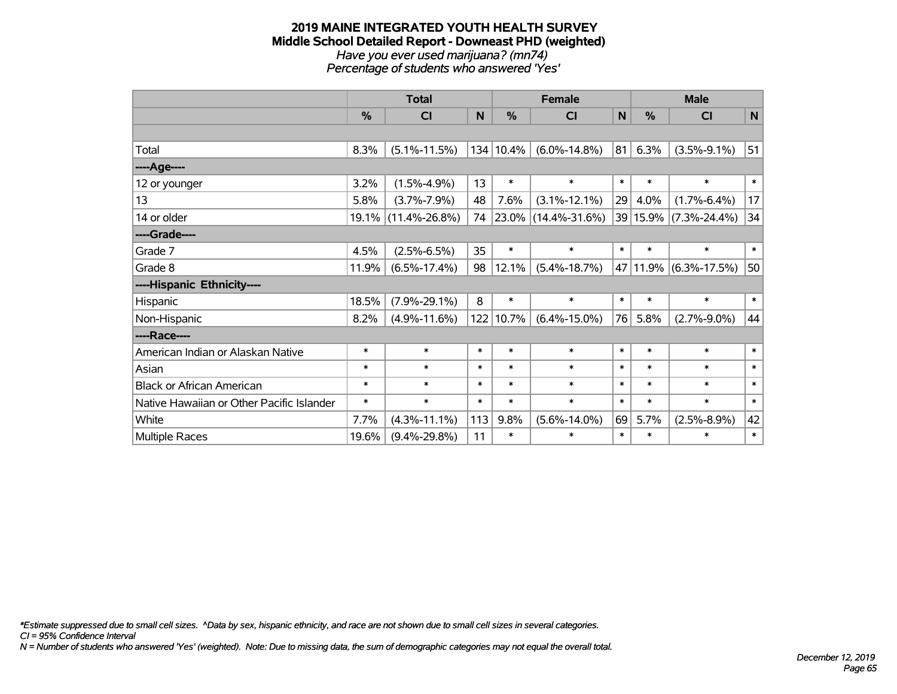# 2019 MAINE INTEGRATED YOUTH HEALTH SURVEY
## Middle School Detailed Report - Downeast PHD (weighted)
*Have you ever used marijuana? (mn74)*
*Percentage of students who answered 'Yes'*

| | Total | | | Female | | | Male | | |
|---|---|---|---|---|---|---|---|---|---|
| | % | CI | N | % | CI | N | % | CI | N |
| | | | | | | | | | |
| Total | 8.3% | (5.1%-11.5%) | 134 | 10.4% | (6.0%-14.8%) | 81 | 6.3% | (3.5%-9.1%) | 51 |
| ----Age---- | | | | | | | | | |
| 12 or younger | 3.2% | (1.5%-4.9%) | 13 | * | * | * | * | * | * |
| 13 | 5.8% | (3.7%-7.9%) | 48 | 7.6% | (3.1%-12.1%) | 29 | 4.0% | (1.7%-6.4%) | 17 |
| 14 or older | 19.1% | (11.4%-26.8%) | 74 | 23.0% | (14.4%-31.6%) | 39 | 15.9% | (7.3%-24.4%) | 34 |
| ----Grade---- | | | | | | | | | |
| Grade 7 | 4.5% | (2.5%-6.5%) | 35 | * | * | * | * | * | * |
| Grade 8 | 11.9% | (6.5%-17.4%) | 98 | 12.1% | (5.4%-18.7%) | 47 | 11.9% | (6.3%-17.5%) | 50 |
| ----Hispanic Ethnicity---- | | | | | | | | | |
| Hispanic | 18.5% | (7.9%-29.1%) | 8 | * | * | * | * | * | * |
| Non-Hispanic | 8.2% | (4.9%-11.6%) | 122 | 10.7% | (6.4%-15.0%) | 76 | 5.8% | (2.7%-9.0%) | 44 |
| ----Race---- | | | | | | | | | |
| American Indian or Alaskan Native | * | * | * | * | * | * | * | * | * |
| Asian | * | * | * | * | * | * | * | * | * |
| Black or African American | * | * | * | * | * | * | * | * | * |
| Native Hawaiian or Other Pacific Islander | * | * | * | * | * | * | * | * | * |
| White | 7.7% | (4.3%-11.1%) | 113 | 9.8% | (5.6%-14.0%) | 69 | 5.7% | (2.5%-8.9%) | 42 |
| Multiple Races | 19.6% | (9.4%-29.8%) | 11 | * | * | * | * | * | * |

*\*Estimate suppressed due to small cell sizes. ^Data by sex, hispanic ethnicity, and race are not shown due to small cell sizes in several categories.*
*CI = 95% Confidence Interval*
*N = Number of students who answered 'Yes' (weighted). Note: Due to missing data, the sum of demographic categories may not equal the overall total.*

*December 12, 2019*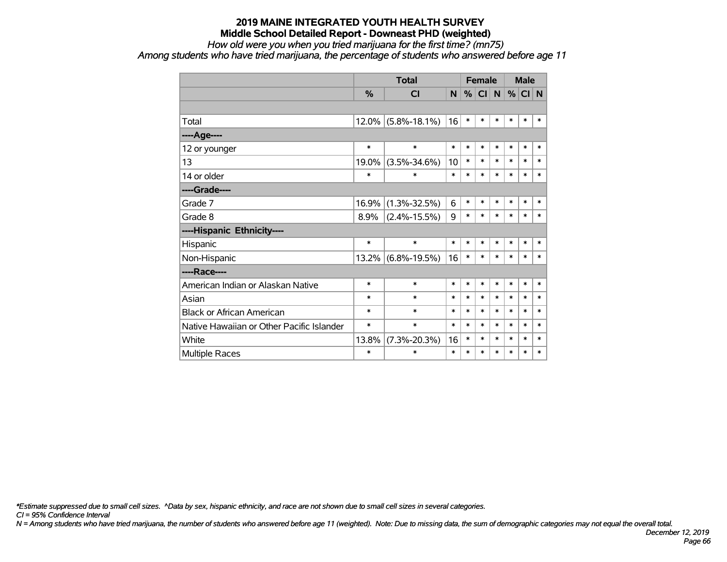# 2019 MAINE INTEGRATED YOUTH HEALTH SURVEY

## Middle School Detailed Report - Downeast PHD (weighted)

*How old were you when you tried marijuana for the first time? (mn75)*

*Among students who have tried marijuana, the percentage of students who answered before age 11*

| | Total | | | Female | | | Male | | |
|---|---|---|---|---|---|---|---|---|---|
| | % | CI | N | % | CI | N | % | CI | N |
| | | | | | | | | | |
| Total | 12.0% | (5.8%-18.1%) | 16 | * | * | * | * | * | * |
| ----Age---- | | | | | | | | | |
| 12 or younger | * | * | * | * | * | * | * | * | * |
| 13 | 19.0% | (3.5%-34.6%) | 10 | * | * | * | * | * | * |
| 14 or older | * | * | * | * | * | * | * | * | * |
| ----Grade---- | | | | | | | | | |
| Grade 7 | 16.9% | (1.3%-32.5%) | 6 | * | * | * | * | * | * |
| Grade 8 | 8.9% | (2.4%-15.5%) | 9 | * | * | * | * | * | * |
| ----Hispanic Ethnicity---- | | | | | | | | | |
| Hispanic | * | * | * | * | * | * | * | * | * |
| Non-Hispanic | 13.2% | (6.8%-19.5%) | 16 | * | * | * | * | * | * |
| ----Race---- | | | | | | | | | |
| American Indian or Alaskan Native | * | * | * | * | * | * | * | * | * |
| Asian | * | * | * | * | * | * | * | * | * |
| Black or African American | * | * | * | * | * | * | * | * | * |
| Native Hawaiian or Other Pacific Islander | * | * | * | * | * | * | * | * | * |
| White | 13.8% | (7.3%-20.3%) | 16 | * | * | * | * | * | * |
| Multiple Races | * | * | * | * | * | * | * | * | * |

*\*Estimate suppressed due to small cell sizes. ^Data by sex, hispanic ethnicity, and race are not shown due to small cell sizes in several categories.*

*CI = 95% Confidence Interval*

*N = Among students who have tried marijuana, the number of students who answered before age 11 (weighted). Note: Due to missing data, the sum of demographic categories may not equal the overall total.*

*December 12, 2019*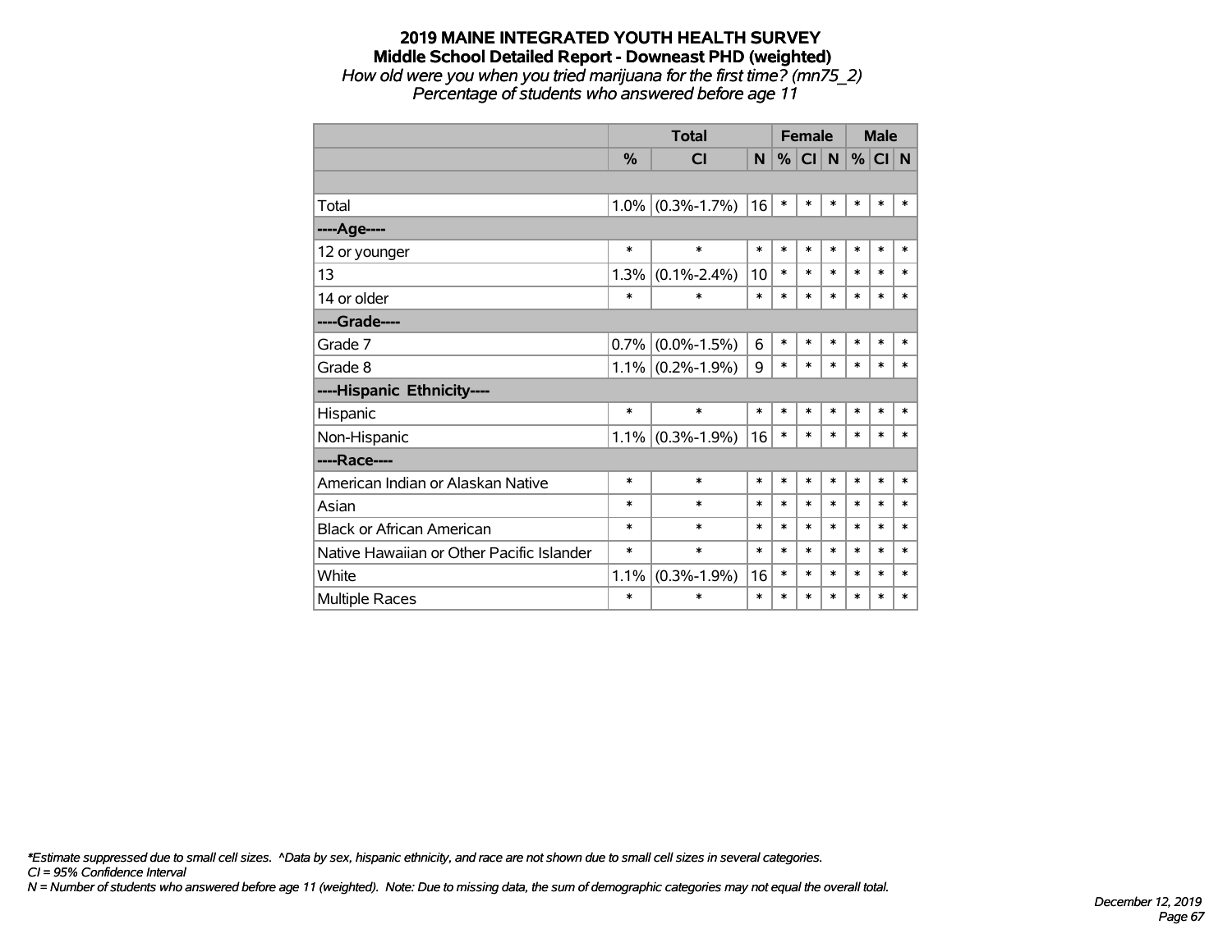# 2019 MAINE INTEGRATED YOUTH HEALTH SURVEY
## Middle School Detailed Report - Downeast PHD (weighted)
*How old were you when you tried marijuana for the first time? (mn75_2)*
*Percentage of students who answered before age 11*

| | Total | | | Female | | | Male | | |
|---|---|---|---|---|---|---|---|---|---|
| | % | CI | N | % | CI | N | % | CI | N |
| | | | | | | | | | |
| Total | 1.0% | (0.3%-1.7%) | 16 | * | * | * | * | * | * |
| ----Age---- | | | | | | | | | |
| 12 or younger | * | * | * | * | * | * | * | * | * |
| 13 | 1.3% | (0.1%-2.4%) | 10 | * | * | * | * | * | * |
| 14 or older | * | * | * | * | * | * | * | * | * |
| ----Grade---- | | | | | | | | | |
| Grade 7 | 0.7% | (0.0%-1.5%) | 6 | * | * | * | * | * | * |
| Grade 8 | 1.1% | (0.2%-1.9%) | 9 | * | * | * | * | * | * |
| ----Hispanic Ethnicity---- | | | | | | | | | |
| Hispanic | * | * | * | * | * | * | * | * | * |
| Non-Hispanic | 1.1% | (0.3%-1.9%) | 16 | * | * | * | * | * | * |
| ----Race---- | | | | | | | | | |
| American Indian or Alaskan Native | * | * | * | * | * | * | * | * | * |
| Asian | * | * | * | * | * | * | * | * | * |
| Black or African American | * | * | * | * | * | * | * | * | * |
| Native Hawaiian or Other Pacific Islander | * | * | * | * | * | * | * | * | * |
| White | 1.1% | (0.3%-1.9%) | 16 | * | * | * | * | * | * |
| Multiple Races | * | * | * | * | * | * | * | * | * |

*\*Estimate suppressed due to small cell sizes. ^Data by sex, hispanic ethnicity, and race are not shown due to small cell sizes in several categories.*
*CI = 95% Confidence Interval*
*N = Number of students who answered before age 11 (weighted). Note: Due to missing data, the sum of demographic categories may not equal the overall total.*

*December 12, 2019*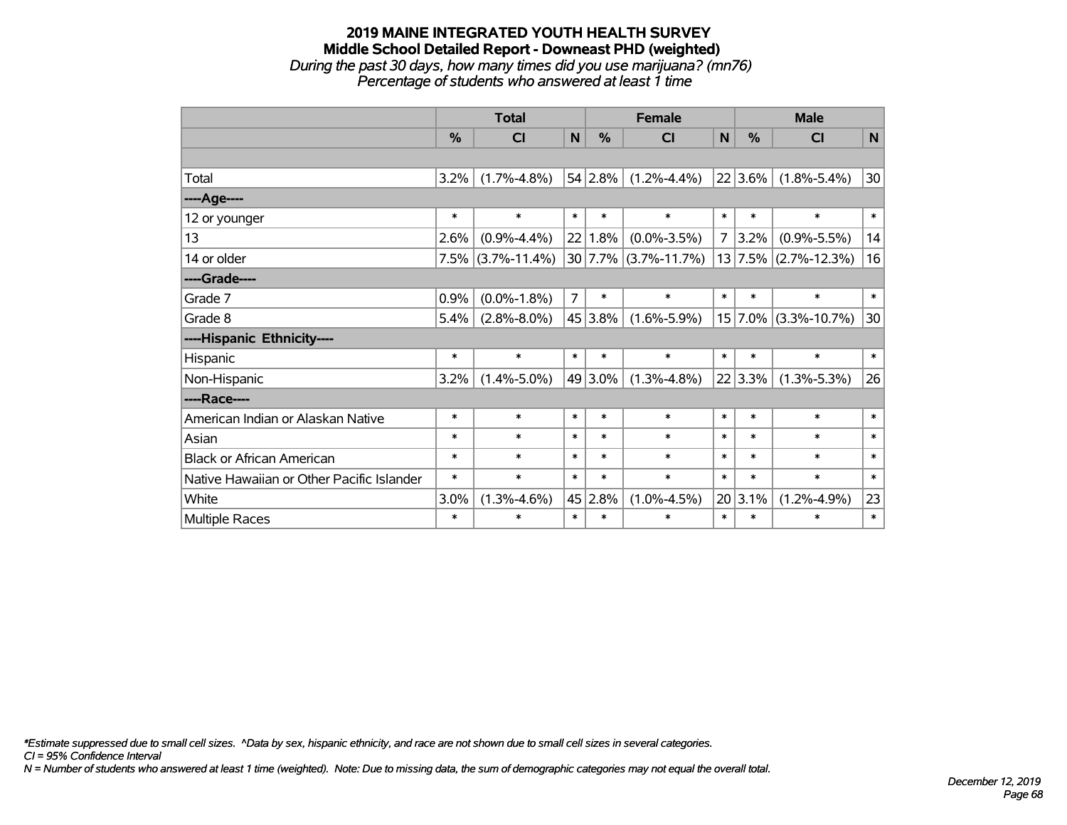# 2019 MAINE INTEGRATED YOUTH HEALTH SURVEY
## Middle School Detailed Report - Downeast PHD (weighted)
*During the past 30 days, how many times did you use marijuana? (mn76)*
*Percentage of students who answered at least 1 time*

| | Total | | | Female | | | Male | | |
|---|---|---|---|---|---|---|---|---|---|
| | % | CI | N | % | CI | N | % | CI | N |
| | | | | | | | | | |
| Total | 3.2% | (1.7%-4.8%) | 54 | 2.8% | (1.2%-4.4%) | 22 | 3.6% | (1.8%-5.4%) | 30 |
| ----Age---- | | | | | | | | | |
| 12 or younger | * | * | * | * | * | * | * | * | * |
| 13 | 2.6% | (0.9%-4.4%) | 22 | 1.8% | (0.0%-3.5%) | 7 | 3.2% | (0.9%-5.5%) | 14 |
| 14 or older | 7.5% | (3.7%-11.4%) | 30 | 7.7% | (3.7%-11.7%) | 13 | 7.5% | (2.7%-12.3%) | 16 |
| ----Grade---- | | | | | | | | | |
| Grade 7 | 0.9% | (0.0%-1.8%) | 7 | * | * | * | * | * | * |
| Grade 8 | 5.4% | (2.8%-8.0%) | 45 | 3.8% | (1.6%-5.9%) | 15 | 7.0% | (3.3%-10.7%) | 30 |
| ----Hispanic Ethnicity---- | | | | | | | | | |
| Hispanic | * | * | * | * | * | * | * | * | * |
| Non-Hispanic | 3.2% | (1.4%-5.0%) | 49 | 3.0% | (1.3%-4.8%) | 22 | 3.3% | (1.3%-5.3%) | 26 |
| ----Race---- | | | | | | | | | |
| American Indian or Alaskan Native | * | * | * | * | * | * | * | * | * |
| Asian | * | * | * | * | * | * | * | * | * |
| Black or African American | * | * | * | * | * | * | * | * | * |
| Native Hawaiian or Other Pacific Islander | * | * | * | * | * | * | * | * | * |
| White | 3.0% | (1.3%-4.6%) | 45 | 2.8% | (1.0%-4.5%) | 20 | 3.1% | (1.2%-4.9%) | 23 |
| Multiple Races | * | * | * | * | * | * | * | * | * |

*\*Estimate suppressed due to small cell sizes. ^Data by sex, hispanic ethnicity, and race are not shown due to small cell sizes in several categories.*
*CI = 95% Confidence Interval*
*N = Number of students who answered at least 1 time (weighted). Note: Due to missing data, the sum of demographic categories may not equal the overall total.*

*December 12, 2019*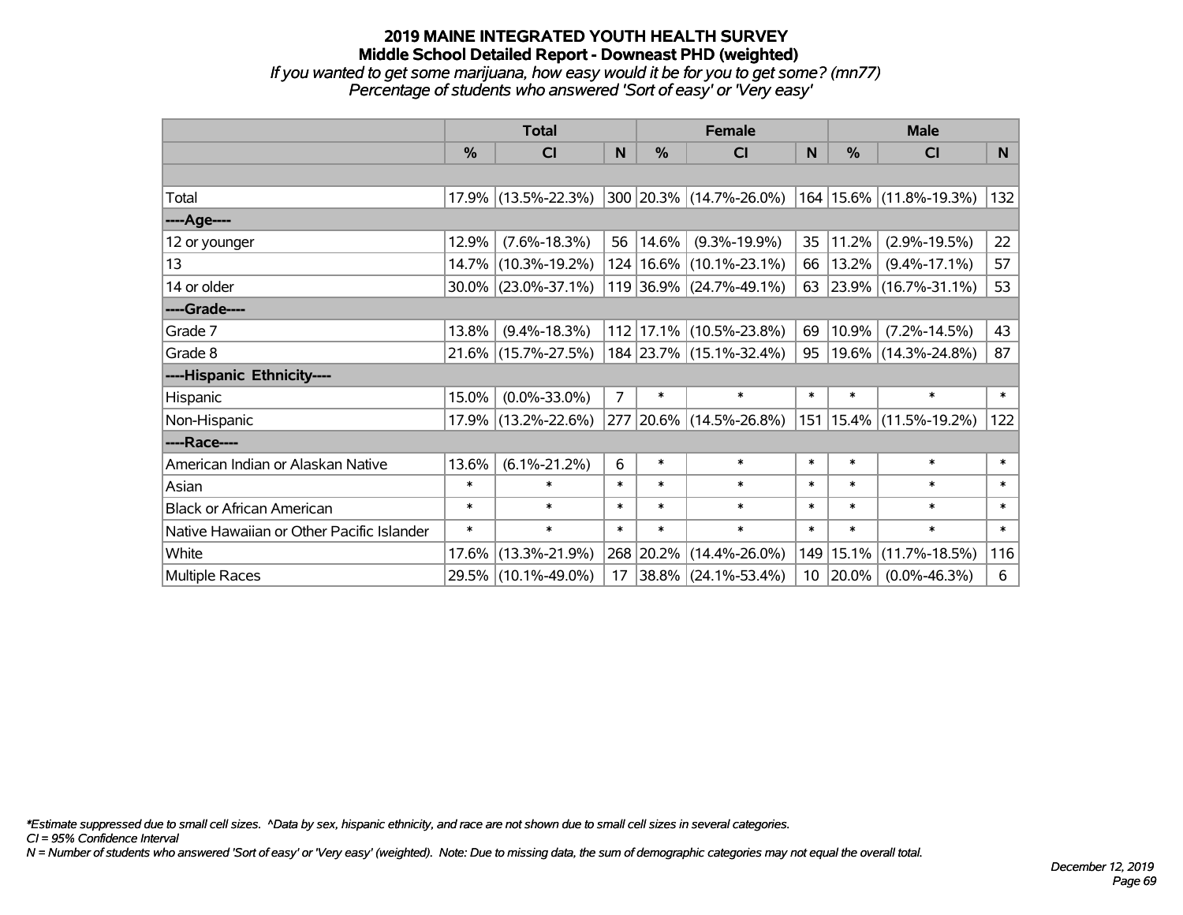# 2019 MAINE INTEGRATED YOUTH HEALTH SURVEY
## Middle School Detailed Report - Downeast PHD (weighted)
*If you wanted to get some marijuana, how easy would it be for you to get some? (mn77)*
*Percentage of students who answered 'Sort of easy' or 'Very easy'*

| | Total | | | Female | | | Male | | |
|---|---|---|---|---|---|---|---|---|---|
| | % | CI | N | % | CI | N | % | CI | N |
| | | | | | | | | | |
| Total | 17.9% | (13.5%-22.3%) | 300 | 20.3% | (14.7%-26.0%) | 164 | 15.6% | (11.8%-19.3%) | 132 |
| ----Age---- | | | | | | | | | |
| 12 or younger | 12.9% | (7.6%-18.3%) | 56 | 14.6% | (9.3%-19.9%) | 35 | 11.2% | (2.9%-19.5%) | 22 |
| 13 | 14.7% | (10.3%-19.2%) | 124 | 16.6% | (10.1%-23.1%) | 66 | 13.2% | (9.4%-17.1%) | 57 |
| 14 or older | 30.0% | (23.0%-37.1%) | 119 | 36.9% | (24.7%-49.1%) | 63 | 23.9% | (16.7%-31.1%) | 53 |
| ----Grade---- | | | | | | | | | |
| Grade 7 | 13.8% | (9.4%-18.3%) | 112 | 17.1% | (10.5%-23.8%) | 69 | 10.9% | (7.2%-14.5%) | 43 |
| Grade 8 | 21.6% | (15.7%-27.5%) | 184 | 23.7% | (15.1%-32.4%) | 95 | 19.6% | (14.3%-24.8%) | 87 |
| ----Hispanic Ethnicity---- | | | | | | | | | |
| Hispanic | 15.0% | (0.0%-33.0%) | 7 | * | * | * | * | * | * |
| Non-Hispanic | 17.9% | (13.2%-22.6%) | 277 | 20.6% | (14.5%-26.8%) | 151 | 15.4% | (11.5%-19.2%) | 122 |
| ----Race---- | | | | | | | | | |
| American Indian or Alaskan Native | 13.6% | (6.1%-21.2%) | 6 | * | * | * | * | * | * |
| Asian | * | * | * | * | * | * | * | * | * |
| Black or African American | * | * | * | * | * | * | * | * | * |
| Native Hawaiian or Other Pacific Islander | * | * | * | * | * | * | * | * | * |
| White | 17.6% | (13.3%-21.9%) | 268 | 20.2% | (14.4%-26.0%) | 149 | 15.1% | (11.7%-18.5%) | 116 |
| Multiple Races | 29.5% | (10.1%-49.0%) | 17 | 38.8% | (24.1%-53.4%) | 10 | 20.0% | (0.0%-46.3%) | 6 |

*\*Estimate suppressed due to small cell sizes. ^Data by sex, hispanic ethnicity, and race are not shown due to small cell sizes in several categories.*
*CI = 95% Confidence Interval*
*N = Number of students who answered 'Sort of easy' or 'Very easy' (weighted). Note: Due to missing data, the sum of demographic categories may not equal the overall total.*

*December 12, 2019*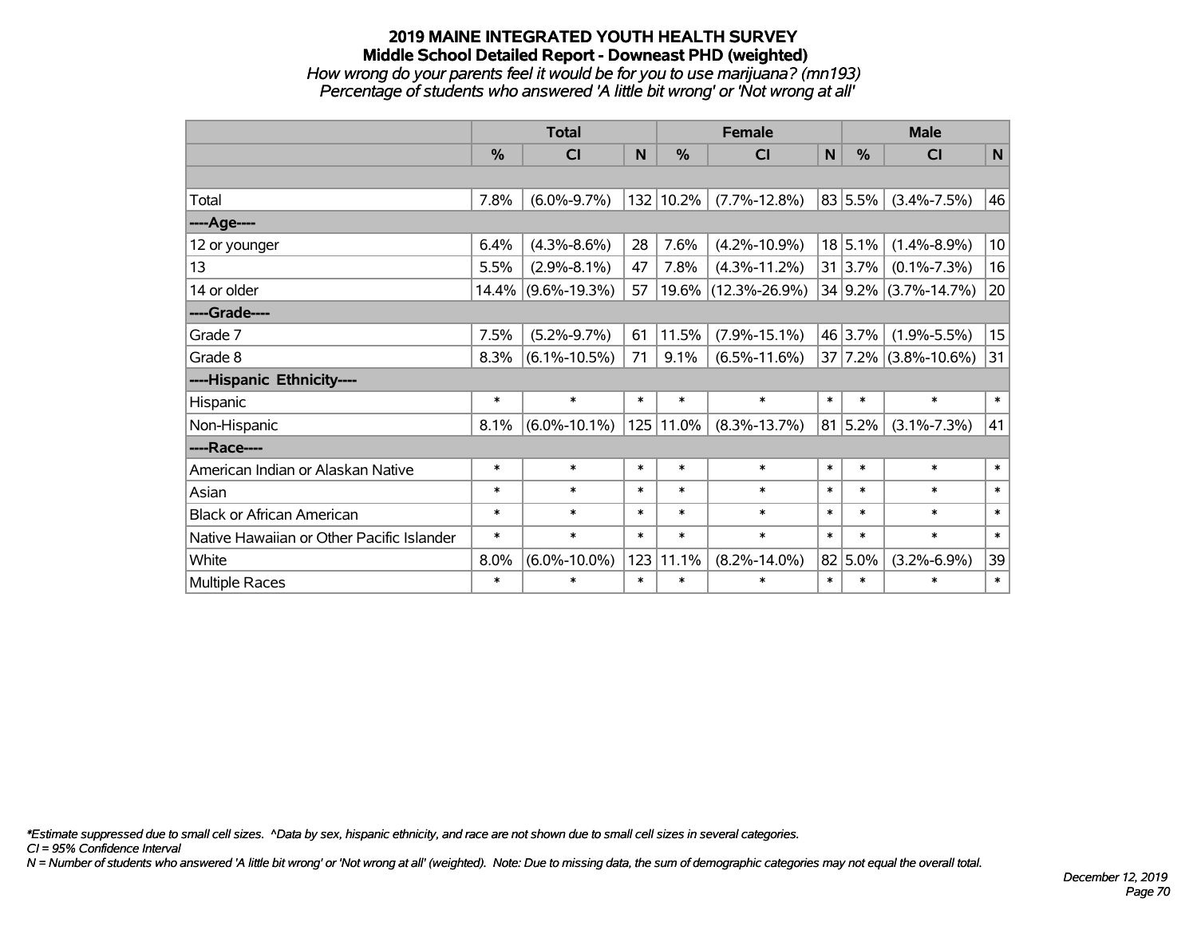# 2019 MAINE INTEGRATED YOUTH HEALTH SURVEY

## Middle School Detailed Report - Downeast PHD (weighted)

*How wrong do your parents feel it would be for you to use marijuana? (mn193)*

*Percentage of students who answered 'A little bit wrong' or 'Not wrong at all'*

| | Total | | | Female | | | Male | | |
|---|---|---|---|---|---|---|---|---|---|
| | % | CI | N | % | CI | N | % | CI | N |
| | | | | | | | | | |
| Total | 7.8% | (6.0%-9.7%) | 132 | 10.2% | (7.7%-12.8%) | 83 | 5.5% | (3.4%-7.5%) | 46 |
| ----Age---- | | | | | | | | | |
| 12 or younger | 6.4% | (4.3%-8.6%) | 28 | 7.6% | (4.2%-10.9%) | 18 | 5.1% | (1.4%-8.9%) | 10 |
| 13 | 5.5% | (2.9%-8.1%) | 47 | 7.8% | (4.3%-11.2%) | 31 | 3.7% | (0.1%-7.3%) | 16 |
| 14 or older | 14.4% | (9.6%-19.3%) | 57 | 19.6% | (12.3%-26.9%) | 34 | 9.2% | (3.7%-14.7%) | 20 |
| ----Grade---- | | | | | | | | | |
| Grade 7 | 7.5% | (5.2%-9.7%) | 61 | 11.5% | (7.9%-15.1%) | 46 | 3.7% | (1.9%-5.5%) | 15 |
| Grade 8 | 8.3% | (6.1%-10.5%) | 71 | 9.1% | (6.5%-11.6%) | 37 | 7.2% | (3.8%-10.6%) | 31 |
| ----Hispanic Ethnicity---- | | | | | | | | | |
| Hispanic | * | * | * | * | * | * | * | * | * |
| Non-Hispanic | 8.1% | (6.0%-10.1%) | 125 | 11.0% | (8.3%-13.7%) | 81 | 5.2% | (3.1%-7.3%) | 41 |
| ----Race---- | | | | | | | | | |
| American Indian or Alaskan Native | * | * | * | * | * | * | * | * | * |
| Asian | * | * | * | * | * | * | * | * | * |
| Black or African American | * | * | * | * | * | * | * | * | * |
| Native Hawaiian or Other Pacific Islander | * | * | * | * | * | * | * | * | * |
| White | 8.0% | (6.0%-10.0%) | 123 | 11.1% | (8.2%-14.0%) | 82 | 5.0% | (3.2%-6.9%) | 39 |
| Multiple Races | * | * | * | * | * | * | * | * | * |

*\*Estimate suppressed due to small cell sizes. ^Data by sex, hispanic ethnicity, and race are not shown due to small cell sizes in several categories.*

*CI = 95% Confidence Interval*

*N = Number of students who answered 'A little bit wrong' or 'Not wrong at all' (weighted). Note: Due to missing data, the sum of demographic categories may not equal the overall total.*

*December 12, 2019*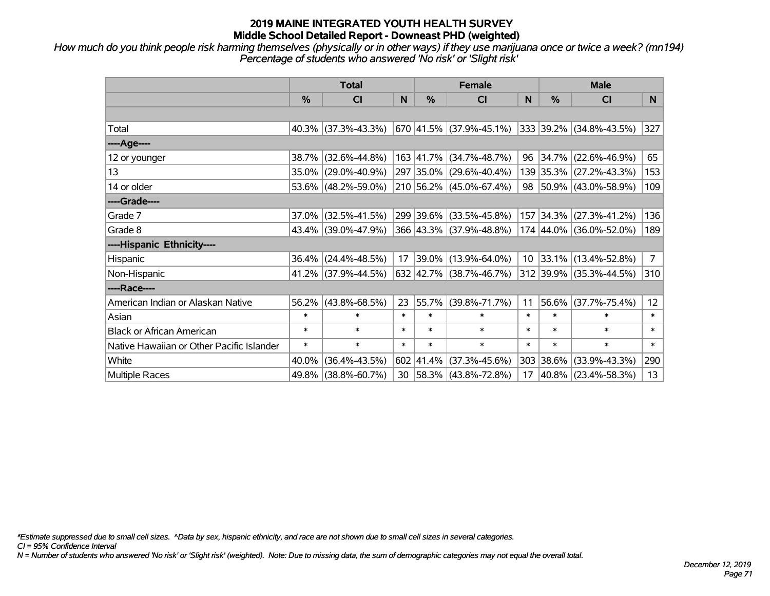# 2019 MAINE INTEGRATED YOUTH HEALTH SURVEY
## Middle School Detailed Report - Downeast PHD (weighted)

*How much do you think people risk harming themselves (physically or in other ways) if they use marijuana once or twice a week? (mn194) Percentage of students who answered 'No risk' or 'Slight risk'*

| | Total | | | Female | | | Male | | |
|---|---|---|---|---|---|---|---|---|---|
| | % | CI | N | % | CI | N | % | CI | N |
| Total | 40.3% | (37.3%-43.3%) | 670 | 41.5% | (37.9%-45.1%) | 333 | 39.2% | (34.8%-43.5%) | 327 |
| ----Age---- | | | | | | | | | |
| 12 or younger | 38.7% | (32.6%-44.8%) | 163 | 41.7% | (34.7%-48.7%) | 96 | 34.7% | (22.6%-46.9%) | 65 |
| 13 | 35.0% | (29.0%-40.9%) | 297 | 35.0% | (29.6%-40.4%) | 139 | 35.3% | (27.2%-43.3%) | 153 |
| 14 or older | 53.6% | (48.2%-59.0%) | 210 | 56.2% | (45.0%-67.4%) | 98 | 50.9% | (43.0%-58.9%) | 109 |
| ----Grade---- | | | | | | | | | |
| Grade 7 | 37.0% | (32.5%-41.5%) | 299 | 39.6% | (33.5%-45.8%) | 157 | 34.3% | (27.3%-41.2%) | 136 |
| Grade 8 | 43.4% | (39.0%-47.9%) | 366 | 43.3% | (37.9%-48.8%) | 174 | 44.0% | (36.0%-52.0%) | 189 |
| ----Hispanic Ethnicity---- | | | | | | | | | |
| Hispanic | 36.4% | (24.4%-48.5%) | 17 | 39.0% | (13.9%-64.0%) | 10 | 33.1% | (13.4%-52.8%) | 7 |
| Non-Hispanic | 41.2% | (37.9%-44.5%) | 632 | 42.7% | (38.7%-46.7%) | 312 | 39.9% | (35.3%-44.5%) | 310 |
| ----Race---- | | | | | | | | | |
| American Indian or Alaskan Native | 56.2% | (43.8%-68.5%) | 23 | 55.7% | (39.8%-71.7%) | 11 | 56.6% | (37.7%-75.4%) | 12 |
| Asian | * | * | * | * | * | * | * | * | * |
| Black or African American | * | * | * | * | * | * | * | * | * |
| Native Hawaiian or Other Pacific Islander | * | * | * | * | * | * | * | * | * |
| White | 40.0% | (36.4%-43.5%) | 602 | 41.4% | (37.3%-45.6%) | 303 | 38.6% | (33.9%-43.3%) | 290 |
| Multiple Races | 49.8% | (38.8%-60.7%) | 30 | 58.3% | (43.8%-72.8%) | 17 | 40.8% | (23.4%-58.3%) | 13 |

*Estimate suppressed due to small cell sizes. ^Data by sex, hispanic ethnicity, and race are not shown due to small cell sizes in several categories.

CI = 95% Confidence Interval

N = Number of students who answered 'No risk' or 'Slight risk' (weighted). Note: Due to missing data, the sum of demographic categories may not equal the overall total.

December 12, 2019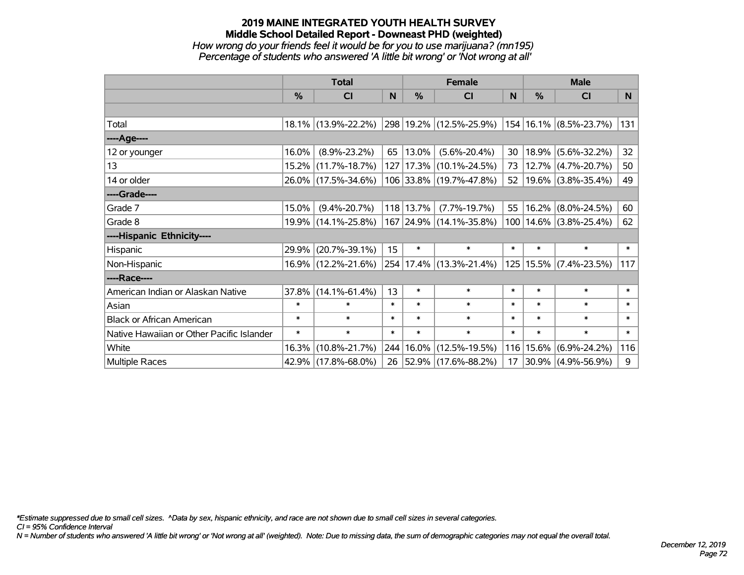# 2019 MAINE INTEGRATED YOUTH HEALTH SURVEY
## Middle School Detailed Report - Downeast PHD (weighted)

*How wrong do your friends feel it would be for you to use marijuana? (mn195)*
*Percentage of students who answered 'A little bit wrong' or 'Not wrong at all'*

| | Total | | | Female | | | Male | | |
|---|---|---|---|---|---|---|---|---|---|
| | % | CI | N | % | CI | N | % | CI | N |
| | | | | | | | | | |
| Total | 18.1% | (13.9%-22.2%) | 298 | 19.2% | (12.5%-25.9%) | 154 | 16.1% | (8.5%-23.7%) | 131 |
| ----Age---- | | | | | | | | | |
| 12 or younger | 16.0% | (8.9%-23.2%) | 65 | 13.0% | (5.6%-20.4%) | 30 | 18.9% | (5.6%-32.2%) | 32 |
| 13 | 15.2% | (11.7%-18.7%) | 127 | 17.3% | (10.1%-24.5%) | 73 | 12.7% | (4.7%-20.7%) | 50 |
| 14 or older | 26.0% | (17.5%-34.6%) | 106 | 33.8% | (19.7%-47.8%) | 52 | 19.6% | (3.8%-35.4%) | 49 |
| ----Grade---- | | | | | | | | | |
| Grade 7 | 15.0% | (9.4%-20.7%) | 118 | 13.7% | (7.7%-19.7%) | 55 | 16.2% | (8.0%-24.5%) | 60 |
| Grade 8 | 19.9% | (14.1%-25.8%) | 167 | 24.9% | (14.1%-35.8%) | 100 | 14.6% | (3.8%-25.4%) | 62 |
| ----Hispanic Ethnicity---- | | | | | | | | | |
| Hispanic | 29.9% | (20.7%-39.1%) | 15 | * | * | * | * | * | * |
| Non-Hispanic | 16.9% | (12.2%-21.6%) | 254 | 17.4% | (13.3%-21.4%) | 125 | 15.5% | (7.4%-23.5%) | 117 |
| ----Race---- | | | | | | | | | |
| American Indian or Alaskan Native | 37.8% | (14.1%-61.4%) | 13 | * | * | * | * | * | * |
| Asian | * | * | * | * | * | * | * | * | * |
| Black or African American | * | * | * | * | * | * | * | * | * |
| Native Hawaiian or Other Pacific Islander | * | * | * | * | * | * | * | * | * |
| White | 16.3% | (10.8%-21.7%) | 244 | 16.0% | (12.5%-19.5%) | 116 | 15.6% | (6.9%-24.2%) | 116 |
| Multiple Races | 42.9% | (17.8%-68.0%) | 26 | 52.9% | (17.6%-88.2%) | 17 | 30.9% | (4.9%-56.9%) | 9 |

*\*Estimate suppressed due to small cell sizes. ^Data by sex, hispanic ethnicity, and race are not shown due to small cell sizes in several categories.*
*CI = 95% Confidence Interval*
*N = Number of students who answered 'A little bit wrong' or 'Not wrong at all' (weighted). Note: Due to missing data, the sum of demographic categories may not equal the overall total.*

*December 12, 2019*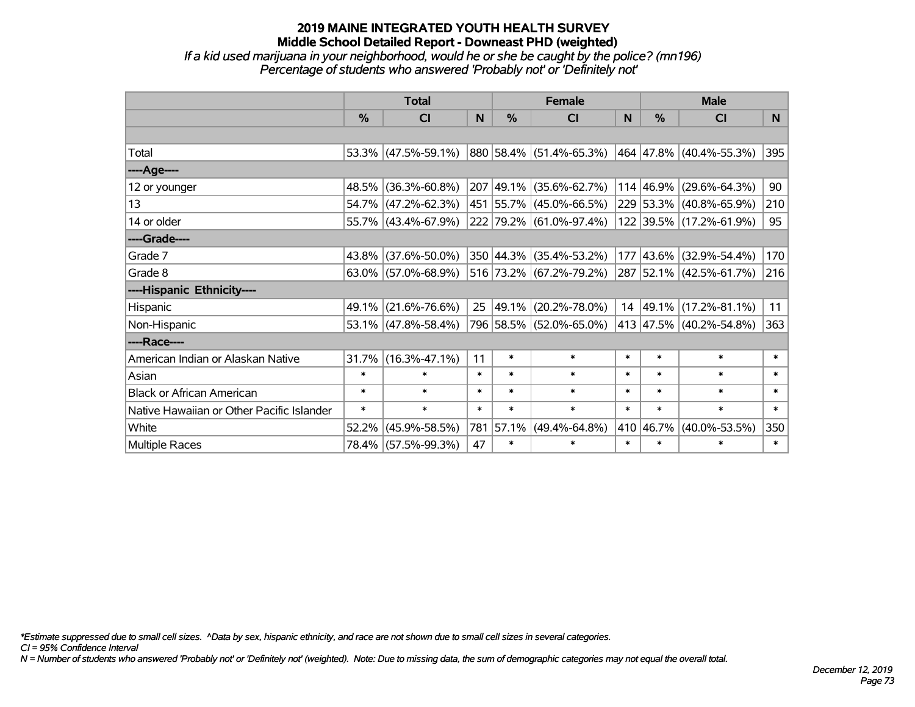# 2019 MAINE INTEGRATED YOUTH HEALTH SURVEY
## Middle School Detailed Report - Downeast PHD (weighted)
*If a kid used marijuana in your neighborhood, would he or she be caught by the police? (mn196)*
*Percentage of students who answered 'Probably not' or 'Definitely not'*

| | Total | | | Female | | | Male | | |
|---|---|---|---|---|---|---|---|---|---|
| | % | CI | N | % | CI | N | % | CI | N |
| | | | | | | | | | |
| Total | 53.3% | (47.5%-59.1%) | 880 | 58.4% | (51.4%-65.3%) | 464 | 47.8% | (40.4%-55.3%) | 395 |
| ----Age---- | | | | | | | | | |
| 12 or younger | 48.5% | (36.3%-60.8%) | 207 | 49.1% | (35.6%-62.7%) | 114 | 46.9% | (29.6%-64.3%) | 90 |
| 13 | 54.7% | (47.2%-62.3%) | 451 | 55.7% | (45.0%-66.5%) | 229 | 53.3% | (40.8%-65.9%) | 210 |
| 14 or older | 55.7% | (43.4%-67.9%) | 222 | 79.2% | (61.0%-97.4%) | 122 | 39.5% | (17.2%-61.9%) | 95 |
| ----Grade---- | | | | | | | | | |
| Grade 7 | 43.8% | (37.6%-50.0%) | 350 | 44.3% | (35.4%-53.2%) | 177 | 43.6% | (32.9%-54.4%) | 170 |
| Grade 8 | 63.0% | (57.0%-68.9%) | 516 | 73.2% | (67.2%-79.2%) | 287 | 52.1% | (42.5%-61.7%) | 216 |
| ----Hispanic Ethnicity---- | | | | | | | | | |
| Hispanic | 49.1% | (21.6%-76.6%) | 25 | 49.1% | (20.2%-78.0%) | 14 | 49.1% | (17.2%-81.1%) | 11 |
| Non-Hispanic | 53.1% | (47.8%-58.4%) | 796 | 58.5% | (52.0%-65.0%) | 413 | 47.5% | (40.2%-54.8%) | 363 |
| ----Race---- | | | | | | | | | |
| American Indian or Alaskan Native | 31.7% | (16.3%-47.1%) | 11 | * | * | * | * | * | * |
| Asian | * | * | * | * | * | * | * | * | * |
| Black or African American | * | * | * | * | * | * | * | * | * |
| Native Hawaiian or Other Pacific Islander | * | * | * | * | * | * | * | * | * |
| White | 52.2% | (45.9%-58.5%) | 781 | 57.1% | (49.4%-64.8%) | 410 | 46.7% | (40.0%-53.5%) | 350 |
| Multiple Races | 78.4% | (57.5%-99.3%) | 47 | * | * | * | * | * | * |

*\*Estimate suppressed due to small cell sizes. ^Data by sex, hispanic ethnicity, and race are not shown due to small cell sizes in several categories.*
*CI = 95% Confidence Interval*
*N = Number of students who answered 'Probably not' or 'Definitely not' (weighted). Note: Due to missing data, the sum of demographic categories may not equal the overall total.*

*December 12, 2019*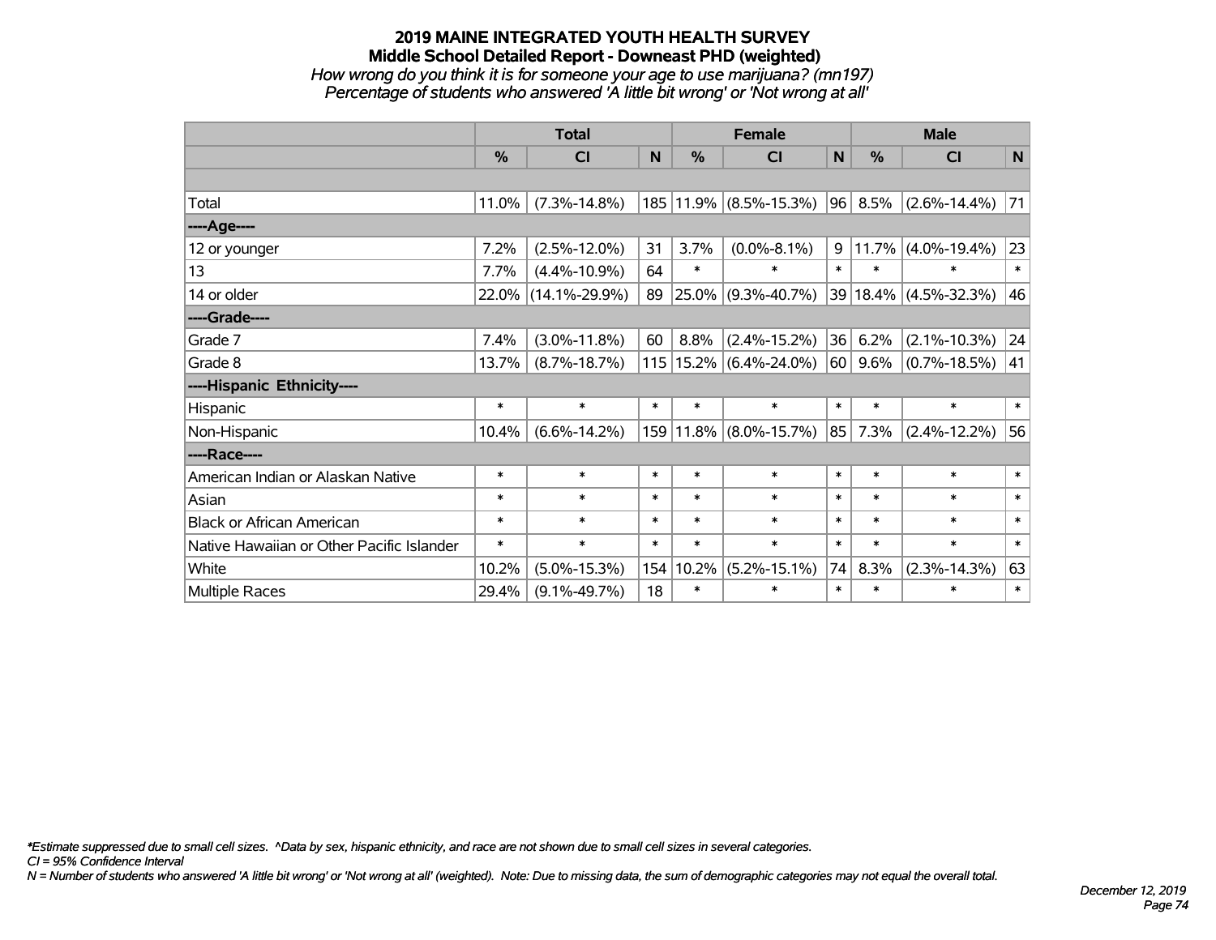# 2019 MAINE INTEGRATED YOUTH HEALTH SURVEY
## Middle School Detailed Report - Downeast PHD (weighted)
*How wrong do you think it is for someone your age to use marijuana? (mn197)*
*Percentage of students who answered 'A little bit wrong' or 'Not wrong at all'*

| | Total | | | Female | | | Male | | |
|---|---|---|---|---|---|---|---|---|---|
| | % | CI | N | % | CI | N | % | CI | N |
| Total | 11.0% | (7.3%-14.8%) | 185 | 11.9% | (8.5%-15.3%) | 96 | 8.5% | (2.6%-14.4%) | 71 |
| ----Age---- | | | | | | | | | |
| 12 or younger | 7.2% | (2.5%-12.0%) | 31 | 3.7% | (0.0%-8.1%) | 9 | 11.7% | (4.0%-19.4%) | 23 |
| 13 | 7.7% | (4.4%-10.9%) | 64 | * | * | * | * | * | * |
| 14 or older | 22.0% | (14.1%-29.9%) | 89 | 25.0% | (9.3%-40.7%) | 39 | 18.4% | (4.5%-32.3%) | 46 |
| ----Grade---- | | | | | | | | | |
| Grade 7 | 7.4% | (3.0%-11.8%) | 60 | 8.8% | (2.4%-15.2%) | 36 | 6.2% | (2.1%-10.3%) | 24 |
| Grade 8 | 13.7% | (8.7%-18.7%) | 115 | 15.2% | (6.4%-24.0%) | 60 | 9.6% | (0.7%-18.5%) | 41 |
| ----Hispanic Ethnicity---- | | | | | | | | | |
| Hispanic | * | * | * | * | * | * | * | * | * |
| Non-Hispanic | 10.4% | (6.6%-14.2%) | 159 | 11.8% | (8.0%-15.7%) | 85 | 7.3% | (2.4%-12.2%) | 56 |
| ----Race---- | | | | | | | | | |
| American Indian or Alaskan Native | * | * | * | * | * | * | * | * | * |
| Asian | * | * | * | * | * | * | * | * | * |
| Black or African American | * | * | * | * | * | * | * | * | * |
| Native Hawaiian or Other Pacific Islander | * | * | * | * | * | * | * | * | * |
| White | 10.2% | (5.0%-15.3%) | 154 | 10.2% | (5.2%-15.1%) | 74 | 8.3% | (2.3%-14.3%) | 63 |
| Multiple Races | 29.4% | (9.1%-49.7%) | 18 | * | * | * | * | * | * |

*\*Estimate suppressed due to small cell sizes. ^Data by sex, hispanic ethnicity, and race are not shown due to small cell sizes in several categories.*

*CI = 95% Confidence Interval*

*N = Number of students who answered 'A little bit wrong' or 'Not wrong at all' (weighted). Note: Due to missing data, the sum of demographic categories may not equal the overall total.*

*December 12, 2019*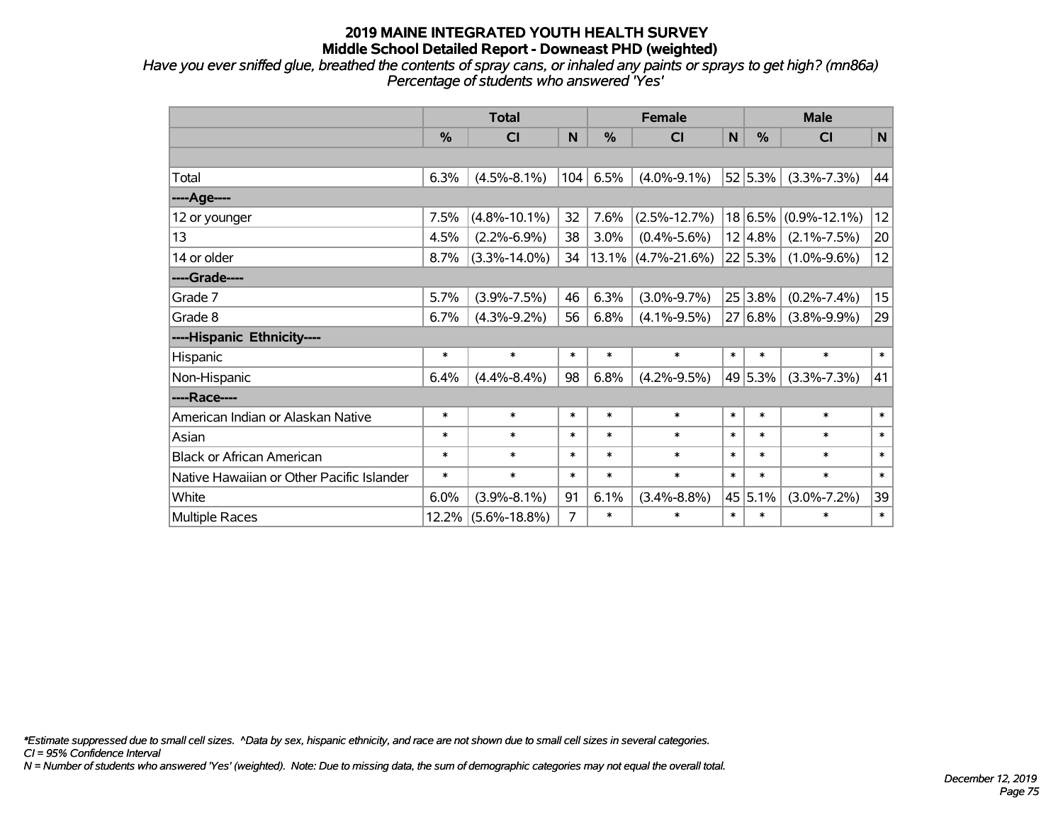# 2019 MAINE INTEGRATED YOUTH HEALTH SURVEY
## Middle School Detailed Report - Downeast PHD (weighted)

*Have you ever sniffed glue, breathed the contents of spray cans, or inhaled any paints or sprays to get high? (mn86a)*
*Percentage of students who answered 'Yes'*

| | Total | | | Female | | | Male | | |
|---|---|---|---|---|---|---|---|---|---|
| | % | CI | N | % | CI | N | % | CI | N |
| | | | | | | | | | |
| Total | 6.3% | (4.5%-8.1%) | 104 | 6.5% | (4.0%-9.1%) | 52 | 5.3% | (3.3%-7.3%) | 44 |
| ----Age---- | | | | | | | | | |
| 12 or younger | 7.5% | (4.8%-10.1%) | 32 | 7.6% | (2.5%-12.7%) | 18 | 6.5% | (0.9%-12.1%) | 12 |
| 13 | 4.5% | (2.2%-6.9%) | 38 | 3.0% | (0.4%-5.6%) | 12 | 4.8% | (2.1%-7.5%) | 20 |
| 14 or older | 8.7% | (3.3%-14.0%) | 34 | 13.1% | (4.7%-21.6%) | 22 | 5.3% | (1.0%-9.6%) | 12 |
| ----Grade---- | | | | | | | | | |
| Grade 7 | 5.7% | (3.9%-7.5%) | 46 | 6.3% | (3.0%-9.7%) | 25 | 3.8% | (0.2%-7.4%) | 15 |
| Grade 8 | 6.7% | (4.3%-9.2%) | 56 | 6.8% | (4.1%-9.5%) | 27 | 6.8% | (3.8%-9.9%) | 29 |
| ----Hispanic Ethnicity---- | | | | | | | | | |
| Hispanic | * | * | * | * | * | * | * | * | * |
| Non-Hispanic | 6.4% | (4.4%-8.4%) | 98 | 6.8% | (4.2%-9.5%) | 49 | 5.3% | (3.3%-7.3%) | 41 |
| ----Race---- | | | | | | | | | |
| American Indian or Alaskan Native | * | * | * | * | * | * | * | * | * |
| Asian | * | * | * | * | * | * | * | * | * |
| Black or African American | * | * | * | * | * | * | * | * | * |
| Native Hawaiian or Other Pacific Islander | * | * | * | * | * | * | * | * | * |
| White | 6.0% | (3.9%-8.1%) | 91 | 6.1% | (3.4%-8.8%) | 45 | 5.1% | (3.0%-7.2%) | 39 |
| Multiple Races | 12.2% | (5.6%-18.8%) | 7 | * | * | * | * | * | * |

*\*Estimate suppressed due to small cell sizes. ^Data by sex, hispanic ethnicity, and race are not shown due to small cell sizes in several categories.*
*CI = 95% Confidence Interval*
*N = Number of students who answered 'Yes' (weighted). Note: Due to missing data, the sum of demographic categories may not equal the overall total.*

*December 12, 2019*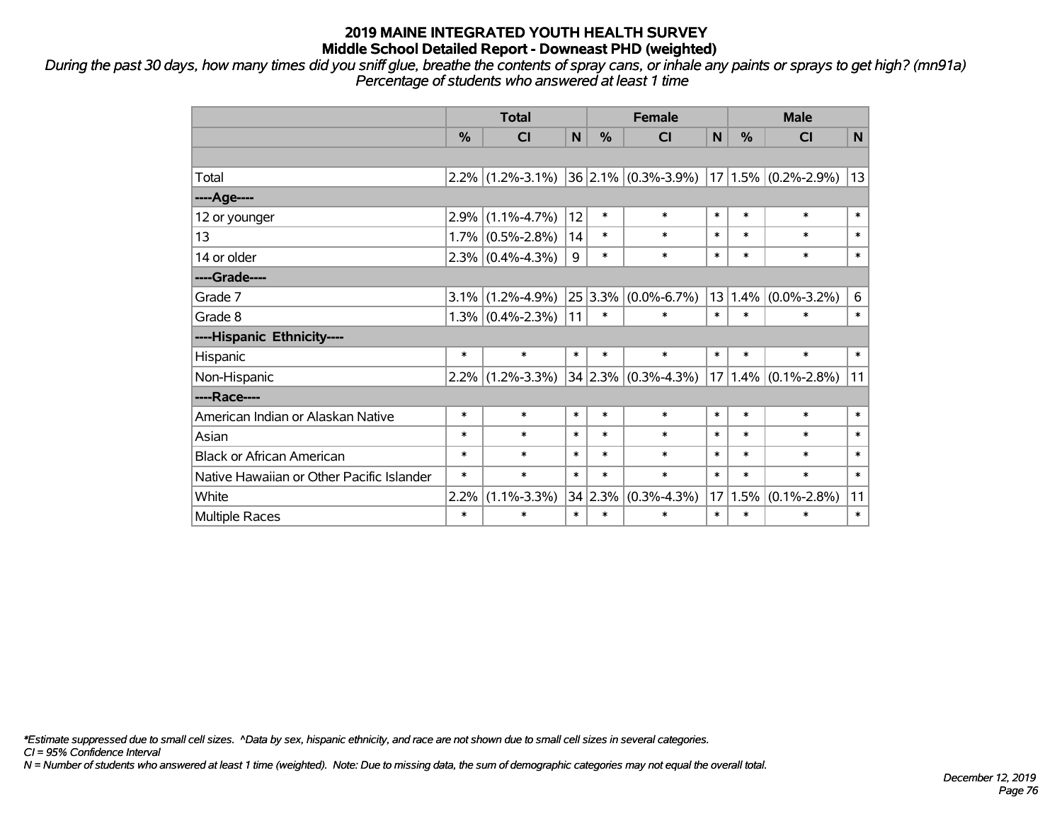# 2019 MAINE INTEGRATED YOUTH HEALTH SURVEY
## Middle School Detailed Report - Downeast PHD (weighted)

*During the past 30 days, how many times did you sniff glue, breathe the contents of spray cans, or inhale any paints or sprays to get high? (mn91a)*
*Percentage of students who answered at least 1 time*

| | Total | | | Female | | | Male | | |
|---|---|---|---|---|---|---|---|---|---|
| | % | CI | N | % | CI | N | % | CI | N |
| | | | | | | | | | |
| Total | 2.2% | (1.2%-3.1%) | 36 | 2.1% | (0.3%-3.9%) | 17 | 1.5% | (0.2%-2.9%) | 13 |
| ----Age---- | | | | | | | | | |
| 12 or younger | 2.9% | (1.1%-4.7%) | 12 | * | * | * | * | * | * |
| 13 | 1.7% | (0.5%-2.8%) | 14 | * | * | * | * | * | * |
| 14 or older | 2.3% | (0.4%-4.3%) | 9 | * | * | * | * | * | * |
| ----Grade---- | | | | | | | | | |
| Grade 7 | 3.1% | (1.2%-4.9%) | 25 | 3.3% | (0.0%-6.7%) | 13 | 1.4% | (0.0%-3.2%) | 6 |
| Grade 8 | 1.3% | (0.4%-2.3%) | 11 | * | * | * | * | * | * |
| ----Hispanic Ethnicity---- | | | | | | | | | |
| Hispanic | * | * | * | * | * | * | * | * | * |
| Non-Hispanic | 2.2% | (1.2%-3.3%) | 34 | 2.3% | (0.3%-4.3%) | 17 | 1.4% | (0.1%-2.8%) | 11 |
| ----Race---- | | | | | | | | | |
| American Indian or Alaskan Native | * | * | * | * | * | * | * | * | * |
| Asian | * | * | * | * | * | * | * | * | * |
| Black or African American | * | * | * | * | * | * | * | * | * |
| Native Hawaiian or Other Pacific Islander | * | * | * | * | * | * | * | * | * |
| White | 2.2% | (1.1%-3.3%) | 34 | 2.3% | (0.3%-4.3%) | 17 | 1.5% | (0.1%-2.8%) | 11 |
| Multiple Races | * | * | * | * | * | * | * | * | * |

*\*Estimate suppressed due to small cell sizes. ^Data by sex, hispanic ethnicity, and race are not shown due to small cell sizes in several categories.*
*CI = 95% Confidence Interval*
*N = Number of students who answered at least 1 time (weighted). Note: Due to missing data, the sum of demographic categories may not equal the overall total.*

*December 12, 2019*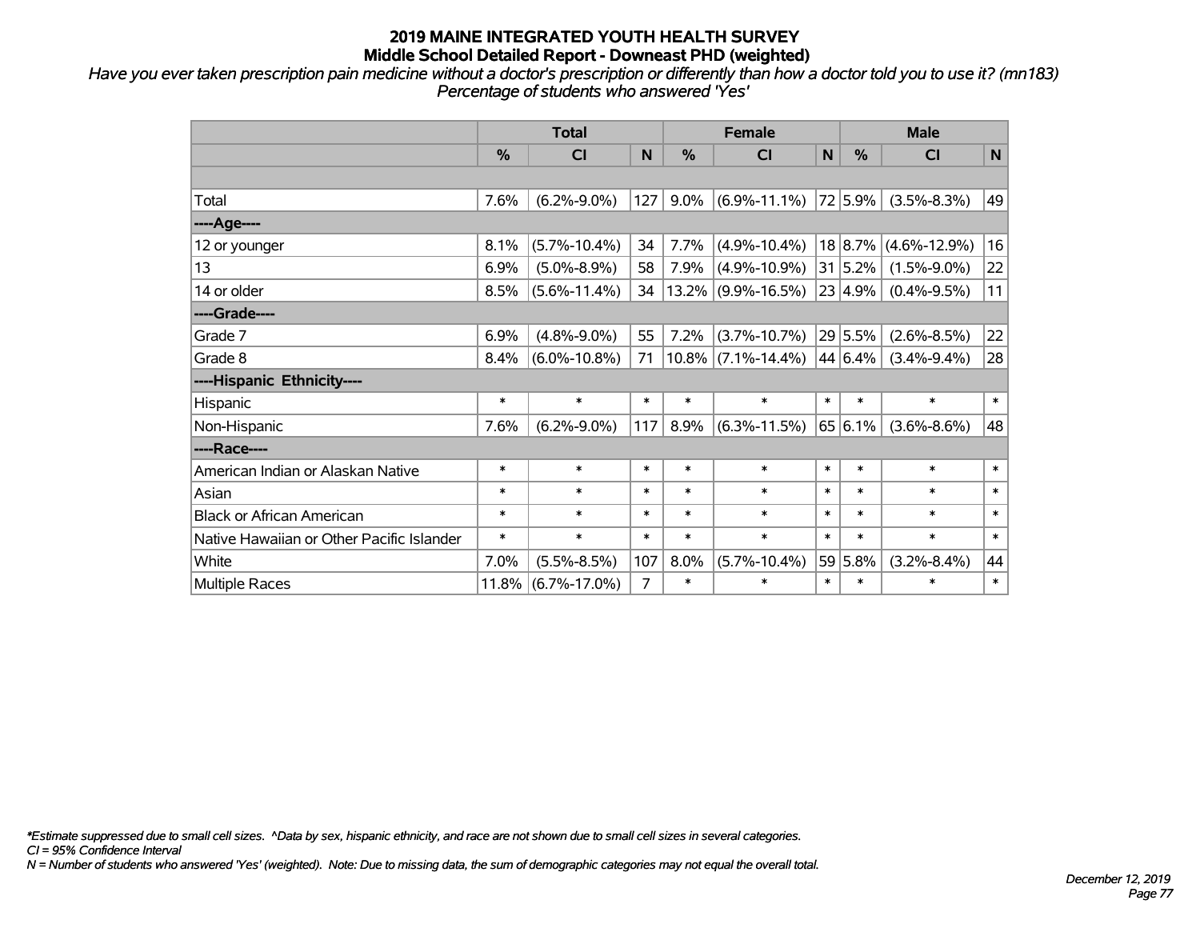# 2019 MAINE INTEGRATED YOUTH HEALTH SURVEY
## Middle School Detailed Report - Downeast PHD (weighted)

*Have you ever taken prescription pain medicine without a doctor's prescription or differently than how a doctor told you to use it? (mn183)*
*Percentage of students who answered 'Yes'*

| | Total | | | Female | | | Male | | |
|---|---|---|---|---|---|---|---|---|---|
| | % | CI | N | % | CI | N | % | CI | N |
| | | | | | | | | | |
| Total | 7.6% | (6.2%-9.0%) | 127 | 9.0% | (6.9%-11.1%) | 72 | 5.9% | (3.5%-8.3%) | 49 |
| ----Age---- | | | | | | | | | |
| 12 or younger | 8.1% | (5.7%-10.4%) | 34 | 7.7% | (4.9%-10.4%) | 18 | 8.7% | (4.6%-12.9%) | 16 |
| 13 | 6.9% | (5.0%-8.9%) | 58 | 7.9% | (4.9%-10.9%) | 31 | 5.2% | (1.5%-9.0%) | 22 |
| 14 or older | 8.5% | (5.6%-11.4%) | 34 | 13.2% | (9.9%-16.5%) | 23 | 4.9% | (0.4%-9.5%) | 11 |
| ----Grade---- | | | | | | | | | |
| Grade 7 | 6.9% | (4.8%-9.0%) | 55 | 7.2% | (3.7%-10.7%) | 29 | 5.5% | (2.6%-8.5%) | 22 |
| Grade 8 | 8.4% | (6.0%-10.8%) | 71 | 10.8% | (7.1%-14.4%) | 44 | 6.4% | (3.4%-9.4%) | 28 |
| ----Hispanic Ethnicity---- | | | | | | | | | |
| Hispanic | * | * | * | * | * | * | * | * | * |
| Non-Hispanic | 7.6% | (6.2%-9.0%) | 117 | 8.9% | (6.3%-11.5%) | 65 | 6.1% | (3.6%-8.6%) | 48 |
| ----Race---- | | | | | | | | | |
| American Indian or Alaskan Native | * | * | * | * | * | * | * | * | * |
| Asian | * | * | * | * | * | * | * | * | * |
| Black or African American | * | * | * | * | * | * | * | * | * |
| Native Hawaiian or Other Pacific Islander | * | * | * | * | * | * | * | * | * |
| White | 7.0% | (5.5%-8.5%) | 107 | 8.0% | (5.7%-10.4%) | 59 | 5.8% | (3.2%-8.4%) | 44 |
| Multiple Races | 11.8% | (6.7%-17.0%) | 7 | * | * | * | * | * | * |

*\*Estimate suppressed due to small cell sizes. ^Data by sex, hispanic ethnicity, and race are not shown due to small cell sizes in several categories.*
*CI = 95% Confidence Interval*
*N = Number of students who answered 'Yes' (weighted). Note: Due to missing data, the sum of demographic categories may not equal the overall total.*

*December 12, 2019*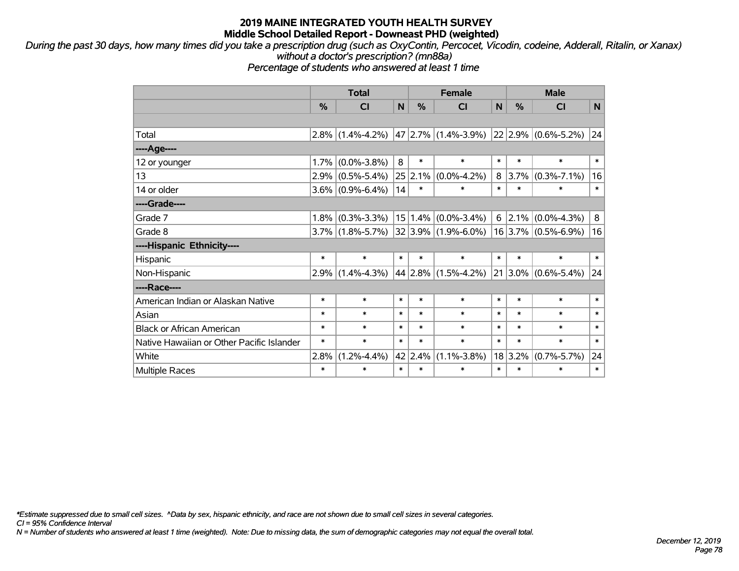# 2019 MAINE INTEGRATED YOUTH HEALTH SURVEY
## Middle School Detailed Report - Downeast PHD (weighted)

*During the past 30 days, how many times did you take a prescription drug (such as OxyContin, Percocet, Vicodin, codeine, Adderall, Ritalin, or Xanax) without a doctor's prescription? (mn88a)*
*Percentage of students who answered at least 1 time*

| | Total | | | Female | | | Male | | |
|---|---|---|---|---|---|---|---|---|---|
| | % | CI | N | % | CI | N | % | CI | N |
| | | | | | | | | | |
| Total | 2.8% | (1.4%-4.2%) | 47 | 2.7% | (1.4%-3.9%) | 22 | 2.9% | (0.6%-5.2%) | 24 |
| ----Age---- | | | | | | | | | |
| 12 or younger | 1.7% | (0.0%-3.8%) | 8 | * | * | * | * | * | * |
| 13 | 2.9% | (0.5%-5.4%) | 25 | 2.1% | (0.0%-4.2%) | 8 | 3.7% | (0.3%-7.1%) | 16 |
| 14 or older | 3.6% | (0.9%-6.4%) | 14 | * | * | * | * | * | * |
| ----Grade---- | | | | | | | | | |
| Grade 7 | 1.8% | (0.3%-3.3%) | 15 | 1.4% | (0.0%-3.4%) | 6 | 2.1% | (0.0%-4.3%) | 8 |
| Grade 8 | 3.7% | (1.8%-5.7%) | 32 | 3.9% | (1.9%-6.0%) | 16 | 3.7% | (0.5%-6.9%) | 16 |
| ----Hispanic Ethnicity---- | | | | | | | | | |
| Hispanic | * | * | * | * | * | * | * | * | * |
| Non-Hispanic | 2.9% | (1.4%-4.3%) | 44 | 2.8% | (1.5%-4.2%) | 21 | 3.0% | (0.6%-5.4%) | 24 |
| ----Race---- | | | | | | | | | |
| American Indian or Alaskan Native | * | * | * | * | * | * | * | * | * |
| Asian | * | * | * | * | * | * | * | * | * |
| Black or African American | * | * | * | * | * | * | * | * | * |
| Native Hawaiian or Other Pacific Islander | * | * | * | * | * | * | * | * | * |
| White | 2.8% | (1.2%-4.4%) | 42 | 2.4% | (1.1%-3.8%) | 18 | 3.2% | (0.7%-5.7%) | 24 |
| Multiple Races | * | * | * | * | * | * | * | * | * |

*\*Estimate suppressed due to small cell sizes. ^Data by sex, hispanic ethnicity, and race are not shown due to small cell sizes in several categories.*
*CI = 95% Confidence Interval*
*N = Number of students who answered at least 1 time (weighted). Note: Due to missing data, the sum of demographic categories may not equal the overall total.*

*December 12, 2019*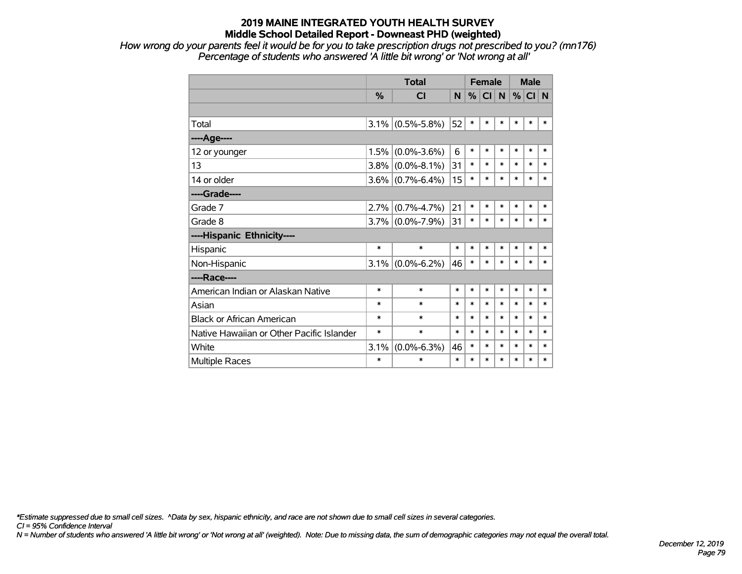# 2019 MAINE INTEGRATED YOUTH HEALTH SURVEY
## Middle School Detailed Report - Downeast PHD (weighted)

*How wrong do your parents feel it would be for you to take prescription drugs not prescribed to you? (mn176)*
*Percentage of students who answered 'A little bit wrong' or 'Not wrong at all'*

| | Total | | | Female | | | Male | | |
|---|---|---|---|---|---|---|---|---|---|
| | % | CI | N | % | CI | N | % | CI | N |
| | | | | | | | | | |
| Total | 3.1% | (0.5%-5.8%) | 52 | * | * | * | * | * | * |
| ----Age---- | | | | | | | | | |
| 12 or younger | 1.5% | (0.0%-3.6%) | 6 | * | * | * | * | * | * |
| 13 | 3.8% | (0.0%-8.1%) | 31 | * | * | * | * | * | * |
| 14 or older | 3.6% | (0.7%-6.4%) | 15 | * | * | * | * | * | * |
| ----Grade---- | | | | | | | | | |
| Grade 7 | 2.7% | (0.7%-4.7%) | 21 | * | * | * | * | * | * |
| Grade 8 | 3.7% | (0.0%-7.9%) | 31 | * | * | * | * | * | * |
| ----Hispanic Ethnicity---- | | | | | | | | | |
| Hispanic | * | * | * | * | * | * | * | * | * |
| Non-Hispanic | 3.1% | (0.0%-6.2%) | 46 | * | * | * | * | * | * |
| ----Race---- | | | | | | | | | |
| American Indian or Alaskan Native | * | * | * | * | * | * | * | * | * |
| Asian | * | * | * | * | * | * | * | * | * |
| Black or African American | * | * | * | * | * | * | * | * | * |
| Native Hawaiian or Other Pacific Islander | * | * | * | * | * | * | * | * | * |
| White | 3.1% | (0.0%-6.3%) | 46 | * | * | * | * | * | * |
| Multiple Races | * | * | * | * | * | * | * | * | * |

*\*Estimate suppressed due to small cell sizes. ^Data by sex, hispanic ethnicity, and race are not shown due to small cell sizes in several categories.*
*CI = 95% Confidence Interval*
*N = Number of students who answered 'A little bit wrong' or 'Not wrong at all' (weighted). Note: Due to missing data, the sum of demographic categories may not equal the overall total.*

*December 12, 2019*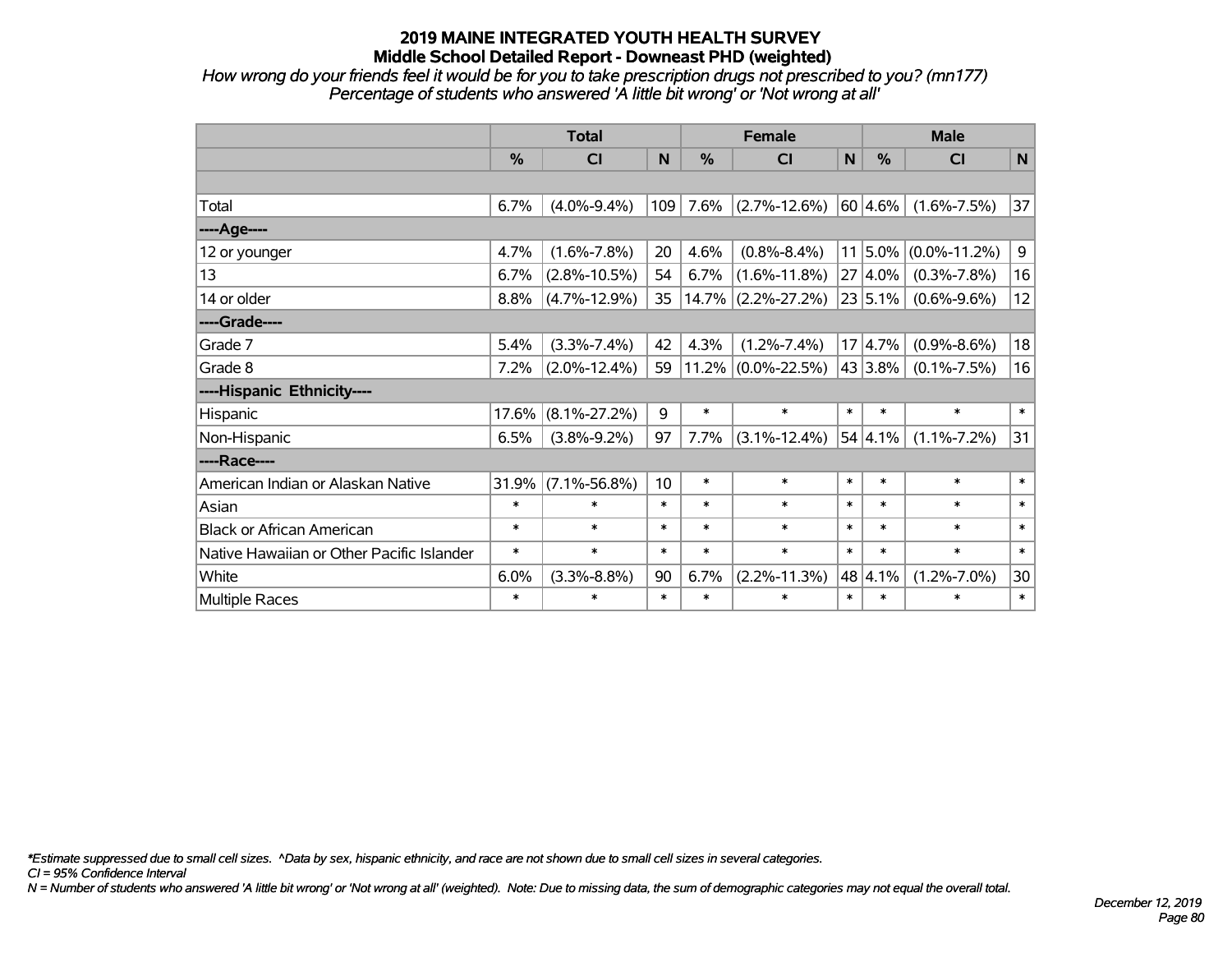# 2019 MAINE INTEGRATED YOUTH HEALTH SURVEY
## Middle School Detailed Report - Downeast PHD (weighted)

*How wrong do your friends feel it would be for you to take prescription drugs not prescribed to you? (mn177)*
*Percentage of students who answered 'A little bit wrong' or 'Not wrong at all'*

| | Total | | | Female | | | Male | | |
|---|---|---|---|---|---|---|---|---|---|
| | % | CI | N | % | CI | N | % | CI | N |
| | | | | | | | | | |
| Total | 6.7% | (4.0%-9.4%) | 109 | 7.6% | (2.7%-12.6%) | 60 | 4.6% | (1.6%-7.5%) | 37 |
| ----Age---- | | | | | | | | | |
| 12 or younger | 4.7% | (1.6%-7.8%) | 20 | 4.6% | (0.8%-8.4%) | 11 | 5.0% | (0.0%-11.2%) | 9 |
| 13 | 6.7% | (2.8%-10.5%) | 54 | 6.7% | (1.6%-11.8%) | 27 | 4.0% | (0.3%-7.8%) | 16 |
| 14 or older | 8.8% | (4.7%-12.9%) | 35 | 14.7% | (2.2%-27.2%) | 23 | 5.1% | (0.6%-9.6%) | 12 |
| ----Grade---- | | | | | | | | | |
| Grade 7 | 5.4% | (3.3%-7.4%) | 42 | 4.3% | (1.2%-7.4%) | 17 | 4.7% | (0.9%-8.6%) | 18 |
| Grade 8 | 7.2% | (2.0%-12.4%) | 59 | 11.2% | (0.0%-22.5%) | 43 | 3.8% | (0.1%-7.5%) | 16 |
| ----Hispanic Ethnicity---- | | | | | | | | | |
| Hispanic | 17.6% | (8.1%-27.2%) | 9 | * | * | * | * | * | * |
| Non-Hispanic | 6.5% | (3.8%-9.2%) | 97 | 7.7% | (3.1%-12.4%) | 54 | 4.1% | (1.1%-7.2%) | 31 |
| ----Race---- | | | | | | | | | |
| American Indian or Alaskan Native | 31.9% | (7.1%-56.8%) | 10 | * | * | * | * | * | * |
| Asian | * | * | * | * | * | * | * | * | * |
| Black or African American | * | * | * | * | * | * | * | * | * |
| Native Hawaiian or Other Pacific Islander | * | * | * | * | * | * | * | * | * |
| White | 6.0% | (3.3%-8.8%) | 90 | 6.7% | (2.2%-11.3%) | 48 | 4.1% | (1.2%-7.0%) | 30 |
| Multiple Races | * | * | * | * | * | * | * | * | * |

*\*Estimate suppressed due to small cell sizes. ^Data by sex, hispanic ethnicity, and race are not shown due to small cell sizes in several categories.*
*CI = 95% Confidence Interval*
*N = Number of students who answered 'A little bit wrong' or 'Not wrong at all' (weighted). Note: Due to missing data, the sum of demographic categories may not equal the overall total.*

*December 12, 2019*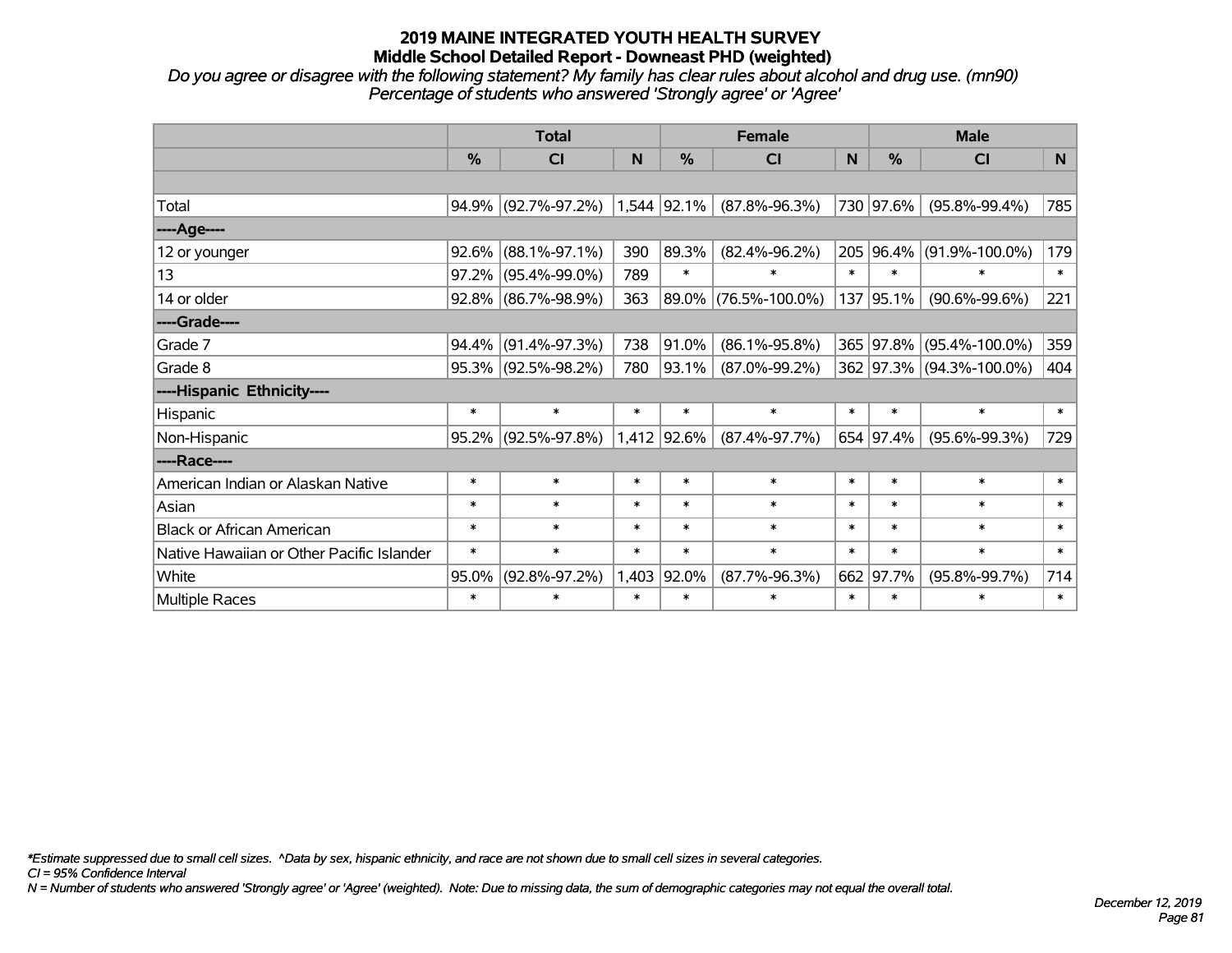# 2019 MAINE INTEGRATED YOUTH HEALTH SURVEY
## Middle School Detailed Report - Downeast PHD (weighted)

*Do you agree or disagree with the following statement? My family has clear rules about alcohol and drug use. (mn90)*
*Percentage of students who answered 'Strongly agree' or 'Agree'*

| | Total | | | Female | | | Male | | |
|---|---|---|---|---|---|---|---|---|---|
| | % | CI | N | % | CI | N | % | CI | N |
| | | | | | | | | | |
| Total | 94.9% | (92.7%-97.2%) | 1,544 | 92.1% | (87.8%-96.3%) | 730 | 97.6% | (95.8%-99.4%) | 785 |
| ----Age---- | | | | | | | | | |
| 12 or younger | 92.6% | (88.1%-97.1%) | 390 | 89.3% | (82.4%-96.2%) | 205 | 96.4% | (91.9%-100.0%) | 179 |
| 13 | 97.2% | (95.4%-99.0%) | 789 | * | * | * | * | * | * |
| 14 or older | 92.8% | (86.7%-98.9%) | 363 | 89.0% | (76.5%-100.0%) | 137 | 95.1% | (90.6%-99.6%) | 221 |
| ----Grade---- | | | | | | | | | |
| Grade 7 | 94.4% | (91.4%-97.3%) | 738 | 91.0% | (86.1%-95.8%) | 365 | 97.8% | (95.4%-100.0%) | 359 |
| Grade 8 | 95.3% | (92.5%-98.2%) | 780 | 93.1% | (87.0%-99.2%) | 362 | 97.3% | (94.3%-100.0%) | 404 |
| ----Hispanic Ethnicity---- | | | | | | | | | |
| Hispanic | * | * | * | * | * | * | * | * | * |
| Non-Hispanic | 95.2% | (92.5%-97.8%) | 1,412 | 92.6% | (87.4%-97.7%) | 654 | 97.4% | (95.6%-99.3%) | 729 |
| ----Race---- | | | | | | | | | |
| American Indian or Alaskan Native | * | * | * | * | * | * | * | * | * |
| Asian | * | * | * | * | * | * | * | * | * |
| Black or African American | * | * | * | * | * | * | * | * | * |
| Native Hawaiian or Other Pacific Islander | * | * | * | * | * | * | * | * | * |
| White | 95.0% | (92.8%-97.2%) | 1,403 | 92.0% | (87.7%-96.3%) | 662 | 97.7% | (95.8%-99.7%) | 714 |
| Multiple Races | * | * | * | * | * | * | * | * | * |

*\*Estimate suppressed due to small cell sizes. ^Data by sex, hispanic ethnicity, and race are not shown due to small cell sizes in several categories.*
*CI = 95% Confidence Interval*
*N = Number of students who answered 'Strongly agree' or 'Agree' (weighted). Note: Due to missing data, the sum of demographic categories may not equal the overall total.*

*December 12, 2019*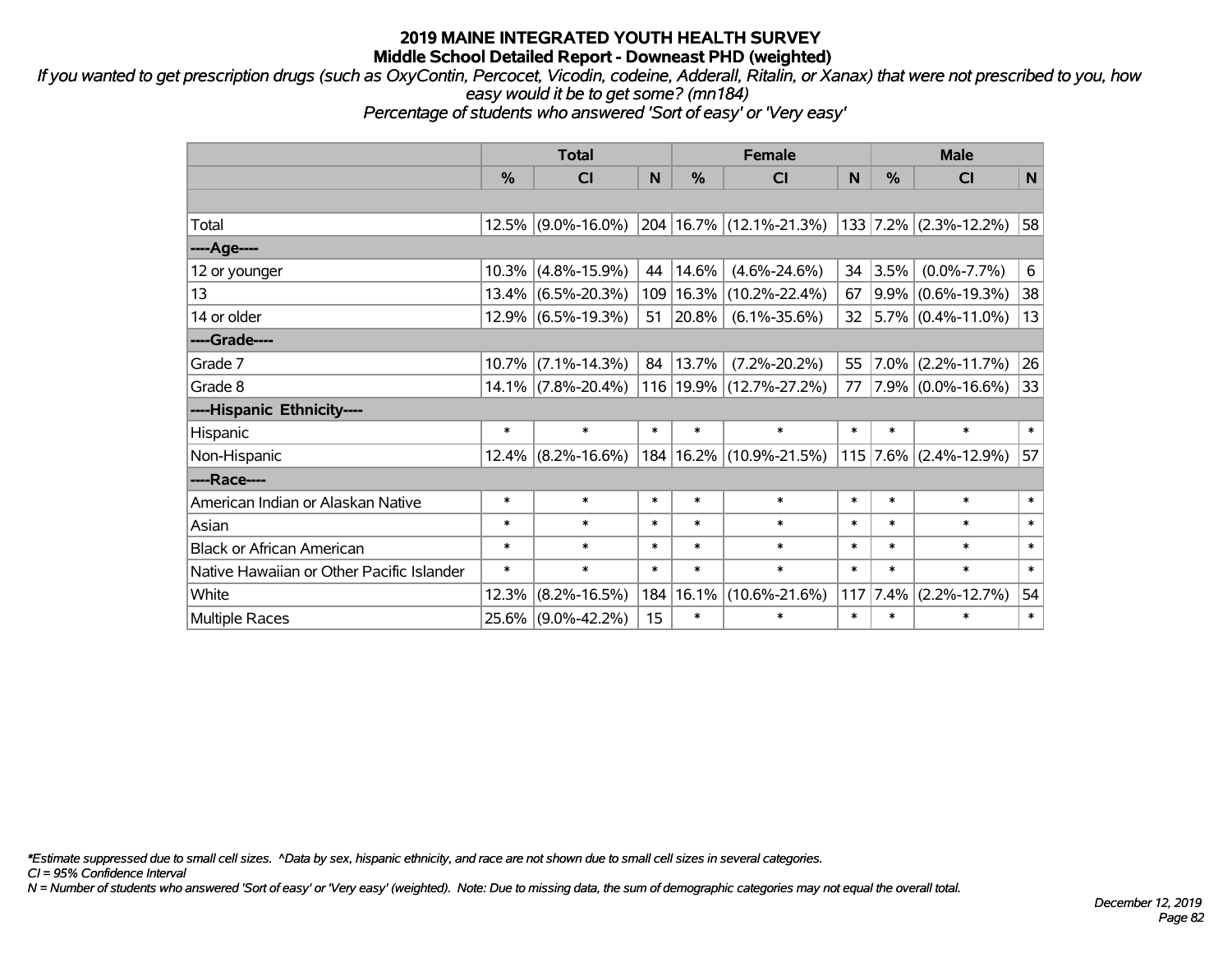# 2019 MAINE INTEGRATED YOUTH HEALTH SURVEY

## Middle School Detailed Report - Downeast PHD (weighted)

*If you wanted to get prescription drugs (such as OxyContin, Percocet, Vicodin, codeine, Adderall, Ritalin, or Xanax) that were not prescribed to you, how easy would it be to get some? (mn184)*

*Percentage of students who answered 'Sort of easy' or 'Very easy'*

| | Total | | | Female | | | Male | | |
|---|---|---|---|---|---|---|---|---|---|
| | % | CI | N | % | CI | N | % | CI | N |
| Total | 12.5% | (9.0%-16.0%) | 204 | 16.7% | (12.1%-21.3%) | 133 | 7.2% | (2.3%-12.2%) | 58 |
| ----Age---- | | | | | | | | | |
| 12 or younger | 10.3% | (4.8%-15.9%) | 44 | 14.6% | (4.6%-24.6%) | 34 | 3.5% | (0.0%-7.7%) | 6 |
| 13 | 13.4% | (6.5%-20.3%) | 109 | 16.3% | (10.2%-22.4%) | 67 | 9.9% | (0.6%-19.3%) | 38 |
| 14 or older | 12.9% | (6.5%-19.3%) | 51 | 20.8% | (6.1%-35.6%) | 32 | 5.7% | (0.4%-11.0%) | 13 |
| ----Grade---- | | | | | | | | | |
| Grade 7 | 10.7% | (7.1%-14.3%) | 84 | 13.7% | (7.2%-20.2%) | 55 | 7.0% | (2.2%-11.7%) | 26 |
| Grade 8 | 14.1% | (7.8%-20.4%) | 116 | 19.9% | (12.7%-27.2%) | 77 | 7.9% | (0.0%-16.6%) | 33 |
| ----Hispanic Ethnicity---- | | | | | | | | | |
| Hispanic | * | * | * | * | * | * | * | * | * |
| Non-Hispanic | 12.4% | (8.2%-16.6%) | 184 | 16.2% | (10.9%-21.5%) | 115 | 7.6% | (2.4%-12.9%) | 57 |
| ----Race---- | | | | | | | | | |
| American Indian or Alaskan Native | * | * | * | * | * | * | * | * | * |
| Asian | * | * | * | * | * | * | * | * | * |
| Black or African American | * | * | * | * | * | * | * | * | * |
| Native Hawaiian or Other Pacific Islander | * | * | * | * | * | * | * | * | * |
| White | 12.3% | (8.2%-16.5%) | 184 | 16.1% | (10.6%-21.6%) | 117 | 7.4% | (2.2%-12.7%) | 54 |
| Multiple Races | 25.6% | (9.0%-42.2%) | 15 | * | * | * | * | * | * |

*\*Estimate suppressed due to small cell sizes. ^Data by sex, hispanic ethnicity, and race are not shown due to small cell sizes in several categories.*

*CI = 95% Confidence Interval*

*N = Number of students who answered 'Sort of easy' or 'Very easy' (weighted). Note: Due to missing data, the sum of demographic categories may not equal the overall total.*

*December 12, 2019*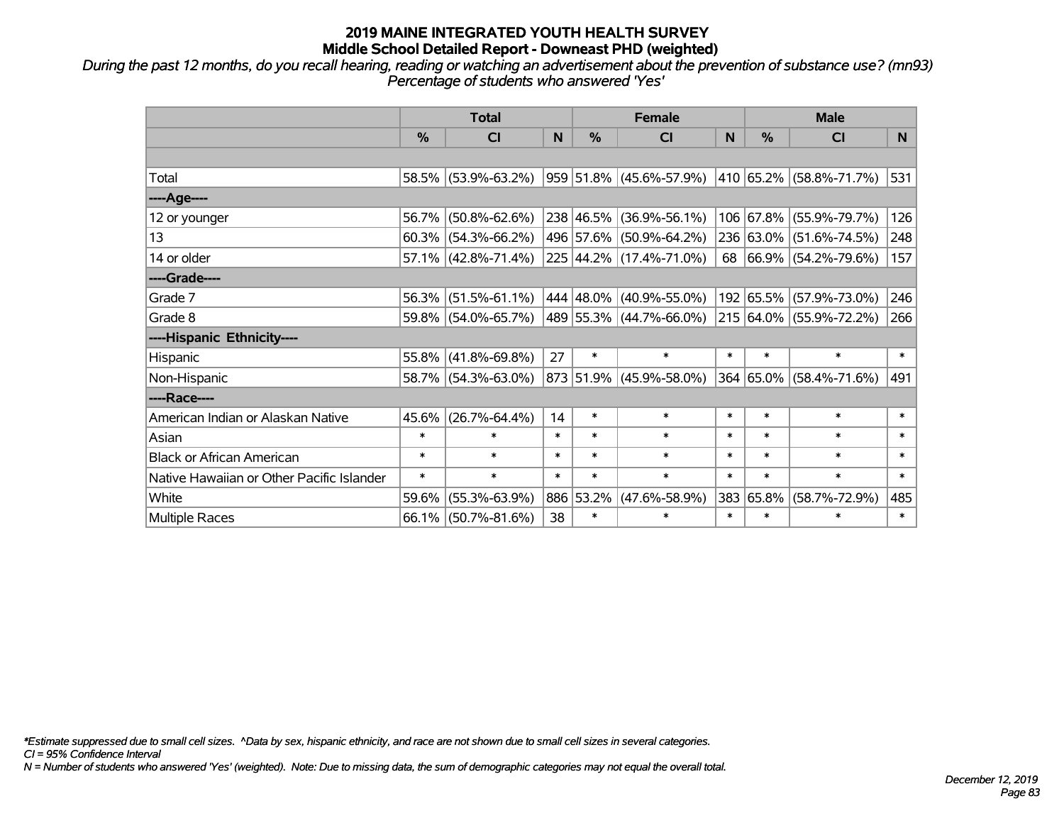# 2019 MAINE INTEGRATED YOUTH HEALTH SURVEY
## Middle School Detailed Report - Downeast PHD (weighted)

*During the past 12 months, do you recall hearing, reading or watching an advertisement about the prevention of substance use? (mn93)*
*Percentage of students who answered 'Yes'*

| | Total | | | Female | | | Male | | |
|---|---|---|---|---|---|---|---|---|---|
| | % | CI | N | % | CI | N | % | CI | N |
| Total | 58.5% | (53.9%-63.2%) | 959 | 51.8% | (45.6%-57.9%) | 410 | 65.2% | (58.8%-71.7%) | 531 |
| **----Age----** | | | | | | | | | |
| 12 or younger | 56.7% | (50.8%-62.6%) | 238 | 46.5% | (36.9%-56.1%) | 106 | 67.8% | (55.9%-79.7%) | 126 |
| 13 | 60.3% | (54.3%-66.2%) | 496 | 57.6% | (50.9%-64.2%) | 236 | 63.0% | (51.6%-74.5%) | 248 |
| 14 or older | 57.1% | (42.8%-71.4%) | 225 | 44.2% | (17.4%-71.0%) | 68 | 66.9% | (54.2%-79.6%) | 157 |
| **----Grade----** | | | | | | | | | |
| Grade 7 | 56.3% | (51.5%-61.1%) | 444 | 48.0% | (40.9%-55.0%) | 192 | 65.5% | (57.9%-73.0%) | 246 |
| Grade 8 | 59.8% | (54.0%-65.7%) | 489 | 55.3% | (44.7%-66.0%) | 215 | 64.0% | (55.9%-72.2%) | 266 |
| **----Hispanic Ethnicity----** | | | | | | | | | |
| Hispanic | 55.8% | (41.8%-69.8%) | 27 | * | * | * | * | * | * |
| Non-Hispanic | 58.7% | (54.3%-63.0%) | 873 | 51.9% | (45.9%-58.0%) | 364 | 65.0% | (58.4%-71.6%) | 491 |
| **----Race----** | | | | | | | | | |
| American Indian or Alaskan Native | 45.6% | (26.7%-64.4%) | 14 | * | * | * | * | * | * |
| Asian | * | * | * | * | * | * | * | * | * |
| Black or African American | * | * | * | * | * | * | * | * | * |
| Native Hawaiian or Other Pacific Islander | * | * | * | * | * | * | * | * | * |
| White | 59.6% | (55.3%-63.9%) | 886 | 53.2% | (47.6%-58.9%) | 383 | 65.8% | (58.7%-72.9%) | 485 |
| Multiple Races | 66.1% | (50.7%-81.6%) | 38 | * | * | * | * | * | * |

*\*Estimate suppressed due to small cell sizes. ^Data by sex, hispanic ethnicity, and race are not shown due to small cell sizes in several categories.*
*CI = 95% Confidence Interval*
*N = Number of students who answered 'Yes' (weighted). Note: Due to missing data, the sum of demographic categories may not equal the overall total.*

*December 12, 2019*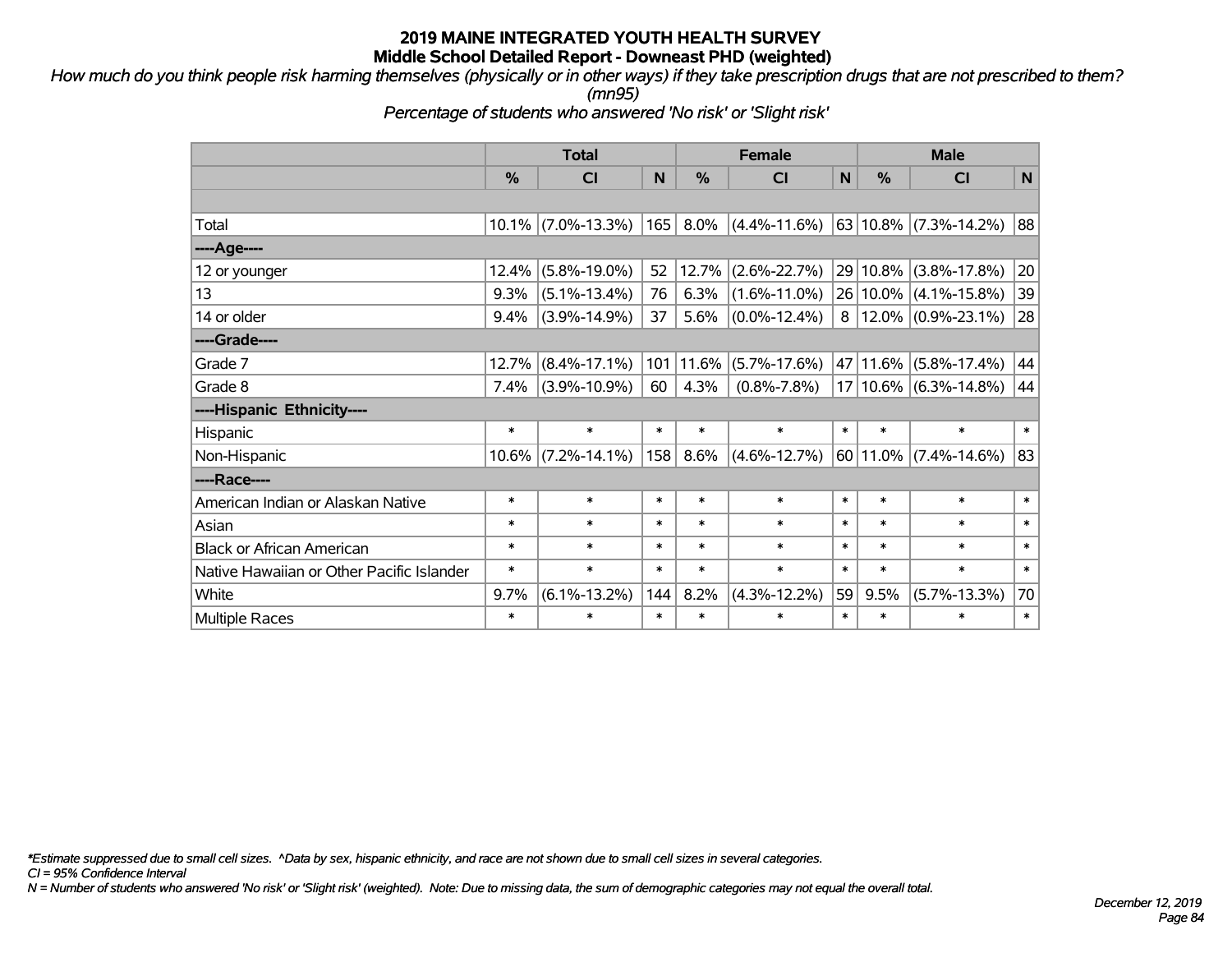# 2019 MAINE INTEGRATED YOUTH HEALTH SURVEY

## Middle School Detailed Report - Downeast PHD (weighted)

*How much do you think people risk harming themselves (physically or in other ways) if they take prescription drugs that are not prescribed to them? (mn95)*

*Percentage of students who answered 'No risk' or 'Slight risk'*

| | Total | | | Female | | | Male | | |
|---|---|---|---|---|---|---|---|---|---|
| | % | CI | N | % | CI | N | % | CI | N |
| Total | 10.1% | (7.0%-13.3%) | 165 | 8.0% | (4.4%-11.6%) | 63 | 10.8% | (7.3%-14.2%) | 88 |
| ----Age---- | | | | | | | | | |
| 12 or younger | 12.4% | (5.8%-19.0%) | 52 | 12.7% | (2.6%-22.7%) | 29 | 10.8% | (3.8%-17.8%) | 20 |
| 13 | 9.3% | (5.1%-13.4%) | 76 | 6.3% | (1.6%-11.0%) | 26 | 10.0% | (4.1%-15.8%) | 39 |
| 14 or older | 9.4% | (3.9%-14.9%) | 37 | 5.6% | (0.0%-12.4%) | 8 | 12.0% | (0.9%-23.1%) | 28 |
| ----Grade---- | | | | | | | | | |
| Grade 7 | 12.7% | (8.4%-17.1%) | 101 | 11.6% | (5.7%-17.6%) | 47 | 11.6% | (5.8%-17.4%) | 44 |
| Grade 8 | 7.4% | (3.9%-10.9%) | 60 | 4.3% | (0.8%-7.8%) | 17 | 10.6% | (6.3%-14.8%) | 44 |
| ----Hispanic Ethnicity---- | | | | | | | | | |
| Hispanic | * | * | * | * | * | * | * | * | * |
| Non-Hispanic | 10.6% | (7.2%-14.1%) | 158 | 8.6% | (4.6%-12.7%) | 60 | 11.0% | (7.4%-14.6%) | 83 |
| ----Race---- | | | | | | | | | |
| American Indian or Alaskan Native | * | * | * | * | * | * | * | * | * |
| Asian | * | * | * | * | * | * | * | * | * |
| Black or African American | * | * | * | * | * | * | * | * | * |
| Native Hawaiian or Other Pacific Islander | * | * | * | * | * | * | * | * | * |
| White | 9.7% | (6.1%-13.2%) | 144 | 8.2% | (4.3%-12.2%) | 59 | 9.5% | (5.7%-13.3%) | 70 |
| Multiple Races | * | * | * | * | * | * | * | * | * |

*Estimate suppressed due to small cell sizes. ^Data by sex, hispanic ethnicity, and race are not shown due to small cell sizes in several categories.

*CI = 95% Confidence Interval*

*N = Number of students who answered 'No risk' or 'Slight risk' (weighted). Note: Due to missing data, the sum of demographic categories may not equal the overall total.*

*December 12, 2019*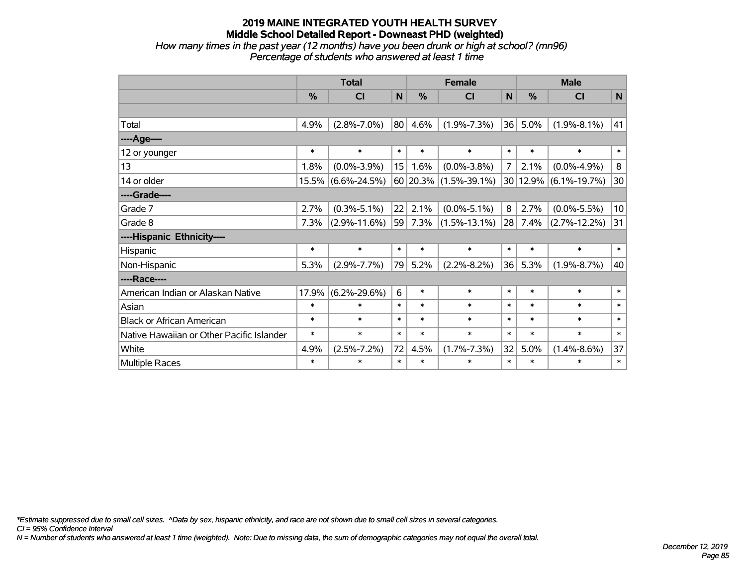# 2019 MAINE INTEGRATED YOUTH HEALTH SURVEY

## Middle School Detailed Report - Downeast PHD (weighted)

*How many times in the past year (12 months) have you been drunk or high at school? (mn96)*
*Percentage of students who answered at least 1 time*

| | Total | | | Female | | | Male | | |
|---|---|---|---|---|---|---|---|---|---|
| | % | CI | N | % | CI | N | % | CI | N |
| | | | | | | | | | |
| Total | 4.9% | (2.8%-7.0%) | 80 | 4.6% | (1.9%-7.3%) | 36 | 5.0% | (1.9%-8.1%) | 41 |
| ----Age---- | | | | | | | | | |
| 12 or younger | * | * | * | * | * | * | * | * | * |
| 13 | 1.8% | (0.0%-3.9%) | 15 | 1.6% | (0.0%-3.8%) | 7 | 2.1% | (0.0%-4.9%) | 8 |
| 14 or older | 15.5% | (6.6%-24.5%) | 60 | 20.3% | (1.5%-39.1%) | 30 | 12.9% | (6.1%-19.7%) | 30 |
| ----Grade---- | | | | | | | | | |
| Grade 7 | 2.7% | (0.3%-5.1%) | 22 | 2.1% | (0.0%-5.1%) | 8 | 2.7% | (0.0%-5.5%) | 10 |
| Grade 8 | 7.3% | (2.9%-11.6%) | 59 | 7.3% | (1.5%-13.1%) | 28 | 7.4% | (2.7%-12.2%) | 31 |
| ----Hispanic Ethnicity---- | | | | | | | | | |
| Hispanic | * | * | * | * | * | * | * | * | * |
| Non-Hispanic | 5.3% | (2.9%-7.7%) | 79 | 5.2% | (2.2%-8.2%) | 36 | 5.3% | (1.9%-8.7%) | 40 |
| ----Race---- | | | | | | | | | |
| American Indian or Alaskan Native | 17.9% | (6.2%-29.6%) | 6 | * | * | * | * | * | * |
| Asian | * | * | * | * | * | * | * | * | * |
| Black or African American | * | * | * | * | * | * | * | * | * |
| Native Hawaiian or Other Pacific Islander | * | * | * | * | * | * | * | * | * |
| White | 4.9% | (2.5%-7.2%) | 72 | 4.5% | (1.7%-7.3%) | 32 | 5.0% | (1.4%-8.6%) | 37 |
| Multiple Races | * | * | * | * | * | * | * | * | * |

*\*Estimate suppressed due to small cell sizes. ^Data by sex, hispanic ethnicity, and race are not shown due to small cell sizes in several categories.*
*CI = 95% Confidence Interval*
*N = Number of students who answered at least 1 time (weighted). Note: Due to missing data, the sum of demographic categories may not equal the overall total.*

*December 12, 2019*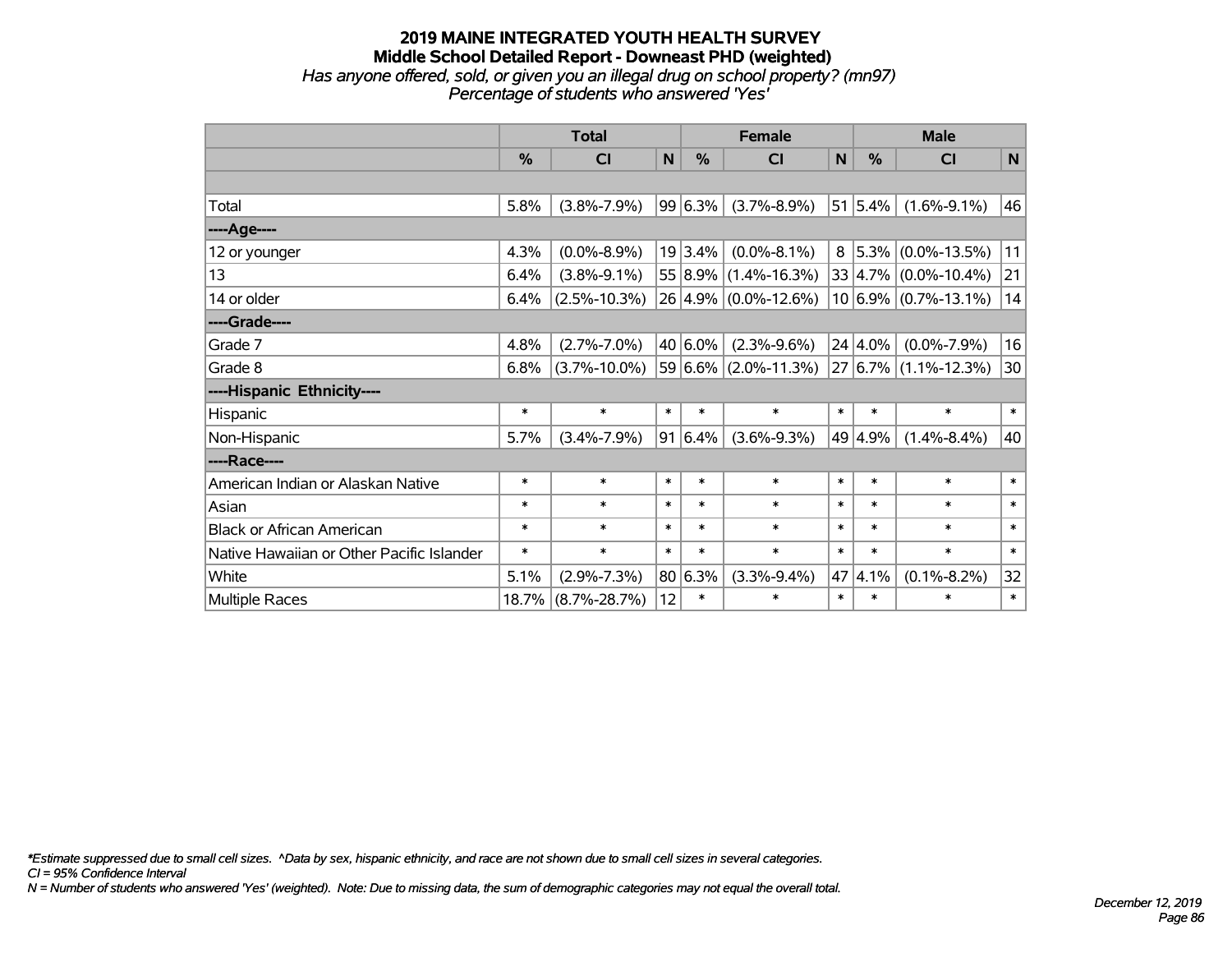# 2019 MAINE INTEGRATED YOUTH HEALTH SURVEY
## Middle School Detailed Report - Downeast PHD (weighted)
*Has anyone offered, sold, or given you an illegal drug on school property? (mn97)*
*Percentage of students who answered 'Yes'*

| | Total | | | Female | | | Male | | |
|---|---|---|---|---|---|---|---|---|---|
| | % | CI | N | % | CI | N | % | CI | N |
| Total | 5.8% | (3.8%-7.9%) | 99 | 6.3% | (3.7%-8.9%) | 51 | 5.4% | (1.6%-9.1%) | 46 |
| ----Age---- | | | | | | | | | |
| 12 or younger | 4.3% | (0.0%-8.9%) | 19 | 3.4% | (0.0%-8.1%) | 8 | 5.3% | (0.0%-13.5%) | 11 |
| 13 | 6.4% | (3.8%-9.1%) | 55 | 8.9% | (1.4%-16.3%) | 33 | 4.7% | (0.0%-10.4%) | 21 |
| 14 or older | 6.4% | (2.5%-10.3%) | 26 | 4.9% | (0.0%-12.6%) | 10 | 6.9% | (0.7%-13.1%) | 14 |
| ----Grade---- | | | | | | | | | |
| Grade 7 | 4.8% | (2.7%-7.0%) | 40 | 6.0% | (2.3%-9.6%) | 24 | 4.0% | (0.0%-7.9%) | 16 |
| Grade 8 | 6.8% | (3.7%-10.0%) | 59 | 6.6% | (2.0%-11.3%) | 27 | 6.7% | (1.1%-12.3%) | 30 |
| ----Hispanic Ethnicity---- | | | | | | | | | |
| Hispanic | * | * | * | * | * | * | * | * | * |
| Non-Hispanic | 5.7% | (3.4%-7.9%) | 91 | 6.4% | (3.6%-9.3%) | 49 | 4.9% | (1.4%-8.4%) | 40 |
| ----Race---- | | | | | | | | | |
| American Indian or Alaskan Native | * | * | * | * | * | * | * | * | * |
| Asian | * | * | * | * | * | * | * | * | * |
| Black or African American | * | * | * | * | * | * | * | * | * |
| Native Hawaiian or Other Pacific Islander | * | * | * | * | * | * | * | * | * |
| White | 5.1% | (2.9%-7.3%) | 80 | 6.3% | (3.3%-9.4%) | 47 | 4.1% | (0.1%-8.2%) | 32 |
| Multiple Races | 18.7% | (8.7%-28.7%) | 12 | * | * | * | * | * | * |

*\*Estimate suppressed due to small cell sizes. ^Data by sex, hispanic ethnicity, and race are not shown due to small cell sizes in several categories.*
*CI = 95% Confidence Interval*
*N = Number of students who answered 'Yes' (weighted). Note: Due to missing data, the sum of demographic categories may not equal the overall total.*

*December 12, 2019*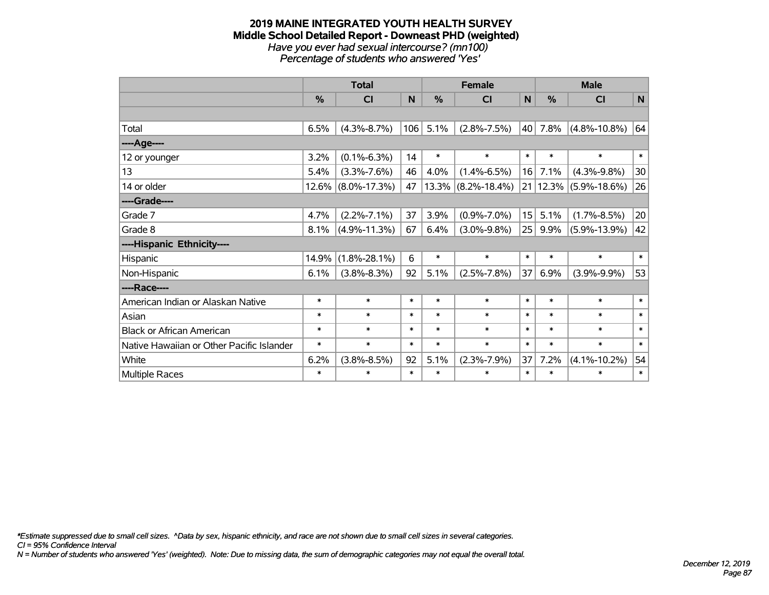# 2019 MAINE INTEGRATED YOUTH HEALTH SURVEY
## Middle School Detailed Report - Downeast PHD (weighted)
*Have you ever had sexual intercourse? (mn100)*
*Percentage of students who answered 'Yes'*

| | Total | | | Female | | | Male | | |
|---|---|---|---|---|---|---|---|---|---|
| | % | CI | N | % | CI | N | % | CI | N |
| | | | | | | | | | |
| Total | 6.5% | (4.3%-8.7%) | 106 | 5.1% | (2.8%-7.5%) | 40 | 7.8% | (4.8%-10.8%) | 64 |
| ----Age---- | | | | | | | | | |
| 12 or younger | 3.2% | (0.1%-6.3%) | 14 | * | * | * | * | * | * |
| 13 | 5.4% | (3.3%-7.6%) | 46 | 4.0% | (1.4%-6.5%) | 16 | 7.1% | (4.3%-9.8%) | 30 |
| 14 or older | 12.6% | (8.0%-17.3%) | 47 | 13.3% | (8.2%-18.4%) | 21 | 12.3% | (5.9%-18.6%) | 26 |
| ----Grade---- | | | | | | | | | |
| Grade 7 | 4.7% | (2.2%-7.1%) | 37 | 3.9% | (0.9%-7.0%) | 15 | 5.1% | (1.7%-8.5%) | 20 |
| Grade 8 | 8.1% | (4.9%-11.3%) | 67 | 6.4% | (3.0%-9.8%) | 25 | 9.9% | (5.9%-13.9%) | 42 |
| ----Hispanic Ethnicity---- | | | | | | | | | |
| Hispanic | 14.9% | (1.8%-28.1%) | 6 | * | * | * | * | * | * |
| Non-Hispanic | 6.1% | (3.8%-8.3%) | 92 | 5.1% | (2.5%-7.8%) | 37 | 6.9% | (3.9%-9.9%) | 53 |
| ----Race---- | | | | | | | | | |
| American Indian or Alaskan Native | * | * | * | * | * | * | * | * | * |
| Asian | * | * | * | * | * | * | * | * | * |
| Black or African American | * | * | * | * | * | * | * | * | * |
| Native Hawaiian or Other Pacific Islander | * | * | * | * | * | * | * | * | * |
| White | 6.2% | (3.8%-8.5%) | 92 | 5.1% | (2.3%-7.9%) | 37 | 7.2% | (4.1%-10.2%) | 54 |
| Multiple Races | * | * | * | * | * | * | * | * | * |

*\*Estimate suppressed due to small cell sizes. ^Data by sex, hispanic ethnicity, and race are not shown due to small cell sizes in several categories.*
*CI = 95% Confidence Interval*
*N = Number of students who answered 'Yes' (weighted). Note: Due to missing data, the sum of demographic categories may not equal the overall total.*

*December 12, 2019*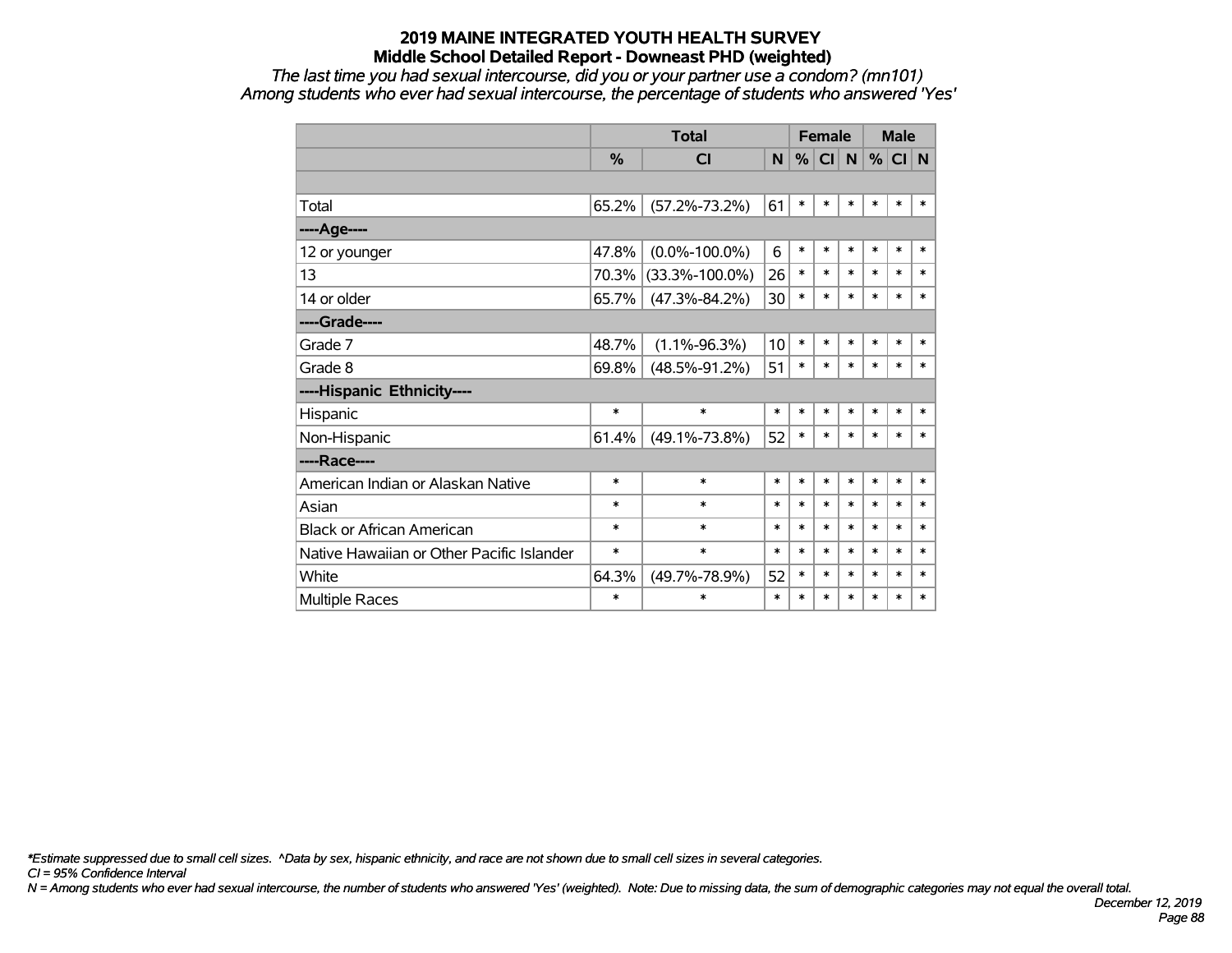# 2019 MAINE INTEGRATED YOUTH HEALTH SURVEY
## Middle School Detailed Report - Downeast PHD (weighted)

*The last time you had sexual intercourse, did you or your partner use a condom? (mn101)*
*Among students who ever had sexual intercourse, the percentage of students who answered 'Yes'*

| | Total | | | Female | | | Male | | |
|---|---|---|---|---|---|---|---|---|---|
| | % | CI | N | % | CI | N | % | CI | N |
| | | | | | | | | | |
| Total | 65.2% | (57.2%-73.2%) | 61 | * | * | * | * | * | * |
| ----Age---- | | | | | | | | | |
| 12 or younger | 47.8% | (0.0%-100.0%) | 6 | * | * | * | * | * | * |
| 13 | 70.3% | (33.3%-100.0%) | 26 | * | * | * | * | * | * |
| 14 or older | 65.7% | (47.3%-84.2%) | 30 | * | * | * | * | * | * |
| ----Grade---- | | | | | | | | | |
| Grade 7 | 48.7% | (1.1%-96.3%) | 10 | * | * | * | * | * | * |
| Grade 8 | 69.8% | (48.5%-91.2%) | 51 | * | * | * | * | * | * |
| ----Hispanic Ethnicity---- | | | | | | | | | |
| Hispanic | * | * | * | * | * | * | * | * | * |
| Non-Hispanic | 61.4% | (49.1%-73.8%) | 52 | * | * | * | * | * | * |
| ----Race---- | | | | | | | | | |
| American Indian or Alaskan Native | * | * | * | * | * | * | * | * | * |
| Asian | * | * | * | * | * | * | * | * | * |
| Black or African American | * | * | * | * | * | * | * | * | * |
| Native Hawaiian or Other Pacific Islander | * | * | * | * | * | * | * | * | * |
| White | 64.3% | (49.7%-78.9%) | 52 | * | * | * | * | * | * |
| Multiple Races | * | * | * | * | * | * | * | * | * |

*\*Estimate suppressed due to small cell sizes. ^Data by sex, hispanic ethnicity, and race are not shown due to small cell sizes in several categories.*
*CI = 95% Confidence Interval*
*N = Among students who ever had sexual intercourse, the number of students who answered 'Yes' (weighted). Note: Due to missing data, the sum of demographic categories may not equal the overall total.*

*December 12, 2019*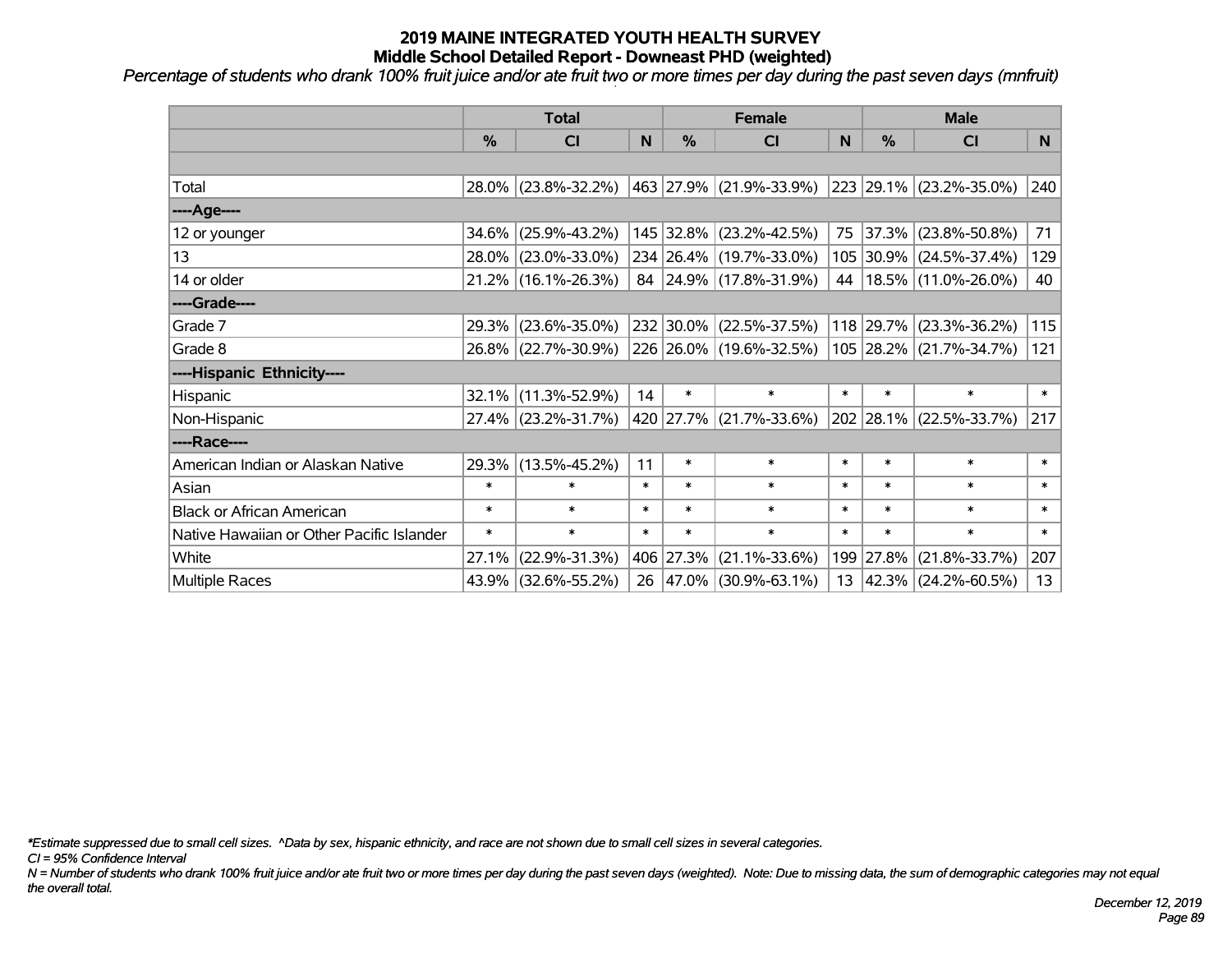# 2019 MAINE INTEGRATED YOUTH HEALTH SURVEY
## Middle School Detailed Report - Downeast PHD (weighted)

*Percentage of students who drank 100% fruit juice and/or ate fruit two or more times per day during the past seven days (mnfruit)*

| | Total | | | Female | | | Male | | |
|---|---|---|---|---|---|---|---|---|---|
| | % | CI | N | % | CI | N | % | CI | N |
| | | | | | | | | | |
| Total | 28.0% | (23.8%-32.2%) | 463 | 27.9% | (21.9%-33.9%) | 223 | 29.1% | (23.2%-35.0%) | 240 |
| ----Age---- | | | | | | | | | |
| 12 or younger | 34.6% | (25.9%-43.2%) | 145 | 32.8% | (23.2%-42.5%) | 75 | 37.3% | (23.8%-50.8%) | 71 |
| 13 | 28.0% | (23.0%-33.0%) | 234 | 26.4% | (19.7%-33.0%) | 105 | 30.9% | (24.5%-37.4%) | 129 |
| 14 or older | 21.2% | (16.1%-26.3%) | 84 | 24.9% | (17.8%-31.9%) | 44 | 18.5% | (11.0%-26.0%) | 40 |
| ----Grade---- | | | | | | | | | |
| Grade 7 | 29.3% | (23.6%-35.0%) | 232 | 30.0% | (22.5%-37.5%) | 118 | 29.7% | (23.3%-36.2%) | 115 |
| Grade 8 | 26.8% | (22.7%-30.9%) | 226 | 26.0% | (19.6%-32.5%) | 105 | 28.2% | (21.7%-34.7%) | 121 |
| ----Hispanic Ethnicity---- | | | | | | | | | |
| Hispanic | 32.1% | (11.3%-52.9%) | 14 | * | * | * | * | * | * |
| Non-Hispanic | 27.4% | (23.2%-31.7%) | 420 | 27.7% | (21.7%-33.6%) | 202 | 28.1% | (22.5%-33.7%) | 217 |
| ----Race---- | | | | | | | | | |
| American Indian or Alaskan Native | 29.3% | (13.5%-45.2%) | 11 | * | * | * | * | * | * |
| Asian | * | * | * | * | * | * | * | * | * |
| Black or African American | * | * | * | * | * | * | * | * | * |
| Native Hawaiian or Other Pacific Islander | * | * | * | * | * | * | * | * | * |
| White | 27.1% | (22.9%-31.3%) | 406 | 27.3% | (21.1%-33.6%) | 199 | 27.8% | (21.8%-33.7%) | 207 |
| Multiple Races | 43.9% | (32.6%-55.2%) | 26 | 47.0% | (30.9%-63.1%) | 13 | 42.3% | (24.2%-60.5%) | 13 |

*\*Estimate suppressed due to small cell sizes. ^Data by sex, hispanic ethnicity, and race are not shown due to small cell sizes in several categories.*

*CI = 95% Confidence Interval*

*N = Number of students who drank 100% fruit juice and/or ate fruit two or more times per day during the past seven days (weighted). Note: Due to missing data, the sum of demographic categories may not equal the overall total.*

*December 12, 2019*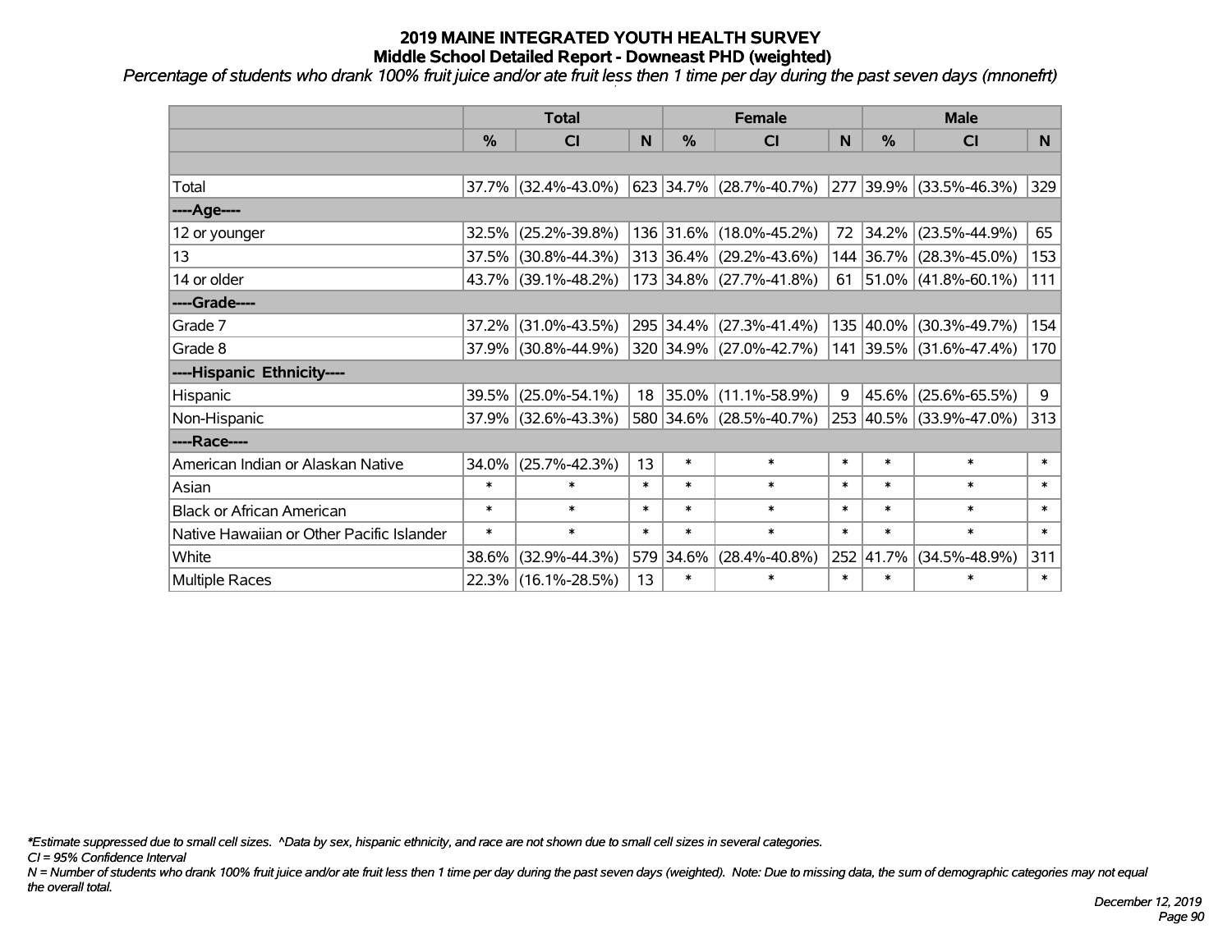# 2019 MAINE INTEGRATED YOUTH HEALTH SURVEY
## Middle School Detailed Report - Downeast PHD (weighted)

*Percentage of students who drank 100% fruit juice and/or ate fruit less then 1 time per day during the past seven days (mnonefrt)*

| | Total | | | Female | | | Male | | |
|---|---|---|---|---|---|---|---|---|---|
| | % | CI | N | % | CI | N | % | CI | N |
| | | | | | | | | | |
| Total | 37.7% | (32.4%-43.0%) | 623 | 34.7% | (28.7%-40.7%) | 277 | 39.9% | (33.5%-46.3%) | 329 |
| ----Age---- | | | | | | | | | |
| 12 or younger | 32.5% | (25.2%-39.8%) | 136 | 31.6% | (18.0%-45.2%) | 72 | 34.2% | (23.5%-44.9%) | 65 |
| 13 | 37.5% | (30.8%-44.3%) | 313 | 36.4% | (29.2%-43.6%) | 144 | 36.7% | (28.3%-45.0%) | 153 |
| 14 or older | 43.7% | (39.1%-48.2%) | 173 | 34.8% | (27.7%-41.8%) | 61 | 51.0% | (41.8%-60.1%) | 111 |
| ----Grade---- | | | | | | | | | |
| Grade 7 | 37.2% | (31.0%-43.5%) | 295 | 34.4% | (27.3%-41.4%) | 135 | 40.0% | (30.3%-49.7%) | 154 |
| Grade 8 | 37.9% | (30.8%-44.9%) | 320 | 34.9% | (27.0%-42.7%) | 141 | 39.5% | (31.6%-47.4%) | 170 |
| ----Hispanic Ethnicity---- | | | | | | | | | |
| Hispanic | 39.5% | (25.0%-54.1%) | 18 | 35.0% | (11.1%-58.9%) | 9 | 45.6% | (25.6%-65.5%) | 9 |
| Non-Hispanic | 37.9% | (32.6%-43.3%) | 580 | 34.6% | (28.5%-40.7%) | 253 | 40.5% | (33.9%-47.0%) | 313 |
| ----Race---- | | | | | | | | | |
| American Indian or Alaskan Native | 34.0% | (25.7%-42.3%) | 13 | * | * | * | * | * | * |
| Asian | * | * | * | * | * | * | * | * | * |
| Black or African American | * | * | * | * | * | * | * | * | * |
| Native Hawaiian or Other Pacific Islander | * | * | * | * | * | * | * | * | * |
| White | 38.6% | (32.9%-44.3%) | 579 | 34.6% | (28.4%-40.8%) | 252 | 41.7% | (34.5%-48.9%) | 311 |
| Multiple Races | 22.3% | (16.1%-28.5%) | 13 | * | * | * | * | * | * |

*\*Estimate suppressed due to small cell sizes. ^Data by sex, hispanic ethnicity, and race are not shown due to small cell sizes in several categories.*

*CI = 95% Confidence Interval*

*N = Number of students who drank 100% fruit juice and/or ate fruit less then 1 time per day during the past seven days (weighted). Note: Due to missing data, the sum of demographic categories may not equal the overall total.*

*December 12, 2019*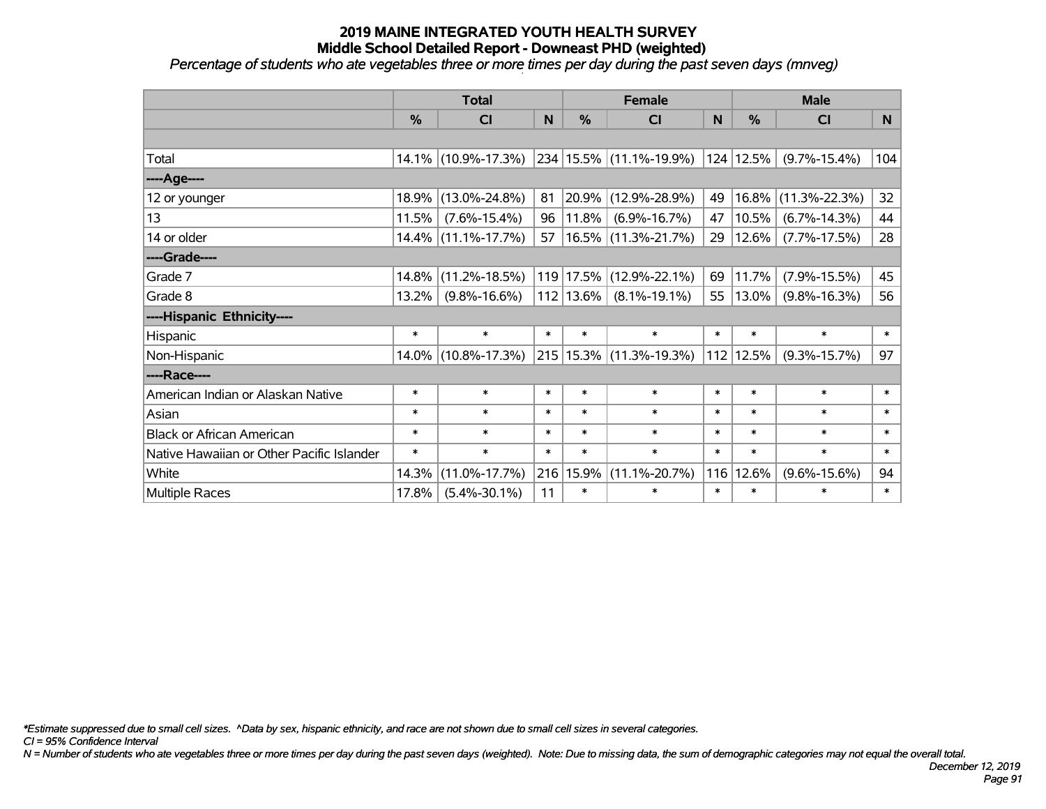# 2019 MAINE INTEGRATED YOUTH HEALTH SURVEY
## Middle School Detailed Report - Downeast PHD (weighted)
*Percentage of students who ate vegetables three or more times per day during the past seven days (mnveg)*

| | Total | | | Female | | | Male | | |
|---|---|---|---|---|---|---|---|---|---|
| | % | CI | N | % | CI | N | % | CI | N |
| Total | 14.1% | (10.9%-17.3%) | 234 | 15.5% | (11.1%-19.9%) | 124 | 12.5% | (9.7%-15.4%) | 104 |
| ----Age---- | | | | | | | | | |
| 12 or younger | 18.9% | (13.0%-24.8%) | 81 | 20.9% | (12.9%-28.9%) | 49 | 16.8% | (11.3%-22.3%) | 32 |
| 13 | 11.5% | (7.6%-15.4%) | 96 | 11.8% | (6.9%-16.7%) | 47 | 10.5% | (6.7%-14.3%) | 44 |
| 14 or older | 14.4% | (11.1%-17.7%) | 57 | 16.5% | (11.3%-21.7%) | 29 | 12.6% | (7.7%-17.5%) | 28 |
| ----Grade---- | | | | | | | | | |
| Grade 7 | 14.8% | (11.2%-18.5%) | 119 | 17.5% | (12.9%-22.1%) | 69 | 11.7% | (7.9%-15.5%) | 45 |
| Grade 8 | 13.2% | (9.8%-16.6%) | 112 | 13.6% | (8.1%-19.1%) | 55 | 13.0% | (9.8%-16.3%) | 56 |
| ----Hispanic Ethnicity---- | | | | | | | | | |
| Hispanic | * | * | * | * | * | * | * | * | * |
| Non-Hispanic | 14.0% | (10.8%-17.3%) | 215 | 15.3% | (11.3%-19.3%) | 112 | 12.5% | (9.3%-15.7%) | 97 |
| ----Race---- | | | | | | | | | |
| American Indian or Alaskan Native | * | * | * | * | * | * | * | * | * |
| Asian | * | * | * | * | * | * | * | * | * |
| Black or African American | * | * | * | * | * | * | * | * | * |
| Native Hawaiian or Other Pacific Islander | * | * | * | * | * | * | * | * | * |
| White | 14.3% | (11.0%-17.7%) | 216 | 15.9% | (11.1%-20.7%) | 116 | 12.6% | (9.6%-15.6%) | 94 |
| Multiple Races | 17.8% | (5.4%-30.1%) | 11 | * | * | * | * | * | * |

*Estimate suppressed due to small cell sizes. ^Data by sex, hispanic ethnicity, and race are not shown due to small cell sizes in several categories.

CI = 95% Confidence Interval

N = Number of students who ate vegetables three or more times per day during the past seven days (weighted). Note: Due to missing data, the sum of demographic categories may not equal the overall total.

December 12, 2019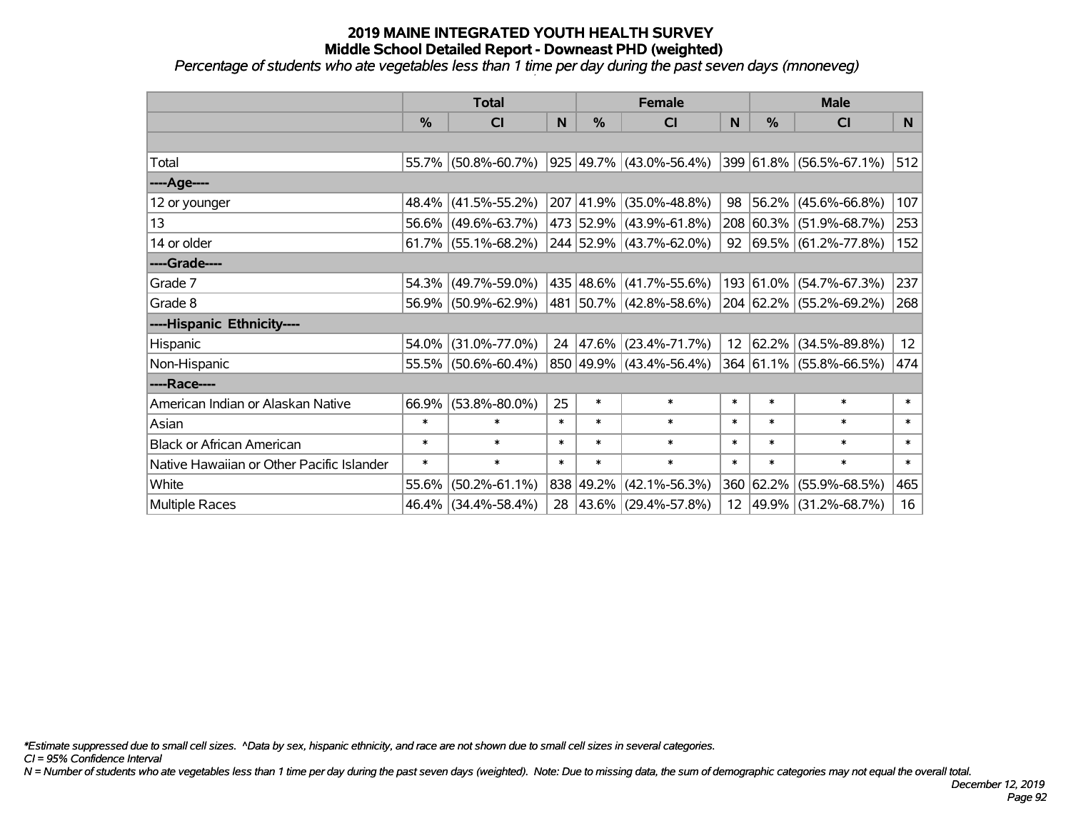# 2019 MAINE INTEGRATED YOUTH HEALTH SURVEY
## Middle School Detailed Report - Downeast PHD (weighted)
*Percentage of students who ate vegetables less than 1 time per day during the past seven days (mnoneveg)*

| | Total | | | Female | | | Male | | |
|---|---|---|---|---|---|---|---|---|---|
| | % | CI | N | % | CI | N | % | CI | N |
| | | | | | | | | | |
| Total | 55.7% | (50.8%-60.7%) | 925 | 49.7% | (43.0%-56.4%) | 399 | 61.8% | (56.5%-67.1%) | 512 |
| ----Age---- | | | | | | | | | |
| 12 or younger | 48.4% | (41.5%-55.2%) | 207 | 41.9% | (35.0%-48.8%) | 98 | 56.2% | (45.6%-66.8%) | 107 |
| 13 | 56.6% | (49.6%-63.7%) | 473 | 52.9% | (43.9%-61.8%) | 208 | 60.3% | (51.9%-68.7%) | 253 |
| 14 or older | 61.7% | (55.1%-68.2%) | 244 | 52.9% | (43.7%-62.0%) | 92 | 69.5% | (61.2%-77.8%) | 152 |
| ----Grade---- | | | | | | | | | |
| Grade 7 | 54.3% | (49.7%-59.0%) | 435 | 48.6% | (41.7%-55.6%) | 193 | 61.0% | (54.7%-67.3%) | 237 |
| Grade 8 | 56.9% | (50.9%-62.9%) | 481 | 50.7% | (42.8%-58.6%) | 204 | 62.2% | (55.2%-69.2%) | 268 |
| ----Hispanic Ethnicity---- | | | | | | | | | |
| Hispanic | 54.0% | (31.0%-77.0%) | 24 | 47.6% | (23.4%-71.7%) | 12 | 62.2% | (34.5%-89.8%) | 12 |
| Non-Hispanic | 55.5% | (50.6%-60.4%) | 850 | 49.9% | (43.4%-56.4%) | 364 | 61.1% | (55.8%-66.5%) | 474 |
| ----Race---- | | | | | | | | | |
| American Indian or Alaskan Native | 66.9% | (53.8%-80.0%) | 25 | * | * | * | * | * | * |
| Asian | * | * | * | * | * | * | * | * | * |
| Black or African American | * | * | * | * | * | * | * | * | * |
| Native Hawaiian or Other Pacific Islander | * | * | * | * | * | * | * | * | * |
| White | 55.6% | (50.2%-61.1%) | 838 | 49.2% | (42.1%-56.3%) | 360 | 62.2% | (55.9%-68.5%) | 465 |
| Multiple Races | 46.4% | (34.4%-58.4%) | 28 | 43.6% | (29.4%-57.8%) | 12 | 49.9% | (31.2%-68.7%) | 16 |

*\*Estimate suppressed due to small cell sizes. ^Data by sex, hispanic ethnicity, and race are not shown due to small cell sizes in several categories.*
*CI = 95% Confidence Interval*
*N = Number of students who ate vegetables less than 1 time per day during the past seven days (weighted). Note: Due to missing data, the sum of demographic categories may not equal the overall total.*

*December 12, 2019*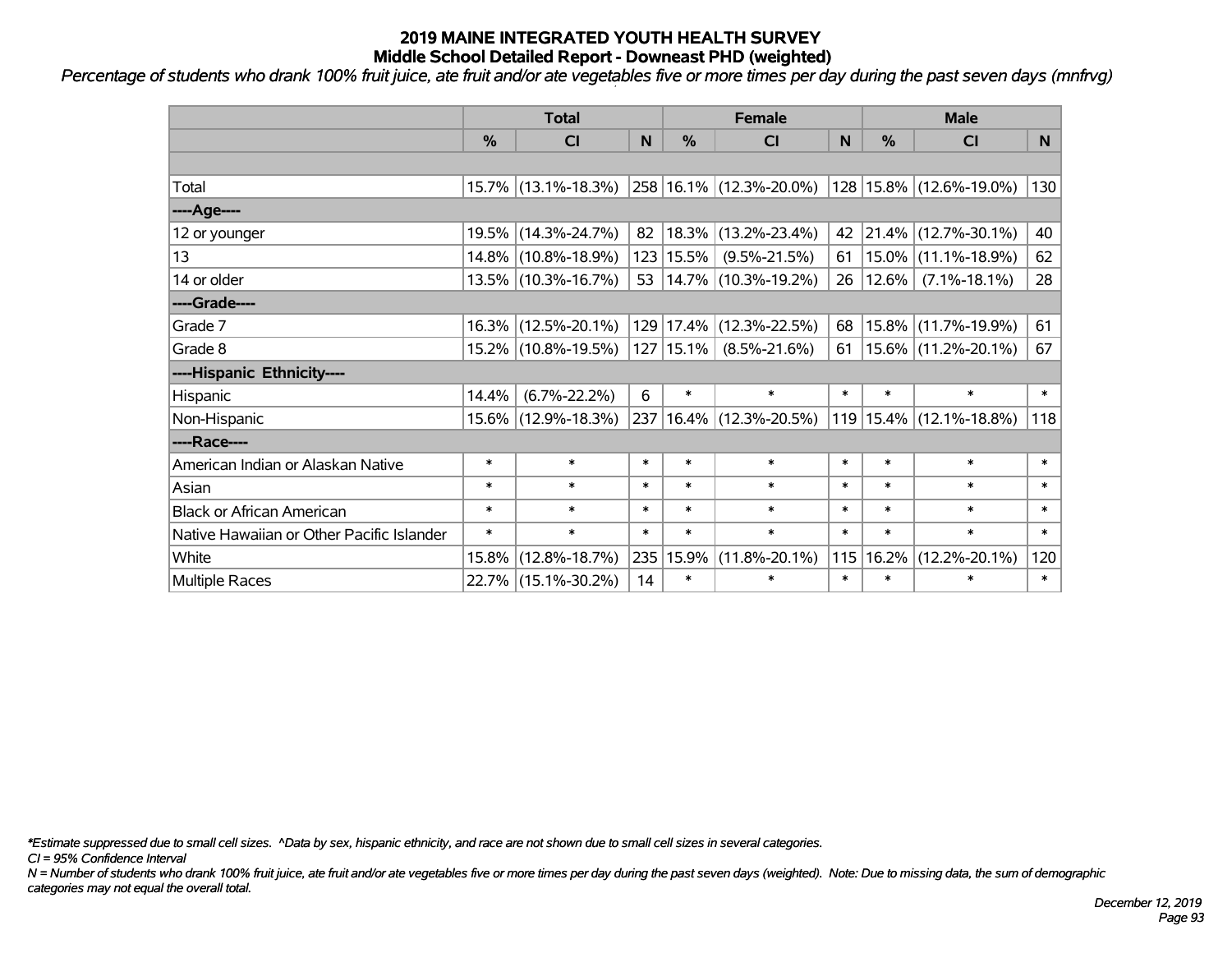# 2019 MAINE INTEGRATED YOUTH HEALTH SURVEY
## Middle School Detailed Report - Downeast PHD (weighted)

*Percentage of students who drank 100% fruit juice, ate fruit and/or ate vegetables five or more times per day during the past seven days (mnfrvg)*

| | Total | | | Female | | | Male | | |
|---|---|---|---|---|---|---|---|---|---|
| | % | CI | N | % | CI | N | % | CI | N |
| | | | | | | | | | |
| Total | 15.7% | (13.1%-18.3%) | 258 | 16.1% | (12.3%-20.0%) | 128 | 15.8% | (12.6%-19.0%) | 130 |
| ----Age---- | | | | | | | | | |
| 12 or younger | 19.5% | (14.3%-24.7%) | 82 | 18.3% | (13.2%-23.4%) | 42 | 21.4% | (12.7%-30.1%) | 40 |
| 13 | 14.8% | (10.8%-18.9%) | 123 | 15.5% | (9.5%-21.5%) | 61 | 15.0% | (11.1%-18.9%) | 62 |
| 14 or older | 13.5% | (10.3%-16.7%) | 53 | 14.7% | (10.3%-19.2%) | 26 | 12.6% | (7.1%-18.1%) | 28 |
| ----Grade---- | | | | | | | | | |
| Grade 7 | 16.3% | (12.5%-20.1%) | 129 | 17.4% | (12.3%-22.5%) | 68 | 15.8% | (11.7%-19.9%) | 61 |
| Grade 8 | 15.2% | (10.8%-19.5%) | 127 | 15.1% | (8.5%-21.6%) | 61 | 15.6% | (11.2%-20.1%) | 67 |
| ----Hispanic Ethnicity---- | | | | | | | | | |
| Hispanic | 14.4% | (6.7%-22.2%) | 6 | * | * | * | * | * | * |
| Non-Hispanic | 15.6% | (12.9%-18.3%) | 237 | 16.4% | (12.3%-20.5%) | 119 | 15.4% | (12.1%-18.8%) | 118 |
| ----Race---- | | | | | | | | | |
| American Indian or Alaskan Native | * | * | * | * | * | * | * | * | * |
| Asian | * | * | * | * | * | * | * | * | * |
| Black or African American | * | * | * | * | * | * | * | * | * |
| Native Hawaiian or Other Pacific Islander | * | * | * | * | * | * | * | * | * |
| White | 15.8% | (12.8%-18.7%) | 235 | 15.9% | (11.8%-20.1%) | 115 | 16.2% | (12.2%-20.1%) | 120 |
| Multiple Races | 22.7% | (15.1%-30.2%) | 14 | * | * | * | * | * | * |

*Estimate suppressed due to small cell sizes. ^Data by sex, hispanic ethnicity, and race are not shown due to small cell sizes in several categories.

*CI = 95% Confidence Interval*

*N = Number of students who drank 100% fruit juice, ate fruit and/or ate vegetables five or more times per day during the past seven days (weighted). Note: Due to missing data, the sum of demographic categories may not equal the overall total.*

*December 12, 2019*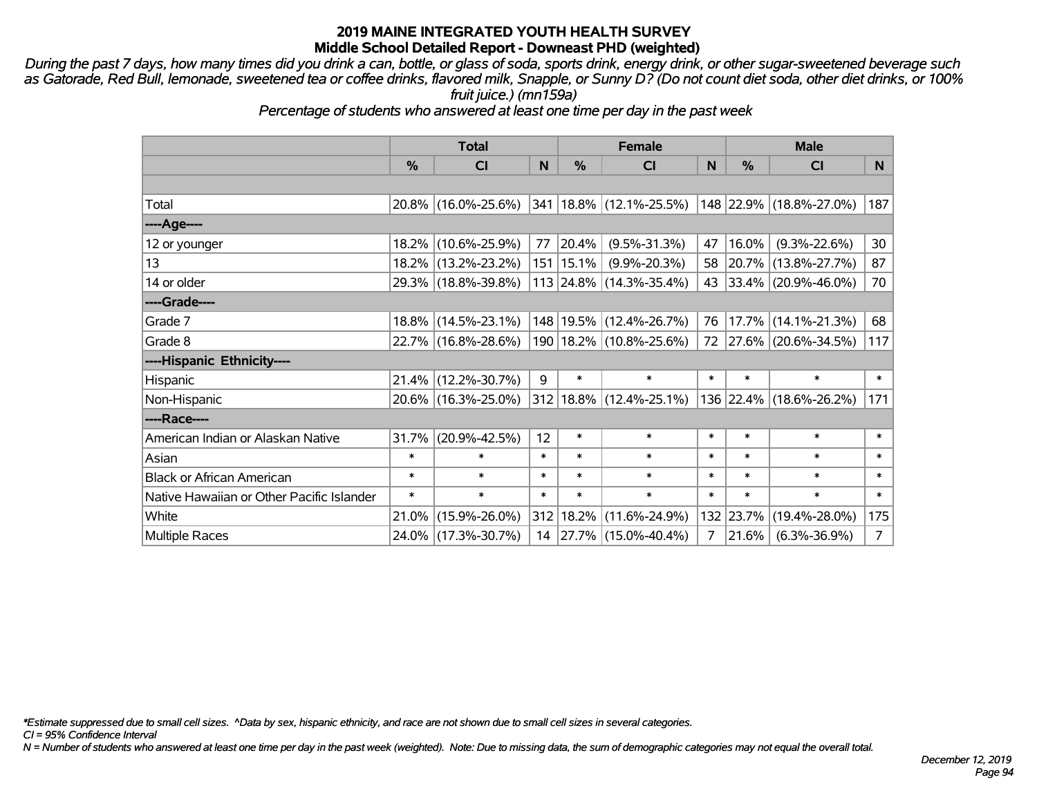# 2019 MAINE INTEGRATED YOUTH HEALTH SURVEY
## Middle School Detailed Report - Downeast PHD (weighted)

*During the past 7 days, how many times did you drink a can, bottle, or glass of soda, sports drink, energy drink, or other sugar-sweetened beverage such as Gatorade, Red Bull, lemonade, sweetened tea or coffee drinks, flavored milk, Snapple, or Sunny D? (Do not count diet soda, other diet drinks, or 100% fruit juice.) (mn159a)*

*Percentage of students who answered at least one time per day in the past week*

| | Total | | | Female | | | Male | | |
|---|---|---|---|---|---|---|---|---|---|
| | % | CI | N | % | CI | N | % | CI | N |
| Total | 20.8% | (16.0%-25.6%) | 341 | 18.8% | (12.1%-25.5%) | 148 | 22.9% | (18.8%-27.0%) | 187 |
| ----Age---- | | | | | | | | | |
| 12 or younger | 18.2% | (10.6%-25.9%) | 77 | 20.4% | (9.5%-31.3%) | 47 | 16.0% | (9.3%-22.6%) | 30 |
| 13 | 18.2% | (13.2%-23.2%) | 151 | 15.1% | (9.9%-20.3%) | 58 | 20.7% | (13.8%-27.7%) | 87 |
| 14 or older | 29.3% | (18.8%-39.8%) | 113 | 24.8% | (14.3%-35.4%) | 43 | 33.4% | (20.9%-46.0%) | 70 |
| ----Grade---- | | | | | | | | | |
| Grade 7 | 18.8% | (14.5%-23.1%) | 148 | 19.5% | (12.4%-26.7%) | 76 | 17.7% | (14.1%-21.3%) | 68 |
| Grade 8 | 22.7% | (16.8%-28.6%) | 190 | 18.2% | (10.8%-25.6%) | 72 | 27.6% | (20.6%-34.5%) | 117 |
| ----Hispanic Ethnicity---- | | | | | | | | | |
| Hispanic | 21.4% | (12.2%-30.7%) | 9 | * | * | * | * | * | * |
| Non-Hispanic | 20.6% | (16.3%-25.0%) | 312 | 18.8% | (12.4%-25.1%) | 136 | 22.4% | (18.6%-26.2%) | 171 |
| ----Race---- | | | | | | | | | |
| American Indian or Alaskan Native | 31.7% | (20.9%-42.5%) | 12 | * | * | * | * | * | * |
| Asian | * | * | * | * | * | * | * | * | * |
| Black or African American | * | * | * | * | * | * | * | * | * |
| Native Hawaiian or Other Pacific Islander | * | * | * | * | * | * | * | * | * |
| White | 21.0% | (15.9%-26.0%) | 312 | 18.2% | (11.6%-24.9%) | 132 | 23.7% | (19.4%-28.0%) | 175 |
| Multiple Races | 24.0% | (17.3%-30.7%) | 14 | 27.7% | (15.0%-40.4%) | 7 | 21.6% | (6.3%-36.9%) | 7 |

*\*Estimate suppressed due to small cell sizes. ^Data by sex, hispanic ethnicity, and race are not shown due to small cell sizes in several categories.*

*CI = 95% Confidence Interval*

*N = Number of students who answered at least one time per day in the past week (weighted). Note: Due to missing data, the sum of demographic categories may not equal the overall total.*

*December 12, 2019*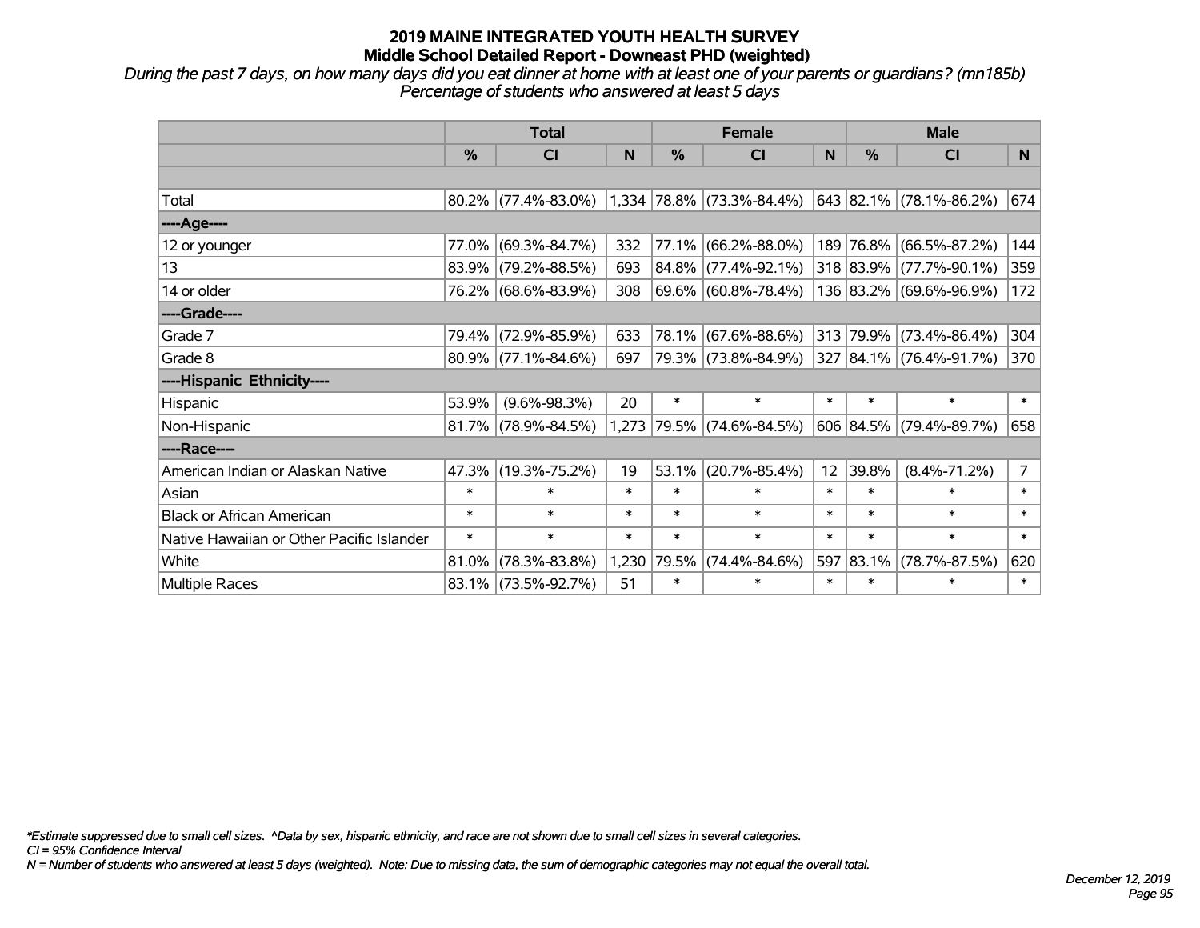# 2019 MAINE INTEGRATED YOUTH HEALTH SURVEY
## Middle School Detailed Report - Downeast PHD (weighted)

*During the past 7 days, on how many days did you eat dinner at home with at least one of your parents or guardians? (mn185b)*
*Percentage of students who answered at least 5 days*

| | Total | | | Female | | | Male | | |
|---|---|---|---|---|---|---|---|---|---|
| | % | CI | N | % | CI | N | % | CI | N |
| Total | 80.2% | (77.4%-83.0%) | 1,334 | 78.8% | (73.3%-84.4%) | 643 | 82.1% | (78.1%-86.2%) | 674 |
| ----Age---- | | | | | | | | | |
| 12 or younger | 77.0% | (69.3%-84.7%) | 332 | 77.1% | (66.2%-88.0%) | 189 | 76.8% | (66.5%-87.2%) | 144 |
| 13 | 83.9% | (79.2%-88.5%) | 693 | 84.8% | (77.4%-92.1%) | 318 | 83.9% | (77.7%-90.1%) | 359 |
| 14 or older | 76.2% | (68.6%-83.9%) | 308 | 69.6% | (60.8%-78.4%) | 136 | 83.2% | (69.6%-96.9%) | 172 |
| ----Grade---- | | | | | | | | | |
| Grade 7 | 79.4% | (72.9%-85.9%) | 633 | 78.1% | (67.6%-88.6%) | 313 | 79.9% | (73.4%-86.4%) | 304 |
| Grade 8 | 80.9% | (77.1%-84.6%) | 697 | 79.3% | (73.8%-84.9%) | 327 | 84.1% | (76.4%-91.7%) | 370 |
| ----Hispanic Ethnicity---- | | | | | | | | | |
| Hispanic | 53.9% | (9.6%-98.3%) | 20 | * | * | * | * | * | * |
| Non-Hispanic | 81.7% | (78.9%-84.5%) | 1,273 | 79.5% | (74.6%-84.5%) | 606 | 84.5% | (79.4%-89.7%) | 658 |
| ----Race---- | | | | | | | | | |
| American Indian or Alaskan Native | 47.3% | (19.3%-75.2%) | 19 | 53.1% | (20.7%-85.4%) | 12 | 39.8% | (8.4%-71.2%) | 7 |
| Asian | * | * | * | * | * | * | * | * | * |
| Black or African American | * | * | * | * | * | * | * | * | * |
| Native Hawaiian or Other Pacific Islander | * | * | * | * | * | * | * | * | * |
| White | 81.0% | (78.3%-83.8%) | 1,230 | 79.5% | (74.4%-84.6%) | 597 | 83.1% | (78.7%-87.5%) | 620 |
| Multiple Races | 83.1% | (73.5%-92.7%) | 51 | * | * | * | * | * | * |

*Estimate suppressed due to small cell sizes. ^Data by sex, hispanic ethnicity, and race are not shown due to small cell sizes in several categories.
CI = 95% Confidence Interval
N = Number of students who answered at least 5 days (weighted). Note: Due to missing data, the sum of demographic categories may not equal the overall total.

December 12, 2019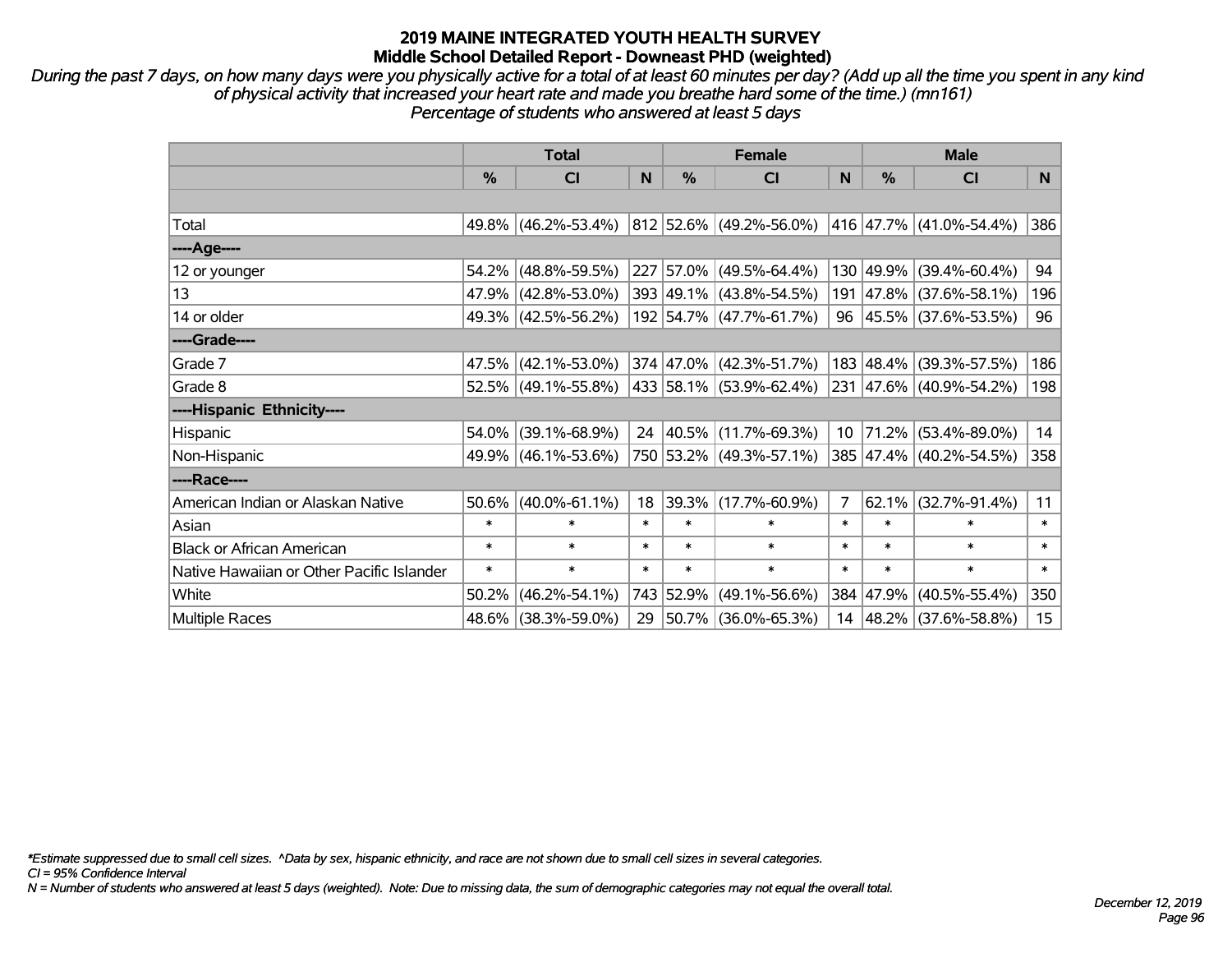# 2019 MAINE INTEGRATED YOUTH HEALTH SURVEY
## Middle School Detailed Report - Downeast PHD (weighted)

*During the past 7 days, on how many days were you physically active for a total of at least 60 minutes per day? (Add up all the time you spent in any kind of physical activity that increased your heart rate and made you breathe hard some of the time.) (mn161)*
*Percentage of students who answered at least 5 days*

| | Total | | | Female | | | Male | | |
|---|---|---|---|---|---|---|---|---|---|
| | % | CI | N | % | CI | N | % | CI | N |
| | | | | | | | | | |
| Total | 49.8% | (46.2%-53.4%) | 812 | 52.6% | (49.2%-56.0%) | 416 | 47.7% | (41.0%-54.4%) | 386 |
| ----Age---- | | | | | | | | | |
| 12 or younger | 54.2% | (48.8%-59.5%) | 227 | 57.0% | (49.5%-64.4%) | 130 | 49.9% | (39.4%-60.4%) | 94 |
| 13 | 47.9% | (42.8%-53.0%) | 393 | 49.1% | (43.8%-54.5%) | 191 | 47.8% | (37.6%-58.1%) | 196 |
| 14 or older | 49.3% | (42.5%-56.2%) | 192 | 54.7% | (47.7%-61.7%) | 96 | 45.5% | (37.6%-53.5%) | 96 |
| ----Grade---- | | | | | | | | | |
| Grade 7 | 47.5% | (42.1%-53.0%) | 374 | 47.0% | (42.3%-51.7%) | 183 | 48.4% | (39.3%-57.5%) | 186 |
| Grade 8 | 52.5% | (49.1%-55.8%) | 433 | 58.1% | (53.9%-62.4%) | 231 | 47.6% | (40.9%-54.2%) | 198 |
| ----Hispanic Ethnicity---- | | | | | | | | | |
| Hispanic | 54.0% | (39.1%-68.9%) | 24 | 40.5% | (11.7%-69.3%) | 10 | 71.2% | (53.4%-89.0%) | 14 |
| Non-Hispanic | 49.9% | (46.1%-53.6%) | 750 | 53.2% | (49.3%-57.1%) | 385 | 47.4% | (40.2%-54.5%) | 358 |
| ----Race---- | | | | | | | | | |
| American Indian or Alaskan Native | 50.6% | (40.0%-61.1%) | 18 | 39.3% | (17.7%-60.9%) | 7 | 62.1% | (32.7%-91.4%) | 11 |
| Asian | * | * | * | * | * | * | * | * | * |
| Black or African American | * | * | * | * | * | * | * | * | * |
| Native Hawaiian or Other Pacific Islander | * | * | * | * | * | * | * | * | * |
| White | 50.2% | (46.2%-54.1%) | 743 | 52.9% | (49.1%-56.6%) | 384 | 47.9% | (40.5%-55.4%) | 350 |
| Multiple Races | 48.6% | (38.3%-59.0%) | 29 | 50.7% | (36.0%-65.3%) | 14 | 48.2% | (37.6%-58.8%) | 15 |

*\*Estimate suppressed due to small cell sizes. ^Data by sex, hispanic ethnicity, and race are not shown due to small cell sizes in several categories.*
*CI = 95% Confidence Interval*
*N = Number of students who answered at least 5 days (weighted). Note: Due to missing data, the sum of demographic categories may not equal the overall total.*

*December 12, 2019*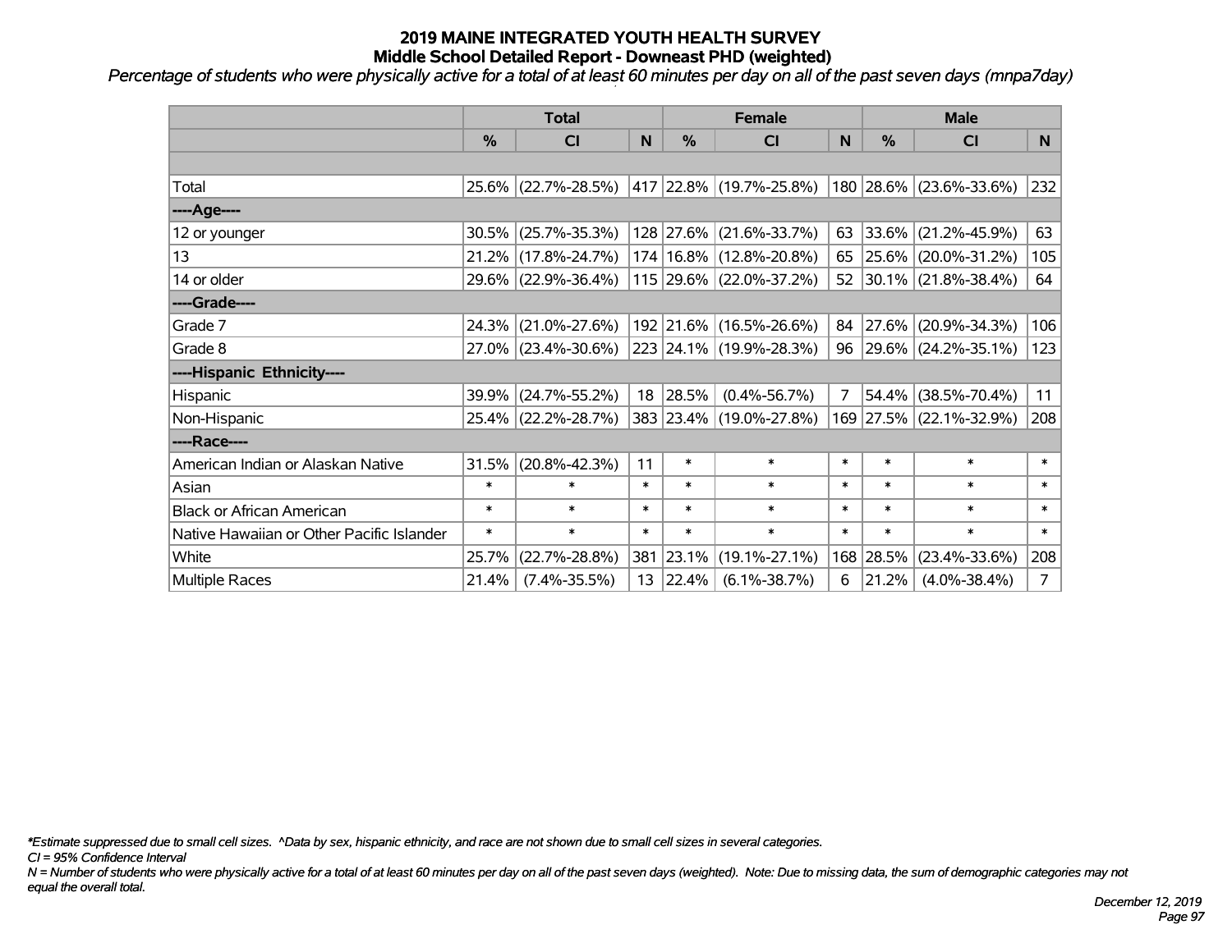# 2019 MAINE INTEGRATED YOUTH HEALTH SURVEY
## Middle School Detailed Report - Downeast PHD (weighted)

*Percentage of students who were physically active for a total of at least 60 minutes per day on all of the past seven days (mnpa7day)*

| | Total | | | Female | | | Male | | |
|---|---|---|---|---|---|---|---|---|---|
| | % | CI | N | % | CI | N | % | CI | N |
| | | | | | | | | | |
| Total | 25.6% | (22.7%-28.5%) | 417 | 22.8% | (19.7%-25.8%) | 180 | 28.6% | (23.6%-33.6%) | 232 |
| ----Age---- | | | | | | | | | |
| 12 or younger | 30.5% | (25.7%-35.3%) | 128 | 27.6% | (21.6%-33.7%) | 63 | 33.6% | (21.2%-45.9%) | 63 |
| 13 | 21.2% | (17.8%-24.7%) | 174 | 16.8% | (12.8%-20.8%) | 65 | 25.6% | (20.0%-31.2%) | 105 |
| 14 or older | 29.6% | (22.9%-36.4%) | 115 | 29.6% | (22.0%-37.2%) | 52 | 30.1% | (21.8%-38.4%) | 64 |
| ----Grade---- | | | | | | | | | |
| Grade 7 | 24.3% | (21.0%-27.6%) | 192 | 21.6% | (16.5%-26.6%) | 84 | 27.6% | (20.9%-34.3%) | 106 |
| Grade 8 | 27.0% | (23.4%-30.6%) | 223 | 24.1% | (19.9%-28.3%) | 96 | 29.6% | (24.2%-35.1%) | 123 |
| ----Hispanic Ethnicity---- | | | | | | | | | |
| Hispanic | 39.9% | (24.7%-55.2%) | 18 | 28.5% | (0.4%-56.7%) | 7 | 54.4% | (38.5%-70.4%) | 11 |
| Non-Hispanic | 25.4% | (22.2%-28.7%) | 383 | 23.4% | (19.0%-27.8%) | 169 | 27.5% | (22.1%-32.9%) | 208 |
| ----Race---- | | | | | | | | | |
| American Indian or Alaskan Native | 31.5% | (20.8%-42.3%) | 11 | * | * | * | * | * | * |
| Asian | * | * | * | * | * | * | * | * | * |
| Black or African American | * | * | * | * | * | * | * | * | * |
| Native Hawaiian or Other Pacific Islander | * | * | * | * | * | * | * | * | * |
| White | 25.7% | (22.7%-28.8%) | 381 | 23.1% | (19.1%-27.1%) | 168 | 28.5% | (23.4%-33.6%) | 208 |
| Multiple Races | 21.4% | (7.4%-35.5%) | 13 | 22.4% | (6.1%-38.7%) | 6 | 21.2% | (4.0%-38.4%) | 7 |

*\*Estimate suppressed due to small cell sizes. ^Data by sex, hispanic ethnicity, and race are not shown due to small cell sizes in several categories.*

*CI = 95% Confidence Interval*

*N = Number of students who were physically active for a total of at least 60 minutes per day on all of the past seven days (weighted). Note: Due to missing data, the sum of demographic categories may not equal the overall total.*

*December 12, 2019*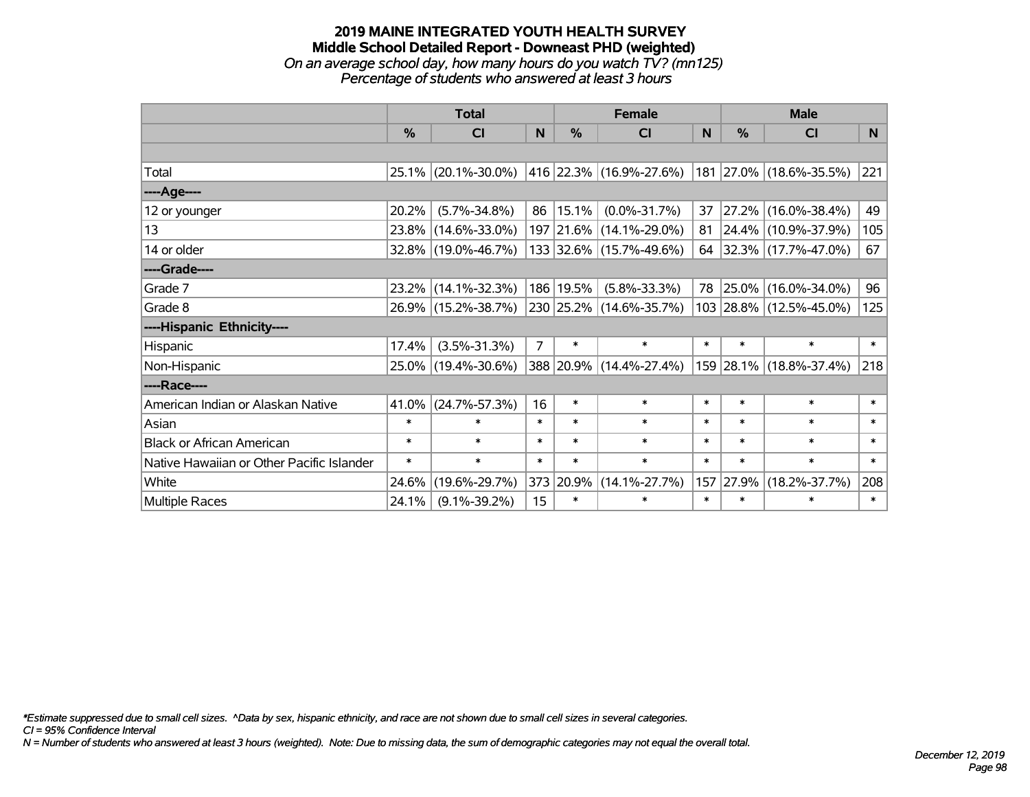# 2019 MAINE INTEGRATED YOUTH HEALTH SURVEY
## Middle School Detailed Report - Downeast PHD (weighted)
*On an average school day, how many hours do you watch TV? (mn125)*
*Percentage of students who answered at least 3 hours*

| | Total | | | Female | | | Male | | |
|---|---|---|---|---|---|---|---|---|---|
| | % | CI | N | % | CI | N | % | CI | N |
| | | | | | | | | | |
| Total | 25.1% | (20.1%-30.0%) | 416 | 22.3% | (16.9%-27.6%) | 181 | 27.0% | (18.6%-35.5%) | 221 |
| ----Age---- | | | | | | | | | |
| 12 or younger | 20.2% | (5.7%-34.8%) | 86 | 15.1% | (0.0%-31.7%) | 37 | 27.2% | (16.0%-38.4%) | 49 |
| 13 | 23.8% | (14.6%-33.0%) | 197 | 21.6% | (14.1%-29.0%) | 81 | 24.4% | (10.9%-37.9%) | 105 |
| 14 or older | 32.8% | (19.0%-46.7%) | 133 | 32.6% | (15.7%-49.6%) | 64 | 32.3% | (17.7%-47.0%) | 67 |
| ----Grade---- | | | | | | | | | |
| Grade 7 | 23.2% | (14.1%-32.3%) | 186 | 19.5% | (5.8%-33.3%) | 78 | 25.0% | (16.0%-34.0%) | 96 |
| Grade 8 | 26.9% | (15.2%-38.7%) | 230 | 25.2% | (14.6%-35.7%) | 103 | 28.8% | (12.5%-45.0%) | 125 |
| ----Hispanic Ethnicity---- | | | | | | | | | |
| Hispanic | 17.4% | (3.5%-31.3%) | 7 | * | * | * | * | * | * |
| Non-Hispanic | 25.0% | (19.4%-30.6%) | 388 | 20.9% | (14.4%-27.4%) | 159 | 28.1% | (18.8%-37.4%) | 218 |
| ----Race---- | | | | | | | | | |
| American Indian or Alaskan Native | 41.0% | (24.7%-57.3%) | 16 | * | * | * | * | * | * |
| Asian | * | * | * | * | * | * | * | * | * |
| Black or African American | * | * | * | * | * | * | * | * | * |
| Native Hawaiian or Other Pacific Islander | * | * | * | * | * | * | * | * | * |
| White | 24.6% | (19.6%-29.7%) | 373 | 20.9% | (14.1%-27.7%) | 157 | 27.9% | (18.2%-37.7%) | 208 |
| Multiple Races | 24.1% | (9.1%-39.2%) | 15 | * | * | * | * | * | * |

*\*Estimate suppressed due to small cell sizes. ^Data by sex, hispanic ethnicity, and race are not shown due to small cell sizes in several categories.*
*CI = 95% Confidence Interval*
*N = Number of students who answered at least 3 hours (weighted). Note: Due to missing data, the sum of demographic categories may not equal the overall total.*

*December 12, 2019*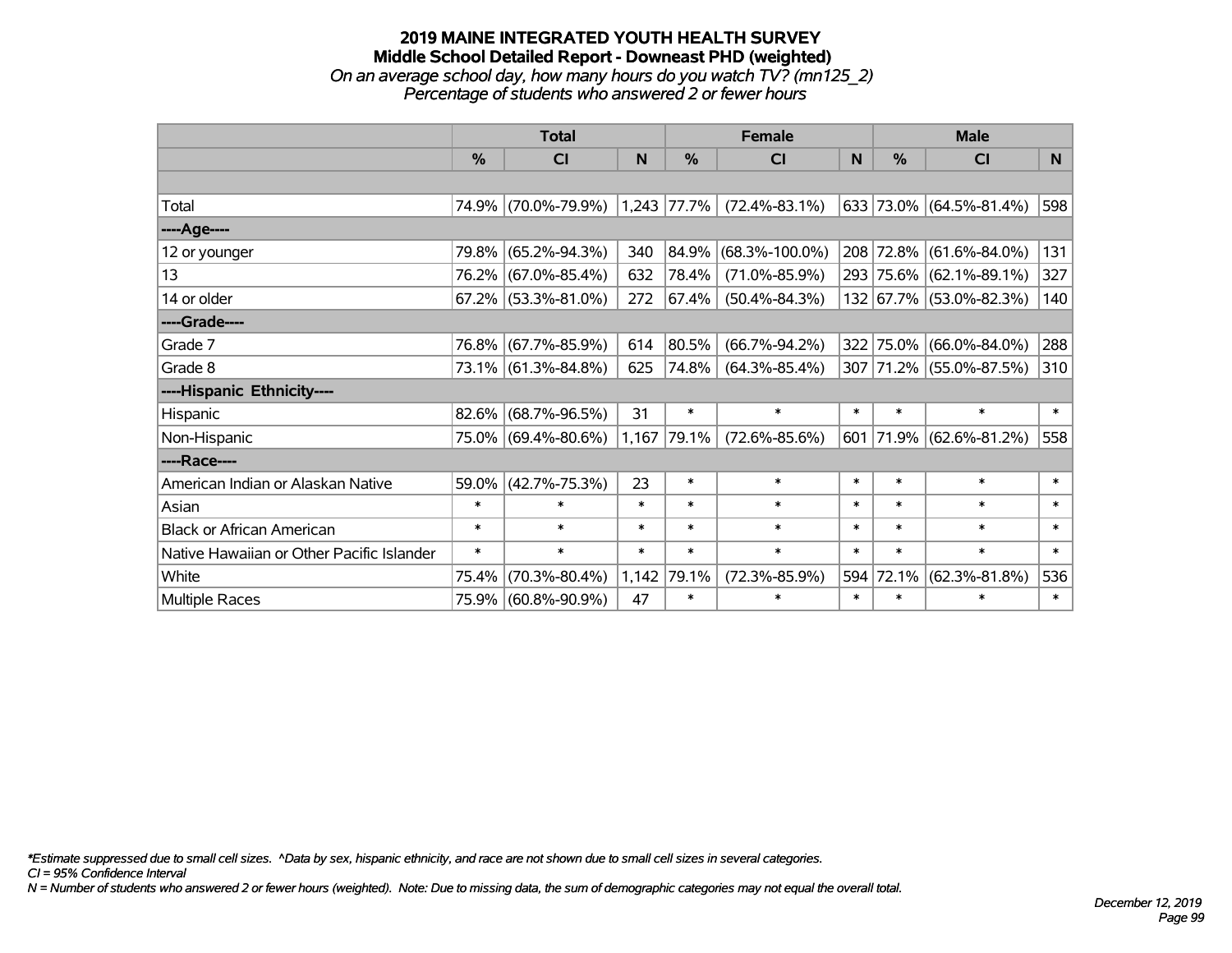# 2019 MAINE INTEGRATED YOUTH HEALTH SURVEY
## Middle School Detailed Report - Downeast PHD (weighted)
*On an average school day, how many hours do you watch TV? (mn125_2)*
*Percentage of students who answered 2 or fewer hours*

| | Total | | | Female | | | Male | | |
|---|---|---|---|---|---|---|---|---|---|
| | % | CI | N | % | CI | N | % | CI | N |
| | | | | | | | | | |
| Total | 74.9% | (70.0%-79.9%) | 1,243 | 77.7% | (72.4%-83.1%) | 633 | 73.0% | (64.5%-81.4%) | 598 |
| ----Age---- | | | | | | | | | |
| 12 or younger | 79.8% | (65.2%-94.3%) | 340 | 84.9% | (68.3%-100.0%) | 208 | 72.8% | (61.6%-84.0%) | 131 |
| 13 | 76.2% | (67.0%-85.4%) | 632 | 78.4% | (71.0%-85.9%) | 293 | 75.6% | (62.1%-89.1%) | 327 |
| 14 or older | 67.2% | (53.3%-81.0%) | 272 | 67.4% | (50.4%-84.3%) | 132 | 67.7% | (53.0%-82.3%) | 140 |
| ----Grade---- | | | | | | | | | |
| Grade 7 | 76.8% | (67.7%-85.9%) | 614 | 80.5% | (66.7%-94.2%) | 322 | 75.0% | (66.0%-84.0%) | 288 |
| Grade 8 | 73.1% | (61.3%-84.8%) | 625 | 74.8% | (64.3%-85.4%) | 307 | 71.2% | (55.0%-87.5%) | 310 |
| ----Hispanic Ethnicity---- | | | | | | | | | |
| Hispanic | 82.6% | (68.7%-96.5%) | 31 | * | * | * | * | * | * |
| Non-Hispanic | 75.0% | (69.4%-80.6%) | 1,167 | 79.1% | (72.6%-85.6%) | 601 | 71.9% | (62.6%-81.2%) | 558 |
| ----Race---- | | | | | | | | | |
| American Indian or Alaskan Native | 59.0% | (42.7%-75.3%) | 23 | * | * | * | * | * | * |
| Asian | * | * | * | * | * | * | * | * | * |
| Black or African American | * | * | * | * | * | * | * | * | * |
| Native Hawaiian or Other Pacific Islander | * | * | * | * | * | * | * | * | * |
| White | 75.4% | (70.3%-80.4%) | 1,142 | 79.1% | (72.3%-85.9%) | 594 | 72.1% | (62.3%-81.8%) | 536 |
| Multiple Races | 75.9% | (60.8%-90.9%) | 47 | * | * | * | * | * | * |

*\*Estimate suppressed due to small cell sizes. ^Data by sex, hispanic ethnicity, and race are not shown due to small cell sizes in several categories.*
*CI = 95% Confidence Interval*
*N = Number of students who answered 2 or fewer hours (weighted). Note: Due to missing data, the sum of demographic categories may not equal the overall total.*

*December 12, 2019*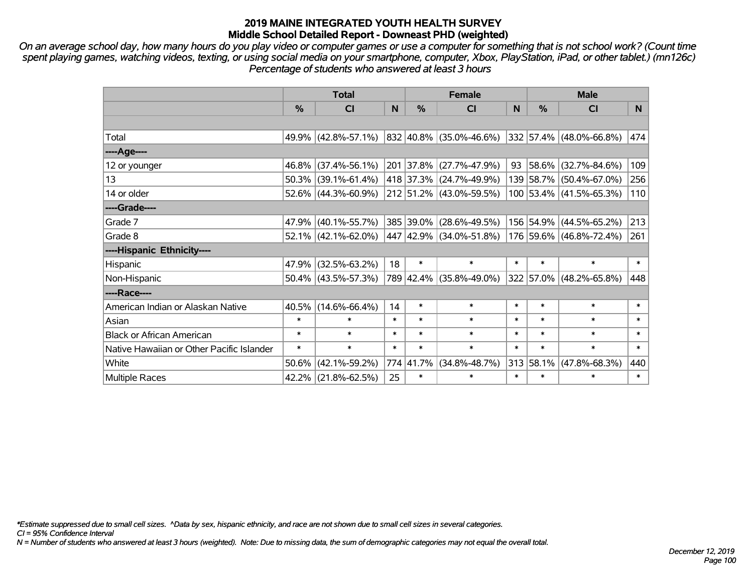# 2019 MAINE INTEGRATED YOUTH HEALTH SURVEY
## Middle School Detailed Report - Downeast PHD (weighted)

*On an average school day, how many hours do you play video or computer games or use a computer for something that is not school work? (Count time spent playing games, watching videos, texting, or using social media on your smartphone, computer, Xbox, PlayStation, iPad, or other tablet.) (mn126c) Percentage of students who answered at least 3 hours*

| | Total | | | Female | | | Male | | |
|---|---|---|---|---|---|---|---|---|---|
| | % | CI | N | % | CI | N | % | CI | N |
| Total | 49.9% | (42.8%-57.1%) | 832 | 40.8% | (35.0%-46.6%) | 332 | 57.4% | (48.0%-66.8%) | 474 |
| ----Age---- | | | | | | | | | |
| 12 or younger | 46.8% | (37.4%-56.1%) | 201 | 37.8% | (27.7%-47.9%) | 93 | 58.6% | (32.7%-84.6%) | 109 |
| 13 | 50.3% | (39.1%-61.4%) | 418 | 37.3% | (24.7%-49.9%) | 139 | 58.7% | (50.4%-67.0%) | 256 |
| 14 or older | 52.6% | (44.3%-60.9%) | 212 | 51.2% | (43.0%-59.5%) | 100 | 53.4% | (41.5%-65.3%) | 110 |
| ----Grade---- | | | | | | | | | |
| Grade 7 | 47.9% | (40.1%-55.7%) | 385 | 39.0% | (28.6%-49.5%) | 156 | 54.9% | (44.5%-65.2%) | 213 |
| Grade 8 | 52.1% | (42.1%-62.0%) | 447 | 42.9% | (34.0%-51.8%) | 176 | 59.6% | (46.8%-72.4%) | 261 |
| ----Hispanic Ethnicity---- | | | | | | | | | |
| Hispanic | 47.9% | (32.5%-63.2%) | 18 | * | * | * | * | * | * |
| Non-Hispanic | 50.4% | (43.5%-57.3%) | 789 | 42.4% | (35.8%-49.0%) | 322 | 57.0% | (48.2%-65.8%) | 448 |
| ----Race---- | | | | | | | | | |
| American Indian or Alaskan Native | 40.5% | (14.6%-66.4%) | 14 | * | * | * | * | * | * |
| Asian | * | * | * | * | * | * | * | * | * |
| Black or African American | * | * | * | * | * | * | * | * | * |
| Native Hawaiian or Other Pacific Islander | * | * | * | * | * | * | * | * | * |
| White | 50.6% | (42.1%-59.2%) | 774 | 41.7% | (34.8%-48.7%) | 313 | 58.1% | (47.8%-68.3%) | 440 |
| Multiple Races | 42.2% | (21.8%-62.5%) | 25 | * | * | * | * | * | * |

*Estimate suppressed due to small cell sizes. ^Data by sex, hispanic ethnicity, and race are not shown due to small cell sizes in several categories.

CI = 95% Confidence Interval

N = Number of students who answered at least 3 hours (weighted). Note: Due to missing data, the sum of demographic categories may not equal the overall total.

December 12, 2019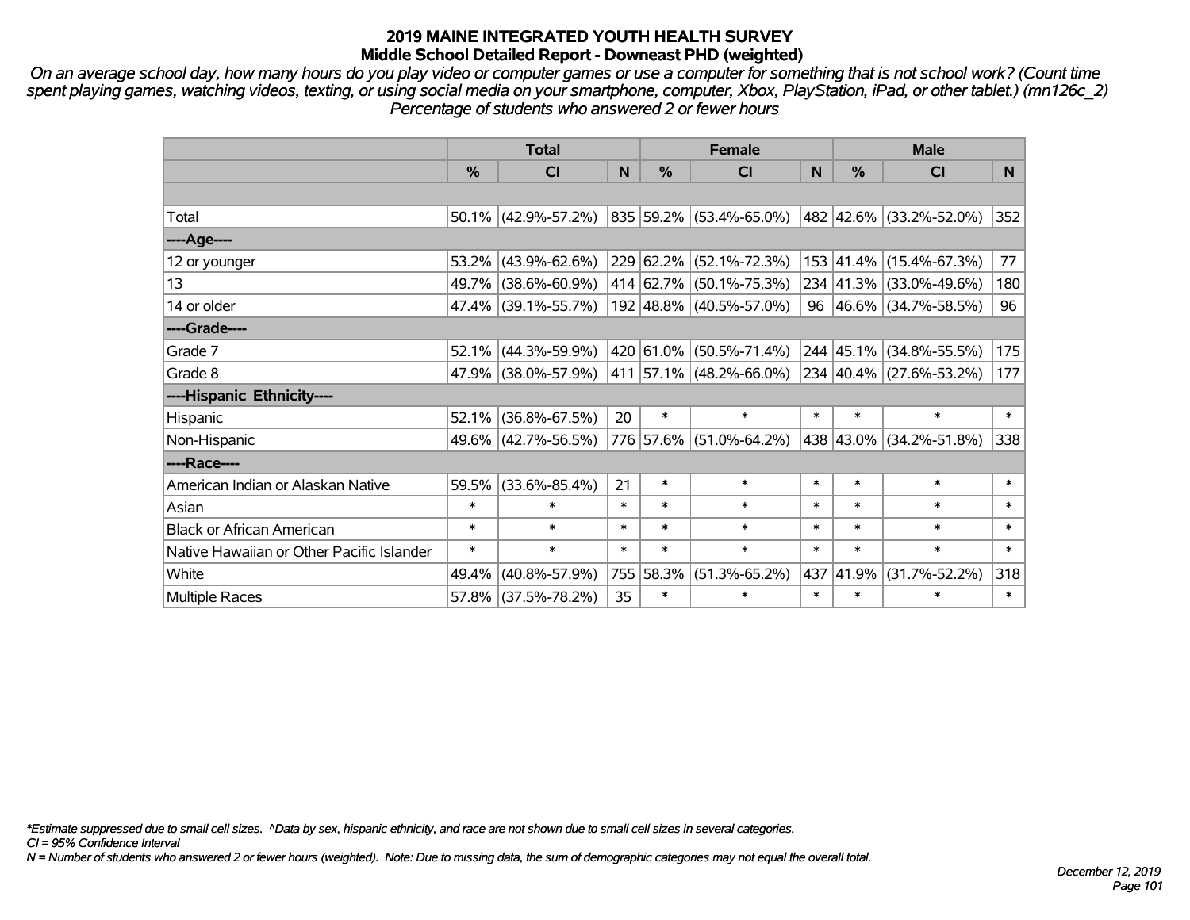# 2019 MAINE INTEGRATED YOUTH HEALTH SURVEY
## Middle School Detailed Report - Downeast PHD (weighted)

*On an average school day, how many hours do you play video or computer games or use a computer for something that is not school work? (Count time spent playing games, watching videos, texting, or using social media on your smartphone, computer, Xbox, PlayStation, iPad, or other tablet.) (mn126c_2) Percentage of students who answered 2 or fewer hours*

| | Total | | | Female | | | Male | | |
|---|---|---|---|---|---|---|---|---|---|
| | % | CI | N | % | CI | N | % | CI | N |
| Total | 50.1% | (42.9%-57.2%) | 835 | 59.2% | (53.4%-65.0%) | 482 | 42.6% | (33.2%-52.0%) | 352 |
| ----Age---- | | | | | | | | | |
| 12 or younger | 53.2% | (43.9%-62.6%) | 229 | 62.2% | (52.1%-72.3%) | 153 | 41.4% | (15.4%-67.3%) | 77 |
| 13 | 49.7% | (38.6%-60.9%) | 414 | 62.7% | (50.1%-75.3%) | 234 | 41.3% | (33.0%-49.6%) | 180 |
| 14 or older | 47.4% | (39.1%-55.7%) | 192 | 48.8% | (40.5%-57.0%) | 96 | 46.6% | (34.7%-58.5%) | 96 |
| ----Grade---- | | | | | | | | | |
| Grade 7 | 52.1% | (44.3%-59.9%) | 420 | 61.0% | (50.5%-71.4%) | 244 | 45.1% | (34.8%-55.5%) | 175 |
| Grade 8 | 47.9% | (38.0%-57.9%) | 411 | 57.1% | (48.2%-66.0%) | 234 | 40.4% | (27.6%-53.2%) | 177 |
| ----Hispanic Ethnicity---- | | | | | | | | | |
| Hispanic | 52.1% | (36.8%-67.5%) | 20 | * | * | * | * | * | * |
| Non-Hispanic | 49.6% | (42.7%-56.5%) | 776 | 57.6% | (51.0%-64.2%) | 438 | 43.0% | (34.2%-51.8%) | 338 |
| ----Race---- | | | | | | | | | |
| American Indian or Alaskan Native | 59.5% | (33.6%-85.4%) | 21 | * | * | * | * | * | * |
| Asian | * | * | * | * | * | * | * | * | * |
| Black or African American | * | * | * | * | * | * | * | * | * |
| Native Hawaiian or Other Pacific Islander | * | * | * | * | * | * | * | * | * |
| White | 49.4% | (40.8%-57.9%) | 755 | 58.3% | (51.3%-65.2%) | 437 | 41.9% | (31.7%-52.2%) | 318 |
| Multiple Races | 57.8% | (37.5%-78.2%) | 35 | * | * | * | * | * | * |

*Estimate suppressed due to small cell sizes. ^Data by sex, hispanic ethnicity, and race are not shown due to small cell sizes in several categories.
CI = 95% Confidence Interval
N = Number of students who answered 2 or fewer hours (weighted). Note: Due to missing data, the sum of demographic categories may not equal the overall total.

December 12, 2019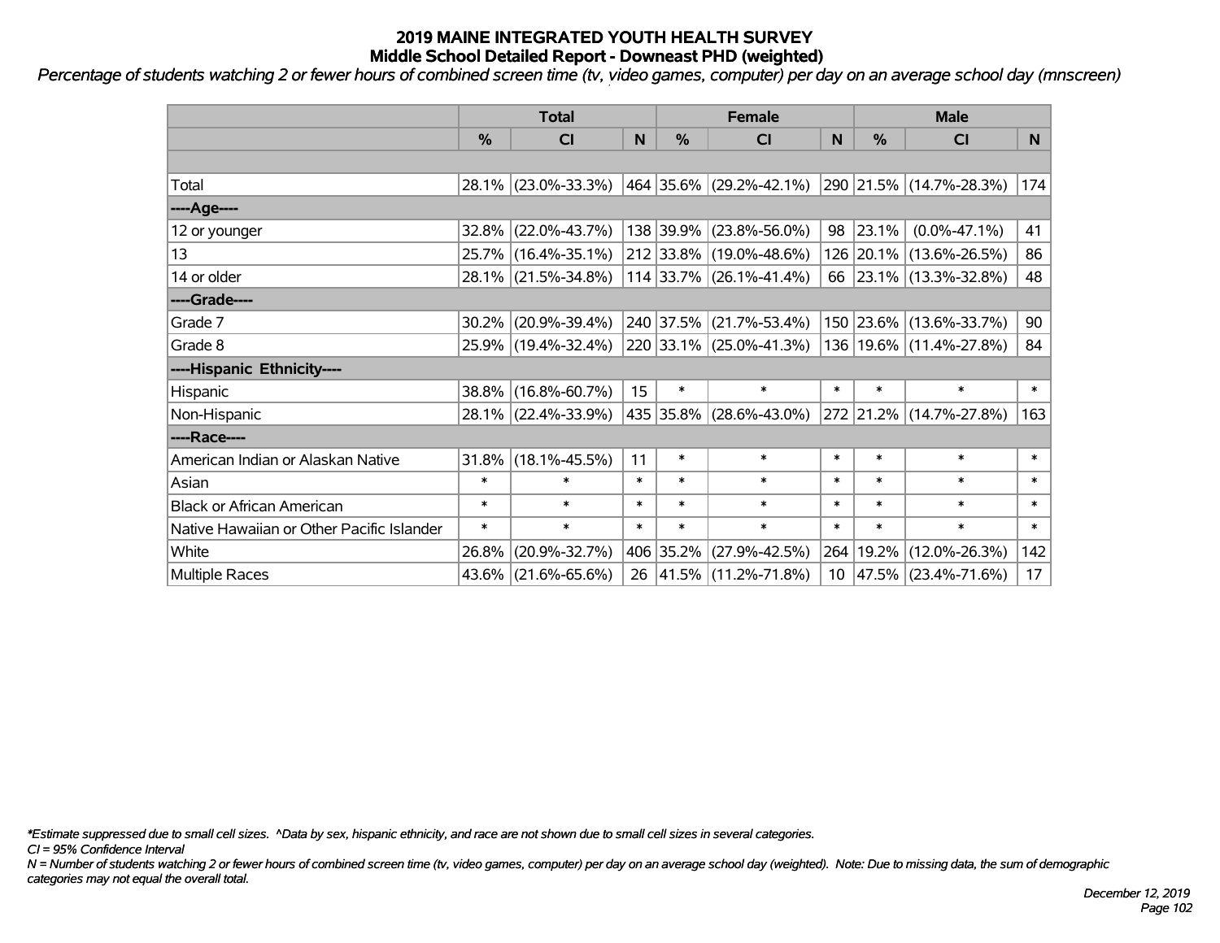# 2019 MAINE INTEGRATED YOUTH HEALTH SURVEY
## Middle School Detailed Report - Downeast PHD (weighted)

*Percentage of students watching 2 or fewer hours of combined screen time (tv, video games, computer) per day on an average school day (mnscreen)*

| | Total | | | Female | | | Male | | |
|---|---|---|---|---|---|---|---|---|---|
| | % | CI | N | % | CI | N | % | CI | N |
| | | | | | | | | | |
| Total | 28.1% | (23.0%-33.3%) | 464 | 35.6% | (29.2%-42.1%) | 290 | 21.5% | (14.7%-28.3%) | 174 |
| ----Age---- | | | | | | | | | |
| 12 or younger | 32.8% | (22.0%-43.7%) | 138 | 39.9% | (23.8%-56.0%) | 98 | 23.1% | (0.0%-47.1%) | 41 |
| 13 | 25.7% | (16.4%-35.1%) | 212 | 33.8% | (19.0%-48.6%) | 126 | 20.1% | (13.6%-26.5%) | 86 |
| 14 or older | 28.1% | (21.5%-34.8%) | 114 | 33.7% | (26.1%-41.4%) | 66 | 23.1% | (13.3%-32.8%) | 48 |
| ----Grade---- | | | | | | | | | |
| Grade 7 | 30.2% | (20.9%-39.4%) | 240 | 37.5% | (21.7%-53.4%) | 150 | 23.6% | (13.6%-33.7%) | 90 |
| Grade 8 | 25.9% | (19.4%-32.4%) | 220 | 33.1% | (25.0%-41.3%) | 136 | 19.6% | (11.4%-27.8%) | 84 |
| ----Hispanic Ethnicity---- | | | | | | | | | |
| Hispanic | 38.8% | (16.8%-60.7%) | 15 | * | * | * | * | * | * |
| Non-Hispanic | 28.1% | (22.4%-33.9%) | 435 | 35.8% | (28.6%-43.0%) | 272 | 21.2% | (14.7%-27.8%) | 163 |
| ----Race---- | | | | | | | | | |
| American Indian or Alaskan Native | 31.8% | (18.1%-45.5%) | 11 | * | * | * | * | * | * |
| Asian | * | * | * | * | * | * | * | * | * |
| Black or African American | * | * | * | * | * | * | * | * | * |
| Native Hawaiian or Other Pacific Islander | * | * | * | * | * | * | * | * | * |
| White | 26.8% | (20.9%-32.7%) | 406 | 35.2% | (27.9%-42.5%) | 264 | 19.2% | (12.0%-26.3%) | 142 |
| Multiple Races | 43.6% | (21.6%-65.6%) | 26 | 41.5% | (11.2%-71.8%) | 10 | 47.5% | (23.4%-71.6%) | 17 |

*\*Estimate suppressed due to small cell sizes. ^Data by sex, hispanic ethnicity, and race are not shown due to small cell sizes in several categories.*

*CI = 95% Confidence Interval*

*N = Number of students watching 2 or fewer hours of combined screen time (tv, video games, computer) per day on an average school day (weighted). Note: Due to missing data, the sum of demographic categories may not equal the overall total.*

*December 12, 2019*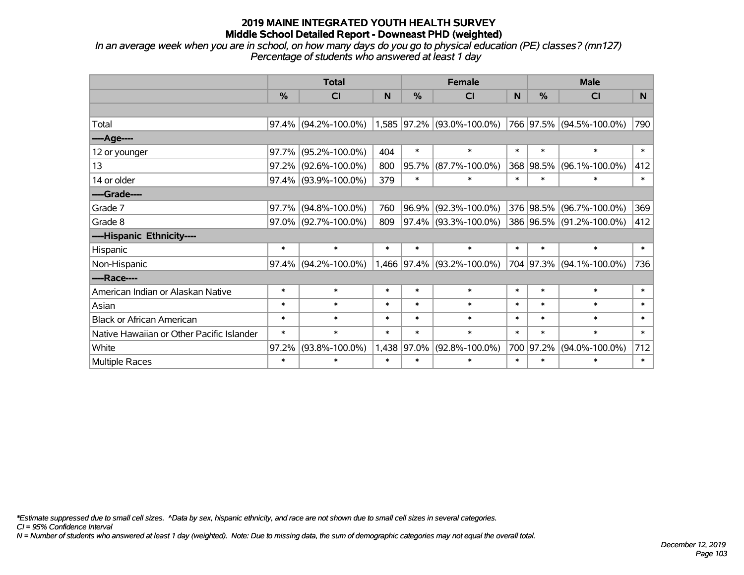# 2019 MAINE INTEGRATED YOUTH HEALTH SURVEY

## Middle School Detailed Report - Downeast PHD (weighted)

*In an average week when you are in school, on how many days do you go to physical education (PE) classes? (mn127)*
*Percentage of students who answered at least 1 day*

| | Total | | | Female | | | Male | | |
|---|---|---|---|---|---|---|---|---|---|
| | % | CI | N | % | CI | N | % | CI | N |
| | | | | | | | | | |
| Total | 97.4% | (94.2%-100.0%) | 1,585 | 97.2% | (93.0%-100.0%) | 766 | 97.5% | (94.5%-100.0%) | 790 |
| ----Age---- | | | | | | | | | |
| 12 or younger | 97.7% | (95.2%-100.0%) | 404 | * | * | * | * | * | * |
| 13 | 97.2% | (92.6%-100.0%) | 800 | 95.7% | (87.7%-100.0%) | 368 | 98.5% | (96.1%-100.0%) | 412 |
| 14 or older | 97.4% | (93.9%-100.0%) | 379 | * | * | * | * | * | * |
| ----Grade---- | | | | | | | | | |
| Grade 7 | 97.7% | (94.8%-100.0%) | 760 | 96.9% | (92.3%-100.0%) | 376 | 98.5% | (96.7%-100.0%) | 369 |
| Grade 8 | 97.0% | (92.7%-100.0%) | 809 | 97.4% | (93.3%-100.0%) | 386 | 96.5% | (91.2%-100.0%) | 412 |
| ----Hispanic Ethnicity---- | | | | | | | | | |
| Hispanic | * | * | * | * | * | * | * | * | * |
| Non-Hispanic | 97.4% | (94.2%-100.0%) | 1,466 | 97.4% | (93.2%-100.0%) | 704 | 97.3% | (94.1%-100.0%) | 736 |
| ----Race---- | | | | | | | | | |
| American Indian or Alaskan Native | * | * | * | * | * | * | * | * | * |
| Asian | * | * | * | * | * | * | * | * | * |
| Black or African American | * | * | * | * | * | * | * | * | * |
| Native Hawaiian or Other Pacific Islander | * | * | * | * | * | * | * | * | * |
| White | 97.2% | (93.8%-100.0%) | 1,438 | 97.0% | (92.8%-100.0%) | 700 | 97.2% | (94.0%-100.0%) | 712 |
| Multiple Races | * | * | * | * | * | * | * | * | * |

*\*Estimate suppressed due to small cell sizes. ^Data by sex, hispanic ethnicity, and race are not shown due to small cell sizes in several categories.*
*CI = 95% Confidence Interval*
*N = Number of students who answered at least 1 day (weighted). Note: Due to missing data, the sum of demographic categories may not equal the overall total.*

*December 12, 2019*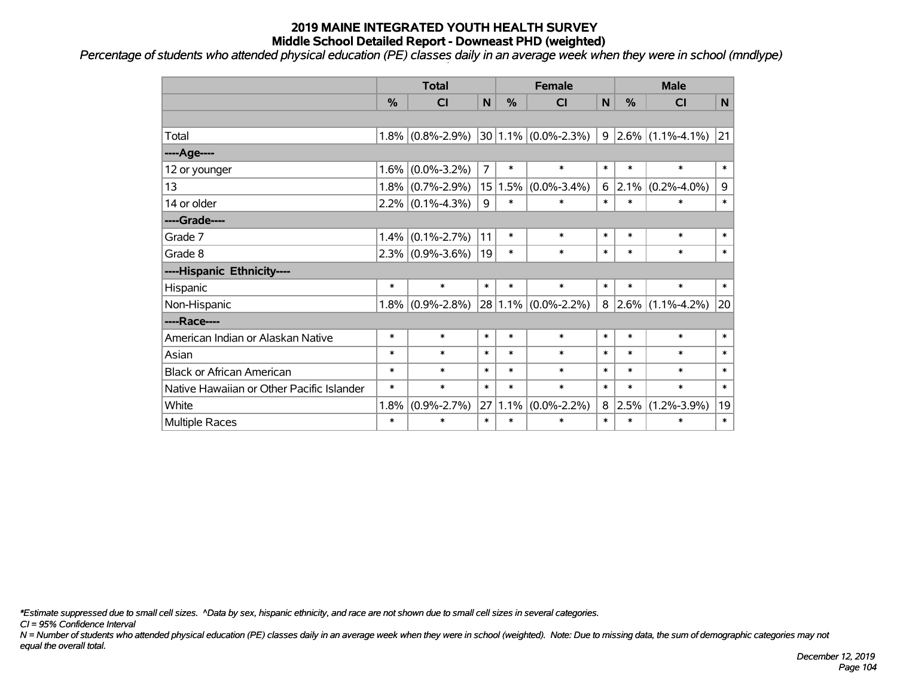# 2019 MAINE INTEGRATED YOUTH HEALTH SURVEY
## Middle School Detailed Report - Downeast PHD (weighted)

*Percentage of students who attended physical education (PE) classes daily in an average week when they were in school (mndlype)*

| | Total | | | Female | | | Male | | |
|---|---|---|---|---|---|---|---|---|---|
| | % | CI | N | % | CI | N | % | CI | N |
| | | | | | | | | | |
| Total | 1.8% | (0.8%-2.9%) | 30 | 1.1% | (0.0%-2.3%) | 9 | 2.6% | (1.1%-4.1%) | 21 |
| **----Age----** | | | | | | | | | |
| 12 or younger | 1.6% | (0.0%-3.2%) | 7 | * | * | * | * | * | * |
| 13 | 1.8% | (0.7%-2.9%) | 15 | 1.5% | (0.0%-3.4%) | 6 | 2.1% | (0.2%-4.0%) | 9 |
| 14 or older | 2.2% | (0.1%-4.3%) | 9 | * | * | * | * | * | * |
| **----Grade----** | | | | | | | | | |
| Grade 7 | 1.4% | (0.1%-2.7%) | 11 | * | * | * | * | * | * |
| Grade 8 | 2.3% | (0.9%-3.6%) | 19 | * | * | * | * | * | * |
| **----Hispanic Ethnicity----** | | | | | | | | | |
| Hispanic | * | * | * | * | * | * | * | * | * |
| Non-Hispanic | 1.8% | (0.9%-2.8%) | 28 | 1.1% | (0.0%-2.2%) | 8 | 2.6% | (1.1%-4.2%) | 20 |
| **----Race----** | | | | | | | | | |
| American Indian or Alaskan Native | * | * | * | * | * | * | * | * | * |
| Asian | * | * | * | * | * | * | * | * | * |
| Black or African American | * | * | * | * | * | * | * | * | * |
| Native Hawaiian or Other Pacific Islander | * | * | * | * | * | * | * | * | * |
| White | 1.8% | (0.9%-2.7%) | 27 | 1.1% | (0.0%-2.2%) | 8 | 2.5% | (1.2%-3.9%) | 19 |
| Multiple Races | * | * | * | * | * | * | * | * | * |

*\*Estimate suppressed due to small cell sizes. ^Data by sex, hispanic ethnicity, and race are not shown due to small cell sizes in several categories.*

*CI = 95% Confidence Interval*

*N = Number of students who attended physical education (PE) classes daily in an average week when they were in school (weighted). Note: Due to missing data, the sum of demographic categories may not equal the overall total.*

*December 12, 2019*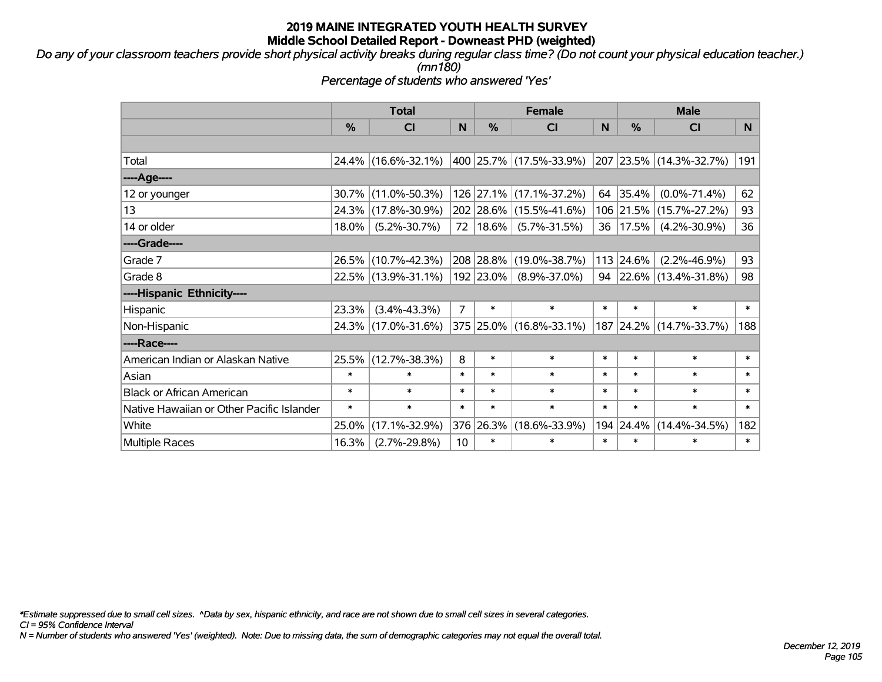# 2019 MAINE INTEGRATED YOUTH HEALTH SURVEY
## Middle School Detailed Report - Downeast PHD (weighted)

*Do any of your classroom teachers provide short physical activity breaks during regular class time? (Do not count your physical education teacher.) (mn180)*

*Percentage of students who answered 'Yes'*

| | Total | | | Female | | | Male | | |
|---|---|---|---|---|---|---|---|---|---|
| | % | CI | N | % | CI | N | % | CI | N |
| Total | 24.4% | (16.6%-32.1%) | 400 | 25.7% | (17.5%-33.9%) | 207 | 23.5% | (14.3%-32.7%) | 191 |
| ----Age---- | | | | | | | | | |
| 12 or younger | 30.7% | (11.0%-50.3%) | 126 | 27.1% | (17.1%-37.2%) | 64 | 35.4% | (0.0%-71.4%) | 62 |
| 13 | 24.3% | (17.8%-30.9%) | 202 | 28.6% | (15.5%-41.6%) | 106 | 21.5% | (15.7%-27.2%) | 93 |
| 14 or older | 18.0% | (5.2%-30.7%) | 72 | 18.6% | (5.7%-31.5%) | 36 | 17.5% | (4.2%-30.9%) | 36 |
| ----Grade---- | | | | | | | | | |
| Grade 7 | 26.5% | (10.7%-42.3%) | 208 | 28.8% | (19.0%-38.7%) | 113 | 24.6% | (2.2%-46.9%) | 93 |
| Grade 8 | 22.5% | (13.9%-31.1%) | 192 | 23.0% | (8.9%-37.0%) | 94 | 22.6% | (13.4%-31.8%) | 98 |
| ----Hispanic Ethnicity---- | | | | | | | | | |
| Hispanic | 23.3% | (3.4%-43.3%) | 7 | * | * | * | * | * | * |
| Non-Hispanic | 24.3% | (17.0%-31.6%) | 375 | 25.0% | (16.8%-33.1%) | 187 | 24.2% | (14.7%-33.7%) | 188 |
| ----Race---- | | | | | | | | | |
| American Indian or Alaskan Native | 25.5% | (12.7%-38.3%) | 8 | * | * | * | * | * | * |
| Asian | * | * | * | * | * | * | * | * | * |
| Black or African American | * | * | * | * | * | * | * | * | * |
| Native Hawaiian or Other Pacific Islander | * | * | * | * | * | * | * | * | * |
| White | 25.0% | (17.1%-32.9%) | 376 | 26.3% | (18.6%-33.9%) | 194 | 24.4% | (14.4%-34.5%) | 182 |
| Multiple Races | 16.3% | (2.7%-29.8%) | 10 | * | * | * | * | * | * |

*\*Estimate suppressed due to small cell sizes. ^Data by sex, hispanic ethnicity, and race are not shown due to small cell sizes in several categories.*
*CI = 95% Confidence Interval*
*N = Number of students who answered 'Yes' (weighted). Note: Due to missing data, the sum of demographic categories may not equal the overall total.*

*December 12, 2019*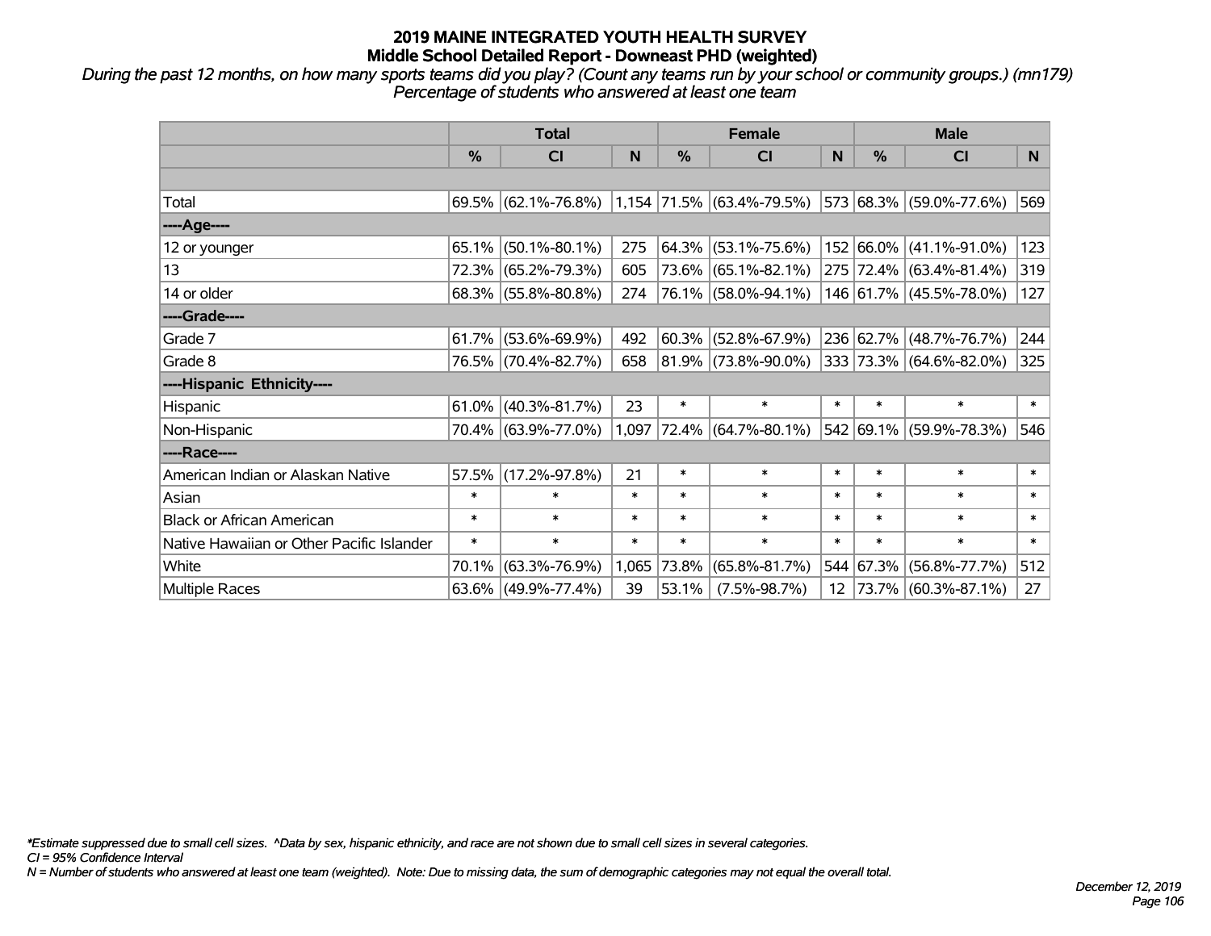# 2019 MAINE INTEGRATED YOUTH HEALTH SURVEY
## Middle School Detailed Report - Downeast PHD (weighted)

*During the past 12 months, on how many sports teams did you play? (Count any teams run by your school or community groups.) (mn179)*
*Percentage of students who answered at least one team*

| | Total | | | Female | | | Male | | |
|---|---|---|---|---|---|---|---|---|---|
| | % | CI | N | % | CI | N | % | CI | N |
| | | | | | | | | | |
| Total | 69.5% | (62.1%-76.8%) | 1,154 | 71.5% | (63.4%-79.5%) | 573 | 68.3% | (59.0%-77.6%) | 569 |
| ----Age---- | | | | | | | | | |
| 12 or younger | 65.1% | (50.1%-80.1%) | 275 | 64.3% | (53.1%-75.6%) | 152 | 66.0% | (41.1%-91.0%) | 123 |
| 13 | 72.3% | (65.2%-79.3%) | 605 | 73.6% | (65.1%-82.1%) | 275 | 72.4% | (63.4%-81.4%) | 319 |
| 14 or older | 68.3% | (55.8%-80.8%) | 274 | 76.1% | (58.0%-94.1%) | 146 | 61.7% | (45.5%-78.0%) | 127 |
| ----Grade---- | | | | | | | | | |
| Grade 7 | 61.7% | (53.6%-69.9%) | 492 | 60.3% | (52.8%-67.9%) | 236 | 62.7% | (48.7%-76.7%) | 244 |
| Grade 8 | 76.5% | (70.4%-82.7%) | 658 | 81.9% | (73.8%-90.0%) | 333 | 73.3% | (64.6%-82.0%) | 325 |
| ----Hispanic Ethnicity---- | | | | | | | | | |
| Hispanic | 61.0% | (40.3%-81.7%) | 23 | * | * | * | * | * | * |
| Non-Hispanic | 70.4% | (63.9%-77.0%) | 1,097 | 72.4% | (64.7%-80.1%) | 542 | 69.1% | (59.9%-78.3%) | 546 |
| ----Race---- | | | | | | | | | |
| American Indian or Alaskan Native | 57.5% | (17.2%-97.8%) | 21 | * | * | * | * | * | * |
| Asian | * | * | * | * | * | * | * | * | * |
| Black or African American | * | * | * | * | * | * | * | * | * |
| Native Hawaiian or Other Pacific Islander | * | * | * | * | * | * | * | * | * |
| White | 70.1% | (63.3%-76.9%) | 1,065 | 73.8% | (65.8%-81.7%) | 544 | 67.3% | (56.8%-77.7%) | 512 |
| Multiple Races | 63.6% | (49.9%-77.4%) | 39 | 53.1% | (7.5%-98.7%) | 12 | 73.7% | (60.3%-87.1%) | 27 |

*Estimate suppressed due to small cell sizes. ^Data by sex, hispanic ethnicity, and race are not shown due to small cell sizes in several categories.
CI = 95% Confidence Interval
N = Number of students who answered at least one team (weighted). Note: Due to missing data, the sum of demographic categories may not equal the overall total.

December 12, 2019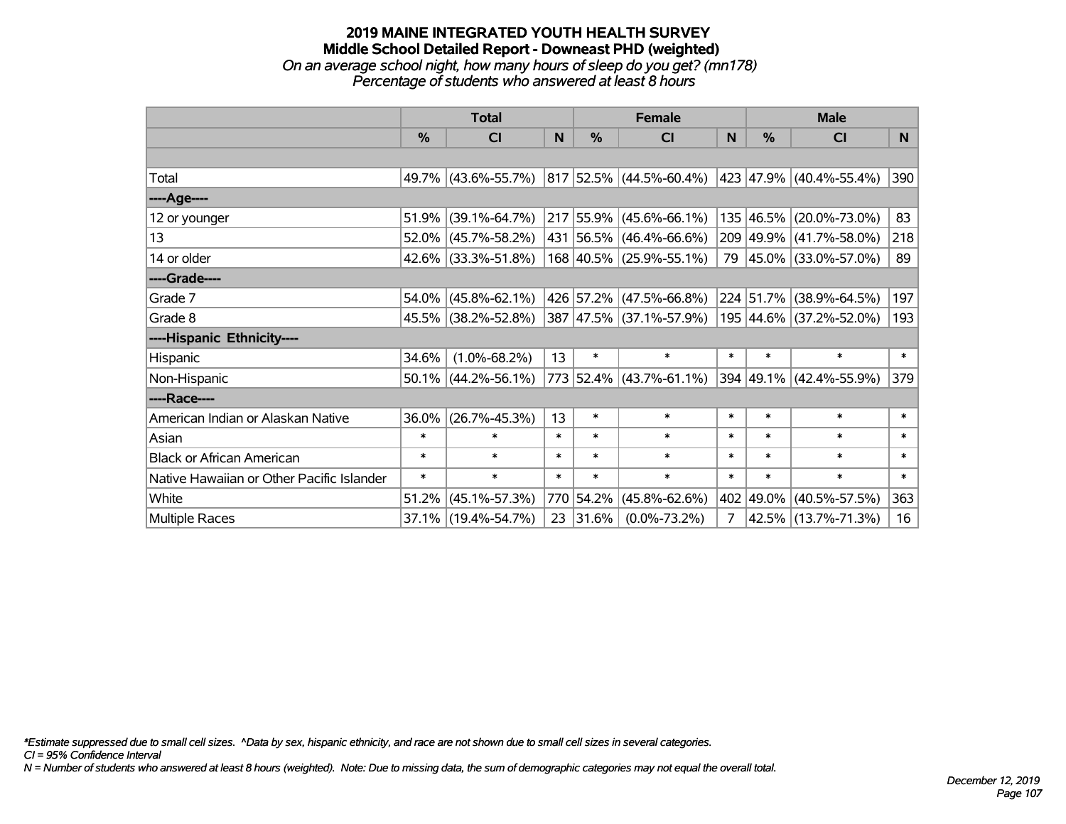# 2019 MAINE INTEGRATED YOUTH HEALTH SURVEY
## Middle School Detailed Report - Downeast PHD (weighted)
*On an average school night, how many hours of sleep do you get? (mn178)*
*Percentage of students who answered at least 8 hours*

| | Total | | | Female | | | Male | | |
|---|---|---|---|---|---|---|---|---|---|
| | % | CI | N | % | CI | N | % | CI | N |
| | | | | | | | | | |
| Total | 49.7% | (43.6%-55.7%) | 817 | 52.5% | (44.5%-60.4%) | 423 | 47.9% | (40.4%-55.4%) | 390 |
| ----Age---- | | | | | | | | | |
| 12 or younger | 51.9% | (39.1%-64.7%) | 217 | 55.9% | (45.6%-66.1%) | 135 | 46.5% | (20.0%-73.0%) | 83 |
| 13 | 52.0% | (45.7%-58.2%) | 431 | 56.5% | (46.4%-66.6%) | 209 | 49.9% | (41.7%-58.0%) | 218 |
| 14 or older | 42.6% | (33.3%-51.8%) | 168 | 40.5% | (25.9%-55.1%) | 79 | 45.0% | (33.0%-57.0%) | 89 |
| ----Grade---- | | | | | | | | | |
| Grade 7 | 54.0% | (45.8%-62.1%) | 426 | 57.2% | (47.5%-66.8%) | 224 | 51.7% | (38.9%-64.5%) | 197 |
| Grade 8 | 45.5% | (38.2%-52.8%) | 387 | 47.5% | (37.1%-57.9%) | 195 | 44.6% | (37.2%-52.0%) | 193 |
| ----Hispanic Ethnicity---- | | | | | | | | | |
| Hispanic | 34.6% | (1.0%-68.2%) | 13 | * | * | * | * | * | * |
| Non-Hispanic | 50.1% | (44.2%-56.1%) | 773 | 52.4% | (43.7%-61.1%) | 394 | 49.1% | (42.4%-55.9%) | 379 |
| ----Race---- | | | | | | | | | |
| American Indian or Alaskan Native | 36.0% | (26.7%-45.3%) | 13 | * | * | * | * | * | * |
| Asian | * | * | * | * | * | * | * | * | * |
| Black or African American | * | * | * | * | * | * | * | * | * |
| Native Hawaiian or Other Pacific Islander | * | * | * | * | * | * | * | * | * |
| White | 51.2% | (45.1%-57.3%) | 770 | 54.2% | (45.8%-62.6%) | 402 | 49.0% | (40.5%-57.5%) | 363 |
| Multiple Races | 37.1% | (19.4%-54.7%) | 23 | 31.6% | (0.0%-73.2%) | 7 | 42.5% | (13.7%-71.3%) | 16 |

*Estimate suppressed due to small cell sizes. ^Data by sex, hispanic ethnicity, and race are not shown due to small cell sizes in several categories.
CI = 95% Confidence Interval
N = Number of students who answered at least 8 hours (weighted). Note: Due to missing data, the sum of demographic categories may not equal the overall total.

December 12, 2019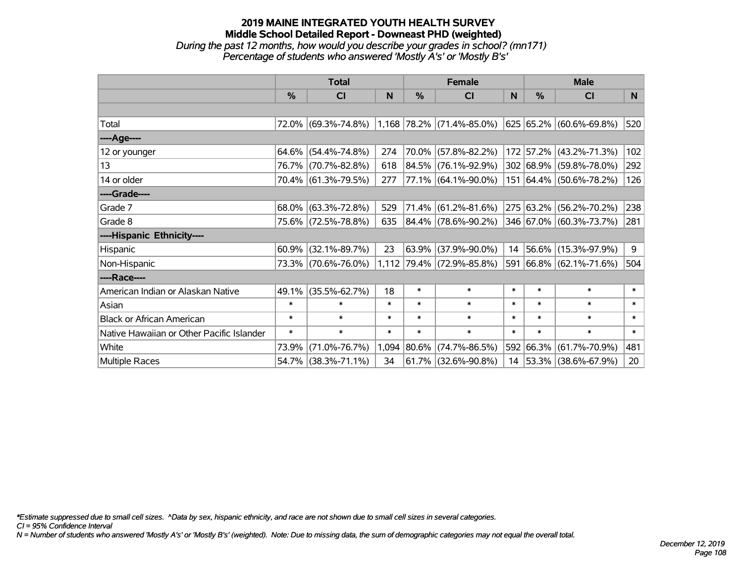# 2019 MAINE INTEGRATED YOUTH HEALTH SURVEY
## Middle School Detailed Report - Downeast PHD (weighted)
*During the past 12 months, how would you describe your grades in school? (mn171)*
*Percentage of students who answered 'Mostly A's' or 'Mostly B's'*

| | Total | | | Female | | | Male | | |
|---|---|---|---|---|---|---|---|---|---|
| | % | CI | N | % | CI | N | % | CI | N |
| Total | 72.0% | (69.3%-74.8%) | 1,168 | 78.2% | (71.4%-85.0%) | 625 | 65.2% | (60.6%-69.8%) | 520 |
| ----Age---- | | | | | | | | | |
| 12 or younger | 64.6% | (54.4%-74.8%) | 274 | 70.0% | (57.8%-82.2%) | 172 | 57.2% | (43.2%-71.3%) | 102 |
| 13 | 76.7% | (70.7%-82.8%) | 618 | 84.5% | (76.1%-92.9%) | 302 | 68.9% | (59.8%-78.0%) | 292 |
| 14 or older | 70.4% | (61.3%-79.5%) | 277 | 77.1% | (64.1%-90.0%) | 151 | 64.4% | (50.6%-78.2%) | 126 |
| ----Grade---- | | | | | | | | | |
| Grade 7 | 68.0% | (63.3%-72.8%) | 529 | 71.4% | (61.2%-81.6%) | 275 | 63.2% | (56.2%-70.2%) | 238 |
| Grade 8 | 75.6% | (72.5%-78.8%) | 635 | 84.4% | (78.6%-90.2%) | 346 | 67.0% | (60.3%-73.7%) | 281 |
| ----Hispanic Ethnicity---- | | | | | | | | | |
| Hispanic | 60.9% | (32.1%-89.7%) | 23 | 63.9% | (37.9%-90.0%) | 14 | 56.6% | (15.3%-97.9%) | 9 |
| Non-Hispanic | 73.3% | (70.6%-76.0%) | 1,112 | 79.4% | (72.9%-85.8%) | 591 | 66.8% | (62.1%-71.6%) | 504 |
| ----Race---- | | | | | | | | | |
| American Indian or Alaskan Native | 49.1% | (35.5%-62.7%) | 18 | * | * | * | * | * | * |
| Asian | * | * | * | * | * | * | * | * | * |
| Black or African American | * | * | * | * | * | * | * | * | * |
| Native Hawaiian or Other Pacific Islander | * | * | * | * | * | * | * | * | * |
| White | 73.9% | (71.0%-76.7%) | 1,094 | 80.6% | (74.7%-86.5%) | 592 | 66.3% | (61.7%-70.9%) | 481 |
| Multiple Races | 54.7% | (38.3%-71.1%) | 34 | 61.7% | (32.6%-90.8%) | 14 | 53.3% | (38.6%-67.9%) | 20 |

*\*Estimate suppressed due to small cell sizes. ^Data by sex, hispanic ethnicity, and race are not shown due to small cell sizes in several categories.*
*CI = 95% Confidence Interval*
*N = Number of students who answered 'Mostly A's' or 'Mostly B's' (weighted). Note: Due to missing data, the sum of demographic categories may not equal the overall total.*

*December 12, 2019*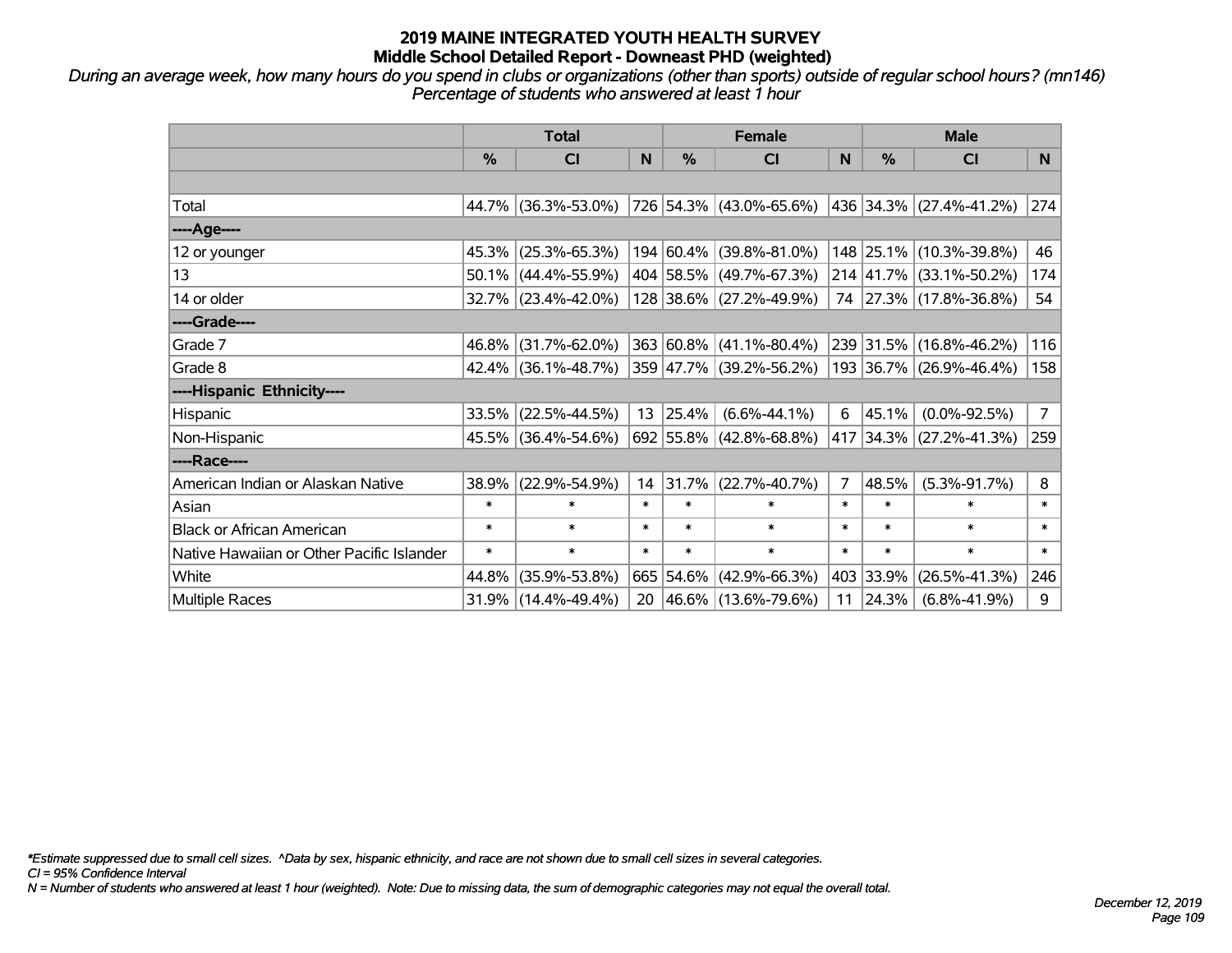# 2019 MAINE INTEGRATED YOUTH HEALTH SURVEY
## Middle School Detailed Report - Downeast PHD (weighted)

*During an average week, how many hours do you spend in clubs or organizations (other than sports) outside of regular school hours? (mn146)*
*Percentage of students who answered at least 1 hour*

| | Total | | | Female | | | Male | | |
|---|---|---|---|---|---|---|---|---|---|
| | % | CI | N | % | CI | N | % | CI | N |
| Total | 44.7% | (36.3%-53.0%) | 726 | 54.3% | (43.0%-65.6%) | 436 | 34.3% | (27.4%-41.2%) | 274 |
| ----Age---- | | | | | | | | | |
| 12 or younger | 45.3% | (25.3%-65.3%) | 194 | 60.4% | (39.8%-81.0%) | 148 | 25.1% | (10.3%-39.8%) | 46 |
| 13 | 50.1% | (44.4%-55.9%) | 404 | 58.5% | (49.7%-67.3%) | 214 | 41.7% | (33.1%-50.2%) | 174 |
| 14 or older | 32.7% | (23.4%-42.0%) | 128 | 38.6% | (27.2%-49.9%) | 74 | 27.3% | (17.8%-36.8%) | 54 |
| ----Grade---- | | | | | | | | | |
| Grade 7 | 46.8% | (31.7%-62.0%) | 363 | 60.8% | (41.1%-80.4%) | 239 | 31.5% | (16.8%-46.2%) | 116 |
| Grade 8 | 42.4% | (36.1%-48.7%) | 359 | 47.7% | (39.2%-56.2%) | 193 | 36.7% | (26.9%-46.4%) | 158 |
| ----Hispanic Ethnicity---- | | | | | | | | | |
| Hispanic | 33.5% | (22.5%-44.5%) | 13 | 25.4% | (6.6%-44.1%) | 6 | 45.1% | (0.0%-92.5%) | 7 |
| Non-Hispanic | 45.5% | (36.4%-54.6%) | 692 | 55.8% | (42.8%-68.8%) | 417 | 34.3% | (27.2%-41.3%) | 259 |
| ----Race---- | | | | | | | | | |
| American Indian or Alaskan Native | 38.9% | (22.9%-54.9%) | 14 | 31.7% | (22.7%-40.7%) | 7 | 48.5% | (5.3%-91.7%) | 8 |
| Asian | * | * | * | * | * | * | * | * | * |
| Black or African American | * | * | * | * | * | * | * | * | * |
| Native Hawaiian or Other Pacific Islander | * | * | * | * | * | * | * | * | * |
| White | 44.8% | (35.9%-53.8%) | 665 | 54.6% | (42.9%-66.3%) | 403 | 33.9% | (26.5%-41.3%) | 246 |
| Multiple Races | 31.9% | (14.4%-49.4%) | 20 | 46.6% | (13.6%-79.6%) | 11 | 24.3% | (6.8%-41.9%) | 9 |

*\*Estimate suppressed due to small cell sizes. ^Data by sex, hispanic ethnicity, and race are not shown due to small cell sizes in several categories.*
*CI = 95% Confidence Interval*
*N = Number of students who answered at least 1 hour (weighted). Note: Due to missing data, the sum of demographic categories may not equal the overall total.*

*December 12, 2019*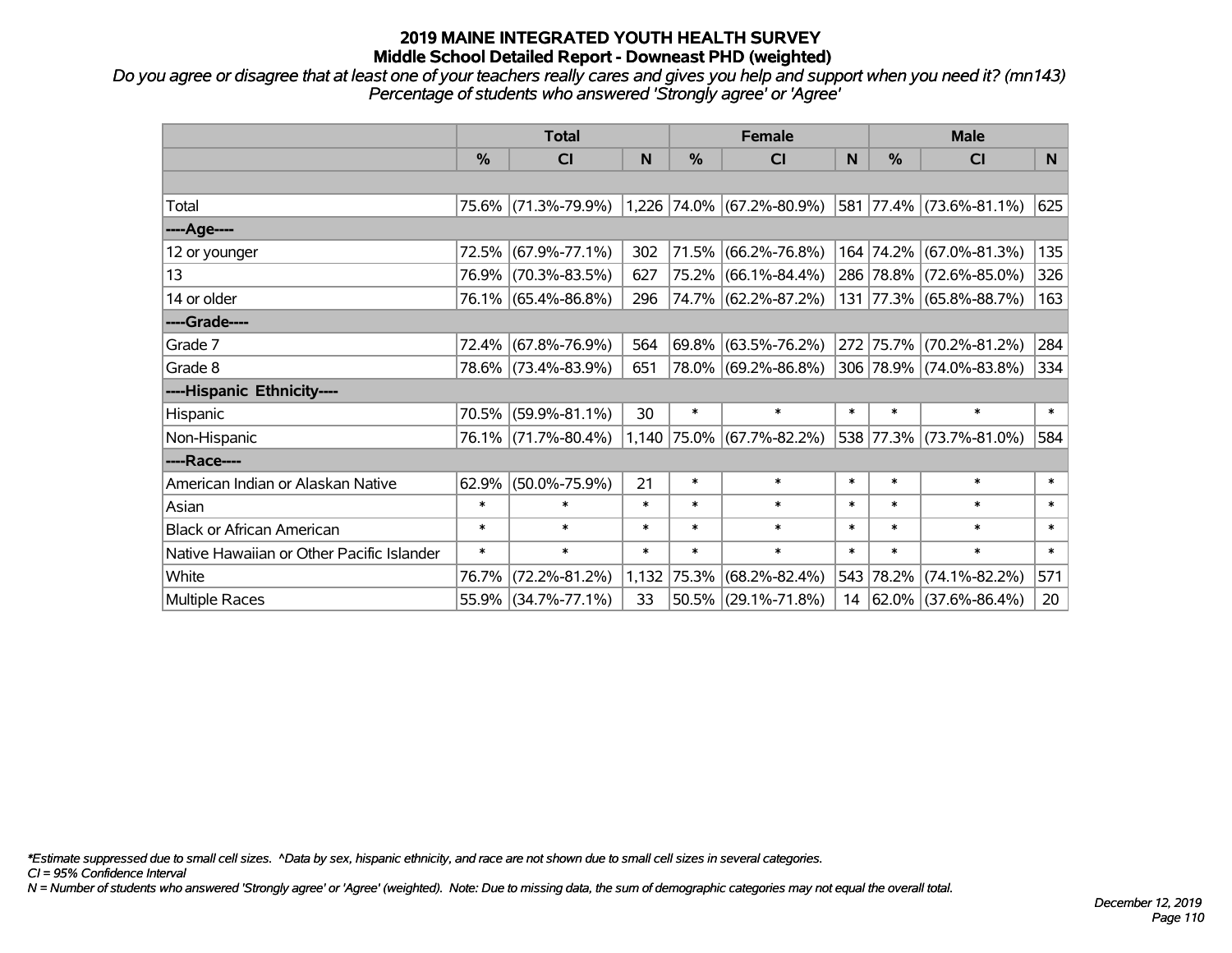# 2019 MAINE INTEGRATED YOUTH HEALTH SURVEY
## Middle School Detailed Report - Downeast PHD (weighted)

*Do you agree or disagree that at least one of your teachers really cares and gives you help and support when you need it? (mn143)*
*Percentage of students who answered 'Strongly agree' or 'Agree'*

| | Total | | | Female | | | Male | | |
|---|---|---|---|---|---|---|---|---|---|
| | % | CI | N | % | CI | N | % | CI | N |
| | | | | | | | | | |
| Total | 75.6% | (71.3%-79.9%) | 1,226 | 74.0% | (67.2%-80.9%) | 581 | 77.4% | (73.6%-81.1%) | 625 |
| ----Age---- | | | | | | | | | |
| 12 or younger | 72.5% | (67.9%-77.1%) | 302 | 71.5% | (66.2%-76.8%) | 164 | 74.2% | (67.0%-81.3%) | 135 |
| 13 | 76.9% | (70.3%-83.5%) | 627 | 75.2% | (66.1%-84.4%) | 286 | 78.8% | (72.6%-85.0%) | 326 |
| 14 or older | 76.1% | (65.4%-86.8%) | 296 | 74.7% | (62.2%-87.2%) | 131 | 77.3% | (65.8%-88.7%) | 163 |
| ----Grade---- | | | | | | | | | |
| Grade 7 | 72.4% | (67.8%-76.9%) | 564 | 69.8% | (63.5%-76.2%) | 272 | 75.7% | (70.2%-81.2%) | 284 |
| Grade 8 | 78.6% | (73.4%-83.9%) | 651 | 78.0% | (69.2%-86.8%) | 306 | 78.9% | (74.0%-83.8%) | 334 |
| ----Hispanic Ethnicity---- | | | | | | | | | |
| Hispanic | 70.5% | (59.9%-81.1%) | 30 | * | * | * | * | * | * |
| Non-Hispanic | 76.1% | (71.7%-80.4%) | 1,140 | 75.0% | (67.7%-82.2%) | 538 | 77.3% | (73.7%-81.0%) | 584 |
| ----Race---- | | | | | | | | | |
| American Indian or Alaskan Native | 62.9% | (50.0%-75.9%) | 21 | * | * | * | * | * | * |
| Asian | * | * | * | * | * | * | * | * | * |
| Black or African American | * | * | * | * | * | * | * | * | * |
| Native Hawaiian or Other Pacific Islander | * | * | * | * | * | * | * | * | * |
| White | 76.7% | (72.2%-81.2%) | 1,132 | 75.3% | (68.2%-82.4%) | 543 | 78.2% | (74.1%-82.2%) | 571 |
| Multiple Races | 55.9% | (34.7%-77.1%) | 33 | 50.5% | (29.1%-71.8%) | 14 | 62.0% | (37.6%-86.4%) | 20 |

*Estimate suppressed due to small cell sizes. ^Data by sex, hispanic ethnicity, and race are not shown due to small cell sizes in several categories.
CI = 95% Confidence Interval
N = Number of students who answered 'Strongly agree' or 'Agree' (weighted). Note: Due to missing data, the sum of demographic categories may not equal the overall total.

December 12, 2019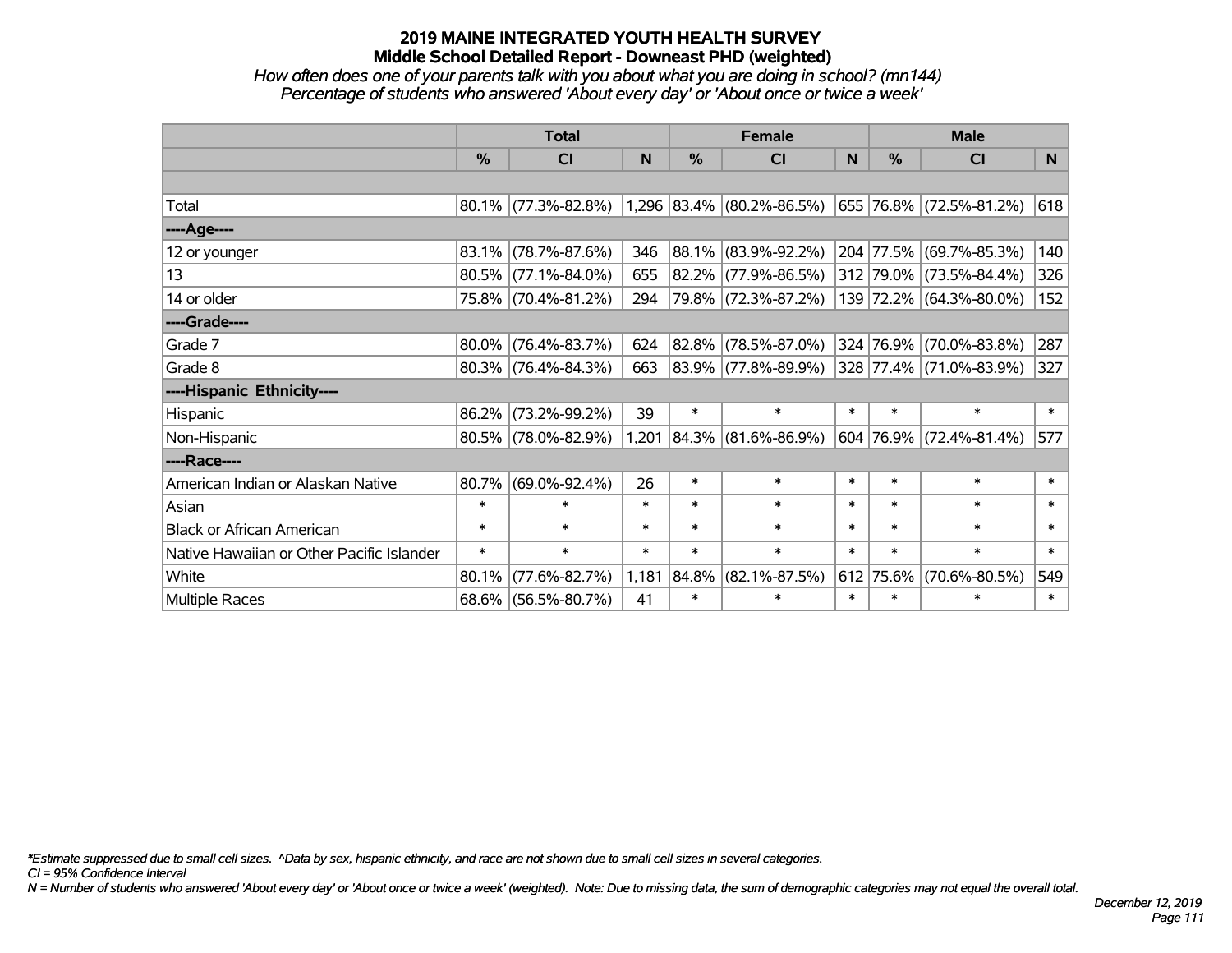# 2019 MAINE INTEGRATED YOUTH HEALTH SURVEY

## Middle School Detailed Report - Downeast PHD (weighted)

*How often does one of your parents talk with you about what you are doing in school? (mn144)*

*Percentage of students who answered 'About every day' or 'About once or twice a week'*

| | Total | | | Female | | | Male | | |
|---|---|---|---|---|---|---|---|---|---|
| | % | CI | N | % | CI | N | % | CI | N |
| Total | 80.1% | (77.3%-82.8%) | 1,296 | 83.4% | (80.2%-86.5%) | 655 | 76.8% | (72.5%-81.2%) | 618 |
| ----Age---- | | | | | | | | | |
| 12 or younger | 83.1% | (78.7%-87.6%) | 346 | 88.1% | (83.9%-92.2%) | 204 | 77.5% | (69.7%-85.3%) | 140 |
| 13 | 80.5% | (77.1%-84.0%) | 655 | 82.2% | (77.9%-86.5%) | 312 | 79.0% | (73.5%-84.4%) | 326 |
| 14 or older | 75.8% | (70.4%-81.2%) | 294 | 79.8% | (72.3%-87.2%) | 139 | 72.2% | (64.3%-80.0%) | 152 |
| ----Grade---- | | | | | | | | | |
| Grade 7 | 80.0% | (76.4%-83.7%) | 624 | 82.8% | (78.5%-87.0%) | 324 | 76.9% | (70.0%-83.8%) | 287 |
| Grade 8 | 80.3% | (76.4%-84.3%) | 663 | 83.9% | (77.8%-89.9%) | 328 | 77.4% | (71.0%-83.9%) | 327 |
| ----Hispanic Ethnicity---- | | | | | | | | | |
| Hispanic | 86.2% | (73.2%-99.2%) | 39 | * | * | * | * | * | * |
| Non-Hispanic | 80.5% | (78.0%-82.9%) | 1,201 | 84.3% | (81.6%-86.9%) | 604 | 76.9% | (72.4%-81.4%) | 577 |
| ----Race---- | | | | | | | | | |
| American Indian or Alaskan Native | 80.7% | (69.0%-92.4%) | 26 | * | * | * | * | * | * |
| Asian | * | * | * | * | * | * | * | * | * |
| Black or African American | * | * | * | * | * | * | * | * | * |
| Native Hawaiian or Other Pacific Islander | * | * | * | * | * | * | * | * | * |
| White | 80.1% | (77.6%-82.7%) | 1,181 | 84.8% | (82.1%-87.5%) | 612 | 75.6% | (70.6%-80.5%) | 549 |
| Multiple Races | 68.6% | (56.5%-80.7%) | 41 | * | * | * | * | * | * |

*\*Estimate suppressed due to small cell sizes. ^Data by sex, hispanic ethnicity, and race are not shown due to small cell sizes in several categories.*

*CI = 95% Confidence Interval*

*N = Number of students who answered 'About every day' or 'About once or twice a week' (weighted). Note: Due to missing data, the sum of demographic categories may not equal the overall total.*

*December 12, 2019*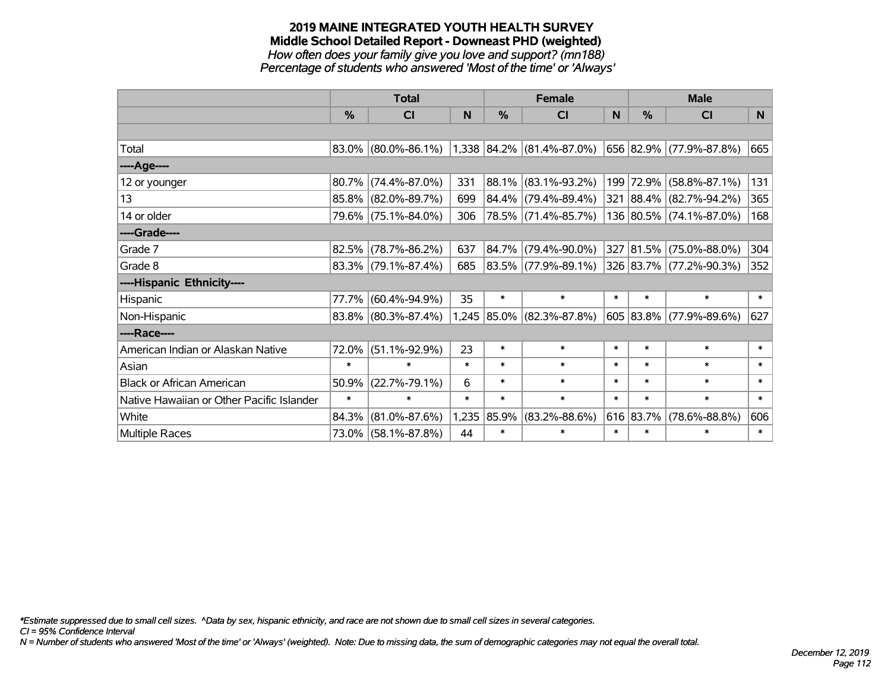# 2019 MAINE INTEGRATED YOUTH HEALTH SURVEY

## Middle School Detailed Report - Downeast PHD (weighted)

*How often does your family give you love and support? (mn188)*

*Percentage of students who answered 'Most of the time' or 'Always'*

| | Total | | | Female | | | Male | | |
|---|---|---|---|---|---|---|---|---|---|
| | % | CI | N | % | CI | N | % | CI | N |
| Total | 83.0% | (80.0%-86.1%) | 1,338 | 84.2% | (81.4%-87.0%) | 656 | 82.9% | (77.9%-87.8%) | 665 |
| ----Age---- | | | | | | | | | |
| 12 or younger | 80.7% | (74.4%-87.0%) | 331 | 88.1% | (83.1%-93.2%) | 199 | 72.9% | (58.8%-87.1%) | 131 |
| 13 | 85.8% | (82.0%-89.7%) | 699 | 84.4% | (79.4%-89.4%) | 321 | 88.4% | (82.7%-94.2%) | 365 |
| 14 or older | 79.6% | (75.1%-84.0%) | 306 | 78.5% | (71.4%-85.7%) | 136 | 80.5% | (74.1%-87.0%) | 168 |
| ----Grade---- | | | | | | | | | |
| Grade 7 | 82.5% | (78.7%-86.2%) | 637 | 84.7% | (79.4%-90.0%) | 327 | 81.5% | (75.0%-88.0%) | 304 |
| Grade 8 | 83.3% | (79.1%-87.4%) | 685 | 83.5% | (77.9%-89.1%) | 326 | 83.7% | (77.2%-90.3%) | 352 |
| ----Hispanic Ethnicity---- | | | | | | | | | |
| Hispanic | 77.7% | (60.4%-94.9%) | 35 | * | * | * | * | * | * |
| Non-Hispanic | 83.8% | (80.3%-87.4%) | 1,245 | 85.0% | (82.3%-87.8%) | 605 | 83.8% | (77.9%-89.6%) | 627 |
| ----Race---- | | | | | | | | | |
| American Indian or Alaskan Native | 72.0% | (51.1%-92.9%) | 23 | * | * | * | * | * | * |
| Asian | * | * | * | * | * | * | * | * | * |
| Black or African American | 50.9% | (22.7%-79.1%) | 6 | * | * | * | * | * | * |
| Native Hawaiian or Other Pacific Islander | * | * | * | * | * | * | * | * | * |
| White | 84.3% | (81.0%-87.6%) | 1,235 | 85.9% | (83.2%-88.6%) | 616 | 83.7% | (78.6%-88.8%) | 606 |
| Multiple Races | 73.0% | (58.1%-87.8%) | 44 | * | * | * | * | * | * |

*\*Estimate suppressed due to small cell sizes. ^Data by sex, hispanic ethnicity, and race are not shown due to small cell sizes in several categories.*

*CI = 95% Confidence Interval*

*N = Number of students who answered 'Most of the time' or 'Always' (weighted). Note: Due to missing data, the sum of demographic categories may not equal the overall total.*

*December 12, 2019*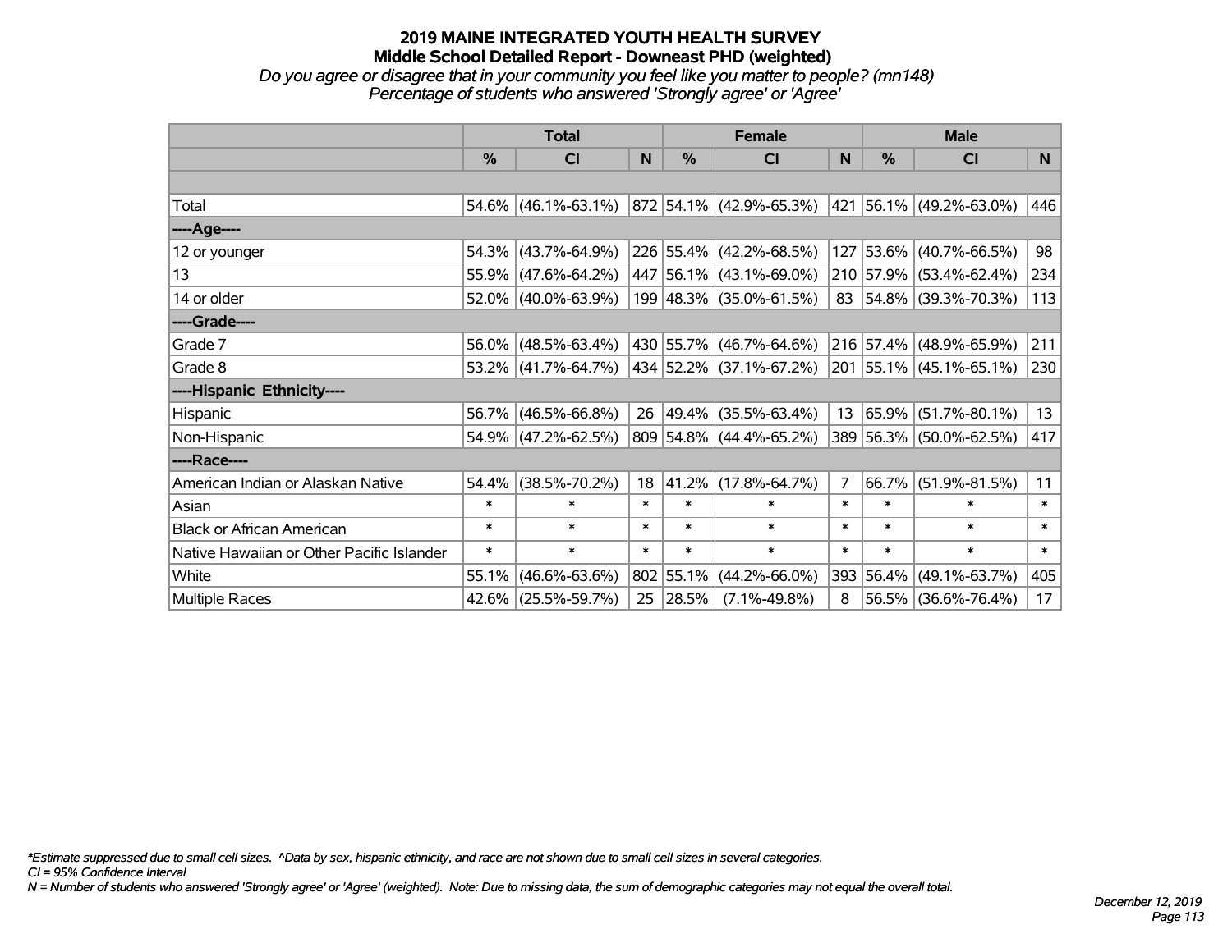# 2019 MAINE INTEGRATED YOUTH HEALTH SURVEY
## Middle School Detailed Report - Downeast PHD (weighted)
*Do you agree or disagree that in your community you feel like you matter to people? (mn148)*
*Percentage of students who answered 'Strongly agree' or 'Agree'*

| | Total | | | Female | | | Male | | |
|---|---|---|---|---|---|---|---|---|---|
| | % | CI | N | % | CI | N | % | CI | N |
| Total | 54.6% | (46.1%-63.1%) | 872 | 54.1% | (42.9%-65.3%) | 421 | 56.1% | (49.2%-63.0%) | 446 |
| ----Age---- | | | | | | | | | |
| 12 or younger | 54.3% | (43.7%-64.9%) | 226 | 55.4% | (42.2%-68.5%) | 127 | 53.6% | (40.7%-66.5%) | 98 |
| 13 | 55.9% | (47.6%-64.2%) | 447 | 56.1% | (43.1%-69.0%) | 210 | 57.9% | (53.4%-62.4%) | 234 |
| 14 or older | 52.0% | (40.0%-63.9%) | 199 | 48.3% | (35.0%-61.5%) | 83 | 54.8% | (39.3%-70.3%) | 113 |
| ----Grade---- | | | | | | | | | |
| Grade 7 | 56.0% | (48.5%-63.4%) | 430 | 55.7% | (46.7%-64.6%) | 216 | 57.4% | (48.9%-65.9%) | 211 |
| Grade 8 | 53.2% | (41.7%-64.7%) | 434 | 52.2% | (37.1%-67.2%) | 201 | 55.1% | (45.1%-65.1%) | 230 |
| ----Hispanic Ethnicity---- | | | | | | | | | |
| Hispanic | 56.7% | (46.5%-66.8%) | 26 | 49.4% | (35.5%-63.4%) | 13 | 65.9% | (51.7%-80.1%) | 13 |
| Non-Hispanic | 54.9% | (47.2%-62.5%) | 809 | 54.8% | (44.4%-65.2%) | 389 | 56.3% | (50.0%-62.5%) | 417 |
| ----Race---- | | | | | | | | | |
| American Indian or Alaskan Native | 54.4% | (38.5%-70.2%) | 18 | 41.2% | (17.8%-64.7%) | 7 | 66.7% | (51.9%-81.5%) | 11 |
| Asian | * | * | * | * | * | * | * | * | * |
| Black or African American | * | * | * | * | * | * | * | * | * |
| Native Hawaiian or Other Pacific Islander | * | * | * | * | * | * | * | * | * |
| White | 55.1% | (46.6%-63.6%) | 802 | 55.1% | (44.2%-66.0%) | 393 | 56.4% | (49.1%-63.7%) | 405 |
| Multiple Races | 42.6% | (25.5%-59.7%) | 25 | 28.5% | (7.1%-49.8%) | 8 | 56.5% | (36.6%-76.4%) | 17 |

*\*Estimate suppressed due to small cell sizes. ^Data by sex, hispanic ethnicity, and race are not shown due to small cell sizes in several categories.*
*CI = 95% Confidence Interval*
*N = Number of students who answered 'Strongly agree' or 'Agree' (weighted). Note: Due to missing data, the sum of demographic categories may not equal the overall total.*

*December 12, 2019*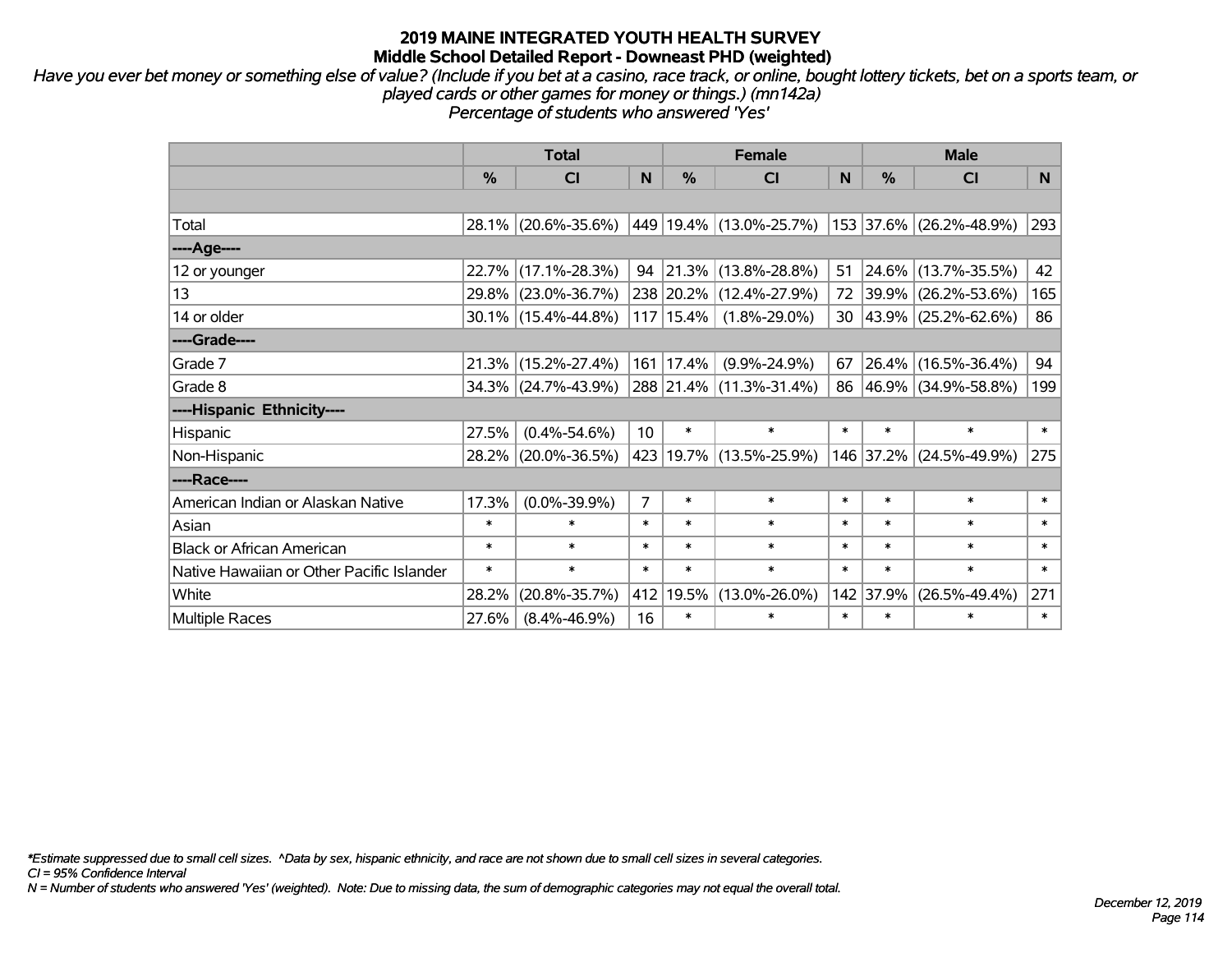# 2019 MAINE INTEGRATED YOUTH HEALTH SURVEY
## Middle School Detailed Report - Downeast PHD (weighted)

*Have you ever bet money or something else of value? (Include if you bet at a casino, race track, or online, bought lottery tickets, bet on a sports team, or played cards or other games for money or things.) (mn142a)*
*Percentage of students who answered 'Yes'*

| | Total | | | Female | | | Male | | |
|---|---|---|---|---|---|---|---|---|---|
| | % | CI | N | % | CI | N | % | CI | N |
| | | | | | | | | | |
| Total | 28.1% | (20.6%-35.6%) | 449 | 19.4% | (13.0%-25.7%) | 153 | 37.6% | (26.2%-48.9%) | 293 |
| ----Age---- | | | | | | | | | |
| 12 or younger | 22.7% | (17.1%-28.3%) | 94 | 21.3% | (13.8%-28.8%) | 51 | 24.6% | (13.7%-35.5%) | 42 |
| 13 | 29.8% | (23.0%-36.7%) | 238 | 20.2% | (12.4%-27.9%) | 72 | 39.9% | (26.2%-53.6%) | 165 |
| 14 or older | 30.1% | (15.4%-44.8%) | 117 | 15.4% | (1.8%-29.0%) | 30 | 43.9% | (25.2%-62.6%) | 86 |
| ----Grade---- | | | | | | | | | |
| Grade 7 | 21.3% | (15.2%-27.4%) | 161 | 17.4% | (9.9%-24.9%) | 67 | 26.4% | (16.5%-36.4%) | 94 |
| Grade 8 | 34.3% | (24.7%-43.9%) | 288 | 21.4% | (11.3%-31.4%) | 86 | 46.9% | (34.9%-58.8%) | 199 |
| ----Hispanic Ethnicity---- | | | | | | | | | |
| Hispanic | 27.5% | (0.4%-54.6%) | 10 | * | * | * | * | * | * |
| Non-Hispanic | 28.2% | (20.0%-36.5%) | 423 | 19.7% | (13.5%-25.9%) | 146 | 37.2% | (24.5%-49.9%) | 275 |
| ----Race---- | | | | | | | | | |
| American Indian or Alaskan Native | 17.3% | (0.0%-39.9%) | 7 | * | * | * | * | * | * |
| Asian | * | * | * | * | * | * | * | * | * |
| Black or African American | * | * | * | * | * | * | * | * | * |
| Native Hawaiian or Other Pacific Islander | * | * | * | * | * | * | * | * | * |
| White | 28.2% | (20.8%-35.7%) | 412 | 19.5% | (13.0%-26.0%) | 142 | 37.9% | (26.5%-49.4%) | 271 |
| Multiple Races | 27.6% | (8.4%-46.9%) | 16 | * | * | * | * | * | * |

*Estimate suppressed due to small cell sizes. ^Data by sex, hispanic ethnicity, and race are not shown due to small cell sizes in several categories.
CI = 95% Confidence Interval
N = Number of students who answered 'Yes' (weighted). Note: Due to missing data, the sum of demographic categories may not equal the overall total.

December 12, 2019